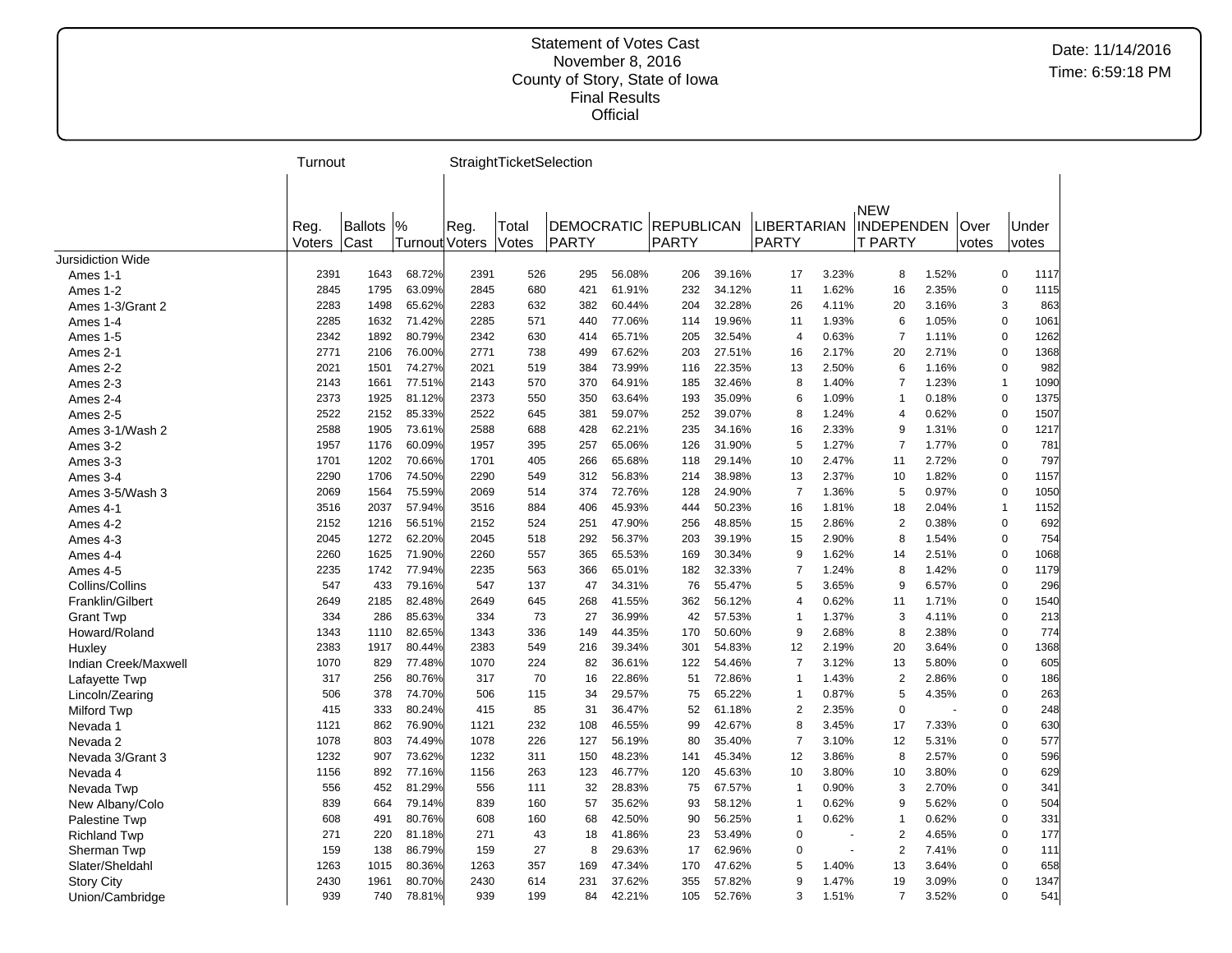Statement of Votes Cast
November 8, 2016
County of Story, State of Iowa
Final Results
Official

Date: 11/14/2016
Time: 6:59:18 PM

| | Turnout | | | StraightTicketSelection | | | | | | | | | | | | |
|---|---|---|---|---|---|---|---|---|---|---|---|---|---|---|---|---|
| | Reg. Voters | Ballots Cast | % Turnout | Reg. Voters | Total Votes | DEMOCRATIC PARTY | | REPUBLICAN PARTY | | LIBERTARIAN PARTY | | NEW INDEPENDENT PARTY | | Over votes | Under votes |
| Jursidiction Wide | | | | | | | | | | | | | | | |
| Ames 1-1 | 2391 | 1643 | 68.72% | 2391 | 526 | 295 | 56.08% | 206 | 39.16% | 17 | 3.23% | 8 | 1.52% | 0 | 1117 |
| Ames 1-2 | 2845 | 1795 | 63.09% | 2845 | 680 | 421 | 61.91% | 232 | 34.12% | 11 | 1.62% | 16 | 2.35% | 0 | 1115 |
| Ames 1-3/Grant 2 | 2283 | 1498 | 65.62% | 2283 | 632 | 382 | 60.44% | 204 | 32.28% | 26 | 4.11% | 20 | 3.16% | 3 | 863 |
| Ames 1-4 | 2285 | 1632 | 71.42% | 2285 | 571 | 440 | 77.06% | 114 | 19.96% | 11 | 1.93% | 6 | 1.05% | 0 | 1061 |
| Ames 1-5 | 2342 | 1892 | 80.79% | 2342 | 630 | 414 | 65.71% | 205 | 32.54% | 4 | 0.63% | 7 | 1.11% | 0 | 1262 |
| Ames 2-1 | 2771 | 2106 | 76.00% | 2771 | 738 | 499 | 67.62% | 203 | 27.51% | 16 | 2.17% | 20 | 2.71% | 0 | 1368 |
| Ames 2-2 | 2021 | 1501 | 74.27% | 2021 | 519 | 384 | 73.99% | 116 | 22.35% | 13 | 2.50% | 6 | 1.16% | 0 | 982 |
| Ames 2-3 | 2143 | 1661 | 77.51% | 2143 | 570 | 370 | 64.91% | 185 | 32.46% | 8 | 1.40% | 7 | 1.23% | 1 | 1090 |
| Ames 2-4 | 2373 | 1925 | 81.12% | 2373 | 550 | 350 | 63.64% | 193 | 35.09% | 6 | 1.09% | 1 | 0.18% | 0 | 1375 |
| Ames 2-5 | 2522 | 2152 | 85.33% | 2522 | 645 | 381 | 59.07% | 252 | 39.07% | 8 | 1.24% | 4 | 0.62% | 0 | 1507 |
| Ames 3-1/Wash 2 | 2588 | 1905 | 73.61% | 2588 | 688 | 428 | 62.21% | 235 | 34.16% | 16 | 2.33% | 9 | 1.31% | 0 | 1217 |
| Ames 3-2 | 1957 | 1176 | 60.09% | 1957 | 395 | 257 | 65.06% | 126 | 31.90% | 5 | 1.27% | 7 | 1.77% | 0 | 781 |
| Ames 3-3 | 1701 | 1202 | 70.66% | 1701 | 405 | 266 | 65.68% | 118 | 29.14% | 10 | 2.47% | 11 | 2.72% | 0 | 797 |
| Ames 3-4 | 2290 | 1706 | 74.50% | 2290 | 549 | 312 | 56.83% | 214 | 38.98% | 13 | 2.37% | 10 | 1.82% | 0 | 1157 |
| Ames 3-5/Wash 3 | 2069 | 1564 | 75.59% | 2069 | 514 | 374 | 72.76% | 128 | 24.90% | 7 | 1.36% | 5 | 0.97% | 0 | 1050 |
| Ames 4-1 | 3516 | 2037 | 57.94% | 3516 | 884 | 406 | 45.93% | 444 | 50.23% | 16 | 1.81% | 18 | 2.04% | 1 | 1152 |
| Ames 4-2 | 2152 | 1216 | 56.51% | 2152 | 524 | 251 | 47.90% | 256 | 48.85% | 15 | 2.86% | 2 | 0.38% | 0 | 692 |
| Ames 4-3 | 2045 | 1272 | 62.20% | 2045 | 518 | 292 | 56.37% | 203 | 39.19% | 15 | 2.90% | 8 | 1.54% | 0 | 754 |
| Ames 4-4 | 2260 | 1625 | 71.90% | 2260 | 557 | 365 | 65.53% | 169 | 30.34% | 9 | 1.62% | 14 | 2.51% | 0 | 1068 |
| Ames 4-5 | 2235 | 1742 | 77.94% | 2235 | 563 | 366 | 65.01% | 182 | 32.33% | 7 | 1.24% | 8 | 1.42% | 0 | 1179 |
| Collins/Collins | 547 | 433 | 79.16% | 547 | 137 | 47 | 34.31% | 76 | 55.47% | 5 | 3.65% | 9 | 6.57% | 0 | 296 |
| Franklin/Gilbert | 2649 | 2185 | 82.48% | 2649 | 645 | 268 | 41.55% | 362 | 56.12% | 4 | 0.62% | 11 | 1.71% | 0 | 1540 |
| Grant Twp | 334 | 286 | 85.63% | 334 | 73 | 27 | 36.99% | 42 | 57.53% | 1 | 1.37% | 3 | 4.11% | 0 | 213 |
| Howard/Roland | 1343 | 1110 | 82.65% | 1343 | 336 | 149 | 44.35% | 170 | 50.60% | 9 | 2.68% | 8 | 2.38% | 0 | 774 |
| Huxley | 2383 | 1917 | 80.44% | 2383 | 549 | 216 | 39.34% | 301 | 54.83% | 12 | 2.19% | 20 | 3.64% | 0 | 1368 |
| Indian Creek/Maxwell | 1070 | 829 | 77.48% | 1070 | 224 | 82 | 36.61% | 122 | 54.46% | 7 | 3.12% | 13 | 5.80% | 0 | 605 |
| Lafayette Twp | 317 | 256 | 80.76% | 317 | 70 | 16 | 22.86% | 51 | 72.86% | 1 | 1.43% | 2 | 2.86% | 0 | 186 |
| Lincoln/Zearing | 506 | 378 | 74.70% | 506 | 115 | 34 | 29.57% | 75 | 65.22% | 1 | 0.87% | 5 | 4.35% | 0 | 263 |
| Milford Twp | 415 | 333 | 80.24% | 415 | 85 | 31 | 36.47% | 52 | 61.18% | 2 | 2.35% | 0 | - | 0 | 248 |
| Nevada 1 | 1121 | 862 | 76.90% | 1121 | 232 | 108 | 46.55% | 99 | 42.67% | 8 | 3.45% | 17 | 7.33% | 0 | 630 |
| Nevada 2 | 1078 | 803 | 74.49% | 1078 | 226 | 127 | 56.19% | 80 | 35.40% | 7 | 3.10% | 12 | 5.31% | 0 | 577 |
| Nevada 3/Grant 3 | 1232 | 907 | 73.62% | 1232 | 311 | 150 | 48.23% | 141 | 45.34% | 12 | 3.86% | 8 | 2.57% | 0 | 596 |
| Nevada 4 | 1156 | 892 | 77.16% | 1156 | 263 | 123 | 46.77% | 120 | 45.63% | 10 | 3.80% | 10 | 3.80% | 0 | 629 |
| Nevada Twp | 556 | 452 | 81.29% | 556 | 111 | 32 | 28.83% | 75 | 67.57% | 1 | 0.90% | 3 | 2.70% | 0 | 341 |
| New Albany/Colo | 839 | 664 | 79.14% | 839 | 160 | 57 | 35.62% | 93 | 58.12% | 1 | 0.62% | 9 | 5.62% | 0 | 504 |
| Palestine Twp | 608 | 491 | 80.76% | 608 | 160 | 68 | 42.50% | 90 | 56.25% | 1 | 0.62% | 1 | 0.62% | 0 | 331 |
| Richland Twp | 271 | 220 | 81.18% | 271 | 43 | 18 | 41.86% | 23 | 53.49% | 0 | - | 2 | 4.65% | 0 | 177 |
| Sherman Twp | 159 | 138 | 86.79% | 159 | 27 | 8 | 29.63% | 17 | 62.96% | 0 | - | 2 | 7.41% | 0 | 111 |
| Slater/Sheldahl | 1263 | 1015 | 80.36% | 1263 | 357 | 169 | 47.34% | 170 | 47.62% | 5 | 1.40% | 13 | 3.64% | 0 | 658 |
| Story City | 2430 | 1961 | 80.70% | 2430 | 614 | 231 | 37.62% | 355 | 57.82% | 9 | 1.47% | 19 | 3.09% | 0 | 1347 |
| Union/Cambridge | 939 | 740 | 78.81% | 939 | 199 | 84 | 42.21% | 105 | 52.76% | 3 | 1.51% | 7 | 3.52% | 0 | 541 |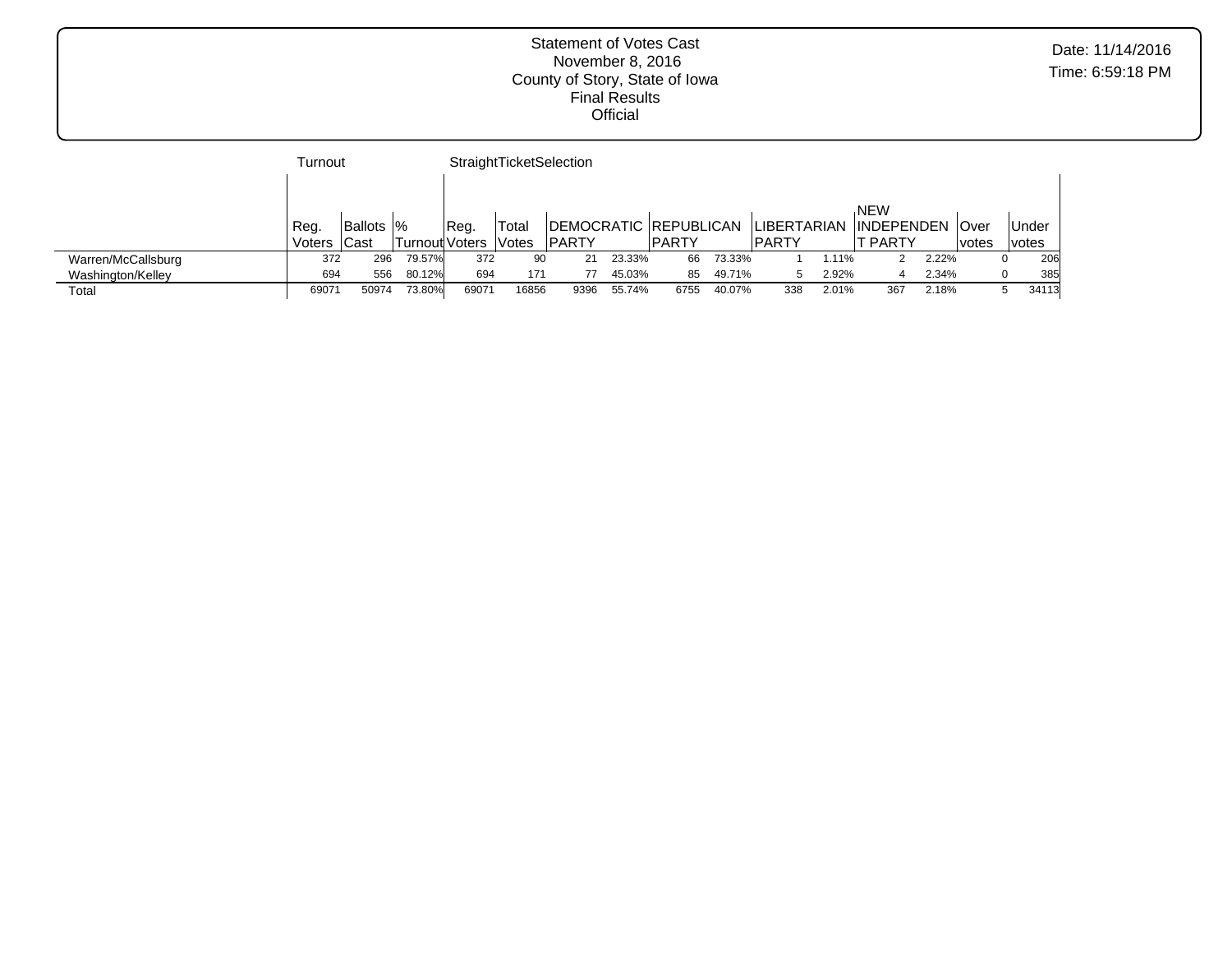Statement of Votes Cast
November 8, 2016
County of Story, State of Iowa
Final Results
Official

Date: 11/14/2016
Time: 6:59:18 PM

| | Turnout | | | StraightTicketSelection | | | | | | | | | | | | |
|---|---|---|---|---|---|---|---|---|---|---|---|---|---|---|---|---|
| | Reg. Voters | Ballots Cast | % Turnout | Reg. Voters | Total Votes | DEMOCRATIC PARTY | | REPUBLICAN PARTY | | LIBERTARIAN PARTY | | NEW INDEPENDENT PARTY | | Over votes | Under votes |
| Warren/McCallsburg | 372 | 296 | 79.57% | 372 | 90 | 21 | 23.33% | 66 | 73.33% | 1 | 1.11% | 2 | 2.22% | 0 | 206 |
| Washington/Kelley | 694 | 556 | 80.12% | 694 | 171 | 77 | 45.03% | 85 | 49.71% | 5 | 2.92% | 4 | 2.34% | 0 | 385 |
| Total | 69071 | 50974 | 73.80% | 69071 | 16856 | 9396 | 55.74% | 6755 | 40.07% | 338 | 2.01% | 367 | 2.18% | 5 | 34113 |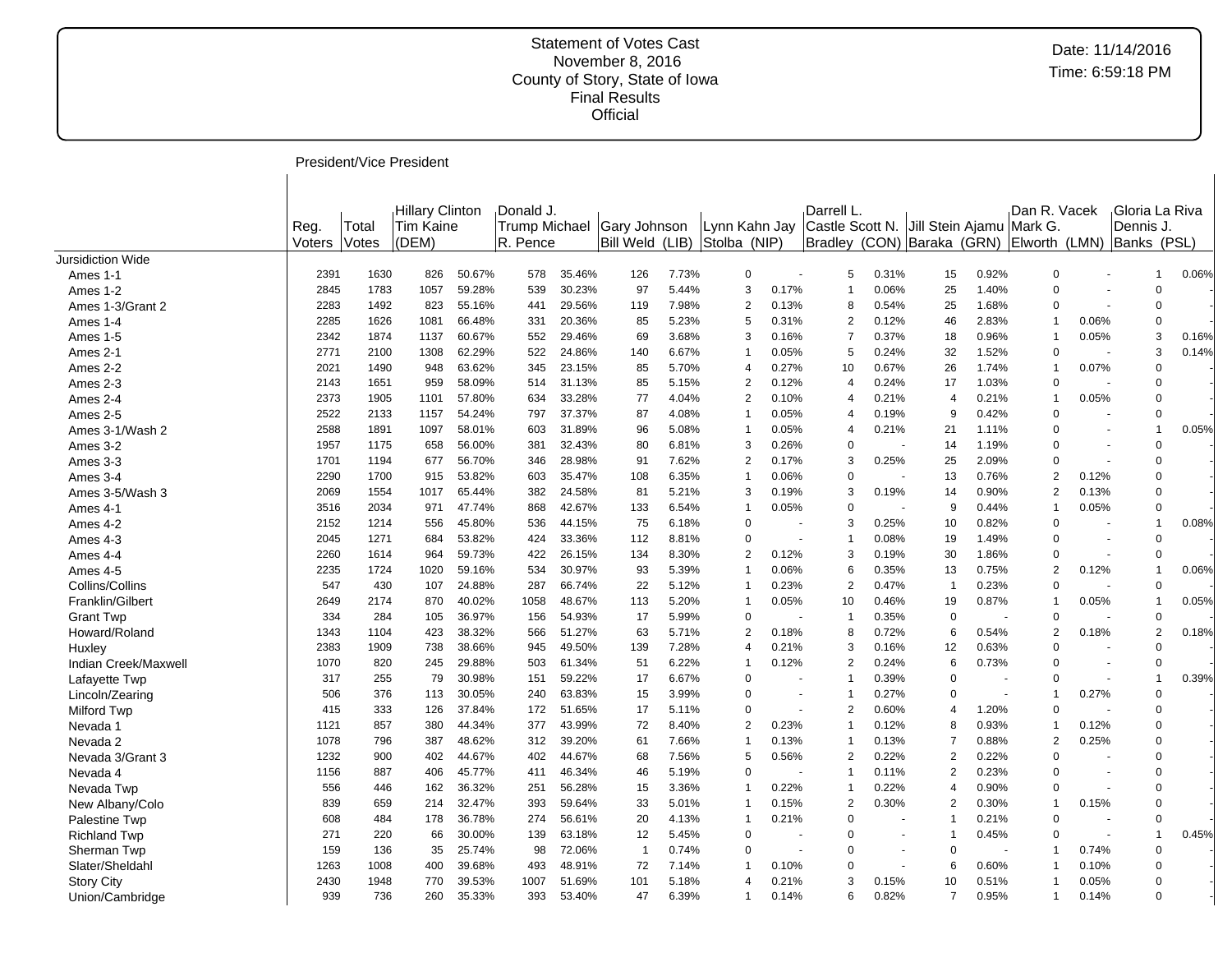Statement of Votes Cast
November 8, 2016
County of Story, State of Iowa
Final Results
Official

Date: 11/14/2016
Time: 6:59:18 PM

President/Vice President

| | Reg. Voters | Total Votes | Hillary Clinton Tim Kaine (DEM) | | Donald J. Trump Michael R. Pence | | Gary Johnson Bill Weld (LIB) | | Lynn Kahn Jay Stolba (NIP) | | Darrell L. Castle Scott N. Bradley (CON) | | Jill Stein Ajamu Baraka (GRN) | | Dan R. Vacek Mark G. Elworth (LMN) | | Gloria La Riva Dennis J. Banks (PSL) | |
|---|---|---|---|---|---|---|---|---|---|---|---|---|---|---|---|---|---|---|
| Jursidiction Wide | | | | | | | | | | | | | | | | | | |
| Ames 1-1 | 2391 | 1630 | 826 | 50.67% | 578 | 35.46% | 126 | 7.73% | 0 | - | 5 | 0.31% | 15 | 0.92% | 0 | - | 1 | 0.06% |
| Ames 1-2 | 2845 | 1783 | 1057 | 59.28% | 539 | 30.23% | 97 | 5.44% | 3 | 0.17% | 1 | 0.06% | 25 | 1.40% | 0 | - | 0 | - |
| Ames 1-3/Grant 2 | 2283 | 1492 | 823 | 55.16% | 441 | 29.56% | 119 | 7.98% | 2 | 0.13% | 8 | 0.54% | 25 | 1.68% | 0 | - | 0 | - |
| Ames 1-4 | 2285 | 1626 | 1081 | 66.48% | 331 | 20.36% | 85 | 5.23% | 5 | 0.31% | 2 | 0.12% | 46 | 2.83% | 1 | 0.06% | 0 | - |
| Ames 1-5 | 2342 | 1874 | 1137 | 60.67% | 552 | 29.46% | 69 | 3.68% | 3 | 0.16% | 7 | 0.37% | 18 | 0.96% | 1 | 0.05% | 3 | 0.16% |
| Ames 2-1 | 2771 | 2100 | 1308 | 62.29% | 522 | 24.86% | 140 | 6.67% | 1 | 0.05% | 5 | 0.24% | 32 | 1.52% | 0 | - | 3 | 0.14% |
| Ames 2-2 | 2021 | 1490 | 948 | 63.62% | 345 | 23.15% | 85 | 5.70% | 4 | 0.27% | 10 | 0.67% | 26 | 1.74% | 1 | 0.07% | 0 | - |
| Ames 2-3 | 2143 | 1651 | 959 | 58.09% | 514 | 31.13% | 85 | 5.15% | 2 | 0.12% | 4 | 0.24% | 17 | 1.03% | 0 | - | 0 | - |
| Ames 2-4 | 2373 | 1905 | 1101 | 57.80% | 634 | 33.28% | 77 | 4.04% | 2 | 0.10% | 4 | 0.21% | 4 | 0.21% | 1 | 0.05% | 0 | - |
| Ames 2-5 | 2522 | 2133 | 1157 | 54.24% | 797 | 37.37% | 87 | 4.08% | 1 | 0.05% | 4 | 0.19% | 9 | 0.42% | 0 | - | 0 | - |
| Ames 3-1/Wash 2 | 2588 | 1891 | 1097 | 58.01% | 603 | 31.89% | 96 | 5.08% | 1 | 0.05% | 4 | 0.21% | 21 | 1.11% | 0 | - | 1 | 0.05% |
| Ames 3-2 | 1957 | 1175 | 658 | 56.00% | 381 | 32.43% | 80 | 6.81% | 3 | 0.26% | 0 | - | 14 | 1.19% | 0 | - | 0 | - |
| Ames 3-3 | 1701 | 1194 | 677 | 56.70% | 346 | 28.98% | 91 | 7.62% | 2 | 0.17% | 3 | 0.25% | 25 | 2.09% | 0 | - | 0 | - |
| Ames 3-4 | 2290 | 1700 | 915 | 53.82% | 603 | 35.47% | 108 | 6.35% | 1 | 0.06% | 0 | - | 13 | 0.76% | 2 | 0.12% | 0 | - |
| Ames 3-5/Wash 3 | 2069 | 1554 | 1017 | 65.44% | 382 | 24.58% | 81 | 5.21% | 3 | 0.19% | 3 | 0.19% | 14 | 0.90% | 2 | 0.13% | 0 | - |
| Ames 4-1 | 3516 | 2034 | 971 | 47.74% | 868 | 42.67% | 133 | 6.54% | 1 | 0.05% | 0 | - | 9 | 0.44% | 1 | 0.05% | 0 | - |
| Ames 4-2 | 2152 | 1214 | 556 | 45.80% | 536 | 44.15% | 75 | 6.18% | 0 | - | 3 | 0.25% | 10 | 0.82% | 0 | - | 1 | 0.08% |
| Ames 4-3 | 2045 | 1271 | 684 | 53.82% | 424 | 33.36% | 112 | 8.81% | 0 | - | 1 | 0.08% | 19 | 1.49% | 0 | - | 0 | - |
| Ames 4-4 | 2260 | 1614 | 964 | 59.73% | 422 | 26.15% | 134 | 8.30% | 2 | 0.12% | 3 | 0.19% | 30 | 1.86% | 0 | - | 0 | - |
| Ames 4-5 | 2235 | 1724 | 1020 | 59.16% | 534 | 30.97% | 93 | 5.39% | 1 | 0.06% | 6 | 0.35% | 13 | 0.75% | 2 | 0.12% | 1 | 0.06% |
| Collins/Collins | 547 | 430 | 107 | 24.88% | 287 | 66.74% | 22 | 5.12% | 1 | 0.23% | 2 | 0.47% | 1 | 0.23% | 0 | - | 0 | - |
| Franklin/Gilbert | 2649 | 2174 | 870 | 40.02% | 1058 | 48.67% | 113 | 5.20% | 1 | 0.05% | 10 | 0.46% | 19 | 0.87% | 1 | 0.05% | 1 | 0.05% |
| Grant Twp | 334 | 284 | 105 | 36.97% | 156 | 54.93% | 17 | 5.99% | 0 | - | 1 | 0.35% | 0 | - | 0 | - | 0 | - |
| Howard/Roland | 1343 | 1104 | 423 | 38.32% | 566 | 51.27% | 63 | 5.71% | 2 | 0.18% | 8 | 0.72% | 6 | 0.54% | 2 | 0.18% | 2 | 0.18% |
| Huxley | 2383 | 1909 | 738 | 38.66% | 945 | 49.50% | 139 | 7.28% | 4 | 0.21% | 3 | 0.16% | 12 | 0.63% | 0 | - | 0 | - |
| Indian Creek/Maxwell | 1070 | 820 | 245 | 29.88% | 503 | 61.34% | 51 | 6.22% | 1 | 0.12% | 2 | 0.24% | 6 | 0.73% | 0 | - | 0 | - |
| Lafayette Twp | 317 | 255 | 79 | 30.98% | 151 | 59.22% | 17 | 6.67% | 0 | - | 1 | 0.39% | 0 | - | 0 | - | 1 | 0.39% |
| Lincoln/Zearing | 506 | 376 | 113 | 30.05% | 240 | 63.83% | 15 | 3.99% | 0 | - | 1 | 0.27% | 0 | - | 1 | 0.27% | 0 | - |
| Milford Twp | 415 | 333 | 126 | 37.84% | 172 | 51.65% | 17 | 5.11% | 0 | - | 2 | 0.60% | 4 | 1.20% | 0 | - | 0 | - |
| Nevada 1 | 1121 | 857 | 380 | 44.34% | 377 | 43.99% | 72 | 8.40% | 2 | 0.23% | 1 | 0.12% | 8 | 0.93% | 1 | 0.12% | 0 | - |
| Nevada 2 | 1078 | 796 | 387 | 48.62% | 312 | 39.20% | 61 | 7.66% | 1 | 0.13% | 1 | 0.13% | 7 | 0.88% | 2 | 0.25% | 0 | - |
| Nevada 3/Grant 3 | 1232 | 900 | 402 | 44.67% | 402 | 44.67% | 68 | 7.56% | 5 | 0.56% | 2 | 0.22% | 2 | 0.22% | 0 | - | 0 | - |
| Nevada 4 | 1156 | 887 | 406 | 45.77% | 411 | 46.34% | 46 | 5.19% | 0 | - | 1 | 0.11% | 2 | 0.23% | 0 | - | 0 | - |
| Nevada Twp | 556 | 446 | 162 | 36.32% | 251 | 56.28% | 15 | 3.36% | 1 | 0.22% | 1 | 0.22% | 4 | 0.90% | 0 | - | 0 | - |
| New Albany/Colo | 839 | 659 | 214 | 32.47% | 393 | 59.64% | 33 | 5.01% | 1 | 0.15% | 2 | 0.30% | 2 | 0.30% | 1 | 0.15% | 0 | - |
| Palestine Twp | 608 | 484 | 178 | 36.78% | 274 | 56.61% | 20 | 4.13% | 1 | 0.21% | 0 | - | 1 | 0.21% | 0 | - | 0 | - |
| Richland Twp | 271 | 220 | 66 | 30.00% | 139 | 63.18% | 12 | 5.45% | 0 | - | 0 | - | 1 | 0.45% | 0 | - | 1 | 0.45% |
| Sherman Twp | 159 | 136 | 35 | 25.74% | 98 | 72.06% | 1 | 0.74% | 0 | - | 0 | - | 0 | - | 1 | 0.74% | 0 | - |
| Slater/Sheldahl | 1263 | 1008 | 400 | 39.68% | 493 | 48.91% | 72 | 7.14% | 1 | 0.10% | 0 | - | 6 | 0.60% | 1 | 0.10% | 0 | - |
| Story City | 2430 | 1948 | 770 | 39.53% | 1007 | 51.69% | 101 | 5.18% | 4 | 0.21% | 3 | 0.15% | 10 | 0.51% | 1 | 0.05% | 0 | - |
| Union/Cambridge | 939 | 736 | 260 | 35.33% | 393 | 53.40% | 47 | 6.39% | 1 | 0.14% | 6 | 0.82% | 7 | 0.95% | 1 | 0.14% | 0 | - |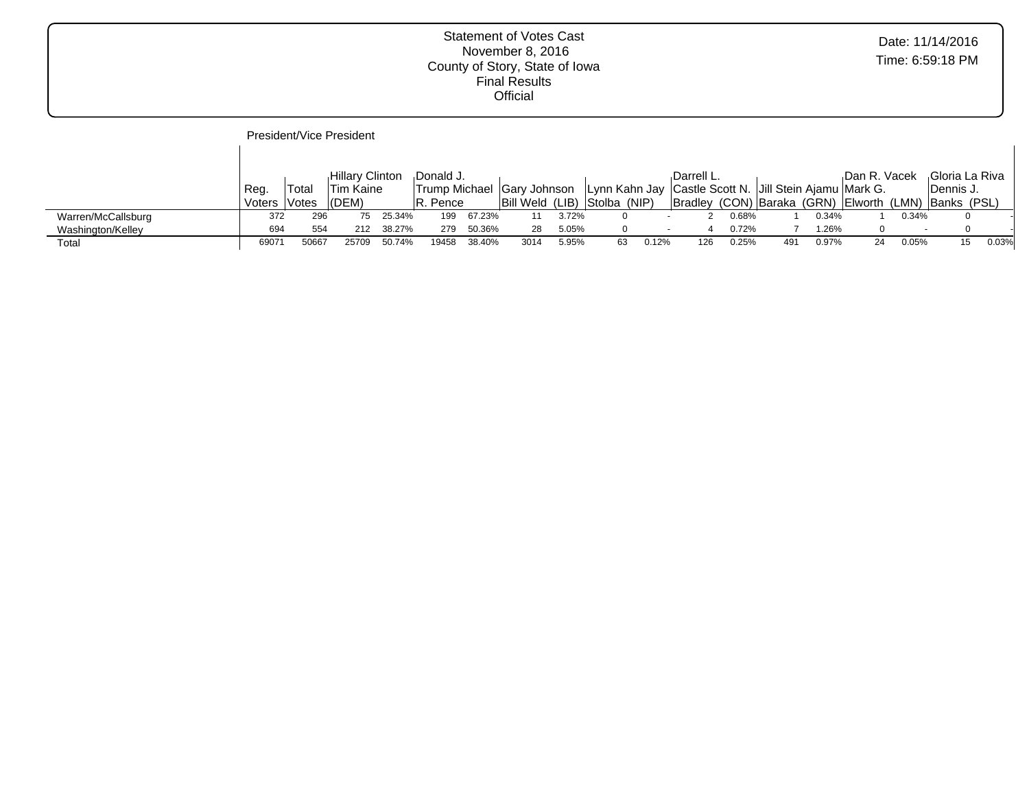Statement of Votes Cast
November 8, 2016
County of Story, State of Iowa
Final Results
Official

Date: 11/14/2016
Time: 6:59:18 PM

President/Vice President

| | Reg. Voters | Total Votes | Hillary Clinton Tim Kaine (DEM) | | Donald J. Trump Michael R. Pence | | Gary Johnson Bill Weld (LIB) | | Lynn Kahn Jay Stolba (NIP) | | Darrell L. Castle Scott N. Bradley (CON) | | Jill Stein Ajamu Baraka (GRN) | | Dan R. Vacek Mark G. Elworth (LMN) | | Gloria La Riva Dennis J. Banks (PSL) | |
|---|---|---|---|---|---|---|---|---|---|---|---|---|---|---|---|---|---|---|
| Warren/McCallsburg | 372 | 296 | 75 | 25.34% | 199 | 67.23% | 11 | 3.72% | 0 | - | 2 | 0.68% | 1 | 0.34% | 1 | 0.34% | 0 | - |
| Washington/Kelley | 694 | 554 | 212 | 38.27% | 279 | 50.36% | 28 | 5.05% | 0 | - | 4 | 0.72% | 7 | 1.26% | 0 | - | 0 | - |
| Total | 69071 | 50667 | 25709 | 50.74% | 19458 | 38.40% | 3014 | 5.95% | 63 | 0.12% | 126 | 0.25% | 491 | 0.97% | 24 | 0.05% | 15 | 0.03% |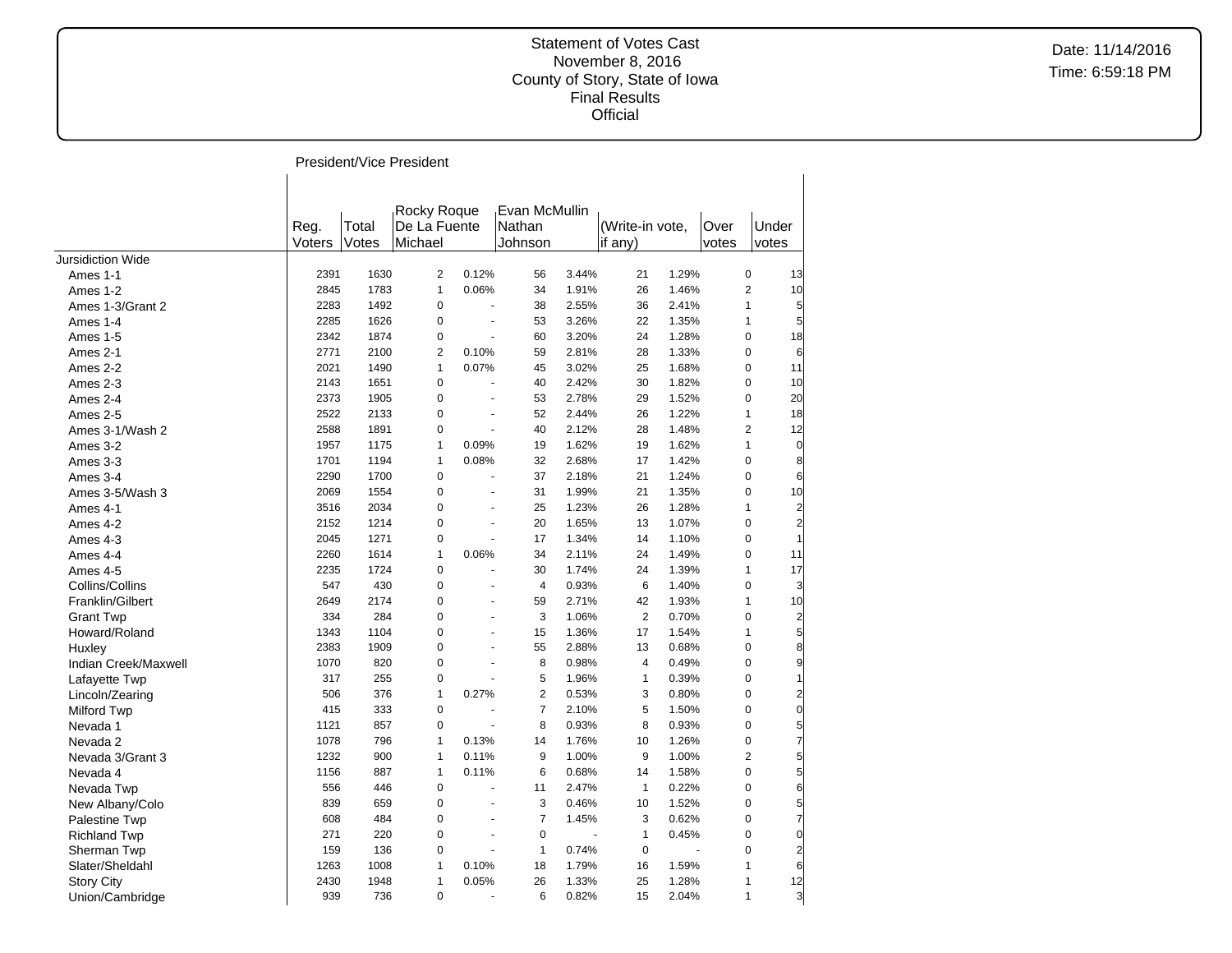Statement of Votes Cast
November 8, 2016
County of Story, State of Iowa
Final Results
Official

Date: 11/14/2016
Time: 6:59:18 PM

## President/Vice President

| | Reg. Voters | Total Votes | Rocky Roque De La Fuente Michael | | Evan McMullin Nathan Johnson | | (Write-in vote, if any) | | Over votes | Under votes |
|---|---|---|---|---|---|---|---|---|---|---|
| Jursidiction Wide | | | | | | | | | | |
| Ames 1-1 | 2391 | 1630 | 2 | 0.12% | 56 | 3.44% | 21 | 1.29% | 0 | 13 |
| Ames 1-2 | 2845 | 1783 | 1 | 0.06% | 34 | 1.91% | 26 | 1.46% | 2 | 10 |
| Ames 1-3/Grant 2 | 2283 | 1492 | 0 | - | 38 | 2.55% | 36 | 2.41% | 1 | 5 |
| Ames 1-4 | 2285 | 1626 | 0 | - | 53 | 3.26% | 22 | 1.35% | 1 | 5 |
| Ames 1-5 | 2342 | 1874 | 0 | - | 60 | 3.20% | 24 | 1.28% | 0 | 18 |
| Ames 2-1 | 2771 | 2100 | 2 | 0.10% | 59 | 2.81% | 28 | 1.33% | 0 | 6 |
| Ames 2-2 | 2021 | 1490 | 1 | 0.07% | 45 | 3.02% | 25 | 1.68% | 0 | 11 |
| Ames 2-3 | 2143 | 1651 | 0 | - | 40 | 2.42% | 30 | 1.82% | 0 | 10 |
| Ames 2-4 | 2373 | 1905 | 0 | - | 53 | 2.78% | 29 | 1.52% | 0 | 20 |
| Ames 2-5 | 2522 | 2133 | 0 | - | 52 | 2.44% | 26 | 1.22% | 1 | 18 |
| Ames 3-1/Wash 2 | 2588 | 1891 | 0 | - | 40 | 2.12% | 28 | 1.48% | 2 | 12 |
| Ames 3-2 | 1957 | 1175 | 1 | 0.09% | 19 | 1.62% | 19 | 1.62% | 1 | 0 |
| Ames 3-3 | 1701 | 1194 | 1 | 0.08% | 32 | 2.68% | 17 | 1.42% | 0 | 8 |
| Ames 3-4 | 2290 | 1700 | 0 | - | 37 | 2.18% | 21 | 1.24% | 0 | 6 |
| Ames 3-5/Wash 3 | 2069 | 1554 | 0 | - | 31 | 1.99% | 21 | 1.35% | 0 | 10 |
| Ames 4-1 | 3516 | 2034 | 0 | - | 25 | 1.23% | 26 | 1.28% | 1 | 2 |
| Ames 4-2 | 2152 | 1214 | 0 | - | 20 | 1.65% | 13 | 1.07% | 0 | 2 |
| Ames 4-3 | 2045 | 1271 | 0 | - | 17 | 1.34% | 14 | 1.10% | 0 | 1 |
| Ames 4-4 | 2260 | 1614 | 1 | 0.06% | 34 | 2.11% | 24 | 1.49% | 0 | 11 |
| Ames 4-5 | 2235 | 1724 | 0 | - | 30 | 1.74% | 24 | 1.39% | 1 | 17 |
| Collins/Collins | 547 | 430 | 0 | - | 4 | 0.93% | 6 | 1.40% | 0 | 3 |
| Franklin/Gilbert | 2649 | 2174 | 0 | - | 59 | 2.71% | 42 | 1.93% | 1 | 10 |
| Grant Twp | 334 | 284 | 0 | - | 3 | 1.06% | 2 | 0.70% | 0 | 2 |
| Howard/Roland | 1343 | 1104 | 0 | - | 15 | 1.36% | 17 | 1.54% | 1 | 5 |
| Huxley | 2383 | 1909 | 0 | - | 55 | 2.88% | 13 | 0.68% | 0 | 8 |
| Indian Creek/Maxwell | 1070 | 820 | 0 | - | 8 | 0.98% | 4 | 0.49% | 0 | 9 |
| Lafayette Twp | 317 | 255 | 0 | - | 5 | 1.96% | 1 | 0.39% | 0 | 1 |
| Lincoln/Zearing | 506 | 376 | 1 | 0.27% | 2 | 0.53% | 3 | 0.80% | 0 | 2 |
| Milford Twp | 415 | 333 | 0 | - | 7 | 2.10% | 5 | 1.50% | 0 | 0 |
| Nevada 1 | 1121 | 857 | 0 | - | 8 | 0.93% | 8 | 0.93% | 0 | 5 |
| Nevada 2 | 1078 | 796 | 1 | 0.13% | 14 | 1.76% | 10 | 1.26% | 0 | 7 |
| Nevada 3/Grant 3 | 1232 | 900 | 1 | 0.11% | 9 | 1.00% | 9 | 1.00% | 2 | 5 |
| Nevada 4 | 1156 | 887 | 1 | 0.11% | 6 | 0.68% | 14 | 1.58% | 0 | 5 |
| Nevada Twp | 556 | 446 | 0 | - | 11 | 2.47% | 1 | 0.22% | 0 | 6 |
| New Albany/Colo | 839 | 659 | 0 | - | 3 | 0.46% | 10 | 1.52% | 0 | 5 |
| Palestine Twp | 608 | 484 | 0 | - | 7 | 1.45% | 3 | 0.62% | 0 | 7 |
| Richland Twp | 271 | 220 | 0 | - | 0 | - | 1 | 0.45% | 0 | 0 |
| Sherman Twp | 159 | 136 | 0 | - | 1 | 0.74% | 0 | - | 0 | 2 |
| Slater/Sheldahl | 1263 | 1008 | 1 | 0.10% | 18 | 1.79% | 16 | 1.59% | 1 | 6 |
| Story City | 2430 | 1948 | 1 | 0.05% | 26 | 1.33% | 25 | 1.28% | 1 | 12 |
| Union/Cambridge | 939 | 736 | 0 | - | 6 | 0.82% | 15 | 2.04% | 1 | 3 |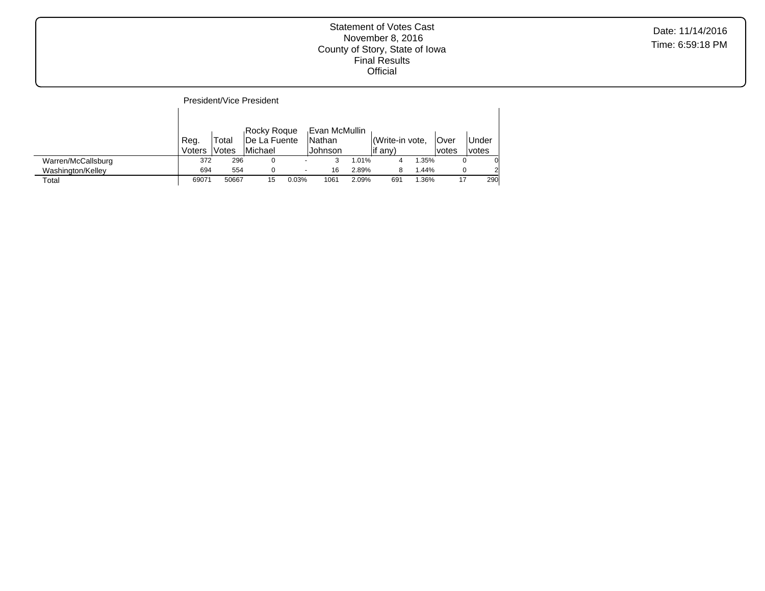Statement of Votes Cast
November 8, 2016
County of Story, State of Iowa
Final Results
Official

Date: 11/14/2016
Time: 6:59:18 PM

President/Vice President

| | Reg. Voters | Total Votes | Rocky Roque De La Fuente Michael | | Evan McMullin Nathan Johnson | | (Write-in vote, if any) | | Over votes | Under votes |
|---|---|---|---|---|---|---|---|---|---|---|
| Warren/McCallsburg | 372 | 296 | 0 | - | 3 | 1.01% | 4 | 1.35% | 0 | 0 |
| Washington/Kelley | 694 | 554 | 0 | - | 16 | 2.89% | 8 | 1.44% | 0 | 2 |
| Total | 69071 | 50667 | 15 | 0.03% | 1061 | 2.09% | 691 | 1.36% | 17 | 290 |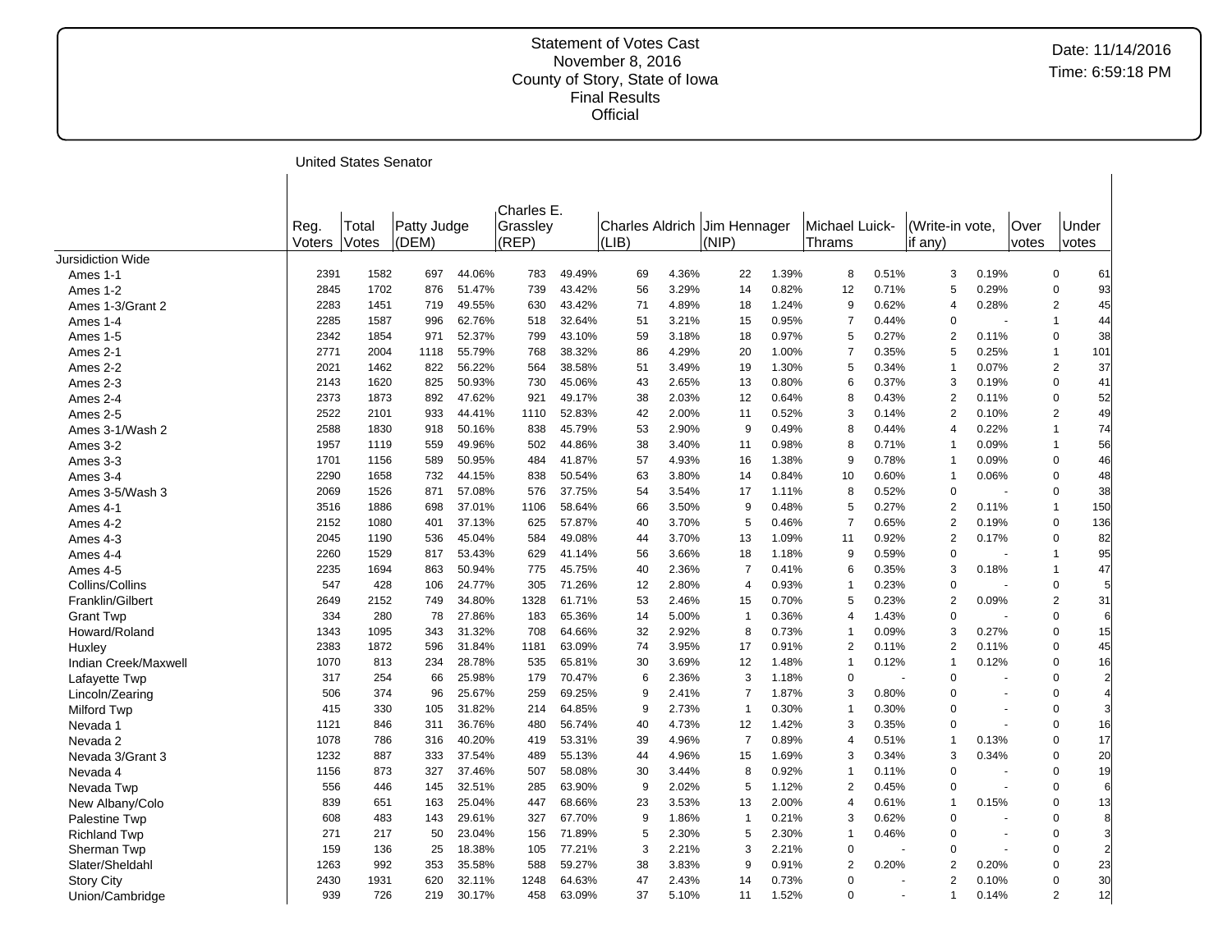Statement of Votes Cast
November 8, 2016
County of Story, State of Iowa
Final Results
Official

Date: 11/14/2016
Time: 6:59:18 PM

## United States Senator

| | Reg. Voters | Total Votes | Patty Judge (DEM) | | Charles E. Grassley (REP) | | Charles Aldrich (LIB) | | Jim Hennager (NIP) | | Michael Luick-Thrams | | (Write-in vote, if any) | | Over votes | Under votes |
|---|---|---|---|---|---|---|---|---|---|---|---|---|---|---|---|---|
| Jursidiction Wide | | | | | | | | | | | | | | | | |
| Ames 1-1 | 2391 | 1582 | 697 | 44.06% | 783 | 49.49% | 69 | 4.36% | 22 | 1.39% | 8 | 0.51% | 3 | 0.19% | 0 | 61 |
| Ames 1-2 | 2845 | 1702 | 876 | 51.47% | 739 | 43.42% | 56 | 3.29% | 14 | 0.82% | 12 | 0.71% | 5 | 0.29% | 0 | 93 |
| Ames 1-3/Grant 2 | 2283 | 1451 | 719 | 49.55% | 630 | 43.42% | 71 | 4.89% | 18 | 1.24% | 9 | 0.62% | 4 | 0.28% | 2 | 45 |
| Ames 1-4 | 2285 | 1587 | 996 | 62.76% | 518 | 32.64% | 51 | 3.21% | 15 | 0.95% | 7 | 0.44% | 0 | - | 1 | 44 |
| Ames 1-5 | 2342 | 1854 | 971 | 52.37% | 799 | 43.10% | 59 | 3.18% | 18 | 0.97% | 5 | 0.27% | 2 | 0.11% | 0 | 38 |
| Ames 2-1 | 2771 | 2004 | 1118 | 55.79% | 768 | 38.32% | 86 | 4.29% | 20 | 1.00% | 7 | 0.35% | 5 | 0.25% | 1 | 101 |
| Ames 2-2 | 2021 | 1462 | 822 | 56.22% | 564 | 38.58% | 51 | 3.49% | 19 | 1.30% | 5 | 0.34% | 1 | 0.07% | 2 | 37 |
| Ames 2-3 | 2143 | 1620 | 825 | 50.93% | 730 | 45.06% | 43 | 2.65% | 13 | 0.80% | 6 | 0.37% | 3 | 0.19% | 0 | 41 |
| Ames 2-4 | 2373 | 1873 | 892 | 47.62% | 921 | 49.17% | 38 | 2.03% | 12 | 0.64% | 8 | 0.43% | 2 | 0.11% | 0 | 52 |
| Ames 2-5 | 2522 | 2101 | 933 | 44.41% | 1110 | 52.83% | 42 | 2.00% | 11 | 0.52% | 3 | 0.14% | 2 | 0.10% | 2 | 49 |
| Ames 3-1/Wash 2 | 2588 | 1830 | 918 | 50.16% | 838 | 45.79% | 53 | 2.90% | 9 | 0.49% | 8 | 0.44% | 4 | 0.22% | 1 | 74 |
| Ames 3-2 | 1957 | 1119 | 559 | 49.96% | 502 | 44.86% | 38 | 3.40% | 11 | 0.98% | 8 | 0.71% | 1 | 0.09% | 1 | 56 |
| Ames 3-3 | 1701 | 1156 | 589 | 50.95% | 484 | 41.87% | 57 | 4.93% | 16 | 1.38% | 9 | 0.78% | 1 | 0.09% | 0 | 46 |
| Ames 3-4 | 2290 | 1658 | 732 | 44.15% | 838 | 50.54% | 63 | 3.80% | 14 | 0.84% | 10 | 0.60% | 1 | 0.06% | 0 | 48 |
| Ames 3-5/Wash 3 | 2069 | 1526 | 871 | 57.08% | 576 | 37.75% | 54 | 3.54% | 17 | 1.11% | 8 | 0.52% | 0 | - | 0 | 38 |
| Ames 4-1 | 3516 | 1886 | 698 | 37.01% | 1106 | 58.64% | 66 | 3.50% | 9 | 0.48% | 5 | 0.27% | 2 | 0.11% | 1 | 150 |
| Ames 4-2 | 2152 | 1080 | 401 | 37.13% | 625 | 57.87% | 40 | 3.70% | 5 | 0.46% | 7 | 0.65% | 2 | 0.19% | 0 | 136 |
| Ames 4-3 | 2045 | 1190 | 536 | 45.04% | 584 | 49.08% | 44 | 3.70% | 13 | 1.09% | 11 | 0.92% | 2 | 0.17% | 0 | 82 |
| Ames 4-4 | 2260 | 1529 | 817 | 53.43% | 629 | 41.14% | 56 | 3.66% | 18 | 1.18% | 9 | 0.59% | 0 | - | 1 | 95 |
| Ames 4-5 | 2235 | 1694 | 863 | 50.94% | 775 | 45.75% | 40 | 2.36% | 7 | 0.41% | 6 | 0.35% | 3 | 0.18% | 1 | 47 |
| Collins/Collins | 547 | 428 | 106 | 24.77% | 305 | 71.26% | 12 | 2.80% | 4 | 0.93% | 1 | 0.23% | 0 | - | 0 | 5 |
| Franklin/Gilbert | 2649 | 2152 | 749 | 34.80% | 1328 | 61.71% | 53 | 2.46% | 15 | 0.70% | 5 | 0.23% | 2 | 0.09% | 2 | 31 |
| Grant Twp | 334 | 280 | 78 | 27.86% | 183 | 65.36% | 14 | 5.00% | 1 | 0.36% | 4 | 1.43% | 0 | - | 0 | 6 |
| Howard/Roland | 1343 | 1095 | 343 | 31.32% | 708 | 64.66% | 32 | 2.92% | 8 | 0.73% | 1 | 0.09% | 3 | 0.27% | 0 | 15 |
| Huxley | 2383 | 1872 | 596 | 31.84% | 1181 | 63.09% | 74 | 3.95% | 17 | 0.91% | 2 | 0.11% | 2 | 0.11% | 0 | 45 |
| Indian Creek/Maxwell | 1070 | 813 | 234 | 28.78% | 535 | 65.81% | 30 | 3.69% | 12 | 1.48% | 1 | 0.12% | 1 | 0.12% | 0 | 16 |
| Lafayette Twp | 317 | 254 | 66 | 25.98% | 179 | 70.47% | 6 | 2.36% | 3 | 1.18% | 0 | - | 0 | - | 0 | 2 |
| Lincoln/Zearing | 506 | 374 | 96 | 25.67% | 259 | 69.25% | 9 | 2.41% | 7 | 1.87% | 3 | 0.80% | 0 | - | 0 | 4 |
| Milford Twp | 415 | 330 | 105 | 31.82% | 214 | 64.85% | 9 | 2.73% | 1 | 0.30% | 1 | 0.30% | 0 | - | 0 | 3 |
| Nevada 1 | 1121 | 846 | 311 | 36.76% | 480 | 56.74% | 40 | 4.73% | 12 | 1.42% | 3 | 0.35% | 0 | - | 0 | 16 |
| Nevada 2 | 1078 | 786 | 316 | 40.20% | 419 | 53.31% | 39 | 4.96% | 7 | 0.89% | 4 | 0.51% | 1 | 0.13% | 0 | 17 |
| Nevada 3/Grant 3 | 1232 | 887 | 333 | 37.54% | 489 | 55.13% | 44 | 4.96% | 15 | 1.69% | 3 | 0.34% | 3 | 0.34% | 0 | 20 |
| Nevada 4 | 1156 | 873 | 327 | 37.46% | 507 | 58.08% | 30 | 3.44% | 8 | 0.92% | 1 | 0.11% | 0 | - | 0 | 19 |
| Nevada Twp | 556 | 446 | 145 | 32.51% | 285 | 63.90% | 9 | 2.02% | 5 | 1.12% | 2 | 0.45% | 0 | - | 0 | 6 |
| New Albany/Colo | 839 | 651 | 163 | 25.04% | 447 | 68.66% | 23 | 3.53% | 13 | 2.00% | 4 | 0.61% | 1 | 0.15% | 0 | 13 |
| Palestine Twp | 608 | 483 | 143 | 29.61% | 327 | 67.70% | 9 | 1.86% | 1 | 0.21% | 3 | 0.62% | 0 | - | 0 | 8 |
| Richland Twp | 271 | 217 | 50 | 23.04% | 156 | 71.89% | 5 | 2.30% | 5 | 2.30% | 1 | 0.46% | 0 | - | 0 | 3 |
| Sherman Twp | 159 | 136 | 25 | 18.38% | 105 | 77.21% | 3 | 2.21% | 3 | 2.21% | 0 | - | 0 | - | 0 | 2 |
| Slater/Sheldahl | 1263 | 992 | 353 | 35.58% | 588 | 59.27% | 38 | 3.83% | 9 | 0.91% | 2 | 0.20% | 2 | 0.20% | 0 | 23 |
| Story City | 2430 | 1931 | 620 | 32.11% | 1248 | 64.63% | 47 | 2.43% | 14 | 0.73% | 0 | - | 2 | 0.10% | 0 | 30 |
| Union/Cambridge | 939 | 726 | 219 | 30.17% | 458 | 63.09% | 37 | 5.10% | 11 | 1.52% | 0 | - | 1 | 0.14% | 2 | 12 |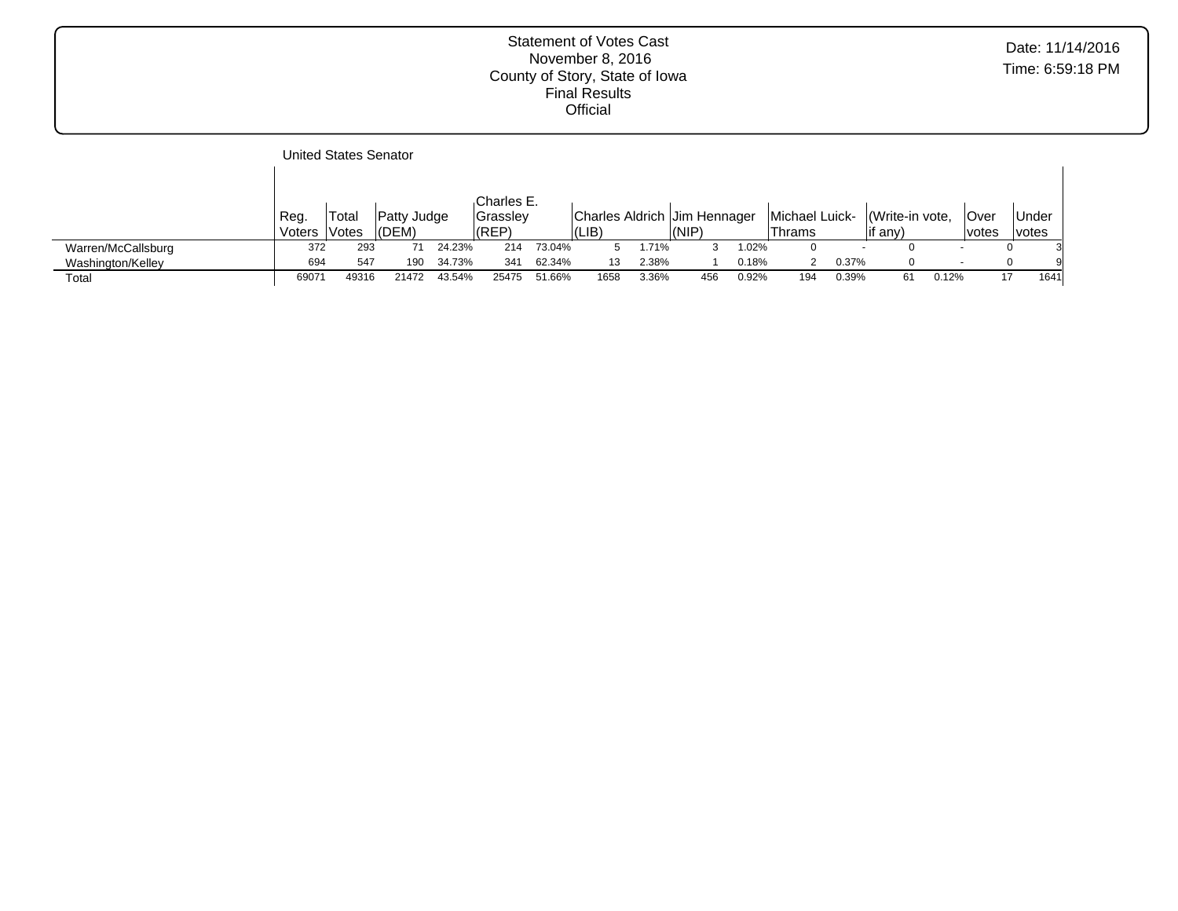Statement of Votes Cast
November 8, 2016
County of Story, State of Iowa
Final Results
Official

Date: 11/14/2016
Time: 6:59:18 PM

United States Senator

| | Reg. Voters | Total Votes | Patty Judge (DEM) | | Charles E. Grassley (REP) | | Charles Aldrich (LIB) | | Jim Hennager (NIP) | | Michael Luick-Thrams | | (Write-in vote, if any) | | Over votes | Under votes |
|---|---|---|---|---|---|---|---|---|---|---|---|---|---|---|---|---|
| Warren/McCallsburg | 372 | 293 | 71 | 24.23% | 214 | 73.04% | 5 | 1.71% | 3 | 1.02% | 0 | - | 0 | - | 0 | 3 |
| Washington/Kelley | 694 | 547 | 190 | 34.73% | 341 | 62.34% | 13 | 2.38% | 1 | 0.18% | 2 | 0.37% | 0 | - | 0 | 9 |
| Total | 69071 | 49316 | 21472 | 43.54% | 25475 | 51.66% | 1658 | 3.36% | 456 | 0.92% | 194 | 0.39% | 61 | 0.12% | 17 | 1641 |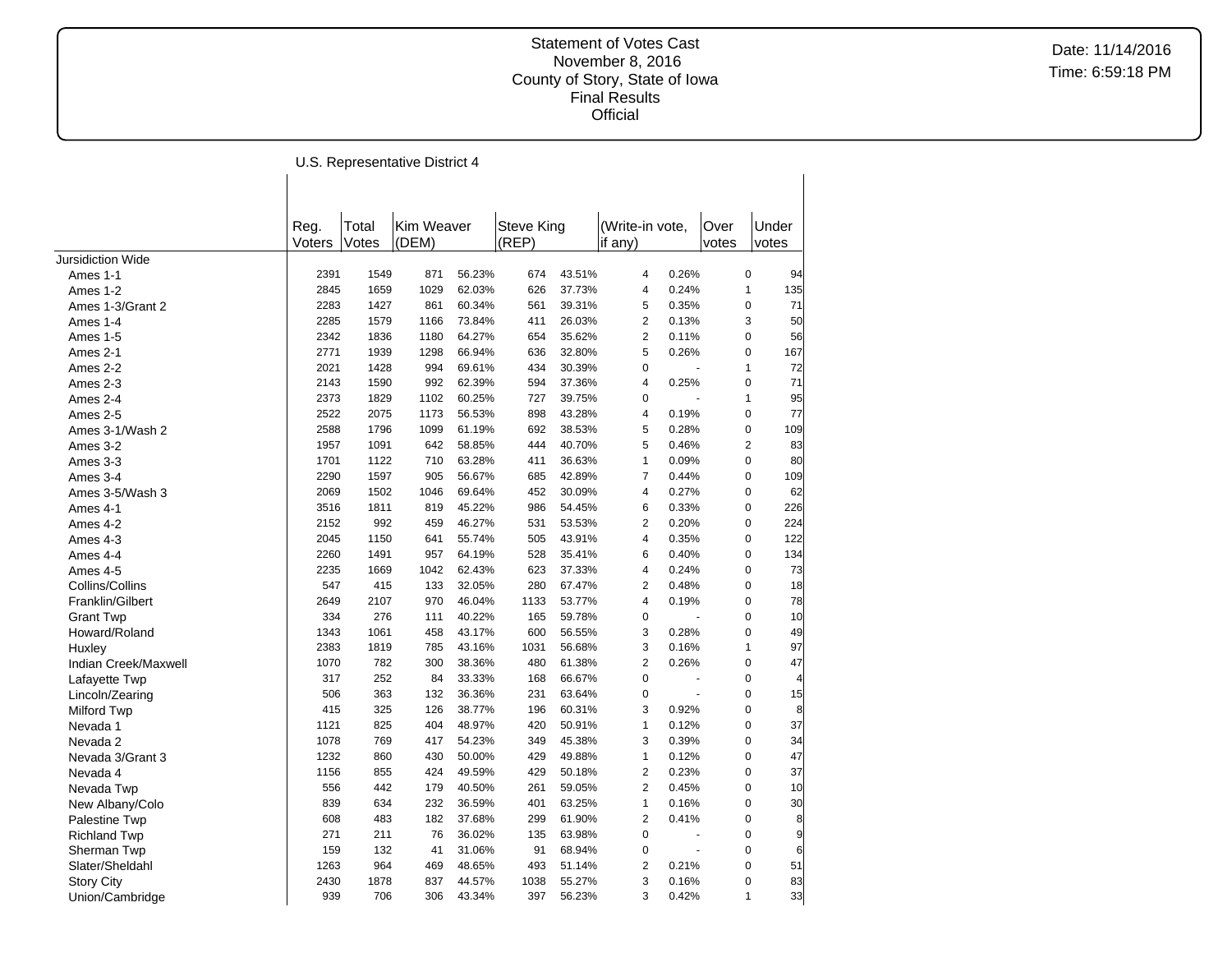Statement of Votes Cast
November 8, 2016
County of Story, State of Iowa
Final Results
Official

Date: 11/14/2016
Time: 6:59:18 PM

U.S. Representative District 4

| | Reg. Voters | Total Votes | Kim Weaver (DEM) | | Steve King (REP) | | (Write-in vote, if any) | | Over votes | Under votes |
|---|---|---|---|---|---|---|---|---|---|---|
| Jursidiction Wide | | | | | | | | | | |
| Ames 1-1 | 2391 | 1549 | 871 | 56.23% | 674 | 43.51% | 4 | 0.26% | 0 | 94 |
| Ames 1-2 | 2845 | 1659 | 1029 | 62.03% | 626 | 37.73% | 4 | 0.24% | 1 | 135 |
| Ames 1-3/Grant 2 | 2283 | 1427 | 861 | 60.34% | 561 | 39.31% | 5 | 0.35% | 0 | 71 |
| Ames 1-4 | 2285 | 1579 | 1166 | 73.84% | 411 | 26.03% | 2 | 0.13% | 3 | 50 |
| Ames 1-5 | 2342 | 1836 | 1180 | 64.27% | 654 | 35.62% | 2 | 0.11% | 0 | 56 |
| Ames 2-1 | 2771 | 1939 | 1298 | 66.94% | 636 | 32.80% | 5 | 0.26% | 0 | 167 |
| Ames 2-2 | 2021 | 1428 | 994 | 69.61% | 434 | 30.39% | 0 | - | 1 | 72 |
| Ames 2-3 | 2143 | 1590 | 992 | 62.39% | 594 | 37.36% | 4 | 0.25% | 0 | 71 |
| Ames 2-4 | 2373 | 1829 | 1102 | 60.25% | 727 | 39.75% | 0 | - | 1 | 95 |
| Ames 2-5 | 2522 | 2075 | 1173 | 56.53% | 898 | 43.28% | 4 | 0.19% | 0 | 77 |
| Ames 3-1/Wash 2 | 2588 | 1796 | 1099 | 61.19% | 692 | 38.53% | 5 | 0.28% | 0 | 109 |
| Ames 3-2 | 1957 | 1091 | 642 | 58.85% | 444 | 40.70% | 5 | 0.46% | 2 | 83 |
| Ames 3-3 | 1701 | 1122 | 710 | 63.28% | 411 | 36.63% | 1 | 0.09% | 0 | 80 |
| Ames 3-4 | 2290 | 1597 | 905 | 56.67% | 685 | 42.89% | 7 | 0.44% | 0 | 109 |
| Ames 3-5/Wash 3 | 2069 | 1502 | 1046 | 69.64% | 452 | 30.09% | 4 | 0.27% | 0 | 62 |
| Ames 4-1 | 3516 | 1811 | 819 | 45.22% | 986 | 54.45% | 6 | 0.33% | 0 | 226 |
| Ames 4-2 | 2152 | 992 | 459 | 46.27% | 531 | 53.53% | 2 | 0.20% | 0 | 224 |
| Ames 4-3 | 2045 | 1150 | 641 | 55.74% | 505 | 43.91% | 4 | 0.35% | 0 | 122 |
| Ames 4-4 | 2260 | 1491 | 957 | 64.19% | 528 | 35.41% | 6 | 0.40% | 0 | 134 |
| Ames 4-5 | 2235 | 1669 | 1042 | 62.43% | 623 | 37.33% | 4 | 0.24% | 0 | 73 |
| Collins/Collins | 547 | 415 | 133 | 32.05% | 280 | 67.47% | 2 | 0.48% | 0 | 18 |
| Franklin/Gilbert | 2649 | 2107 | 970 | 46.04% | 1133 | 53.77% | 4 | 0.19% | 0 | 78 |
| Grant Twp | 334 | 276 | 111 | 40.22% | 165 | 59.78% | 0 | - | 0 | 10 |
| Howard/Roland | 1343 | 1061 | 458 | 43.17% | 600 | 56.55% | 3 | 0.28% | 0 | 49 |
| Huxley | 2383 | 1819 | 785 | 43.16% | 1031 | 56.68% | 3 | 0.16% | 1 | 97 |
| Indian Creek/Maxwell | 1070 | 782 | 300 | 38.36% | 480 | 61.38% | 2 | 0.26% | 0 | 47 |
| Lafayette Twp | 317 | 252 | 84 | 33.33% | 168 | 66.67% | 0 | - | 0 | 4 |
| Lincoln/Zearing | 506 | 363 | 132 | 36.36% | 231 | 63.64% | 0 | - | 0 | 15 |
| Milford Twp | 415 | 325 | 126 | 38.77% | 196 | 60.31% | 3 | 0.92% | 0 | 8 |
| Nevada 1 | 1121 | 825 | 404 | 48.97% | 420 | 50.91% | 1 | 0.12% | 0 | 37 |
| Nevada 2 | 1078 | 769 | 417 | 54.23% | 349 | 45.38% | 3 | 0.39% | 0 | 34 |
| Nevada 3/Grant 3 | 1232 | 860 | 430 | 50.00% | 429 | 49.88% | 1 | 0.12% | 0 | 47 |
| Nevada 4 | 1156 | 855 | 424 | 49.59% | 429 | 50.18% | 2 | 0.23% | 0 | 37 |
| Nevada Twp | 556 | 442 | 179 | 40.50% | 261 | 59.05% | 2 | 0.45% | 0 | 10 |
| New Albany/Colo | 839 | 634 | 232 | 36.59% | 401 | 63.25% | 1 | 0.16% | 0 | 30 |
| Palestine Twp | 608 | 483 | 182 | 37.68% | 299 | 61.90% | 2 | 0.41% | 0 | 8 |
| Richland Twp | 271 | 211 | 76 | 36.02% | 135 | 63.98% | 0 | - | 0 | 9 |
| Sherman Twp | 159 | 132 | 41 | 31.06% | 91 | 68.94% | 0 | - | 0 | 6 |
| Slater/Sheldahl | 1263 | 964 | 469 | 48.65% | 493 | 51.14% | 2 | 0.21% | 0 | 51 |
| Story City | 2430 | 1878 | 837 | 44.57% | 1038 | 55.27% | 3 | 0.16% | 0 | 83 |
| Union/Cambridge | 939 | 706 | 306 | 43.34% | 397 | 56.23% | 3 | 0.42% | 1 | 33 |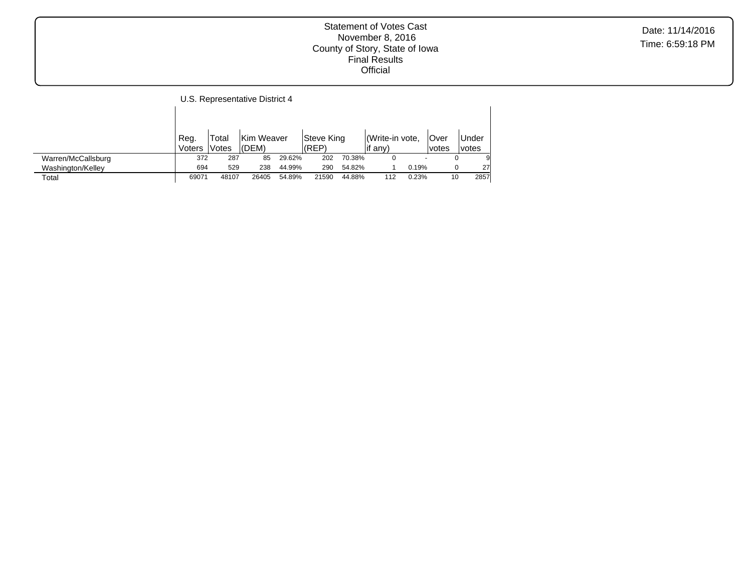Statement of Votes Cast
November 8, 2016
County of Story, State of Iowa
Final Results
Official

Date: 11/14/2016
Time: 6:59:18 PM

## U.S. Representative District 4

| | Reg. Voters | Total Votes | Kim Weaver (DEM) | | Steve King (REP) | | (Write-in vote, if any) | | Over votes | Under votes |
|---|---|---|---|---|---|---|---|---|---|---|
| Warren/McCallsburg | 372 | 287 | 85 | 29.62% | 202 | 70.38% | 0 | - | 0 | 9 |
| Washington/Kelley | 694 | 529 | 238 | 44.99% | 290 | 54.82% | 1 | 0.19% | 0 | 27 |
| Total | 69071 | 48107 | 26405 | 54.89% | 21590 | 44.88% | 112 | 0.23% | 10 | 2857 |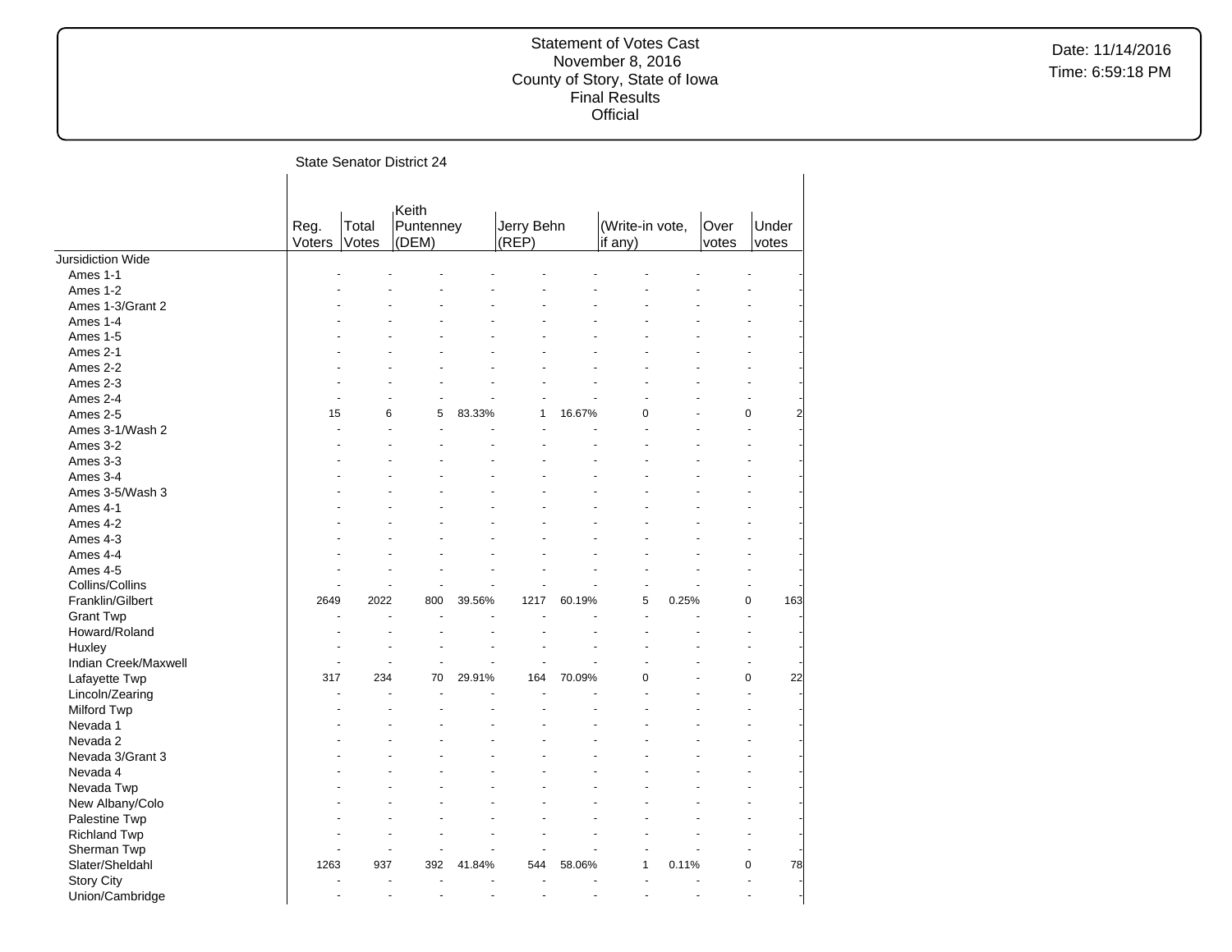Statement of Votes Cast
November 8, 2016
County of Story, State of Iowa
Final Results
Official

Date: 11/14/2016
Time: 6:59:18 PM

State Senator District 24

| | Reg. Voters | Total Votes | Keith Puntenney (DEM) | | Jerry Behn (REP) | | (Write-in vote, if any) | | Over votes | Under votes |
|---|---|---|---|---|---|---|---|---|---|---|
| Jursidiction Wide | | | | | | | | | | |
| Ames 1-1 | - | - | - | - | - | - | - | - | - | - |
| Ames 1-2 | - | - | - | - | - | - | - | - | - | - |
| Ames 1-3/Grant 2 | - | - | - | - | - | - | - | - | - | - |
| Ames 1-4 | - | - | - | - | - | - | - | - | - | - |
| Ames 1-5 | - | - | - | - | - | - | - | - | - | - |
| Ames 2-1 | - | - | - | - | - | - | - | - | - | - |
| Ames 2-2 | - | - | - | - | - | - | - | - | - | - |
| Ames 2-3 | - | - | - | - | - | - | - | - | - | - |
| Ames 2-4 | - | - | - | - | - | - | - | - | - | - |
| Ames 2-5 | 15 | 6 | 5 | 83.33% | 1 | 16.67% | 0 | - | 0 | 2 |
| Ames 3-1/Wash 2 | - | - | - | - | - | - | - | - | - | - |
| Ames 3-2 | - | - | - | - | - | - | - | - | - | - |
| Ames 3-3 | - | - | - | - | - | - | - | - | - | - |
| Ames 3-4 | - | - | - | - | - | - | - | - | - | - |
| Ames 3-5/Wash 3 | - | - | - | - | - | - | - | - | - | - |
| Ames 4-1 | - | - | - | - | - | - | - | - | - | - |
| Ames 4-2 | - | - | - | - | - | - | - | - | - | - |
| Ames 4-3 | - | - | - | - | - | - | - | - | - | - |
| Ames 4-4 | - | - | - | - | - | - | - | - | - | - |
| Ames 4-5 | - | - | - | - | - | - | - | - | - | - |
| Collins/Collins | - | - | - | - | - | - | - | - | - | - |
| Franklin/Gilbert | 2649 | 2022 | 800 | 39.56% | 1217 | 60.19% | 5 | 0.25% | 0 | 163 |
| Grant Twp | - | - | - | - | - | - | - | - | - | - |
| Howard/Roland | - | - | - | - | - | - | - | - | - | - |
| Huxley | - | - | - | - | - | - | - | - | - | - |
| Indian Creek/Maxwell | - | - | - | - | - | - | - | - | - | - |
| Lafayette Twp | 317 | 234 | 70 | 29.91% | 164 | 70.09% | 0 | - | 0 | 22 |
| Lincoln/Zearing | - | - | - | - | - | - | - | - | - | - |
| Milford Twp | - | - | - | - | - | - | - | - | - | - |
| Nevada 1 | - | - | - | - | - | - | - | - | - | - |
| Nevada 2 | - | - | - | - | - | - | - | - | - | - |
| Nevada 3/Grant 3 | - | - | - | - | - | - | - | - | - | - |
| Nevada 4 | - | - | - | - | - | - | - | - | - | - |
| Nevada Twp | - | - | - | - | - | - | - | - | - | - |
| New Albany/Colo | - | - | - | - | - | - | - | - | - | - |
| Palestine Twp | - | - | - | - | - | - | - | - | - | - |
| Richland Twp | - | - | - | - | - | - | - | - | - | - |
| Sherman Twp | - | - | - | - | - | - | - | - | - | - |
| Slater/Sheldahl | 1263 | 937 | 392 | 41.84% | 544 | 58.06% | 1 | 0.11% | 0 | 78 |
| Story City | - | - | - | - | - | - | - | - | - | - |
| Union/Cambridge | - | - | - | - | - | - | - | - | - | - |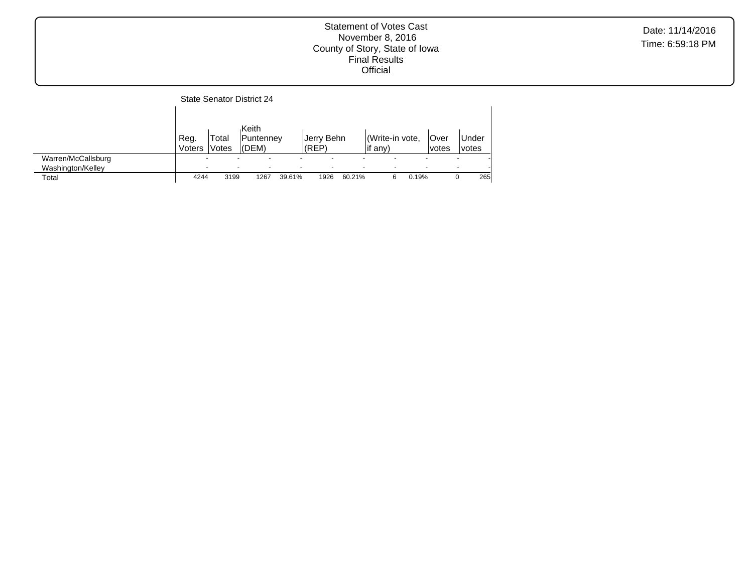Statement of Votes Cast
November 8, 2016
County of Story, State of Iowa
Final Results
Official

Date: 11/14/2016
Time: 6:59:18 PM

## State Senator District 24

| | Reg. Voters | Total Votes | Keith Puntenney (DEM) | | Jerry Behn (REP) | | (Write-in vote, if any) | | Over votes | Under votes |
|---|---|---|---|---|---|---|---|---|---|---|
| Warren/McCallsburg | - | - | - | - | - | - | - | - | - | - |
| Washington/Kelley | - | - | - | - | - | - | - | - | - | - |
| Total | 4244 | 3199 | 1267 | 39.61% | 1926 | 60.21% | 6 | 0.19% | 0 | 265 |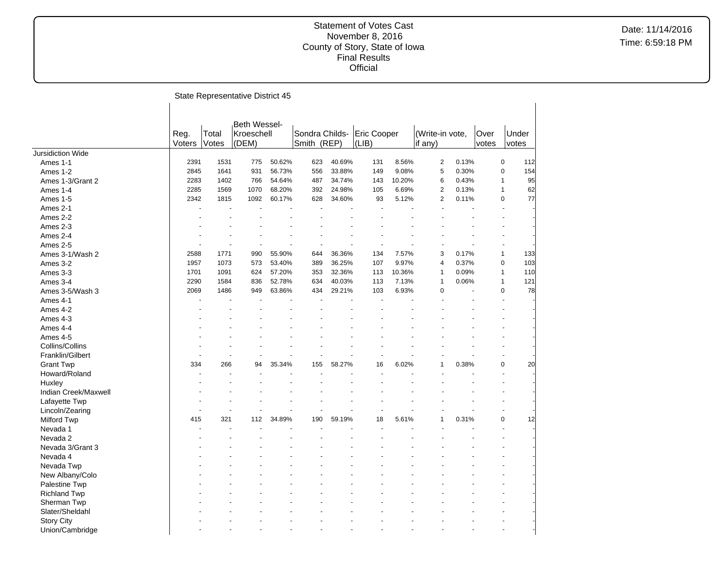# Statement of Votes Cast
November 8, 2016
County of Story, State of Iowa
Final Results
Official

Date: 11/14/2016
Time: 6:59:18 PM

## State Representative District 45

| | Reg. Voters | Total Votes | Beth Wessel-Kroeschell (DEM) | | Sondra Childs-Smith (REP) | | Eric Cooper (LIB) | | (Write-in vote, if any) | | Over votes | Under votes |
|---|---|---|---|---|---|---|---|---|---|---|---|---|
| Jursidiction Wide | | | | | | | | | | | | |
| Ames 1-1 | 2391 | 1531 | 775 | 50.62% | 623 | 40.69% | 131 | 8.56% | 2 | 0.13% | 0 | 112 |
| Ames 1-2 | 2845 | 1641 | 931 | 56.73% | 556 | 33.88% | 149 | 9.08% | 5 | 0.30% | 0 | 154 |
| Ames 1-3/Grant 2 | 2283 | 1402 | 766 | 54.64% | 487 | 34.74% | 143 | 10.20% | 6 | 0.43% | 1 | 95 |
| Ames 1-4 | 2285 | 1569 | 1070 | 68.20% | 392 | 24.98% | 105 | 6.69% | 2 | 0.13% | 1 | 62 |
| Ames 1-5 | 2342 | 1815 | 1092 | 60.17% | 628 | 34.60% | 93 | 5.12% | 2 | 0.11% | 0 | 77 |
| Ames 2-1 | - | - | - | - | - | - | - | - | - | - | - | - |
| Ames 2-2 | - | - | - | - | - | - | - | - | - | - | - | - |
| Ames 2-3 | - | - | - | - | - | - | - | - | - | - | - | - |
| Ames 2-4 | - | - | - | - | - | - | - | - | - | - | - | - |
| Ames 2-5 | - | - | - | - | - | - | - | - | - | - | - | - |
| Ames 3-1/Wash 2 | 2588 | 1771 | 990 | 55.90% | 644 | 36.36% | 134 | 7.57% | 3 | 0.17% | 1 | 133 |
| Ames 3-2 | 1957 | 1073 | 573 | 53.40% | 389 | 36.25% | 107 | 9.97% | 4 | 0.37% | 0 | 103 |
| Ames 3-3 | 1701 | 1091 | 624 | 57.20% | 353 | 32.36% | 113 | 10.36% | 1 | 0.09% | 1 | 110 |
| Ames 3-4 | 2290 | 1584 | 836 | 52.78% | 634 | 40.03% | 113 | 7.13% | 1 | 0.06% | 1 | 121 |
| Ames 3-5/Wash 3 | 2069 | 1486 | 949 | 63.86% | 434 | 29.21% | 103 | 6.93% | 0 | - | 0 | 78 |
| Ames 4-1 | - | - | - | - | - | - | - | - | - | - | - | - |
| Ames 4-2 | - | - | - | - | - | - | - | - | - | - | - | - |
| Ames 4-3 | - | - | - | - | - | - | - | - | - | - | - | - |
| Ames 4-4 | - | - | - | - | - | - | - | - | - | - | - | - |
| Ames 4-5 | - | - | - | - | - | - | - | - | - | - | - | - |
| Collins/Collins | - | - | - | - | - | - | - | - | - | - | - | - |
| Franklin/Gilbert | - | - | - | - | - | - | - | - | - | - | - | - |
| Grant Twp | 334 | 266 | 94 | 35.34% | 155 | 58.27% | 16 | 6.02% | 1 | 0.38% | 0 | 20 |
| Howard/Roland | - | - | - | - | - | - | - | - | - | - | - | - |
| Huxley | - | - | - | - | - | - | - | - | - | - | - | - |
| Indian Creek/Maxwell | - | - | - | - | - | - | - | - | - | - | - | - |
| Lafayette Twp | - | - | - | - | - | - | - | - | - | - | - | - |
| Lincoln/Zearing | - | - | - | - | - | - | - | - | - | - | - | - |
| Milford Twp | 415 | 321 | 112 | 34.89% | 190 | 59.19% | 18 | 5.61% | 1 | 0.31% | 0 | 12 |
| Nevada 1 | - | - | - | - | - | - | - | - | - | - | - | - |
| Nevada 2 | - | - | - | - | - | - | - | - | - | - | - | - |
| Nevada 3/Grant 3 | - | - | - | - | - | - | - | - | - | - | - | - |
| Nevada 4 | - | - | - | - | - | - | - | - | - | - | - | - |
| Nevada Twp | - | - | - | - | - | - | - | - | - | - | - | - |
| New Albany/Colo | - | - | - | - | - | - | - | - | - | - | - | - |
| Palestine Twp | - | - | - | - | - | - | - | - | - | - | - | - |
| Richland Twp | - | - | - | - | - | - | - | - | - | - | - | - |
| Sherman Twp | - | - | - | - | - | - | - | - | - | - | - | - |
| Slater/Sheldahl | - | - | - | - | - | - | - | - | - | - | - | - |
| Story City | - | - | - | - | - | - | - | - | - | - | - | - |
| Union/Cambridge | - | - | - | - | - | - | - | - | - | - | - | - |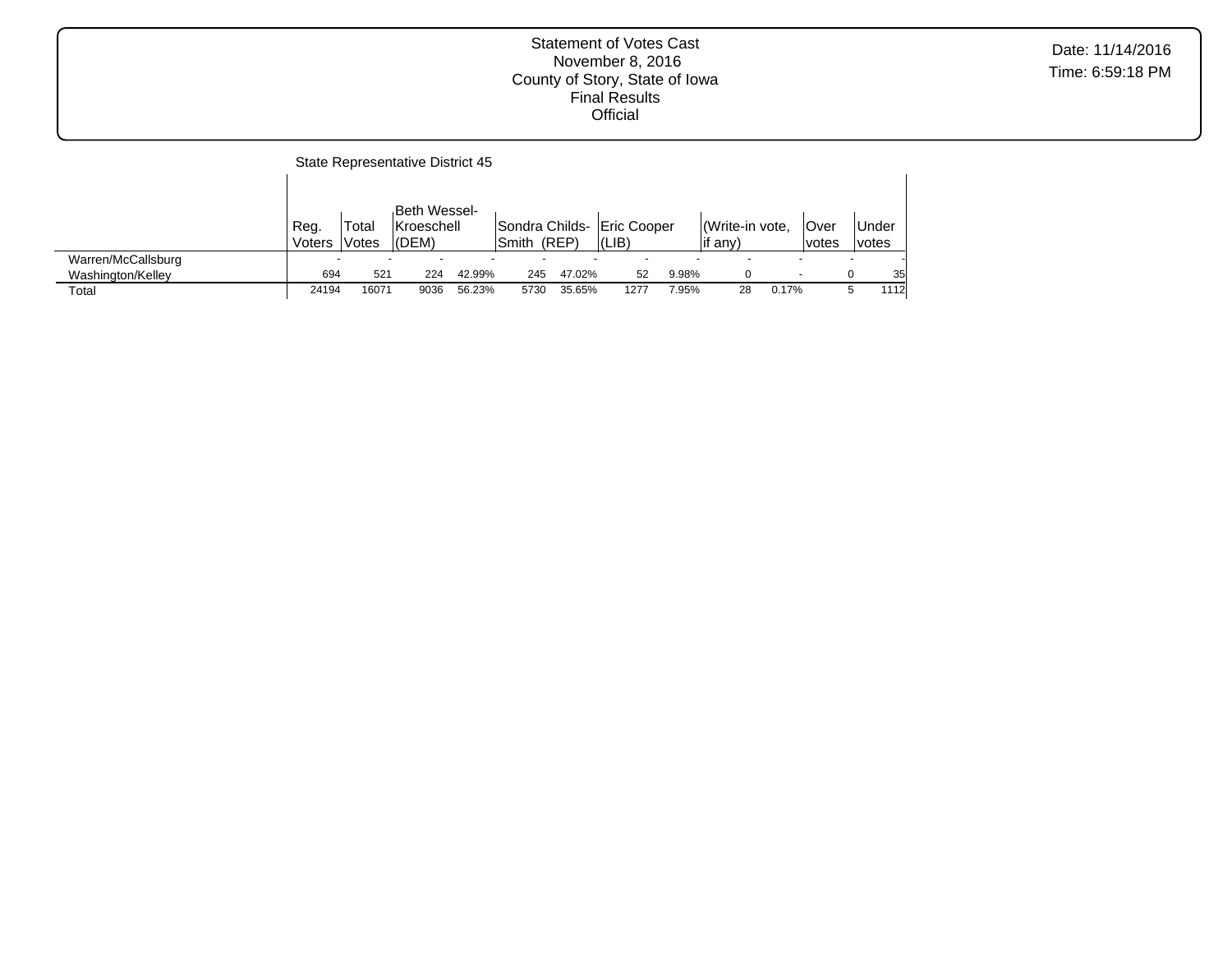Statement of Votes Cast
November 8, 2016
County of Story, State of Iowa
Final Results
Official

Date: 11/14/2016
Time: 6:59:18 PM

State Representative District 45

| | Reg. Voters | Total Votes | Beth Wessel-Kroeschell (DEM) | | Sondra Childs-Smith (REP) | | Eric Cooper (LIB) | | (Write-in vote, if any) | | Over votes | Under votes |
|---|---|---|---|---|---|---|---|---|---|---|---|---|
| Warren/McCallsburg | - | - | - | - | - | - | - | - | - | - | - | - |
| Washington/Kelley | 694 | 521 | 224 | 42.99% | 245 | 47.02% | 52 | 9.98% | 0 | - | 0 | 35 |
| Total | 24194 | 16071 | 9036 | 56.23% | 5730 | 35.65% | 1277 | 7.95% | 28 | 0.17% | 5 | 1112 |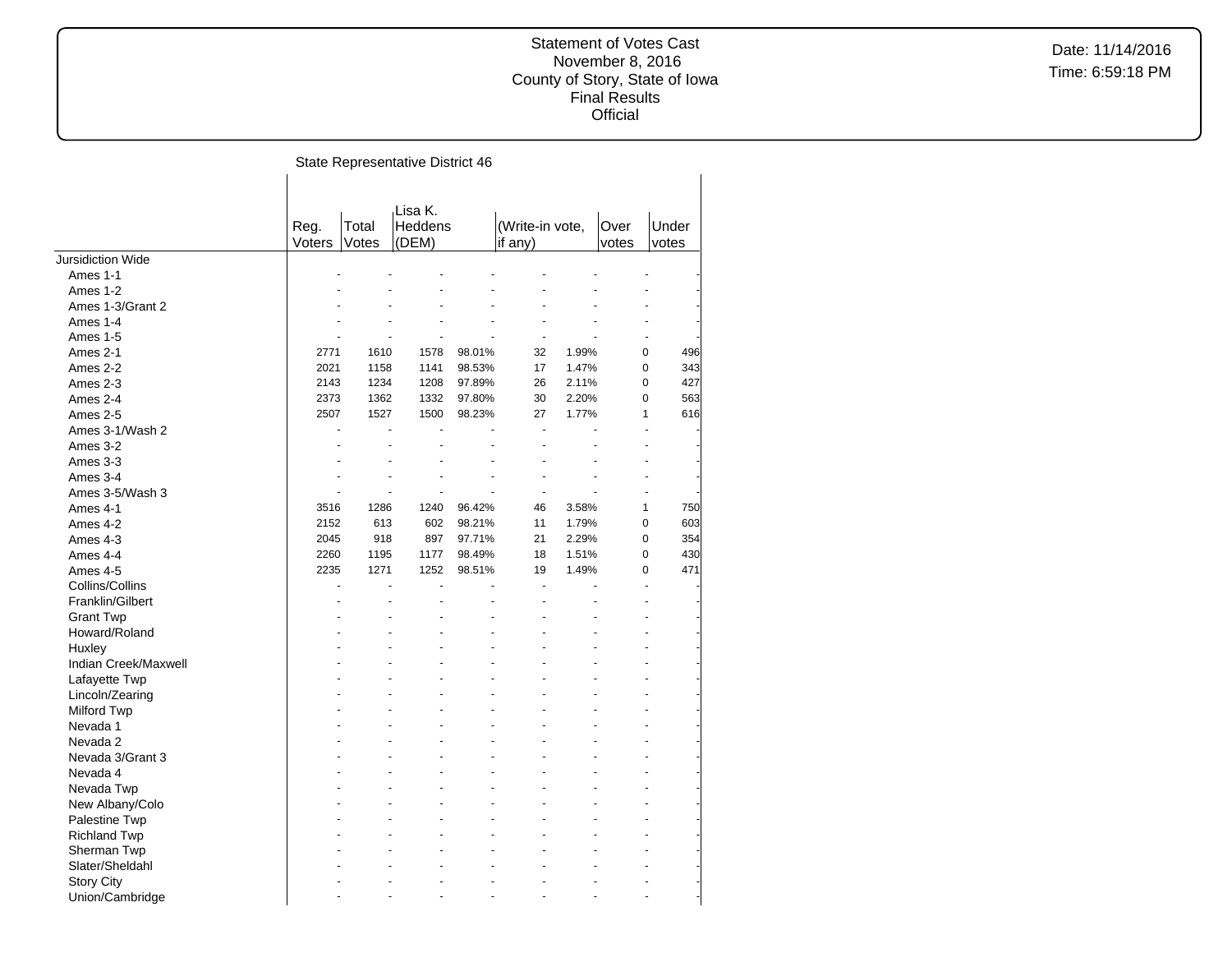Statement of Votes Cast
November 8, 2016
County of Story, State of Iowa
Final Results
Official

Date: 11/14/2016
Time: 6:59:18 PM

## State Representative District 46

| | Reg. Voters | Total Votes | Lisa K. Heddens (DEM) | | (Write-in vote, if any) | | Over votes | Under votes |
|---|---|---|---|---|---|---|---|---|
| Jursidiction Wide | | | | | | | | |
| Ames 1-1 | - | - | - | - | - | - | - | - |
| Ames 1-2 | - | - | - | - | - | - | - | - |
| Ames 1-3/Grant 2 | - | - | - | - | - | - | - | - |
| Ames 1-4 | - | - | - | - | - | - | - | - |
| Ames 1-5 | - | - | - | - | - | - | - | - |
| Ames 2-1 | 2771 | 1610 | 1578 | 98.01% | 32 | 1.99% | 0 | 496 |
| Ames 2-2 | 2021 | 1158 | 1141 | 98.53% | 17 | 1.47% | 0 | 343 |
| Ames 2-3 | 2143 | 1234 | 1208 | 97.89% | 26 | 2.11% | 0 | 427 |
| Ames 2-4 | 2373 | 1362 | 1332 | 97.80% | 30 | 2.20% | 0 | 563 |
| Ames 2-5 | 2507 | 1527 | 1500 | 98.23% | 27 | 1.77% | 1 | 616 |
| Ames 3-1/Wash 2 | - | - | - | - | - | - | - | - |
| Ames 3-2 | - | - | - | - | - | - | - | - |
| Ames 3-3 | - | - | - | - | - | - | - | - |
| Ames 3-4 | - | - | - | - | - | - | - | - |
| Ames 3-5/Wash 3 | - | - | - | - | - | - | - | - |
| Ames 4-1 | 3516 | 1286 | 1240 | 96.42% | 46 | 3.58% | 1 | 750 |
| Ames 4-2 | 2152 | 613 | 602 | 98.21% | 11 | 1.79% | 0 | 603 |
| Ames 4-3 | 2045 | 918 | 897 | 97.71% | 21 | 2.29% | 0 | 354 |
| Ames 4-4 | 2260 | 1195 | 1177 | 98.49% | 18 | 1.51% | 0 | 430 |
| Ames 4-5 | 2235 | 1271 | 1252 | 98.51% | 19 | 1.49% | 0 | 471 |
| Collins/Collins | - | - | - | - | - | - | - | - |
| Franklin/Gilbert | - | - | - | - | - | - | - | - |
| Grant Twp | - | - | - | - | - | - | - | - |
| Howard/Roland | - | - | - | - | - | - | - | - |
| Huxley | - | - | - | - | - | - | - | - |
| Indian Creek/Maxwell | - | - | - | - | - | - | - | - |
| Lafayette Twp | - | - | - | - | - | - | - | - |
| Lincoln/Zearing | - | - | - | - | - | - | - | - |
| Milford Twp | - | - | - | - | - | - | - | - |
| Nevada 1 | - | - | - | - | - | - | - | - |
| Nevada 2 | - | - | - | - | - | - | - | - |
| Nevada 3/Grant 3 | - | - | - | - | - | - | - | - |
| Nevada 4 | - | - | - | - | - | - | - | - |
| Nevada Twp | - | - | - | - | - | - | - | - |
| New Albany/Colo | - | - | - | - | - | - | - | - |
| Palestine Twp | - | - | - | - | - | - | - | - |
| Richland Twp | - | - | - | - | - | - | - | - |
| Sherman Twp | - | - | - | - | - | - | - | - |
| Slater/Sheldahl | - | - | - | - | - | - | - | - |
| Story City | - | - | - | - | - | - | - | - |
| Union/Cambridge | - | - | - | - | - | - | - | - |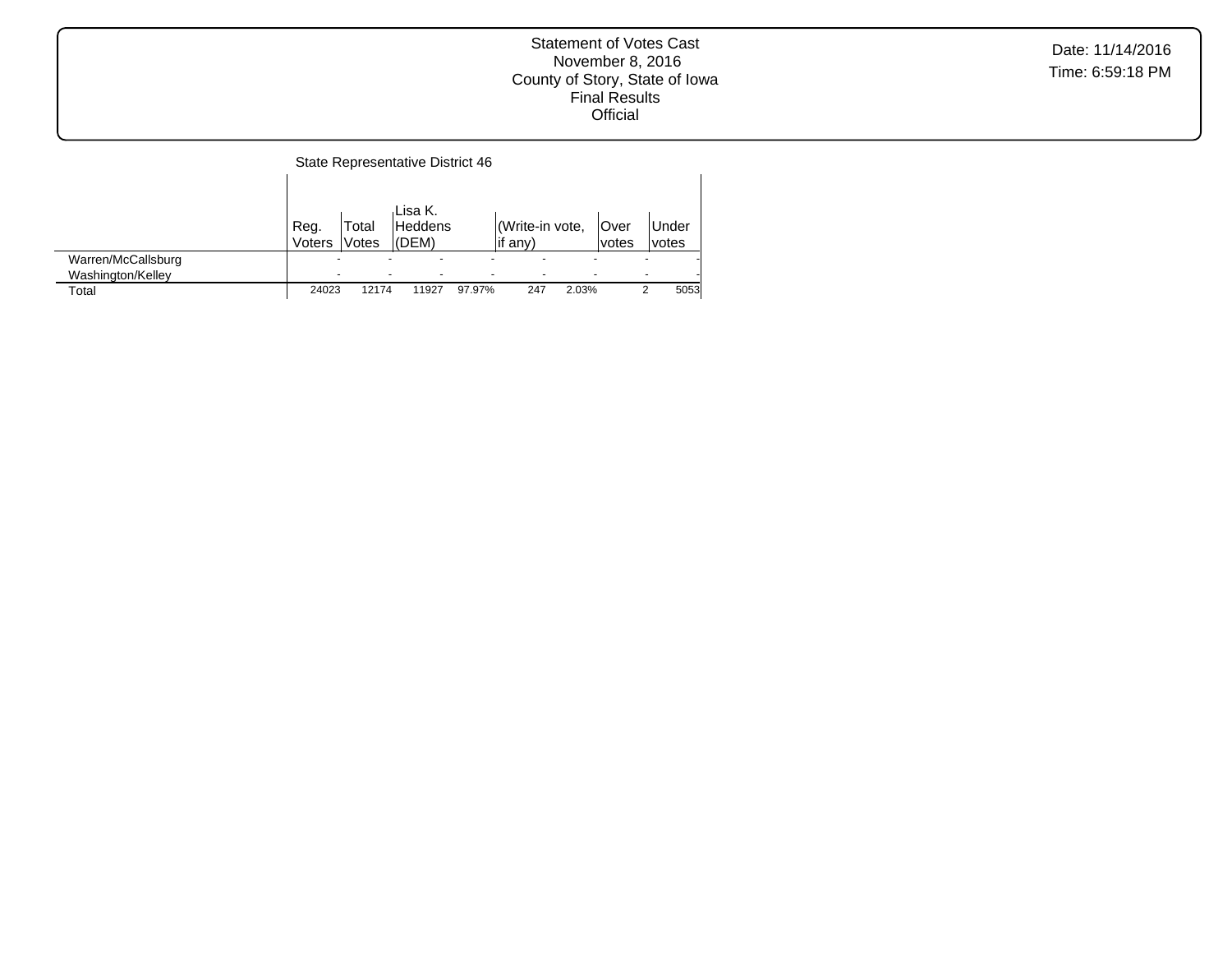Statement of Votes Cast
November 8, 2016
County of Story, State of Iowa
Final Results
Official

Date: 11/14/2016
Time: 6:59:18 PM

State Representative District 46

| | Reg. Voters | Total Votes | Lisa K. Heddens (DEM) | | (Write-in vote, if any) | | Over votes | Under votes |
|---|---|---|---|---|---|---|---|---|
| Warren/McCallsburg | - | - | - | - | - | - | - | - |
| Washington/Kelley | - | - | - | - | - | - | - | - |
| Total | 24023 | 12174 | 11927 | 97.97% | 247 | 2.03% | 2 | 5053 |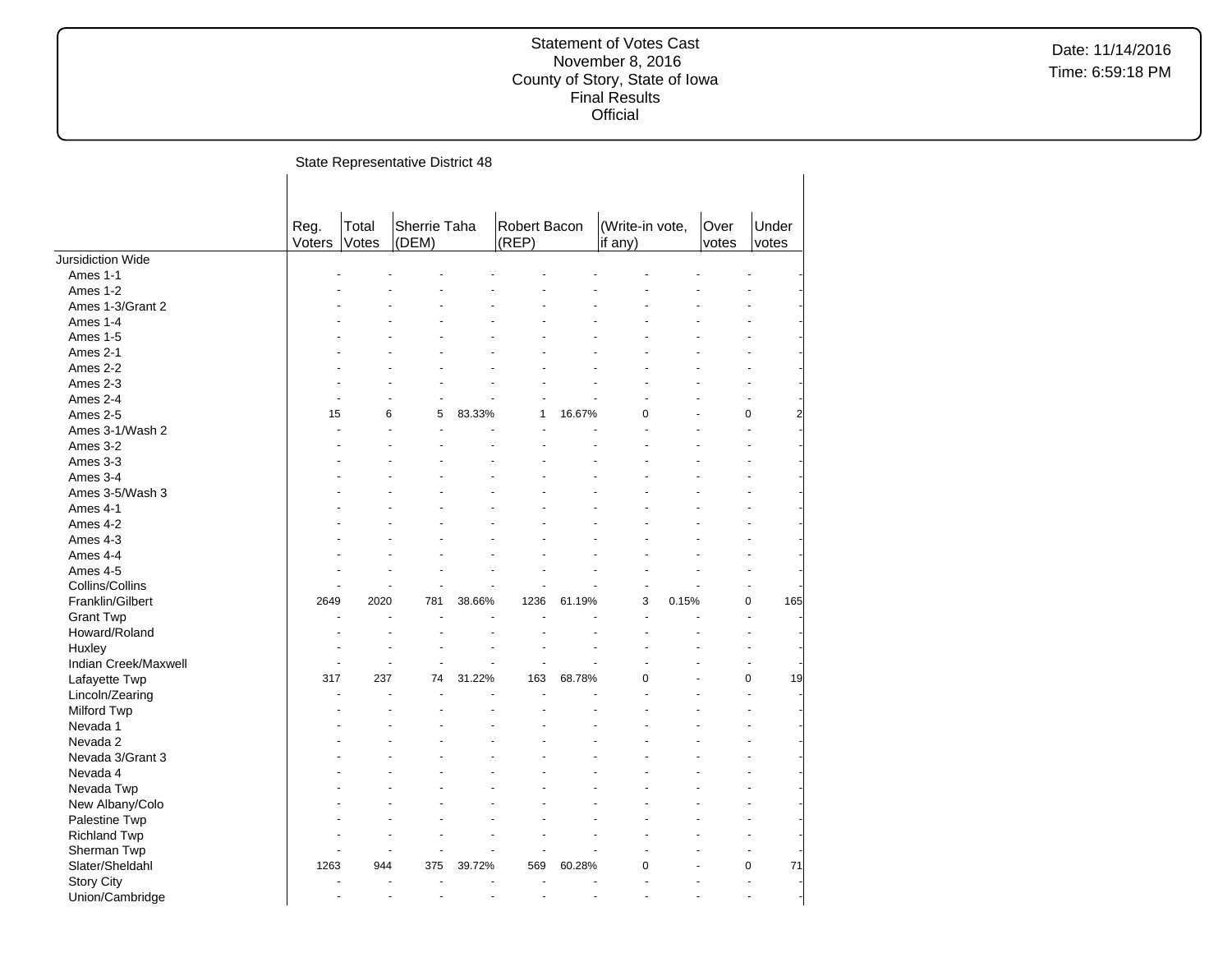Statement of Votes Cast
November 8, 2016
County of Story, State of Iowa
Final Results
Official

Date: 11/14/2016
Time: 6:59:18 PM

## State Representative District 48

| | Reg. Voters | Total Votes | Sherrie Taha (DEM) | | Robert Bacon (REP) | | (Write-in vote, if any) | | Over votes | Under votes |
|---|---|---|---|---|---|---|---|---|---|---|
| Jursidiction Wide | | | | | | | | | | |
| Ames 1-1 | - | - | - | - | - | - | - | - | - | - |
| Ames 1-2 | - | - | - | - | - | - | - | - | - | - |
| Ames 1-3/Grant 2 | - | - | - | - | - | - | - | - | - | - |
| Ames 1-4 | - | - | - | - | - | - | - | - | - | - |
| Ames 1-5 | - | - | - | - | - | - | - | - | - | - |
| Ames 2-1 | - | - | - | - | - | - | - | - | - | - |
| Ames 2-2 | - | - | - | - | - | - | - | - | - | - |
| Ames 2-3 | - | - | - | - | - | - | - | - | - | - |
| Ames 2-4 | - | - | - | - | - | - | - | - | - | - |
| Ames 2-5 | 15 | 6 | 5 | 83.33% | 1 | 16.67% | 0 | - | 0 | 2 |
| Ames 3-1/Wash 2 | - | - | - | - | - | - | - | - | - | - |
| Ames 3-2 | - | - | - | - | - | - | - | - | - | - |
| Ames 3-3 | - | - | - | - | - | - | - | - | - | - |
| Ames 3-4 | - | - | - | - | - | - | - | - | - | - |
| Ames 3-5/Wash 3 | - | - | - | - | - | - | - | - | - | - |
| Ames 4-1 | - | - | - | - | - | - | - | - | - | - |
| Ames 4-2 | - | - | - | - | - | - | - | - | - | - |
| Ames 4-3 | - | - | - | - | - | - | - | - | - | - |
| Ames 4-4 | - | - | - | - | - | - | - | - | - | - |
| Ames 4-5 | - | - | - | - | - | - | - | - | - | - |
| Collins/Collins | - | - | - | - | - | - | - | - | - | - |
| Franklin/Gilbert | 2649 | 2020 | 781 | 38.66% | 1236 | 61.19% | 3 | 0.15% | 0 | 165 |
| Grant Twp | - | - | - | - | - | - | - | - | - | - |
| Howard/Roland | - | - | - | - | - | - | - | - | - | - |
| Huxley | - | - | - | - | - | - | - | - | - | - |
| Indian Creek/Maxwell | - | - | - | - | - | - | - | - | - | - |
| Lafayette Twp | 317 | 237 | 74 | 31.22% | 163 | 68.78% | 0 | - | 0 | 19 |
| Lincoln/Zearing | - | - | - | - | - | - | - | - | - | - |
| Milford Twp | - | - | - | - | - | - | - | - | - | - |
| Nevada 1 | - | - | - | - | - | - | - | - | - | - |
| Nevada 2 | - | - | - | - | - | - | - | - | - | - |
| Nevada 3/Grant 3 | - | - | - | - | - | - | - | - | - | - |
| Nevada 4 | - | - | - | - | - | - | - | - | - | - |
| Nevada Twp | - | - | - | - | - | - | - | - | - | - |
| New Albany/Colo | - | - | - | - | - | - | - | - | - | - |
| Palestine Twp | - | - | - | - | - | - | - | - | - | - |
| Richland Twp | - | - | - | - | - | - | - | - | - | - |
| Sherman Twp | - | - | - | - | - | - | - | - | - | - |
| Slater/Sheldahl | 1263 | 944 | 375 | 39.72% | 569 | 60.28% | 0 | - | 0 | 71 |
| Story City | - | - | - | - | - | - | - | - | - | - |
| Union/Cambridge | - | - | - | - | - | - | - | - | - | - |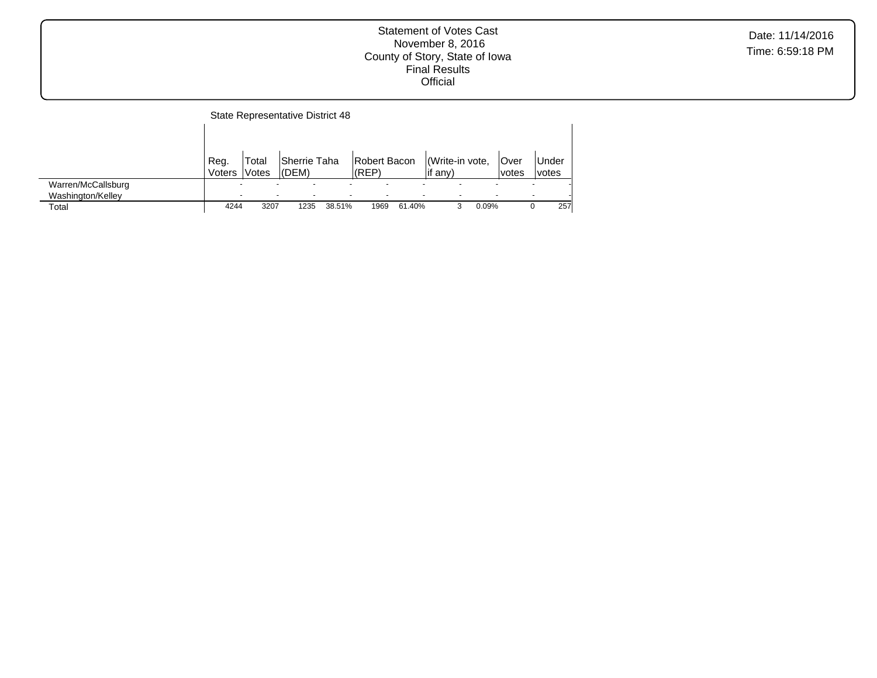Statement of Votes Cast
November 8, 2016
County of Story, State of Iowa
Final Results
Official

Date: 11/14/2016
Time: 6:59:18 PM

## State Representative District 48

| | Reg. Voters | Total Votes | Sherrie Taha (DEM) | | Robert Bacon (REP) | | (Write-in vote, if any) | | Over votes | Under votes |
|---|---|---|---|---|---|---|---|---|---|---|
| Warren/McCallsburg | - | - | - | - | - | - | - | - | - | - |
| Washington/Kelley | - | - | - | - | - | - | - | - | - | - |
| Total | 4244 | 3207 | 1235 | 38.51% | 1969 | 61.40% | 3 | 0.09% | 0 | 257 |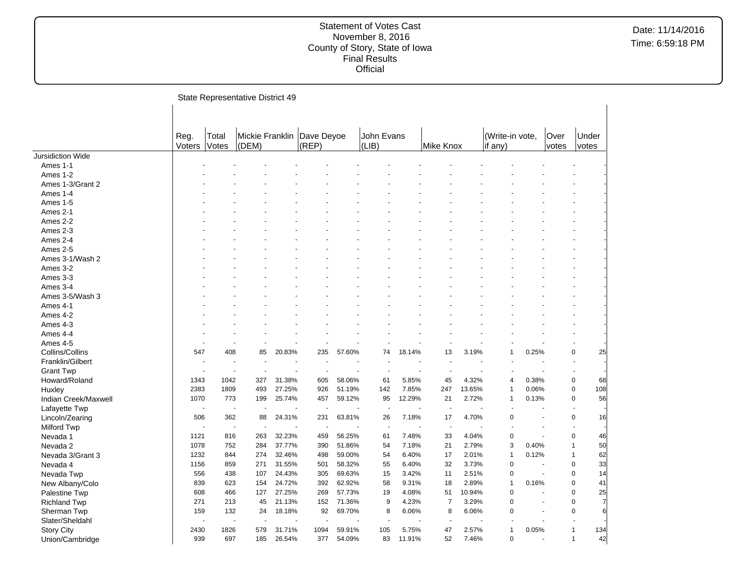Statement of Votes Cast
November 8, 2016
County of Story, State of Iowa
Final Results
Official

Date: 11/14/2016
Time: 6:59:18 PM

## State Representative District 49

| | Reg. Voters | Total Votes | Mickie Franklin (DEM) | | Dave Deyoe (REP) | | John Evans (LIB) | | Mike Knox | | (Write-in vote, if any) | | Over votes | Under votes |
|---|---|---|---|---|---|---|---|---|---|---|---|---|---|---|
| Jursidiction Wide | | | | | | | | | | | | | | |
| Ames 1-1 | - | - | - | - | - | - | - | - | - | - | - | - | - | - |
| Ames 1-2 | - | - | - | - | - | - | - | - | - | - | - | - | - | - |
| Ames 1-3/Grant 2 | - | - | - | - | - | - | - | - | - | - | - | - | - | - |
| Ames 1-4 | - | - | - | - | - | - | - | - | - | - | - | - | - | - |
| Ames 1-5 | - | - | - | - | - | - | - | - | - | - | - | - | - | - |
| Ames 2-1 | - | - | - | - | - | - | - | - | - | - | - | - | - | - |
| Ames 2-2 | - | - | - | - | - | - | - | - | - | - | - | - | - | - |
| Ames 2-3 | - | - | - | - | - | - | - | - | - | - | - | - | - | - |
| Ames 2-4 | - | - | - | - | - | - | - | - | - | - | - | - | - | - |
| Ames 2-5 | - | - | - | - | - | - | - | - | - | - | - | - | - | - |
| Ames 3-1/Wash 2 | - | - | - | - | - | - | - | - | - | - | - | - | - | - |
| Ames 3-2 | - | - | - | - | - | - | - | - | - | - | - | - | - | - |
| Ames 3-3 | - | - | - | - | - | - | - | - | - | - | - | - | - | - |
| Ames 3-4 | - | - | - | - | - | - | - | - | - | - | - | - | - | - |
| Ames 3-5/Wash 3 | - | - | - | - | - | - | - | - | - | - | - | - | - | - |
| Ames 4-1 | - | - | - | - | - | - | - | - | - | - | - | - | - | - |
| Ames 4-2 | - | - | - | - | - | - | - | - | - | - | - | - | - | - |
| Ames 4-3 | - | - | - | - | - | - | - | - | - | - | - | - | - | - |
| Ames 4-4 | - | - | - | - | - | - | - | - | - | - | - | - | - | - |
| Ames 4-5 | - | - | - | - | - | - | - | - | - | - | - | - | - | - |
| Collins/Collins | 547 | 408 | 85 | 20.83% | 235 | 57.60% | 74 | 18.14% | 13 | 3.19% | 1 | 0.25% | 0 | 25 |
| Franklin/Gilbert | - | - | - | - | - | - | - | - | - | - | - | - | - | - |
| Grant Twp | - | - | - | - | - | - | - | - | - | - | - | - | - | - |
| Howard/Roland | 1343 | 1042 | 327 | 31.38% | 605 | 58.06% | 61 | 5.85% | 45 | 4.32% | 4 | 0.38% | 0 | 68 |
| Huxley | 2383 | 1809 | 493 | 27.25% | 926 | 51.19% | 142 | 7.85% | 247 | 13.65% | 1 | 0.06% | 0 | 108 |
| Indian Creek/Maxwell | 1070 | 773 | 199 | 25.74% | 457 | 59.12% | 95 | 12.29% | 21 | 2.72% | 1 | 0.13% | 0 | 56 |
| Lafayette Twp | - | - | - | - | - | - | - | - | - | - | - | - | - | - |
| Lincoln/Zearing | 506 | 362 | 88 | 24.31% | 231 | 63.81% | 26 | 7.18% | 17 | 4.70% | 0 | - | 0 | 16 |
| Milford Twp | - | - | - | - | - | - | - | - | - | - | - | - | - | - |
| Nevada 1 | 1121 | 816 | 263 | 32.23% | 459 | 56.25% | 61 | 7.48% | 33 | 4.04% | 0 | - | 0 | 46 |
| Nevada 2 | 1078 | 752 | 284 | 37.77% | 390 | 51.86% | 54 | 7.18% | 21 | 2.79% | 3 | 0.40% | 1 | 50 |
| Nevada 3/Grant 3 | 1232 | 844 | 274 | 32.46% | 498 | 59.00% | 54 | 6.40% | 17 | 2.01% | 1 | 0.12% | 1 | 62 |
| Nevada 4 | 1156 | 859 | 271 | 31.55% | 501 | 58.32% | 55 | 6.40% | 32 | 3.73% | 0 | - | 0 | 33 |
| Nevada Twp | 556 | 438 | 107 | 24.43% | 305 | 69.63% | 15 | 3.42% | 11 | 2.51% | 0 | - | 0 | 14 |
| New Albany/Colo | 839 | 623 | 154 | 24.72% | 392 | 62.92% | 58 | 9.31% | 18 | 2.89% | 1 | 0.16% | 0 | 41 |
| Palestine Twp | 608 | 466 | 127 | 27.25% | 269 | 57.73% | 19 | 4.08% | 51 | 10.94% | 0 | - | 0 | 25 |
| Richland Twp | 271 | 213 | 45 | 21.13% | 152 | 71.36% | 9 | 4.23% | 7 | 3.29% | 0 | - | 0 | 7 |
| Sherman Twp | 159 | 132 | 24 | 18.18% | 92 | 69.70% | 8 | 6.06% | 8 | 6.06% | 0 | - | 0 | 6 |
| Slater/Sheldahl | - | - | - | - | - | - | - | - | - | - | - | - | - | - |
| Story City | 2430 | 1826 | 579 | 31.71% | 1094 | 59.91% | 105 | 5.75% | 47 | 2.57% | 1 | 0.05% | 1 | 134 |
| Union/Cambridge | 939 | 697 | 185 | 26.54% | 377 | 54.09% | 83 | 11.91% | 52 | 7.46% | 0 | - | 1 | 42 |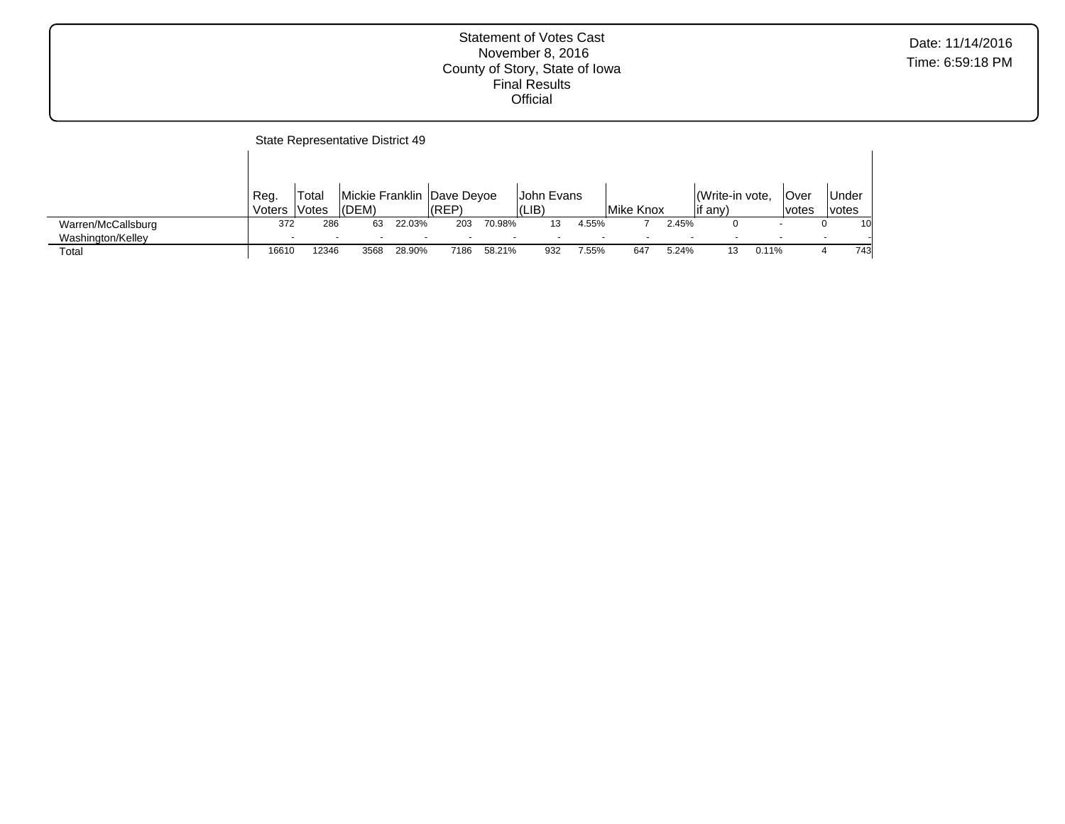Statement of Votes Cast
November 8, 2016
County of Story, State of Iowa
Final Results
Official

Date: 11/14/2016
Time: 6:59:18 PM

State Representative District 49

| | Reg. Voters | Total Votes | Mickie Franklin (DEM) | | Dave Deyoe (REP) | | John Evans (LIB) | | Mike Knox | | (Write-in vote, if any) | | Over votes | Under votes |
|---|---|---|---|---|---|---|---|---|---|---|---|---|---|---|
| Warren/McCallsburg | 372 | 286 | 63 | 22.03% | 203 | 70.98% | 13 | 4.55% | 7 | 2.45% | 0 | - | 0 | 10 |
| Washington/Kelley | - | - | - | - | - | - | - | - | - | - | - | - | - | - |
| Total | 16610 | 12346 | 3568 | 28.90% | 7186 | 58.21% | 932 | 7.55% | 647 | 5.24% | 13 | 0.11% | 4 | 743 |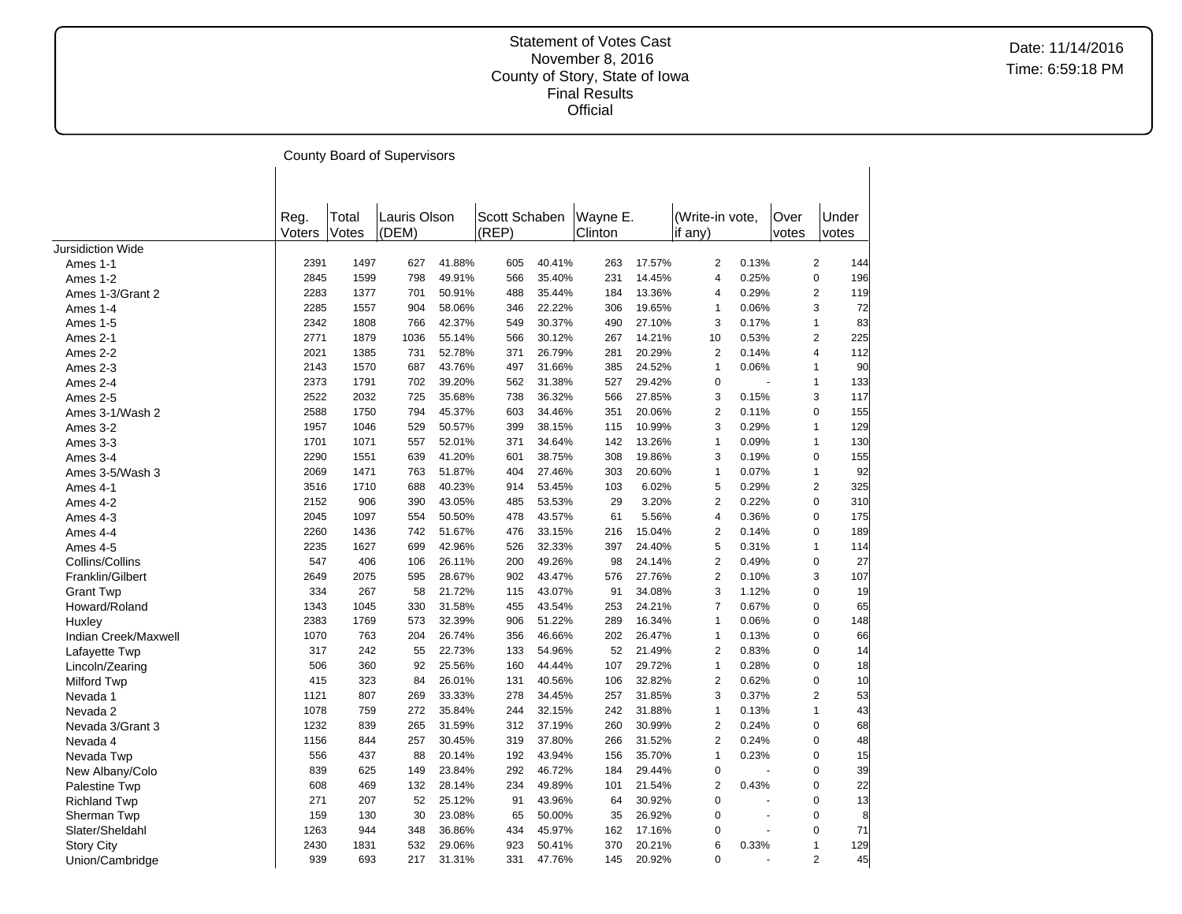Statement of Votes Cast
November 8, 2016
County of Story, State of Iowa
Final Results
Official

Date: 11/14/2016
Time: 6:59:18 PM

County Board of Supervisors

| | Reg. Voters | Total Votes | Lauris Olson (DEM) | | Scott Schaben (REP) | | Wayne E. Clinton | | (Write-in vote, if any) | | Over votes | Under votes |
|---|---|---|---|---|---|---|---|---|---|---|---|---|
| Jursidiction Wide | | | | | | | | | | | | |
| Ames 1-1 | 2391 | 1497 | 627 | 41.88% | 605 | 40.41% | 263 | 17.57% | 2 | 0.13% | 2 | 144 |
| Ames 1-2 | 2845 | 1599 | 798 | 49.91% | 566 | 35.40% | 231 | 14.45% | 4 | 0.25% | 0 | 196 |
| Ames 1-3/Grant 2 | 2283 | 1377 | 701 | 50.91% | 488 | 35.44% | 184 | 13.36% | 4 | 0.29% | 2 | 119 |
| Ames 1-4 | 2285 | 1557 | 904 | 58.06% | 346 | 22.22% | 306 | 19.65% | 1 | 0.06% | 3 | 72 |
| Ames 1-5 | 2342 | 1808 | 766 | 42.37% | 549 | 30.37% | 490 | 27.10% | 3 | 0.17% | 1 | 83 |
| Ames 2-1 | 2771 | 1879 | 1036 | 55.14% | 566 | 30.12% | 267 | 14.21% | 10 | 0.53% | 2 | 225 |
| Ames 2-2 | 2021 | 1385 | 731 | 52.78% | 371 | 26.79% | 281 | 20.29% | 2 | 0.14% | 4 | 112 |
| Ames 2-3 | 2143 | 1570 | 687 | 43.76% | 497 | 31.66% | 385 | 24.52% | 1 | 0.06% | 1 | 90 |
| Ames 2-4 | 2373 | 1791 | 702 | 39.20% | 562 | 31.38% | 527 | 29.42% | 0 | - | 1 | 133 |
| Ames 2-5 | 2522 | 2032 | 725 | 35.68% | 738 | 36.32% | 566 | 27.85% | 3 | 0.15% | 3 | 117 |
| Ames 3-1/Wash 2 | 2588 | 1750 | 794 | 45.37% | 603 | 34.46% | 351 | 20.06% | 2 | 0.11% | 0 | 155 |
| Ames 3-2 | 1957 | 1046 | 529 | 50.57% | 399 | 38.15% | 115 | 10.99% | 3 | 0.29% | 1 | 129 |
| Ames 3-3 | 1701 | 1071 | 557 | 52.01% | 371 | 34.64% | 142 | 13.26% | 1 | 0.09% | 1 | 130 |
| Ames 3-4 | 2290 | 1551 | 639 | 41.20% | 601 | 38.75% | 308 | 19.86% | 3 | 0.19% | 0 | 155 |
| Ames 3-5/Wash 3 | 2069 | 1471 | 763 | 51.87% | 404 | 27.46% | 303 | 20.60% | 1 | 0.07% | 1 | 92 |
| Ames 4-1 | 3516 | 1710 | 688 | 40.23% | 914 | 53.45% | 103 | 6.02% | 5 | 0.29% | 2 | 325 |
| Ames 4-2 | 2152 | 906 | 390 | 43.05% | 485 | 53.53% | 29 | 3.20% | 2 | 0.22% | 0 | 310 |
| Ames 4-3 | 2045 | 1097 | 554 | 50.50% | 478 | 43.57% | 61 | 5.56% | 4 | 0.36% | 0 | 175 |
| Ames 4-4 | 2260 | 1436 | 742 | 51.67% | 476 | 33.15% | 216 | 15.04% | 2 | 0.14% | 0 | 189 |
| Ames 4-5 | 2235 | 1627 | 699 | 42.96% | 526 | 32.33% | 397 | 24.40% | 5 | 0.31% | 1 | 114 |
| Collins/Collins | 547 | 406 | 106 | 26.11% | 200 | 49.26% | 98 | 24.14% | 2 | 0.49% | 0 | 27 |
| Franklin/Gilbert | 2649 | 2075 | 595 | 28.67% | 902 | 43.47% | 576 | 27.76% | 2 | 0.10% | 3 | 107 |
| Grant Twp | 334 | 267 | 58 | 21.72% | 115 | 43.07% | 91 | 34.08% | 3 | 1.12% | 0 | 19 |
| Howard/Roland | 1343 | 1045 | 330 | 31.58% | 455 | 43.54% | 253 | 24.21% | 7 | 0.67% | 0 | 65 |
| Huxley | 2383 | 1769 | 573 | 32.39% | 906 | 51.22% | 289 | 16.34% | 1 | 0.06% | 0 | 148 |
| Indian Creek/Maxwell | 1070 | 763 | 204 | 26.74% | 356 | 46.66% | 202 | 26.47% | 1 | 0.13% | 0 | 66 |
| Lafayette Twp | 317 | 242 | 55 | 22.73% | 133 | 54.96% | 52 | 21.49% | 2 | 0.83% | 0 | 14 |
| Lincoln/Zearing | 506 | 360 | 92 | 25.56% | 160 | 44.44% | 107 | 29.72% | 1 | 0.28% | 0 | 18 |
| Milford Twp | 415 | 323 | 84 | 26.01% | 131 | 40.56% | 106 | 32.82% | 2 | 0.62% | 0 | 10 |
| Nevada 1 | 1121 | 807 | 269 | 33.33% | 278 | 34.45% | 257 | 31.85% | 3 | 0.37% | 2 | 53 |
| Nevada 2 | 1078 | 759 | 272 | 35.84% | 244 | 32.15% | 242 | 31.88% | 1 | 0.13% | 1 | 43 |
| Nevada 3/Grant 3 | 1232 | 839 | 265 | 31.59% | 312 | 37.19% | 260 | 30.99% | 2 | 0.24% | 0 | 68 |
| Nevada 4 | 1156 | 844 | 257 | 30.45% | 319 | 37.80% | 266 | 31.52% | 2 | 0.24% | 0 | 48 |
| Nevada Twp | 556 | 437 | 88 | 20.14% | 192 | 43.94% | 156 | 35.70% | 1 | 0.23% | 0 | 15 |
| New Albany/Colo | 839 | 625 | 149 | 23.84% | 292 | 46.72% | 184 | 29.44% | 0 | - | 0 | 39 |
| Palestine Twp | 608 | 469 | 132 | 28.14% | 234 | 49.89% | 101 | 21.54% | 2 | 0.43% | 0 | 22 |
| Richland Twp | 271 | 207 | 52 | 25.12% | 91 | 43.96% | 64 | 30.92% | 0 | - | 0 | 13 |
| Sherman Twp | 159 | 130 | 30 | 23.08% | 65 | 50.00% | 35 | 26.92% | 0 | - | 0 | 8 |
| Slater/Sheldahl | 1263 | 944 | 348 | 36.86% | 434 | 45.97% | 162 | 17.16% | 0 | - | 0 | 71 |
| Story City | 2430 | 1831 | 532 | 29.06% | 923 | 50.41% | 370 | 20.21% | 6 | 0.33% | 1 | 129 |
| Union/Cambridge | 939 | 693 | 217 | 31.31% | 331 | 47.76% | 145 | 20.92% | 0 | - | 2 | 45 |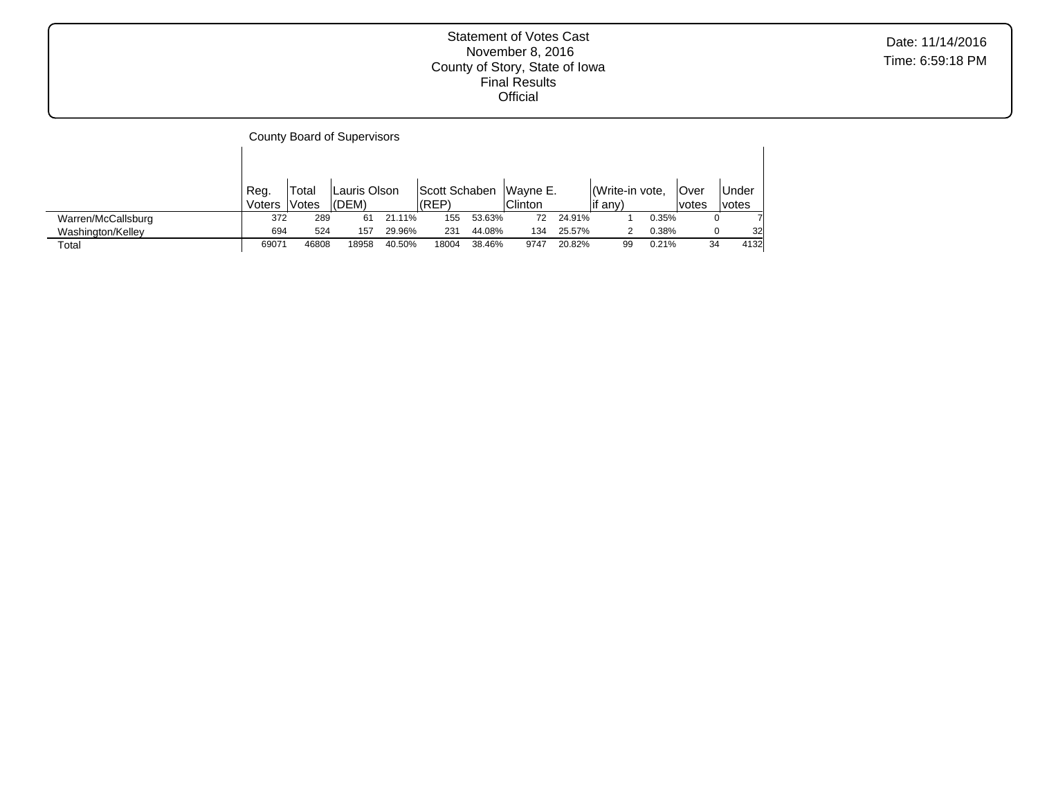Statement of Votes Cast
November 8, 2016
County of Story, State of Iowa
Final Results
Official

Date: 11/14/2016
Time: 6:59:18 PM

## County Board of Supervisors

| | Reg. Voters | Total Votes | Lauris Olson (DEM) | | Scott Schaben (REP) | | Wayne E. Clinton | | (Write-in vote, if any) | | Over votes | Under votes |
|---|---|---|---|---|---|---|---|---|---|---|---|---|
| Warren/McCallsburg | 372 | 289 | 61 | 21.11% | 155 | 53.63% | 72 | 24.91% | 1 | 0.35% | 0 | 7 |
| Washington/Kelley | 694 | 524 | 157 | 29.96% | 231 | 44.08% | 134 | 25.57% | 2 | 0.38% | 0 | 32 |
| Total | 69071 | 46808 | 18958 | 40.50% | 18004 | 38.46% | 9747 | 20.82% | 99 | 0.21% | 34 | 4132 |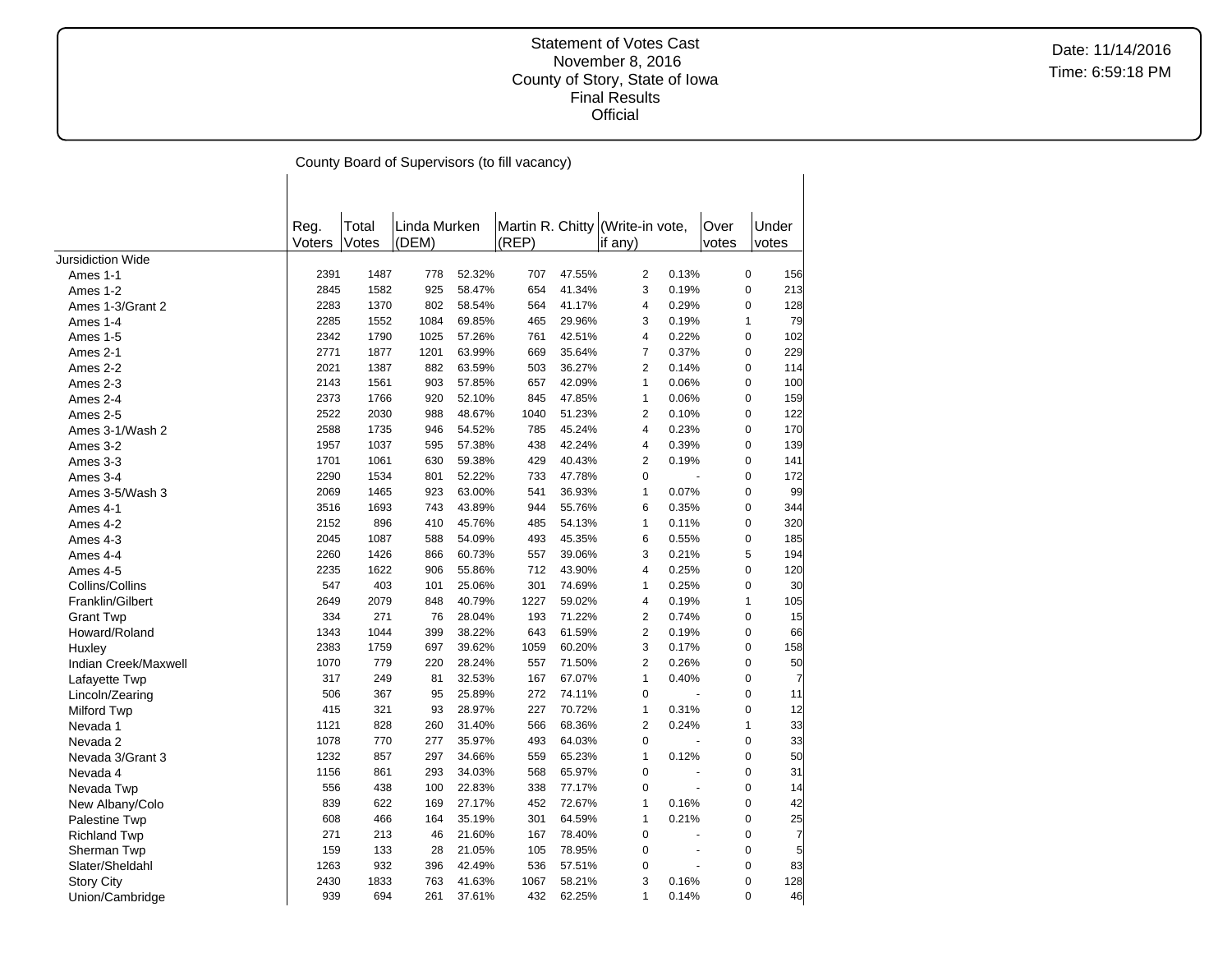Statement of Votes Cast
November 8, 2016
County of Story, State of Iowa
Final Results
Official

Date: 11/14/2016
Time: 6:59:18 PM

County Board of Supervisors (to fill vacancy)

| | Reg. Voters | Total Votes | Linda Murken (DEM) | | Martin R. Chitty (REP) | | (Write-in vote, if any) | | Over votes | Under votes |
|---|---|---|---|---|---|---|---|---|---|---|
| Jursidiction Wide | | | | | | | | | | |
| Ames 1-1 | 2391 | 1487 | 778 | 52.32% | 707 | 47.55% | 2 | 0.13% | 0 | 156 |
| Ames 1-2 | 2845 | 1582 | 925 | 58.47% | 654 | 41.34% | 3 | 0.19% | 0 | 213 |
| Ames 1-3/Grant 2 | 2283 | 1370 | 802 | 58.54% | 564 | 41.17% | 4 | 0.29% | 0 | 128 |
| Ames 1-4 | 2285 | 1552 | 1084 | 69.85% | 465 | 29.96% | 3 | 0.19% | 1 | 79 |
| Ames 1-5 | 2342 | 1790 | 1025 | 57.26% | 761 | 42.51% | 4 | 0.22% | 0 | 102 |
| Ames 2-1 | 2771 | 1877 | 1201 | 63.99% | 669 | 35.64% | 7 | 0.37% | 0 | 229 |
| Ames 2-2 | 2021 | 1387 | 882 | 63.59% | 503 | 36.27% | 2 | 0.14% | 0 | 114 |
| Ames 2-3 | 2143 | 1561 | 903 | 57.85% | 657 | 42.09% | 1 | 0.06% | 0 | 100 |
| Ames 2-4 | 2373 | 1766 | 920 | 52.10% | 845 | 47.85% | 1 | 0.06% | 0 | 159 |
| Ames 2-5 | 2522 | 2030 | 988 | 48.67% | 1040 | 51.23% | 2 | 0.10% | 0 | 122 |
| Ames 3-1/Wash 2 | 2588 | 1735 | 946 | 54.52% | 785 | 45.24% | 4 | 0.23% | 0 | 170 |
| Ames 3-2 | 1957 | 1037 | 595 | 57.38% | 438 | 42.24% | 4 | 0.39% | 0 | 139 |
| Ames 3-3 | 1701 | 1061 | 630 | 59.38% | 429 | 40.43% | 2 | 0.19% | 0 | 141 |
| Ames 3-4 | 2290 | 1534 | 801 | 52.22% | 733 | 47.78% | 0 | - | 0 | 172 |
| Ames 3-5/Wash 3 | 2069 | 1465 | 923 | 63.00% | 541 | 36.93% | 1 | 0.07% | 0 | 99 |
| Ames 4-1 | 3516 | 1693 | 743 | 43.89% | 944 | 55.76% | 6 | 0.35% | 0 | 344 |
| Ames 4-2 | 2152 | 896 | 410 | 45.76% | 485 | 54.13% | 1 | 0.11% | 0 | 320 |
| Ames 4-3 | 2045 | 1087 | 588 | 54.09% | 493 | 45.35% | 6 | 0.55% | 0 | 185 |
| Ames 4-4 | 2260 | 1426 | 866 | 60.73% | 557 | 39.06% | 3 | 0.21% | 5 | 194 |
| Ames 4-5 | 2235 | 1622 | 906 | 55.86% | 712 | 43.90% | 4 | 0.25% | 0 | 120 |
| Collins/Collins | 547 | 403 | 101 | 25.06% | 301 | 74.69% | 1 | 0.25% | 0 | 30 |
| Franklin/Gilbert | 2649 | 2079 | 848 | 40.79% | 1227 | 59.02% | 4 | 0.19% | 1 | 105 |
| Grant Twp | 334 | 271 | 76 | 28.04% | 193 | 71.22% | 2 | 0.74% | 0 | 15 |
| Howard/Roland | 1343 | 1044 | 399 | 38.22% | 643 | 61.59% | 2 | 0.19% | 0 | 66 |
| Huxley | 2383 | 1759 | 697 | 39.62% | 1059 | 60.20% | 3 | 0.17% | 0 | 158 |
| Indian Creek/Maxwell | 1070 | 779 | 220 | 28.24% | 557 | 71.50% | 2 | 0.26% | 0 | 50 |
| Lafayette Twp | 317 | 249 | 81 | 32.53% | 167 | 67.07% | 1 | 0.40% | 0 | 7 |
| Lincoln/Zearing | 506 | 367 | 95 | 25.89% | 272 | 74.11% | 0 | - | 0 | 11 |
| Milford Twp | 415 | 321 | 93 | 28.97% | 227 | 70.72% | 1 | 0.31% | 0 | 12 |
| Nevada 1 | 1121 | 828 | 260 | 31.40% | 566 | 68.36% | 2 | 0.24% | 1 | 33 |
| Nevada 2 | 1078 | 770 | 277 | 35.97% | 493 | 64.03% | 0 | - | 0 | 33 |
| Nevada 3/Grant 3 | 1232 | 857 | 297 | 34.66% | 559 | 65.23% | 1 | 0.12% | 0 | 50 |
| Nevada 4 | 1156 | 861 | 293 | 34.03% | 568 | 65.97% | 0 | - | 0 | 31 |
| Nevada Twp | 556 | 438 | 100 | 22.83% | 338 | 77.17% | 0 | - | 0 | 14 |
| New Albany/Colo | 839 | 622 | 169 | 27.17% | 452 | 72.67% | 1 | 0.16% | 0 | 42 |
| Palestine Twp | 608 | 466 | 164 | 35.19% | 301 | 64.59% | 1 | 0.21% | 0 | 25 |
| Richland Twp | 271 | 213 | 46 | 21.60% | 167 | 78.40% | 0 | - | 0 | 7 |
| Sherman Twp | 159 | 133 | 28 | 21.05% | 105 | 78.95% | 0 | - | 0 | 5 |
| Slater/Sheldahl | 1263 | 932 | 396 | 42.49% | 536 | 57.51% | 0 | - | 0 | 83 |
| Story City | 2430 | 1833 | 763 | 41.63% | 1067 | 58.21% | 3 | 0.16% | 0 | 128 |
| Union/Cambridge | 939 | 694 | 261 | 37.61% | 432 | 62.25% | 1 | 0.14% | 0 | 46 |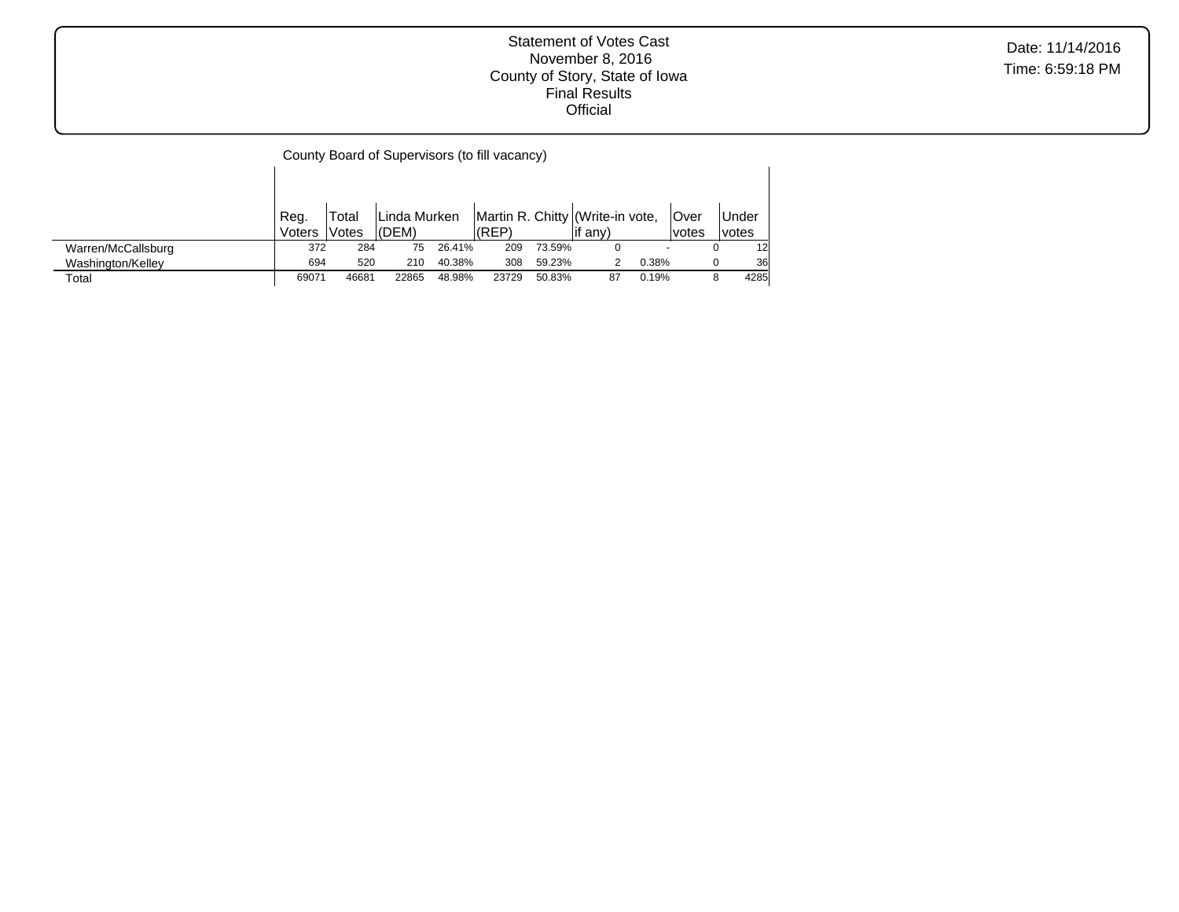Statement of Votes Cast
November 8, 2016
County of Story, State of Iowa
Final Results
Official

Date: 11/14/2016
Time: 6:59:18 PM

County Board of Supervisors (to fill vacancy)

| | Reg. Voters | Total Votes | Linda Murken (DEM) | | Martin R. Chitty (REP) | | (Write-in vote, if any) | | Over votes | Under votes |
|---|---|---|---|---|---|---|---|---|---|---|
| Warren/McCallsburg | 372 | 284 | 75 | 26.41% | 209 | 73.59% | 0 | - | 0 | 12 |
| Washington/Kelley | 694 | 520 | 210 | 40.38% | 308 | 59.23% | 2 | 0.38% | 0 | 36 |
| Total | 69071 | 46681 | 22865 | 48.98% | 23729 | 50.83% | 87 | 0.19% | 8 | 4285 |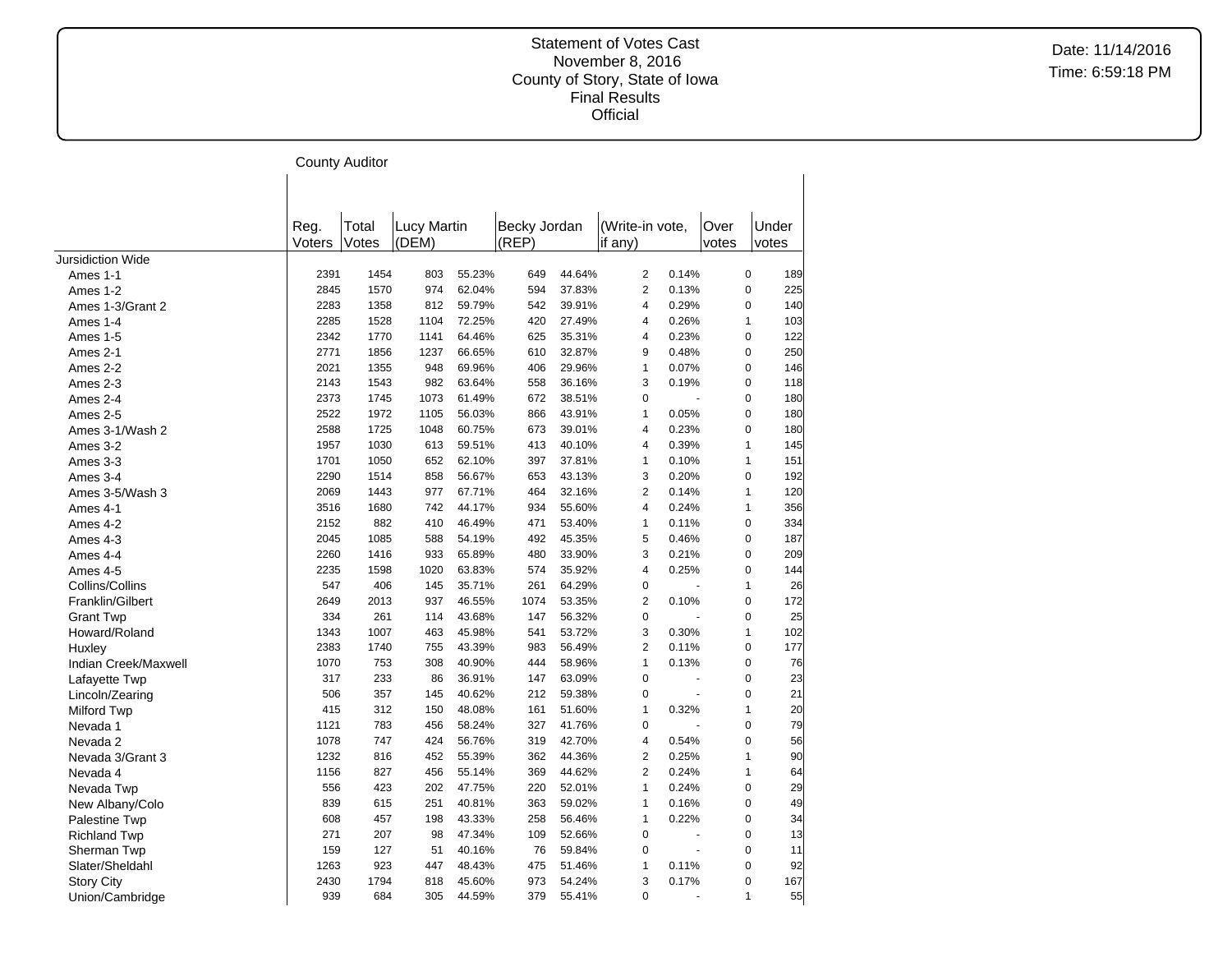Statement of Votes Cast
November 8, 2016
County of Story, State of Iowa
Final Results
Official

Date: 11/14/2016
Time: 6:59:18 PM

County Auditor

| | Reg. Voters | Total Votes | Lucy Martin (DEM) | | Becky Jordan (REP) | | (Write-in vote, if any) | | Over votes | Under votes |
|---|---|---|---|---|---|---|---|---|---|---|
| Jursidiction Wide | | | | | | | | | | |
| Ames 1-1 | 2391 | 1454 | 803 | 55.23% | 649 | 44.64% | 2 | 0.14% | 0 | 189 |
| Ames 1-2 | 2845 | 1570 | 974 | 62.04% | 594 | 37.83% | 2 | 0.13% | 0 | 225 |
| Ames 1-3/Grant 2 | 2283 | 1358 | 812 | 59.79% | 542 | 39.91% | 4 | 0.29% | 0 | 140 |
| Ames 1-4 | 2285 | 1528 | 1104 | 72.25% | 420 | 27.49% | 4 | 0.26% | 1 | 103 |
| Ames 1-5 | 2342 | 1770 | 1141 | 64.46% | 625 | 35.31% | 4 | 0.23% | 0 | 122 |
| Ames 2-1 | 2771 | 1856 | 1237 | 66.65% | 610 | 32.87% | 9 | 0.48% | 0 | 250 |
| Ames 2-2 | 2021 | 1355 | 948 | 69.96% | 406 | 29.96% | 1 | 0.07% | 0 | 146 |
| Ames 2-3 | 2143 | 1543 | 982 | 63.64% | 558 | 36.16% | 3 | 0.19% | 0 | 118 |
| Ames 2-4 | 2373 | 1745 | 1073 | 61.49% | 672 | 38.51% | 0 | - | 0 | 180 |
| Ames 2-5 | 2522 | 1972 | 1105 | 56.03% | 866 | 43.91% | 1 | 0.05% | 0 | 180 |
| Ames 3-1/Wash 2 | 2588 | 1725 | 1048 | 60.75% | 673 | 39.01% | 4 | 0.23% | 0 | 180 |
| Ames 3-2 | 1957 | 1030 | 613 | 59.51% | 413 | 40.10% | 4 | 0.39% | 1 | 145 |
| Ames 3-3 | 1701 | 1050 | 652 | 62.10% | 397 | 37.81% | 1 | 0.10% | 1 | 151 |
| Ames 3-4 | 2290 | 1514 | 858 | 56.67% | 653 | 43.13% | 3 | 0.20% | 0 | 192 |
| Ames 3-5/Wash 3 | 2069 | 1443 | 977 | 67.71% | 464 | 32.16% | 2 | 0.14% | 1 | 120 |
| Ames 4-1 | 3516 | 1680 | 742 | 44.17% | 934 | 55.60% | 4 | 0.24% | 1 | 356 |
| Ames 4-2 | 2152 | 882 | 410 | 46.49% | 471 | 53.40% | 1 | 0.11% | 0 | 334 |
| Ames 4-3 | 2045 | 1085 | 588 | 54.19% | 492 | 45.35% | 5 | 0.46% | 0 | 187 |
| Ames 4-4 | 2260 | 1416 | 933 | 65.89% | 480 | 33.90% | 3 | 0.21% | 0 | 209 |
| Ames 4-5 | 2235 | 1598 | 1020 | 63.83% | 574 | 35.92% | 4 | 0.25% | 0 | 144 |
| Collins/Collins | 547 | 406 | 145 | 35.71% | 261 | 64.29% | 0 | - | 1 | 26 |
| Franklin/Gilbert | 2649 | 2013 | 937 | 46.55% | 1074 | 53.35% | 2 | 0.10% | 0 | 172 |
| Grant Twp | 334 | 261 | 114 | 43.68% | 147 | 56.32% | 0 | - | 0 | 25 |
| Howard/Roland | 1343 | 1007 | 463 | 45.98% | 541 | 53.72% | 3 | 0.30% | 1 | 102 |
| Huxley | 2383 | 1740 | 755 | 43.39% | 983 | 56.49% | 2 | 0.11% | 0 | 177 |
| Indian Creek/Maxwell | 1070 | 753 | 308 | 40.90% | 444 | 58.96% | 1 | 0.13% | 0 | 76 |
| Lafayette Twp | 317 | 233 | 86 | 36.91% | 147 | 63.09% | 0 | - | 0 | 23 |
| Lincoln/Zearing | 506 | 357 | 145 | 40.62% | 212 | 59.38% | 0 | - | 0 | 21 |
| Milford Twp | 415 | 312 | 150 | 48.08% | 161 | 51.60% | 1 | 0.32% | 1 | 20 |
| Nevada 1 | 1121 | 783 | 456 | 58.24% | 327 | 41.76% | 0 | - | 0 | 79 |
| Nevada 2 | 1078 | 747 | 424 | 56.76% | 319 | 42.70% | 4 | 0.54% | 0 | 56 |
| Nevada 3/Grant 3 | 1232 | 816 | 452 | 55.39% | 362 | 44.36% | 2 | 0.25% | 1 | 90 |
| Nevada 4 | 1156 | 827 | 456 | 55.14% | 369 | 44.62% | 2 | 0.24% | 1 | 64 |
| Nevada Twp | 556 | 423 | 202 | 47.75% | 220 | 52.01% | 1 | 0.24% | 0 | 29 |
| New Albany/Colo | 839 | 615 | 251 | 40.81% | 363 | 59.02% | 1 | 0.16% | 0 | 49 |
| Palestine Twp | 608 | 457 | 198 | 43.33% | 258 | 56.46% | 1 | 0.22% | 0 | 34 |
| Richland Twp | 271 | 207 | 98 | 47.34% | 109 | 52.66% | 0 | - | 0 | 13 |
| Sherman Twp | 159 | 127 | 51 | 40.16% | 76 | 59.84% | 0 | - | 0 | 11 |
| Slater/Sheldahl | 1263 | 923 | 447 | 48.43% | 475 | 51.46% | 1 | 0.11% | 0 | 92 |
| Story City | 2430 | 1794 | 818 | 45.60% | 973 | 54.24% | 3 | 0.17% | 0 | 167 |
| Union/Cambridge | 939 | 684 | 305 | 44.59% | 379 | 55.41% | 0 | - | 1 | 55 |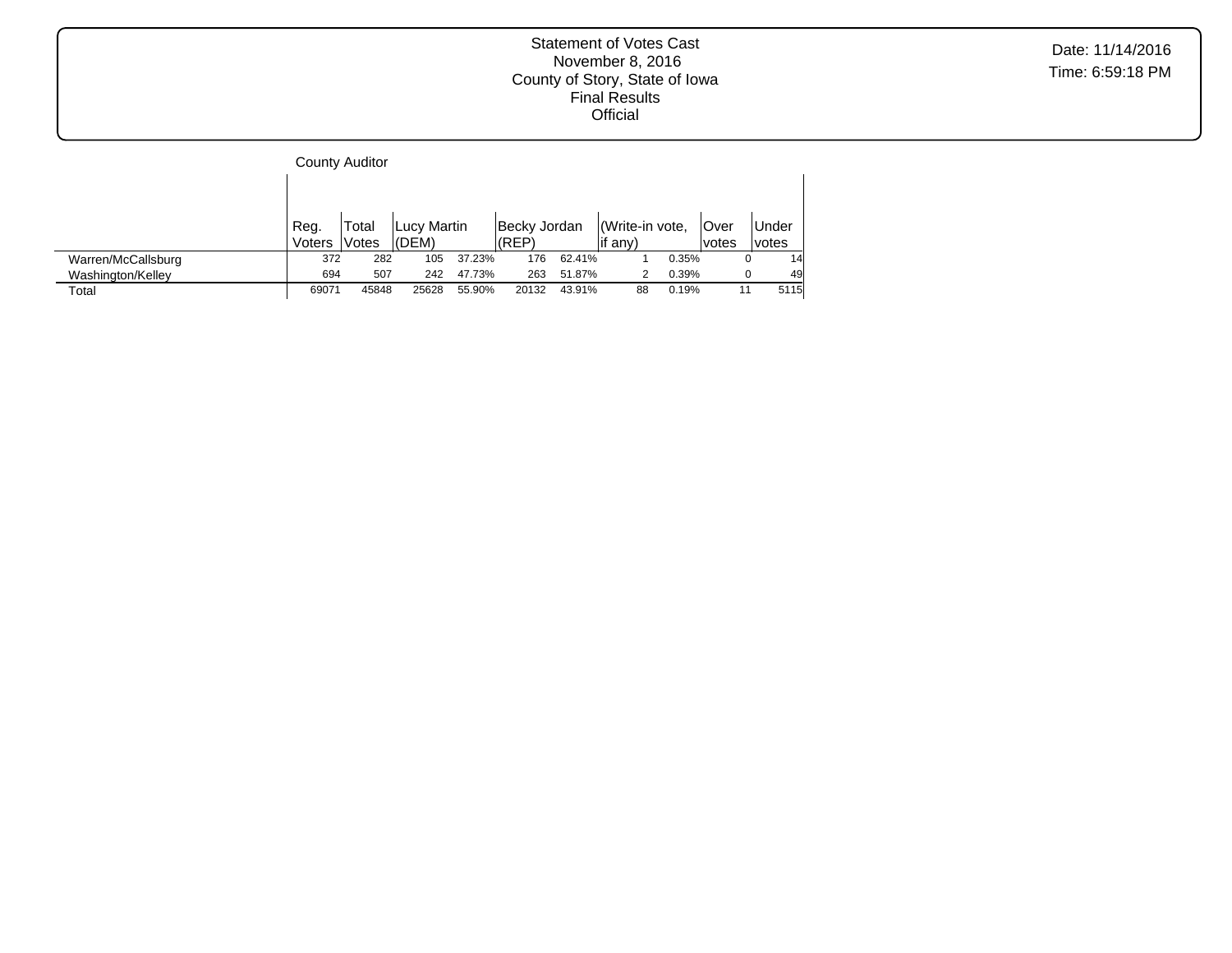Statement of Votes Cast
November 8, 2016
County of Story, State of Iowa
Final Results
Official

Date: 11/14/2016
Time: 6:59:18 PM

County Auditor

| | Reg. Voters | Total Votes | Lucy Martin (DEM) | | Becky Jordan (REP) | | (Write-in vote, if any) | | Over votes | Under votes |
|---|---|---|---|---|---|---|---|---|---|---|
| Warren/McCallsburg | 372 | 282 | 105 | 37.23% | 176 | 62.41% | 1 | 0.35% | 0 | 14 |
| Washington/Kelley | 694 | 507 | 242 | 47.73% | 263 | 51.87% | 2 | 0.39% | 0 | 49 |
| Total | 69071 | 45848 | 25628 | 55.90% | 20132 | 43.91% | 88 | 0.19% | 11 | 5115 |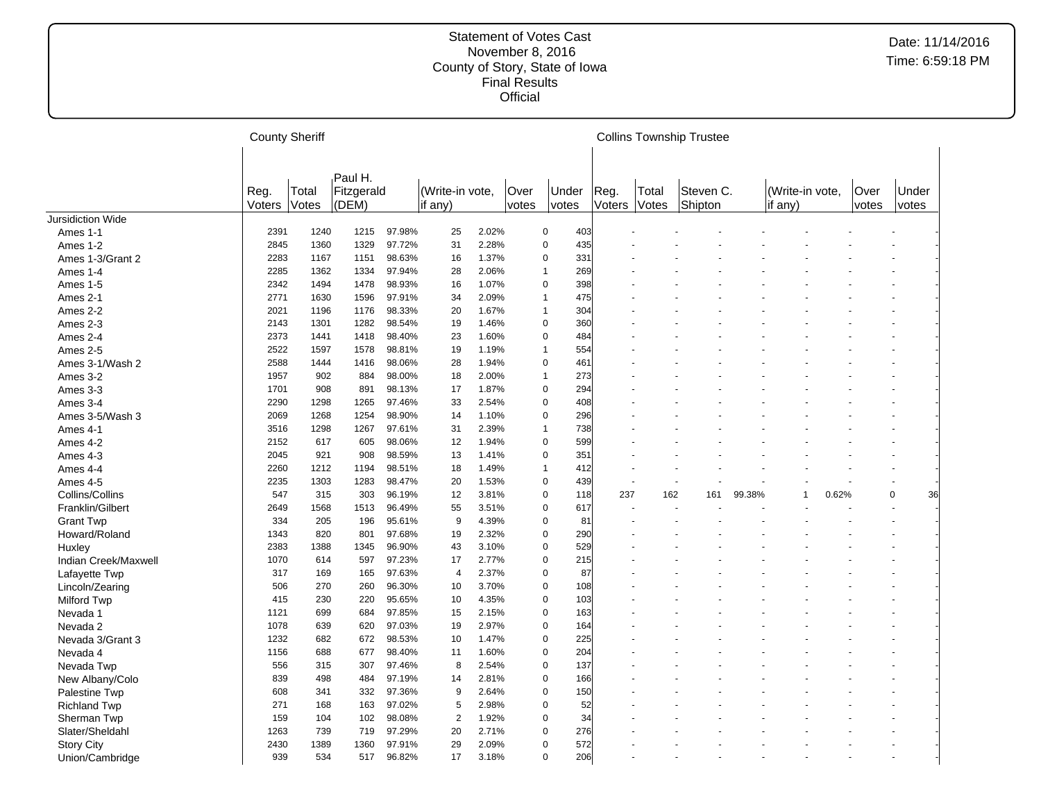Statement of Votes Cast
November 8, 2016
County of Story, State of Iowa
Final Results
Official

Date: 11/14/2016
Time: 6:59:18 PM

| | County Sheriff | | | | | | | | Collins Township Trustee | | | | | | | |
|---|---|---|---|---|---|---|---|---|---|---|---|---|---|---|---|---|
| | Reg. Voters | Total Votes | Paul H. Fitzgerald (DEM) | | (Write-in vote, if any) | | Over votes | Under votes | Reg. Voters | Total Votes | Steven C. Shipton | | (Write-in vote, if any) | | Over votes | Under votes |
| Jursidiction Wide | | | | | | | | | | | | | | | | |
| Ames 1-1 | 2391 | 1240 | 1215 | 97.98% | 25 | 2.02% | 0 | 403 | - | - | - | - | - | - | - | - |
| Ames 1-2 | 2845 | 1360 | 1329 | 97.72% | 31 | 2.28% | 0 | 435 | - | - | - | - | - | - | - | - |
| Ames 1-3/Grant 2 | 2283 | 1167 | 1151 | 98.63% | 16 | 1.37% | 0 | 331 | - | - | - | - | - | - | - | - |
| Ames 1-4 | 2285 | 1362 | 1334 | 97.94% | 28 | 2.06% | 1 | 269 | - | - | - | - | - | - | - | - |
| Ames 1-5 | 2342 | 1494 | 1478 | 98.93% | 16 | 1.07% | 0 | 398 | - | - | - | - | - | - | - | - |
| Ames 2-1 | 2771 | 1630 | 1596 | 97.91% | 34 | 2.09% | 1 | 475 | - | - | - | - | - | - | - | - |
| Ames 2-2 | 2021 | 1196 | 1176 | 98.33% | 20 | 1.67% | 1 | 304 | - | - | - | - | - | - | - | - |
| Ames 2-3 | 2143 | 1301 | 1282 | 98.54% | 19 | 1.46% | 0 | 360 | - | - | - | - | - | - | - | - |
| Ames 2-4 | 2373 | 1441 | 1418 | 98.40% | 23 | 1.60% | 0 | 484 | - | - | - | - | - | - | - | - |
| Ames 2-5 | 2522 | 1597 | 1578 | 98.81% | 19 | 1.19% | 1 | 554 | - | - | - | - | - | - | - | - |
| Ames 3-1/Wash 2 | 2588 | 1444 | 1416 | 98.06% | 28 | 1.94% | 0 | 461 | - | - | - | - | - | - | - | - |
| Ames 3-2 | 1957 | 902 | 884 | 98.00% | 18 | 2.00% | 1 | 273 | - | - | - | - | - | - | - | - |
| Ames 3-3 | 1701 | 908 | 891 | 98.13% | 17 | 1.87% | 0 | 294 | - | - | - | - | - | - | - | - |
| Ames 3-4 | 2290 | 1298 | 1265 | 97.46% | 33 | 2.54% | 0 | 408 | - | - | - | - | - | - | - | - |
| Ames 3-5/Wash 3 | 2069 | 1268 | 1254 | 98.90% | 14 | 1.10% | 0 | 296 | - | - | - | - | - | - | - | - |
| Ames 4-1 | 3516 | 1298 | 1267 | 97.61% | 31 | 2.39% | 1 | 738 | - | - | - | - | - | - | - | - |
| Ames 4-2 | 2152 | 617 | 605 | 98.06% | 12 | 1.94% | 0 | 599 | - | - | - | - | - | - | - | - |
| Ames 4-3 | 2045 | 921 | 908 | 98.59% | 13 | 1.41% | 0 | 351 | - | - | - | - | - | - | - | - |
| Ames 4-4 | 2260 | 1212 | 1194 | 98.51% | 18 | 1.49% | 1 | 412 | - | - | - | - | - | - | - | - |
| Ames 4-5 | 2235 | 1303 | 1283 | 98.47% | 20 | 1.53% | 0 | 439 | - | - | - | - | - | - | - | - |
| Collins/Collins | 547 | 315 | 303 | 96.19% | 12 | 3.81% | 0 | 118 | 237 | 162 | 161 | 99.38% | 1 | 0.62% | 0 | 36 |
| Franklin/Gilbert | 2649 | 1568 | 1513 | 96.49% | 55 | 3.51% | 0 | 617 | - | - | - | - | - | - | - | - |
| Grant Twp | 334 | 205 | 196 | 95.61% | 9 | 4.39% | 0 | 81 | - | - | - | - | - | - | - | - |
| Howard/Roland | 1343 | 820 | 801 | 97.68% | 19 | 2.32% | 0 | 290 | - | - | - | - | - | - | - | - |
| Huxley | 2383 | 1388 | 1345 | 96.90% | 43 | 3.10% | 0 | 529 | - | - | - | - | - | - | - | - |
| Indian Creek/Maxwell | 1070 | 614 | 597 | 97.23% | 17 | 2.77% | 0 | 215 | - | - | - | - | - | - | - | - |
| Lafayette Twp | 317 | 169 | 165 | 97.63% | 4 | 2.37% | 0 | 87 | - | - | - | - | - | - | - | - |
| Lincoln/Zearing | 506 | 270 | 260 | 96.30% | 10 | 3.70% | 0 | 108 | - | - | - | - | - | - | - | - |
| Milford Twp | 415 | 230 | 220 | 95.65% | 10 | 4.35% | 0 | 103 | - | - | - | - | - | - | - | - |
| Nevada 1 | 1121 | 699 | 684 | 97.85% | 15 | 2.15% | 0 | 163 | - | - | - | - | - | - | - | - |
| Nevada 2 | 1078 | 639 | 620 | 97.03% | 19 | 2.97% | 0 | 164 | - | - | - | - | - | - | - | - |
| Nevada 3/Grant 3 | 1232 | 682 | 672 | 98.53% | 10 | 1.47% | 0 | 225 | - | - | - | - | - | - | - | - |
| Nevada 4 | 1156 | 688 | 677 | 98.40% | 11 | 1.60% | 0 | 204 | - | - | - | - | - | - | - | - |
| Nevada Twp | 556 | 315 | 307 | 97.46% | 8 | 2.54% | 0 | 137 | - | - | - | - | - | - | - | - |
| New Albany/Colo | 839 | 498 | 484 | 97.19% | 14 | 2.81% | 0 | 166 | - | - | - | - | - | - | - | - |
| Palestine Twp | 608 | 341 | 332 | 97.36% | 9 | 2.64% | 0 | 150 | - | - | - | - | - | - | - | - |
| Richland Twp | 271 | 168 | 163 | 97.02% | 5 | 2.98% | 0 | 52 | - | - | - | - | - | - | - | - |
| Sherman Twp | 159 | 104 | 102 | 98.08% | 2 | 1.92% | 0 | 34 | - | - | - | - | - | - | - | - |
| Slater/Sheldahl | 1263 | 739 | 719 | 97.29% | 20 | 2.71% | 0 | 276 | - | - | - | - | - | - | - | - |
| Story City | 2430 | 1389 | 1360 | 97.91% | 29 | 2.09% | 0 | 572 | - | - | - | - | - | - | - | - |
| Union/Cambridge | 939 | 534 | 517 | 96.82% | 17 | 3.18% | 0 | 206 | - | - | - | - | - | - | - | - |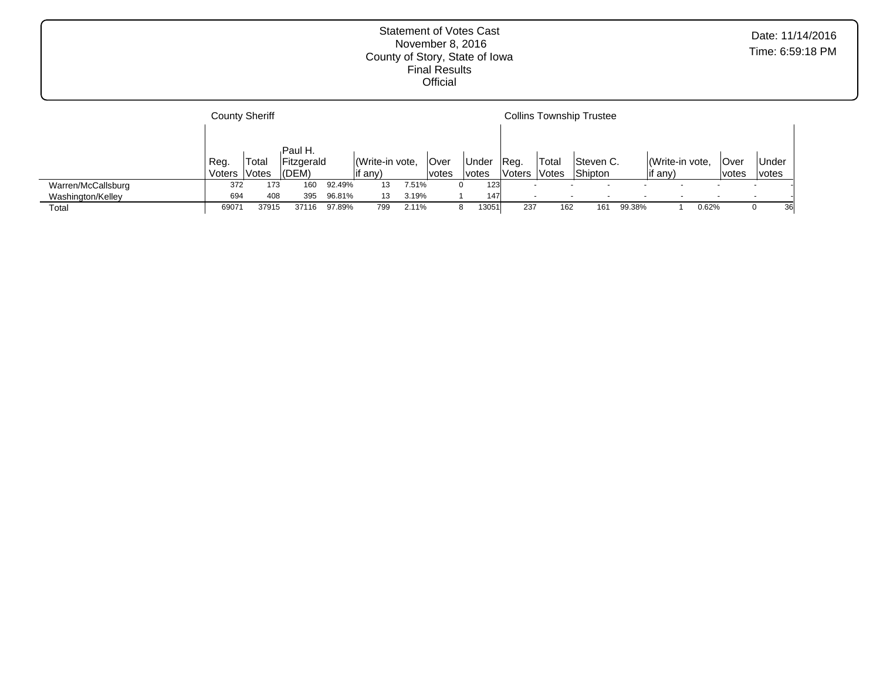Statement of Votes Cast
November 8, 2016
County of Story, State of Iowa
Final Results
Official

Date: 11/14/2016
Time: 6:59:18 PM

| | County Sheriff | | | | | | | | | Collins Township Trustee | | | | | | | | |
|---|---|---|---|---|---|---|---|---|---|---|---|---|---|---|---|---|---|---|
| | Reg. Voters | Total Votes | Paul H. Fitzgerald (DEM) | | (Write-in vote, if any) | | Over votes | Under votes | | Reg. Voters | Total Votes | Steven C. Shipton | | (Write-in vote, if any) | | Over votes | Under votes |
| Warren/McCallsburg | 372 | 173 | 160 | 92.49% | 13 | 7.51% | 0 | 123 | | - | - | - | - | - | - | - | - |
| Washington/Kelley | 694 | 408 | 395 | 96.81% | 13 | 3.19% | 1 | 147 | | - | - | - | - | - | - | - | - |
| Total | 69071 | 37915 | 37116 | 97.89% | 799 | 2.11% | 8 | 13051 | | 237 | 162 | 161 | 99.38% | 1 | 0.62% | 0 | 36 |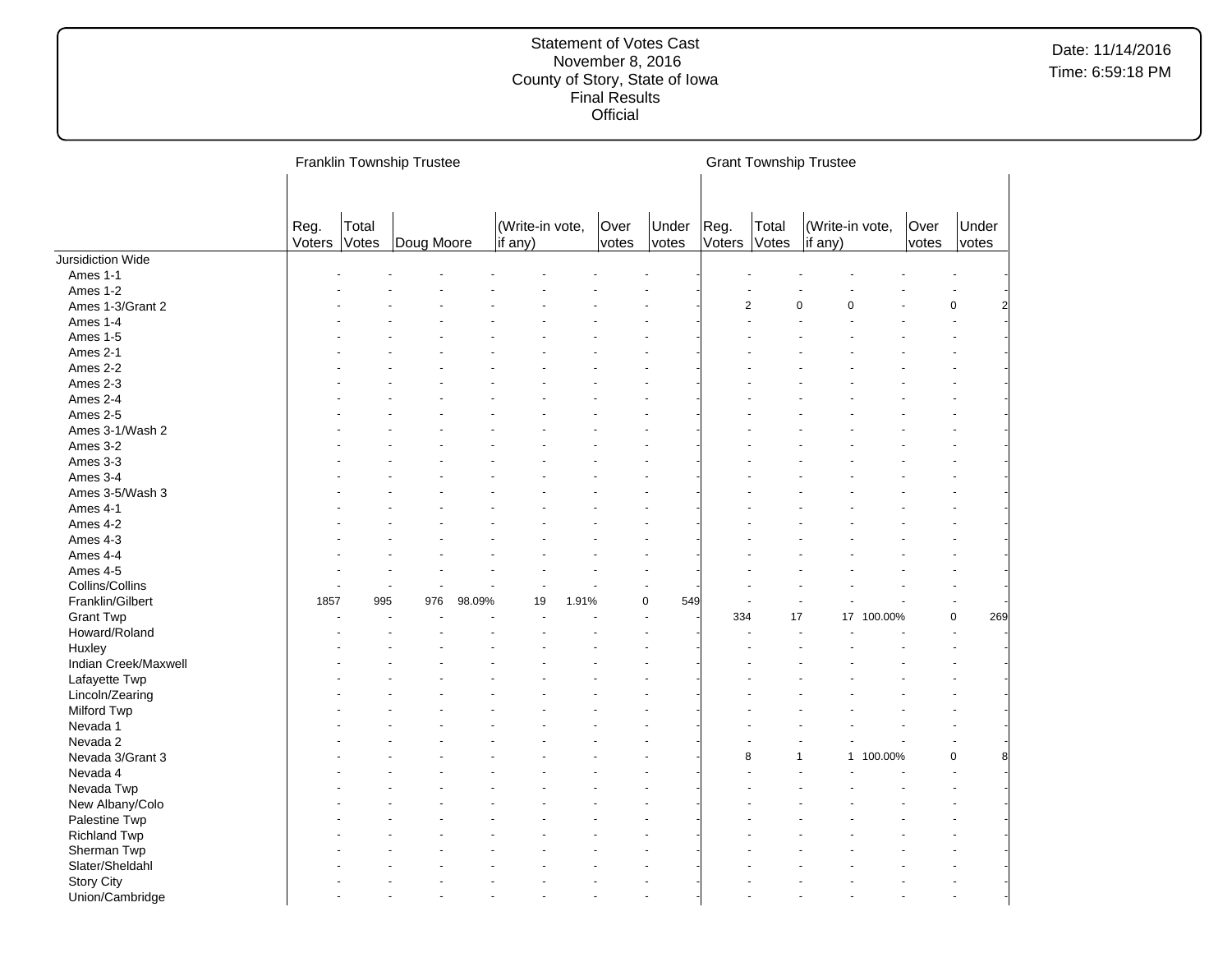Statement of Votes Cast
November 8, 2016
County of Story, State of Iowa
Final Results
Official

Date: 11/14/2016
Time: 6:59:18 PM

| | Franklin Township Trustee | | | | | | | | Grant Township Trustee | | | | | |
|---|---|---|---|---|---|---|---|---|---|---|---|---|---|---|
| | Reg. Voters | Total Votes | Doug Moore | | (Write-in vote, if any) | | Over votes | Under votes | Reg. Voters | Total Votes | (Write-in vote, if any) | | Over votes | Under votes |
| Jursidiction Wide | | | | | | | | | | | | | | |
| Ames 1-1 | - | - | - | - | - | - | - | - | - | - | - | - | - | - |
| Ames 1-2 | - | - | - | - | - | - | - | - | - | - | - | - | - | - |
| Ames 1-3/Grant 2 | - | - | - | - | - | - | - | - | 2 | 0 | 0 | - | 0 | 2 |
| Ames 1-4 | - | - | - | - | - | - | - | - | - | - | - | - | - | - |
| Ames 1-5 | - | - | - | - | - | - | - | - | - | - | - | - | - | - |
| Ames 2-1 | - | - | - | - | - | - | - | - | - | - | - | - | - | - |
| Ames 2-2 | - | - | - | - | - | - | - | - | - | - | - | - | - | - |
| Ames 2-3 | - | - | - | - | - | - | - | - | - | - | - | - | - | - |
| Ames 2-4 | - | - | - | - | - | - | - | - | - | - | - | - | - | - |
| Ames 2-5 | - | - | - | - | - | - | - | - | - | - | - | - | - | - |
| Ames 3-1/Wash 2 | - | - | - | - | - | - | - | - | - | - | - | - | - | - |
| Ames 3-2 | - | - | - | - | - | - | - | - | - | - | - | - | - | - |
| Ames 3-3 | - | - | - | - | - | - | - | - | - | - | - | - | - | - |
| Ames 3-4 | - | - | - | - | - | - | - | - | - | - | - | - | - | - |
| Ames 3-5/Wash 3 | - | - | - | - | - | - | - | - | - | - | - | - | - | - |
| Ames 4-1 | - | - | - | - | - | - | - | - | - | - | - | - | - | - |
| Ames 4-2 | - | - | - | - | - | - | - | - | - | - | - | - | - | - |
| Ames 4-3 | - | - | - | - | - | - | - | - | - | - | - | - | - | - |
| Ames 4-4 | - | - | - | - | - | - | - | - | - | - | - | - | - | - |
| Ames 4-5 | - | - | - | - | - | - | - | - | - | - | - | - | - | - |
| Collins/Collins | - | - | - | - | - | - | - | - | - | - | - | - | - | - |
| Franklin/Gilbert | 1857 | 995 | 976 | 98.09% | 19 | 1.91% | 0 | 549 | - | - | - | - | - | - |
| Grant Twp | - | - | - | - | - | - | - | - | 334 | 17 | 17 | 100.00% | 0 | 269 |
| Howard/Roland | - | - | - | - | - | - | - | - | - | - | - | - | - | - |
| Huxley | - | - | - | - | - | - | - | - | - | - | - | - | - | - |
| Indian Creek/Maxwell | - | - | - | - | - | - | - | - | - | - | - | - | - | - |
| Lafayette Twp | - | - | - | - | - | - | - | - | - | - | - | - | - | - |
| Lincoln/Zearing | - | - | - | - | - | - | - | - | - | - | - | - | - | - |
| Milford Twp | - | - | - | - | - | - | - | - | - | - | - | - | - | - |
| Nevada 1 | - | - | - | - | - | - | - | - | - | - | - | - | - | - |
| Nevada 2 | - | - | - | - | - | - | - | - | - | - | - | - | - | - |
| Nevada 3/Grant 3 | - | - | - | - | - | - | - | - | 8 | 1 | 1 | 100.00% | 0 | 8 |
| Nevada 4 | - | - | - | - | - | - | - | - | - | - | - | - | - | - |
| Nevada Twp | - | - | - | - | - | - | - | - | - | - | - | - | - | - |
| New Albany/Colo | - | - | - | - | - | - | - | - | - | - | - | - | - | - |
| Palestine Twp | - | - | - | - | - | - | - | - | - | - | - | - | - | - |
| Richland Twp | - | - | - | - | - | - | - | - | - | - | - | - | - | - |
| Sherman Twp | - | - | - | - | - | - | - | - | - | - | - | - | - | - |
| Slater/Sheldahl | - | - | - | - | - | - | - | - | - | - | - | - | - | - |
| Story City | - | - | - | - | - | - | - | - | - | - | - | - | - | - |
| Union/Cambridge | - | - | - | - | - | - | - | - | - | - | - | - | - | - |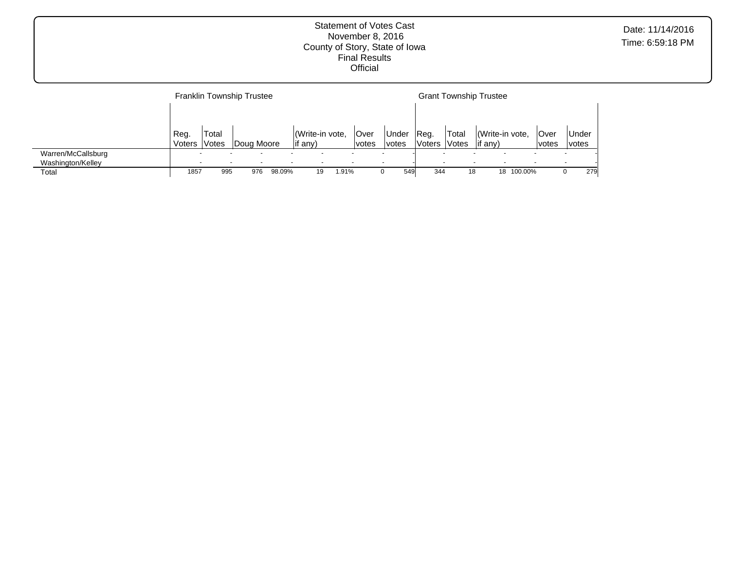Statement of Votes Cast
November 8, 2016
County of Story, State of Iowa
Final Results
Official

Date: 11/14/2016
Time: 6:59:18 PM

| | Franklin Township Trustee | | | | | | | | Grant Township Trustee | | | | | |
|---|---|---|---|---|---|---|---|---|---|---|---|---|---|---|
| | Reg. Voters | Total Votes | Doug Moore | | (Write-in vote, if any) | | Over votes | Under votes | Reg. Voters | Total Votes | (Write-in vote, if any) | | Over votes | Under votes |
| Warren/McCallsburg | - | - | - | - | - | - | - | - | - | - | - | - | - | - |
| Washington/Kelley | - | - | - | - | - | - | - | - | - | - | - | - | - | - |
| Total | 1857 | 995 | 976 | 98.09% | 19 | 1.91% | 0 | 549 | 344 | 18 | 18 | 100.00% | 0 | 279 |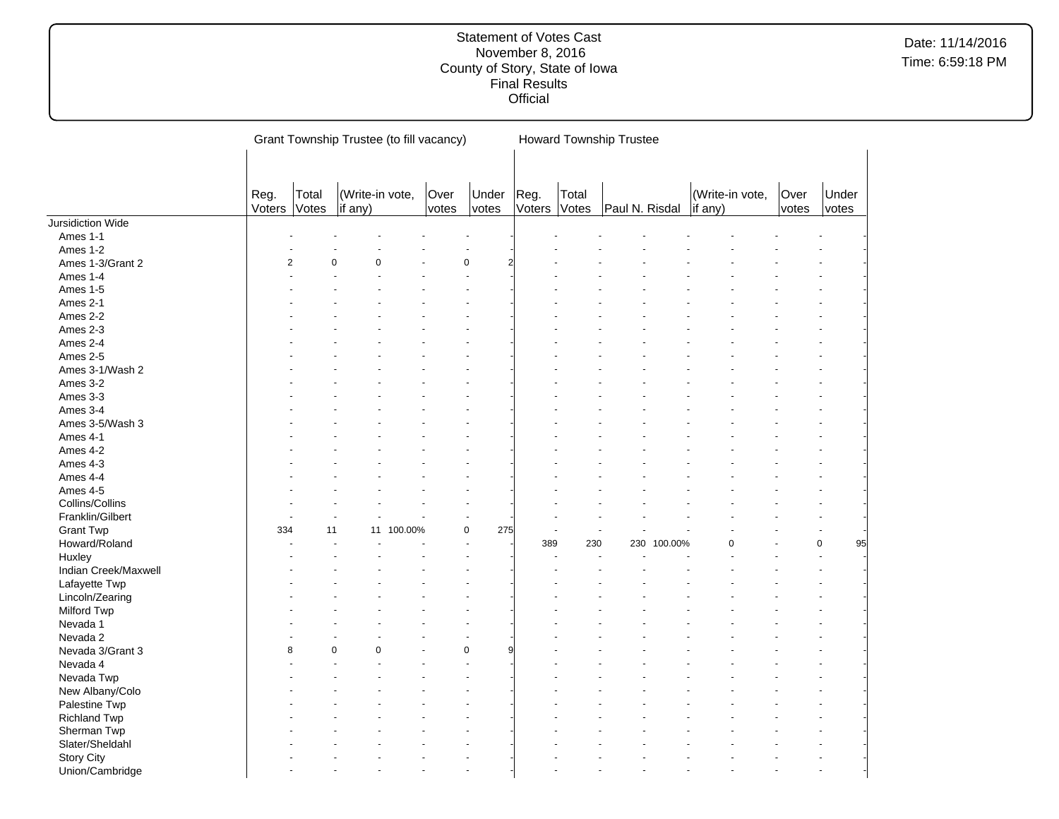# Statement of Votes Cast
November 8, 2016
County of Story, State of Iowa
Final Results
Official

| | Grant Township Trustee (to fill vacancy) | | | | | | Howard Township Trustee | | | | | | | |
|---|---|---|---|---|---|---|---|---|---|---|---|---|---|---|
| | Reg. Voters | Total Votes | (Write-in vote, if any) | | Over votes | Under votes | Reg. Voters | Total Votes | Paul N. Risdal | | (Write-in vote, if any) | | Over votes | Under votes |
| Jursidiction Wide | | | | | | | | | | | | | | |
| Ames 1-1 | - | - | - | - | - | - | - | - | - | - | - | - | - | - |
| Ames 1-2 | - | - | - | - | - | - | - | - | - | - | - | - | - | - |
| Ames 1-3/Grant 2 | 2 | 0 | 0 | - | 0 | 2 | - | - | - | - | - | - | - | - |
| Ames 1-4 | - | - | - | - | - | - | - | - | - | - | - | - | - | - |
| Ames 1-5 | - | - | - | - | - | - | - | - | - | - | - | - | - | - |
| Ames 2-1 | - | - | - | - | - | - | - | - | - | - | - | - | - | - |
| Ames 2-2 | - | - | - | - | - | - | - | - | - | - | - | - | - | - |
| Ames 2-3 | - | - | - | - | - | - | - | - | - | - | - | - | - | - |
| Ames 2-4 | - | - | - | - | - | - | - | - | - | - | - | - | - | - |
| Ames 2-5 | - | - | - | - | - | - | - | - | - | - | - | - | - | - |
| Ames 3-1/Wash 2 | - | - | - | - | - | - | - | - | - | - | - | - | - | - |
| Ames 3-2 | - | - | - | - | - | - | - | - | - | - | - | - | - | - |
| Ames 3-3 | - | - | - | - | - | - | - | - | - | - | - | - | - | - |
| Ames 3-4 | - | - | - | - | - | - | - | - | - | - | - | - | - | - |
| Ames 3-5/Wash 3 | - | - | - | - | - | - | - | - | - | - | - | - | - | - |
| Ames 4-1 | - | - | - | - | - | - | - | - | - | - | - | - | - | - |
| Ames 4-2 | - | - | - | - | - | - | - | - | - | - | - | - | - | - |
| Ames 4-3 | - | - | - | - | - | - | - | - | - | - | - | - | - | - |
| Ames 4-4 | - | - | - | - | - | - | - | - | - | - | - | - | - | - |
| Ames 4-5 | - | - | - | - | - | - | - | - | - | - | - | - | - | - |
| Collins/Collins | - | - | - | - | - | - | - | - | - | - | - | - | - | - |
| Franklin/Gilbert | - | - | - | - | - | - | - | - | - | - | - | - | - | - |
| Grant Twp | 334 | 11 | 11 | 100.00% | 0 | 275 | - | - | - | - | - | - | - | - |
| Howard/Roland | - | - | - | - | - | - | 389 | 230 | 230 | 100.00% | 0 | - | 0 | 95 |
| Huxley | - | - | - | - | - | - | - | - | - | - | - | - | - | - |
| Indian Creek/Maxwell | - | - | - | - | - | - | - | - | - | - | - | - | - | - |
| Lafayette Twp | - | - | - | - | - | - | - | - | - | - | - | - | - | - |
| Lincoln/Zearing | - | - | - | - | - | - | - | - | - | - | - | - | - | - |
| Milford Twp | - | - | - | - | - | - | - | - | - | - | - | - | - | - |
| Nevada 1 | - | - | - | - | - | - | - | - | - | - | - | - | - | - |
| Nevada 2 | - | - | - | - | - | - | - | - | - | - | - | - | - | - |
| Nevada 3/Grant 3 | 8 | 0 | 0 | - | 0 | 9 | - | - | - | - | - | - | - | - |
| Nevada 4 | - | - | - | - | - | - | - | - | - | - | - | - | - | - |
| Nevada Twp | - | - | - | - | - | - | - | - | - | - | - | - | - | - |
| New Albany/Colo | - | - | - | - | - | - | - | - | - | - | - | - | - | - |
| Palestine Twp | - | - | - | - | - | - | - | - | - | - | - | - | - | - |
| Richland Twp | - | - | - | - | - | - | - | - | - | - | - | - | - | - |
| Sherman Twp | - | - | - | - | - | - | - | - | - | - | - | - | - | - |
| Slater/Sheldahl | - | - | - | - | - | - | - | - | - | - | - | - | - | - |
| Story City | - | - | - | - | - | - | - | - | - | - | - | - | - | - |
| Union/Cambridge | - | - | - | - | - | - | - | - | - | - | - | - | - | - |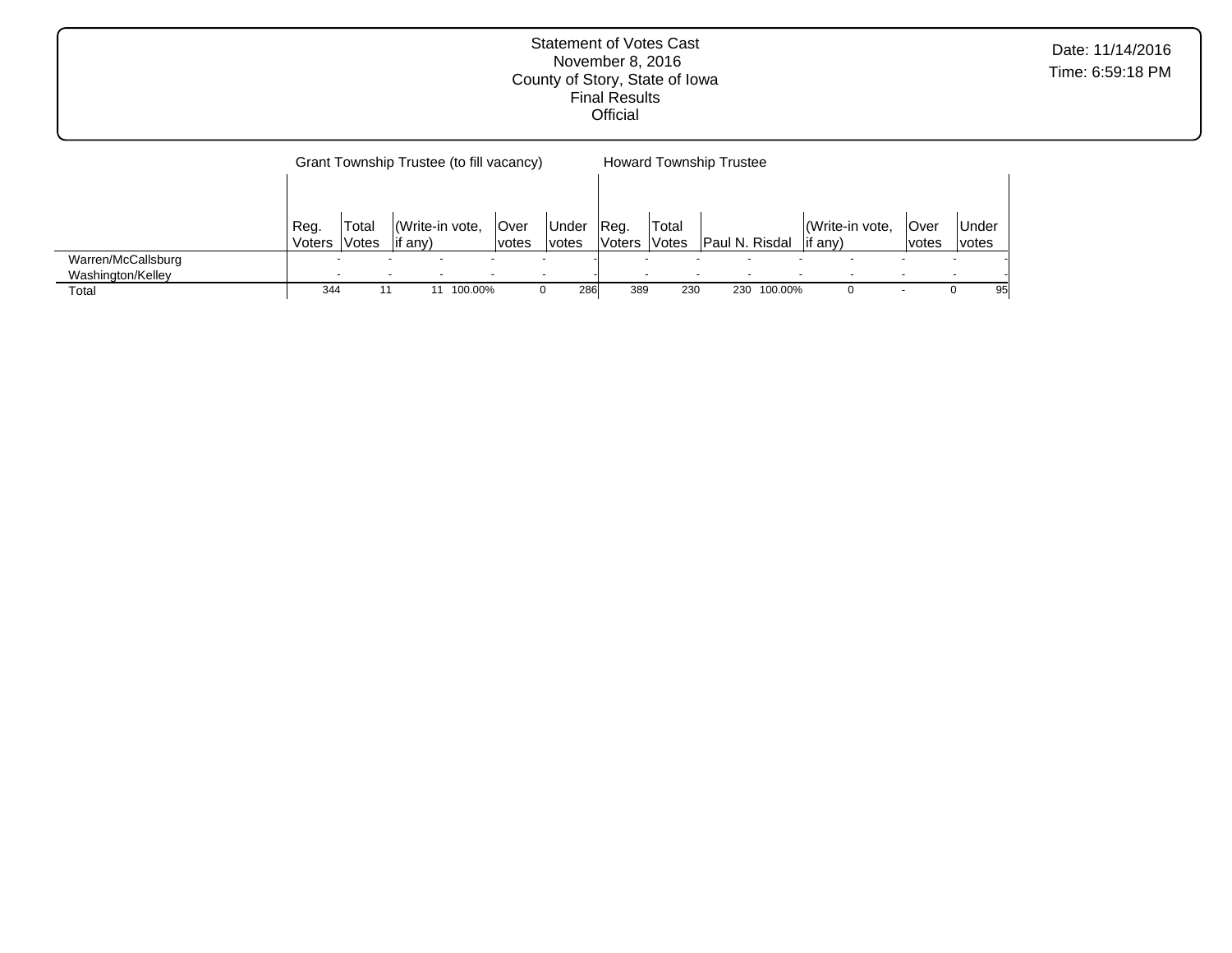Statement of Votes Cast
November 8, 2016
County of Story, State of Iowa
Final Results
Official

Date: 11/14/2016
Time: 6:59:18 PM

| | Grant Township Trustee (to fill vacancy) | | | | | | Howard Township Trustee | | | | | | | | |
|---|---|---|---|---|---|---|---|---|---|---|---|---|---|---|---|
| | Reg. Voters | Total Votes | (Write-in vote, if any) | | Over votes | Under votes | Reg. Voters | Total Votes | Paul N. Risdal | | (Write-in vote, if any) | | Over votes | Under votes |
| Warren/McCallsburg | - | - | - | - | - | - | - | - | - | - | - | - | - | - |
| Washington/Kelley | - | - | - | - | - | - | - | - | - | - | - | - | - | - |
| Total | 344 | 11 | 11 | 100.00% | 0 | 286 | 389 | 230 | 230 | 100.00% | 0 | - | 0 | 95 |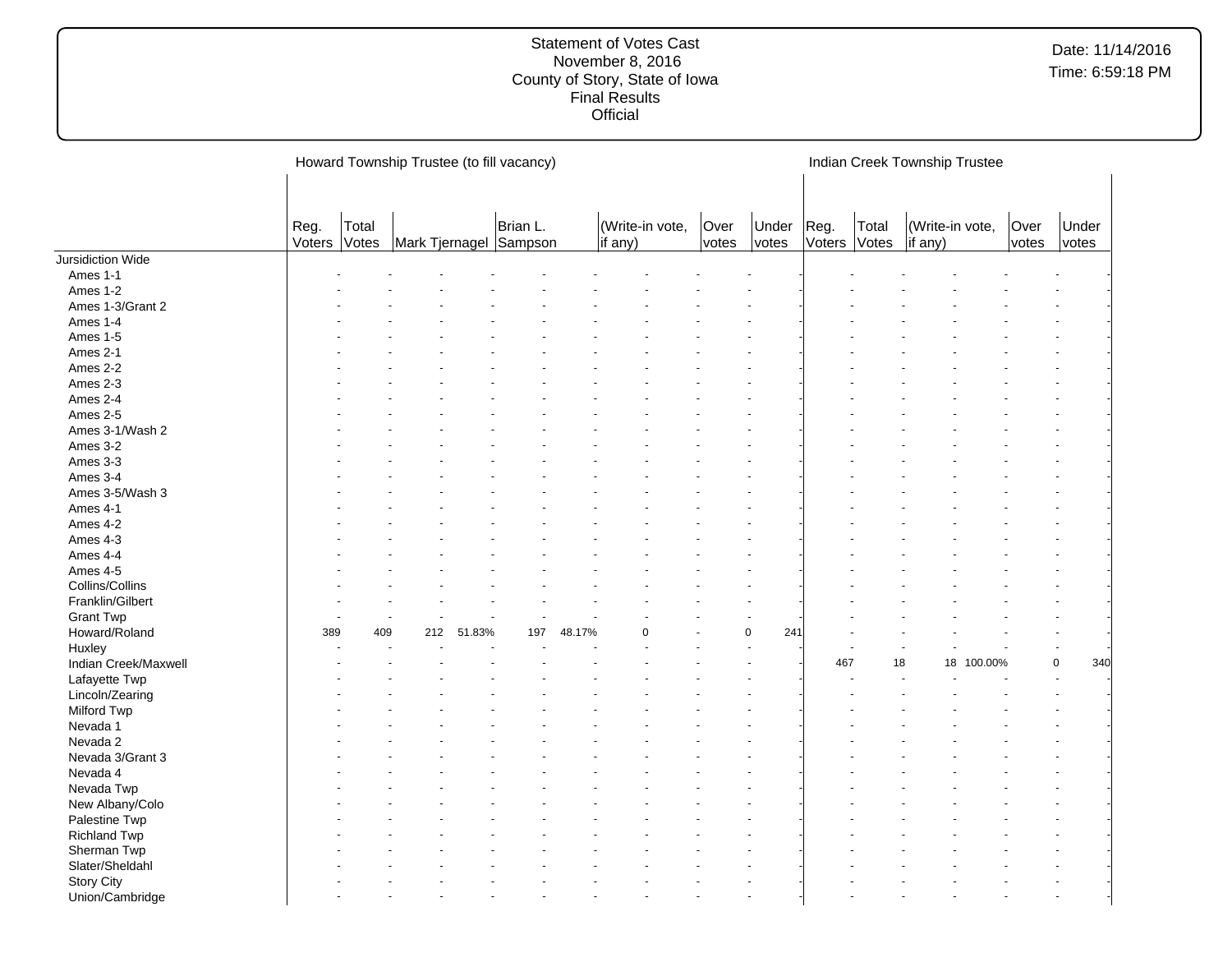# Statement of Votes Cast
November 8, 2016
County of Story, State of Iowa
Final Results
Official

Date: 11/14/2016
Time: 6:59:18 PM

| | Howard Township Trustee (to fill vacancy) | | | | | | | | | | Indian Creek Township Trustee | | | | | |
|---|---|---|---|---|---|---|---|---|---|---|---|---|---|---|---|---|
| | Reg. Voters | Total Votes | Mark Tjernagel | | Brian L. Sampson | | (Write-in vote, if any) | | Over votes | Under votes | Reg. Voters | Total Votes | (Write-in vote, if any) | | Over votes | Under votes |
| Jursidiction Wide | | | | | | | | | | | | | | | | |
| Ames 1-1 | - | - | - | - | - | - | - | - | - | - | - | - | - | - | - | - |
| Ames 1-2 | - | - | - | - | - | - | - | - | - | - | - | - | - | - | - | - |
| Ames 1-3/Grant 2 | - | - | - | - | - | - | - | - | - | - | - | - | - | - | - | - |
| Ames 1-4 | - | - | - | - | - | - | - | - | - | - | - | - | - | - | - | - |
| Ames 1-5 | - | - | - | - | - | - | - | - | - | - | - | - | - | - | - | - |
| Ames 2-1 | - | - | - | - | - | - | - | - | - | - | - | - | - | - | - | - |
| Ames 2-2 | - | - | - | - | - | - | - | - | - | - | - | - | - | - | - | - |
| Ames 2-3 | - | - | - | - | - | - | - | - | - | - | - | - | - | - | - | - |
| Ames 2-4 | - | - | - | - | - | - | - | - | - | - | - | - | - | - | - | - |
| Ames 2-5 | - | - | - | - | - | - | - | - | - | - | - | - | - | - | - | - |
| Ames 3-1/Wash 2 | - | - | - | - | - | - | - | - | - | - | - | - | - | - | - | - |
| Ames 3-2 | - | - | - | - | - | - | - | - | - | - | - | - | - | - | - | - |
| Ames 3-3 | - | - | - | - | - | - | - | - | - | - | - | - | - | - | - | - |
| Ames 3-4 | - | - | - | - | - | - | - | - | - | - | - | - | - | - | - | - |
| Ames 3-5/Wash 3 | - | - | - | - | - | - | - | - | - | - | - | - | - | - | - | - |
| Ames 4-1 | - | - | - | - | - | - | - | - | - | - | - | - | - | - | - | - |
| Ames 4-2 | - | - | - | - | - | - | - | - | - | - | - | - | - | - | - | - |
| Ames 4-3 | - | - | - | - | - | - | - | - | - | - | - | - | - | - | - | - |
| Ames 4-4 | - | - | - | - | - | - | - | - | - | - | - | - | - | - | - | - |
| Ames 4-5 | - | - | - | - | - | - | - | - | - | - | - | - | - | - | - | - |
| Collins/Collins | - | - | - | - | - | - | - | - | - | - | - | - | - | - | - | - |
| Franklin/Gilbert | - | - | - | - | - | - | - | - | - | - | - | - | - | - | - | - |
| Grant Twp | - | - | - | - | - | - | - | - | - | - | - | - | - | - | - | - |
| Howard/Roland | 389 | 409 | 212 | 51.83% | 197 | 48.17% | 0 | - | 0 | 241 | - | - | - | - | - | - |
| Huxley | - | - | - | - | - | - | - | - | - | - | - | - | - | - | - | - |
| Indian Creek/Maxwell | - | - | - | - | - | - | - | - | - | - | 467 | 18 | 18 | 100.00% | 0 | 340 |
| Lafayette Twp | - | - | - | - | - | - | - | - | - | - | - | - | - | - | - | - |
| Lincoln/Zearing | - | - | - | - | - | - | - | - | - | - | - | - | - | - | - | - |
| Milford Twp | - | - | - | - | - | - | - | - | - | - | - | - | - | - | - | - |
| Nevada 1 | - | - | - | - | - | - | - | - | - | - | - | - | - | - | - | - |
| Nevada 2 | - | - | - | - | - | - | - | - | - | - | - | - | - | - | - | - |
| Nevada 3/Grant 3 | - | - | - | - | - | - | - | - | - | - | - | - | - | - | - | - |
| Nevada 4 | - | - | - | - | - | - | - | - | - | - | - | - | - | - | - | - |
| Nevada Twp | - | - | - | - | - | - | - | - | - | - | - | - | - | - | - | - |
| New Albany/Colo | - | - | - | - | - | - | - | - | - | - | - | - | - | - | - | - |
| Palestine Twp | - | - | - | - | - | - | - | - | - | - | - | - | - | - | - | - |
| Richland Twp | - | - | - | - | - | - | - | - | - | - | - | - | - | - | - | - |
| Sherman Twp | - | - | - | - | - | - | - | - | - | - | - | - | - | - | - | - |
| Slater/Sheldahl | - | - | - | - | - | - | - | - | - | - | - | - | - | - | - | - |
| Story City | - | - | - | - | - | - | - | - | - | - | - | - | - | - | - | - |
| Union/Cambridge | - | - | - | - | - | - | - | - | - | - | - | - | - | - | - | - |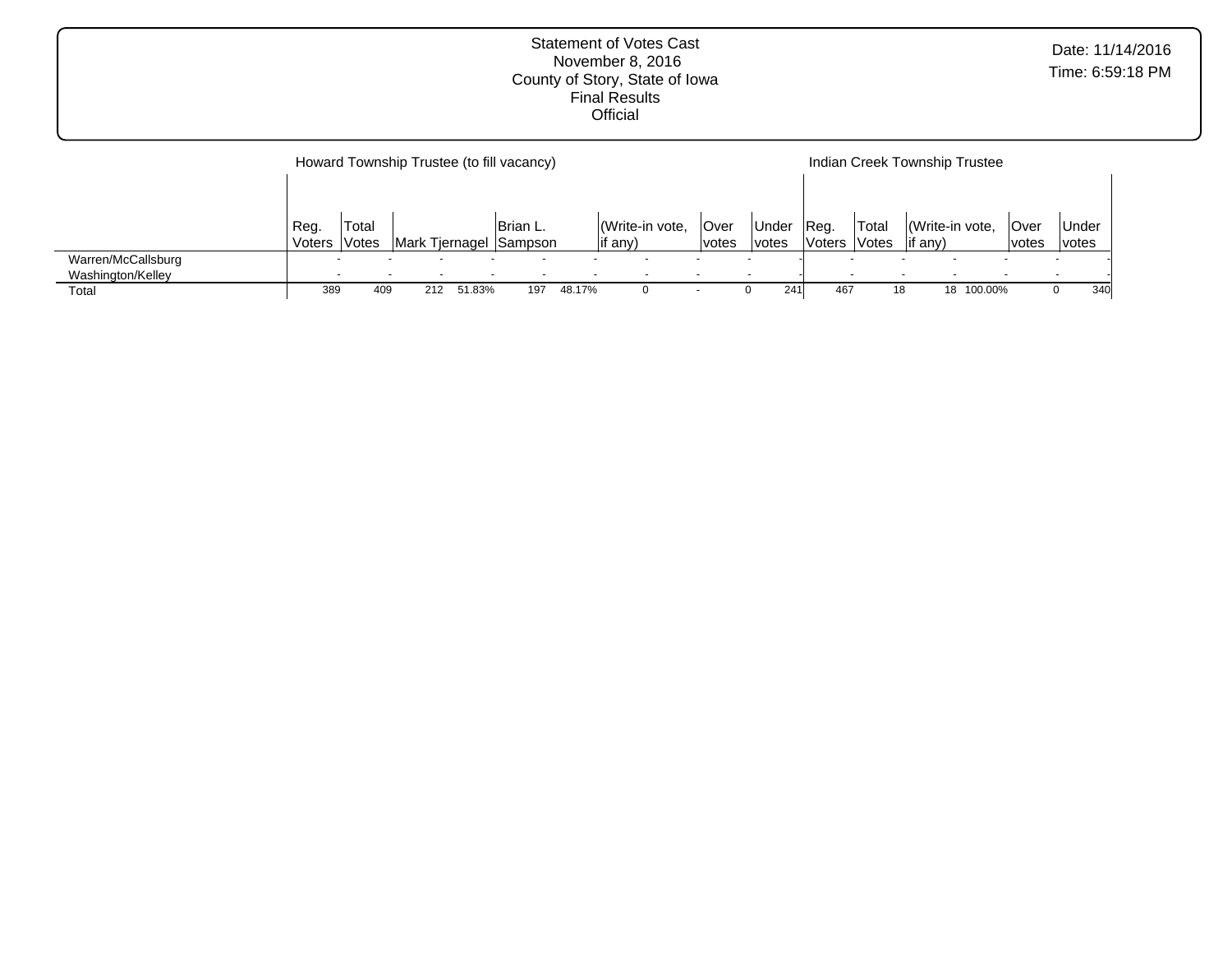Statement of Votes Cast
November 8, 2016
County of Story, State of Iowa
Final Results
Official

Date: 11/14/2016
Time: 6:59:18 PM

| | Howard Township Trustee (to fill vacancy) | | | | | | | | | | | Indian Creek Township Trustee | | | | | |
|---|---|---|---|---|---|---|---|---|---|---|---|---|---|---|---|---|---|
| | Reg. Voters | Total Votes | Mark Tjernagel | | Brian L. Sampson | | (Write-in vote, if any) | | Over votes | Under votes | | Reg. Voters | Total Votes | (Write-in vote, if any) | | Over votes | Under votes |
| Warren/McCallsburg | - | - | - | - | - | - | - | - | - | - | | - | - | - | - | - | - |
| Washington/Kelley | - | - | - | - | - | - | - | - | - | - | | - | - | - | - | - | - |
| Total | 389 | 409 | 212 | 51.83% | 197 | 48.17% | 0 | - | 0 | 241 | | 467 | 18 | 18 | 100.00% | 0 | 340 |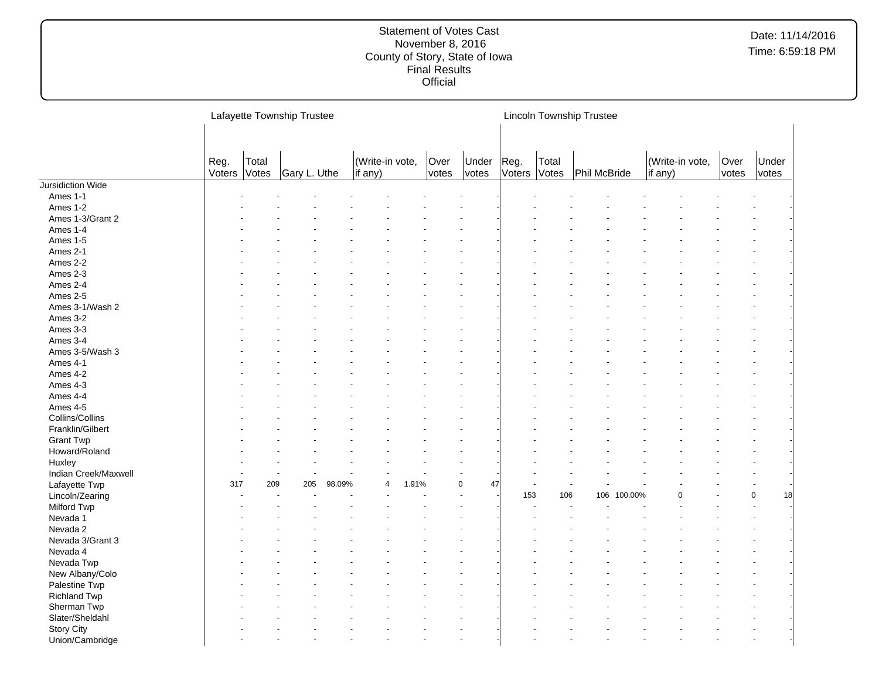Statement of Votes Cast
November 8, 2016
County of Story, State of Iowa
Final Results
Official

Date: 11/14/2016
Time: 6:59:18 PM

| | Lafayette Township Trustee | | | | | | | | Lincoln Township Trustee | | | | | | | |
|---|---|---|---|---|---|---|---|---|---|---|---|---|---|---|---|---|
| | Reg. Voters | Total Votes | Gary L. Uthe | | (Write-in vote, if any) | | Over votes | Under votes | Reg. Voters | Total Votes | Phil McBride | | (Write-in vote, if any) | | Over votes | Under votes |
| Jursidiction Wide | | | | | | | | | | | | | | | | |
| Ames 1-1 | - | - | - | - | - | - | - | - | - | - | - | - | - | - | - | - |
| Ames 1-2 | - | - | - | - | - | - | - | - | - | - | - | - | - | - | - | - |
| Ames 1-3/Grant 2 | - | - | - | - | - | - | - | - | - | - | - | - | - | - | - | - |
| Ames 1-4 | - | - | - | - | - | - | - | - | - | - | - | - | - | - | - | - |
| Ames 1-5 | - | - | - | - | - | - | - | - | - | - | - | - | - | - | - | - |
| Ames 2-1 | - | - | - | - | - | - | - | - | - | - | - | - | - | - | - | - |
| Ames 2-2 | - | - | - | - | - | - | - | - | - | - | - | - | - | - | - | - |
| Ames 2-3 | - | - | - | - | - | - | - | - | - | - | - | - | - | - | - | - |
| Ames 2-4 | - | - | - | - | - | - | - | - | - | - | - | - | - | - | - | - |
| Ames 2-5 | - | - | - | - | - | - | - | - | - | - | - | - | - | - | - | - |
| Ames 3-1/Wash 2 | - | - | - | - | - | - | - | - | - | - | - | - | - | - | - | - |
| Ames 3-2 | - | - | - | - | - | - | - | - | - | - | - | - | - | - | - | - |
| Ames 3-3 | - | - | - | - | - | - | - | - | - | - | - | - | - | - | - | - |
| Ames 3-4 | - | - | - | - | - | - | - | - | - | - | - | - | - | - | - | - |
| Ames 3-5/Wash 3 | - | - | - | - | - | - | - | - | - | - | - | - | - | - | - | - |
| Ames 4-1 | - | - | - | - | - | - | - | - | - | - | - | - | - | - | - | - |
| Ames 4-2 | - | - | - | - | - | - | - | - | - | - | - | - | - | - | - | - |
| Ames 4-3 | - | - | - | - | - | - | - | - | - | - | - | - | - | - | - | - |
| Ames 4-4 | - | - | - | - | - | - | - | - | - | - | - | - | - | - | - | - |
| Ames 4-5 | - | - | - | - | - | - | - | - | - | - | - | - | - | - | - | - |
| Collins/Collins | - | - | - | - | - | - | - | - | - | - | - | - | - | - | - | - |
| Franklin/Gilbert | - | - | - | - | - | - | - | - | - | - | - | - | - | - | - | - |
| Grant Twp | - | - | - | - | - | - | - | - | - | - | - | - | - | - | - | - |
| Howard/Roland | - | - | - | - | - | - | - | - | - | - | - | - | - | - | - | - |
| Huxley | - | - | - | - | - | - | - | - | - | - | - | - | - | - | - | - |
| Indian Creek/Maxwell | - | - | - | - | - | - | - | - | - | - | - | - | - | - | - | - |
| Lafayette Twp | 317 | 209 | 205 | 98.09% | 4 | 1.91% | 0 | 47 | - | - | - | - | - | - | - | - |
| Lincoln/Zearing | - | - | - | - | - | - | - | - | 153 | 106 | 106 | 100.00% | 0 | - | 0 | 18 |
| Milford Twp | - | - | - | - | - | - | - | - | - | - | - | - | - | - | - | - |
| Nevada 1 | - | - | - | - | - | - | - | - | - | - | - | - | - | - | - | - |
| Nevada 2 | - | - | - | - | - | - | - | - | - | - | - | - | - | - | - | - |
| Nevada 3/Grant 3 | - | - | - | - | - | - | - | - | - | - | - | - | - | - | - | - |
| Nevada 4 | - | - | - | - | - | - | - | - | - | - | - | - | - | - | - | - |
| Nevada Twp | - | - | - | - | - | - | - | - | - | - | - | - | - | - | - | - |
| New Albany/Colo | - | - | - | - | - | - | - | - | - | - | - | - | - | - | - | - |
| Palestine Twp | - | - | - | - | - | - | - | - | - | - | - | - | - | - | - | - |
| Richland Twp | - | - | - | - | - | - | - | - | - | - | - | - | - | - | - | - |
| Sherman Twp | - | - | - | - | - | - | - | - | - | - | - | - | - | - | - | - |
| Slater/Sheldahl | - | - | - | - | - | - | - | - | - | - | - | - | - | - | - | - |
| Story City | - | - | - | - | - | - | - | - | - | - | - | - | - | - | - | - |
| Union/Cambridge | - | - | - | - | - | - | - | - | - | - | - | - | - | - | - | - |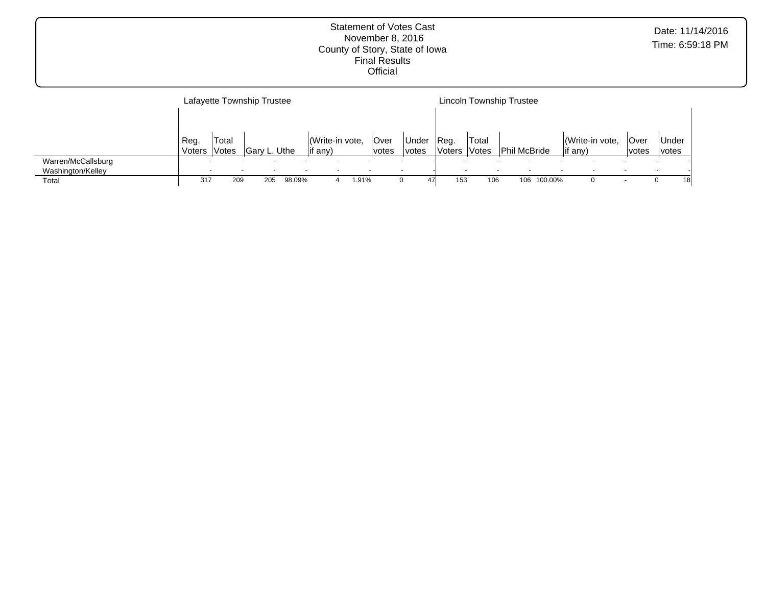Statement of Votes Cast
November 8, 2016
County of Story, State of Iowa
Final Results
Official

Date: 11/14/2016
Time: 6:59:18 PM

| | Lafayette Township Trustee | | | | | | | | Lincoln Township Trustee | | | | | | | |
|---|---|---|---|---|---|---|---|---|---|---|---|---|---|---|---|---|
| | Reg. Voters | Total Votes | Gary L. Uthe | | (Write-in vote, if any) | | Over votes | Under votes | Reg. Voters | Total Votes | Phil McBride | | (Write-in vote, if any) | | Over votes | Under votes |
| Warren/McCallsburg | - | - | - | - | - | - | - | - | - | - | - | - | - | - | - | - |
| Washington/Kelley | - | - | - | - | - | - | - | - | - | - | - | - | - | - | - | - |
| Total | 317 | 209 | 205 | 98.09% | 4 | 1.91% | 0 | 47 | 153 | 106 | 106 | 100.00% | 0 | - | 0 | 18 |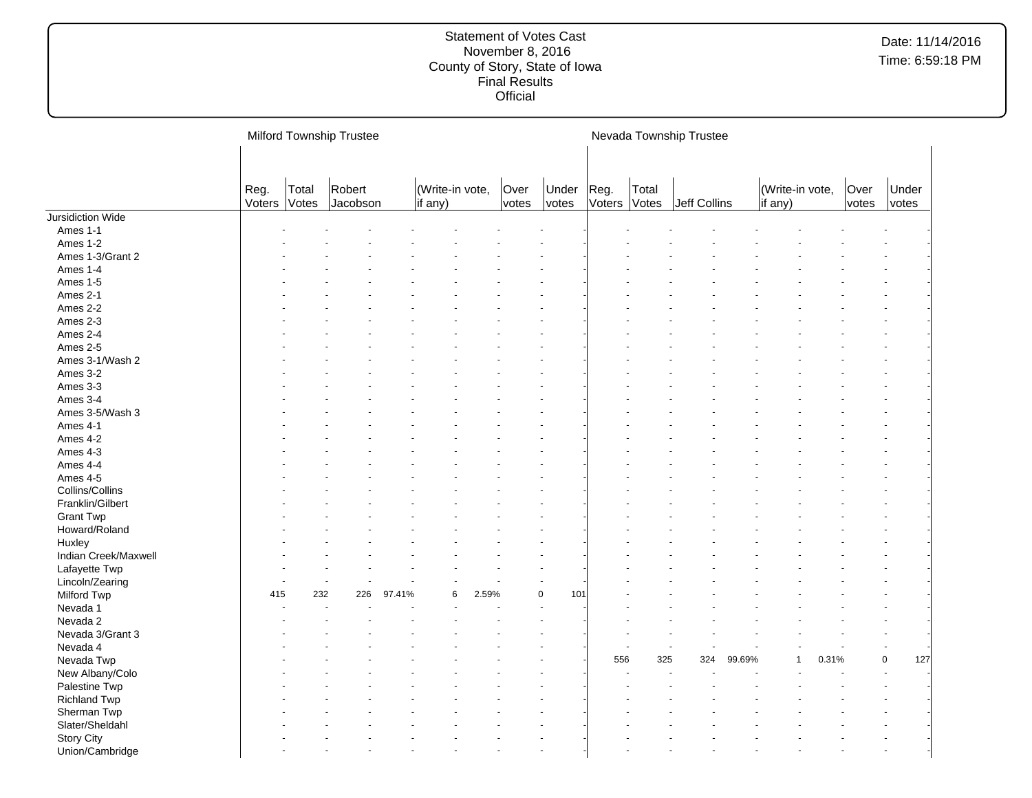Statement of Votes Cast
November 8, 2016
County of Story, State of Iowa
Final Results
Official

Date: 11/14/2016
Time: 6:59:18 PM

| | Milford Township Trustee | | | | | | | | Nevada Township Trustee | | | | | | | |
|---|---|---|---|---|---|---|---|---|---|---|---|---|---|---|---|---|
| | Reg. Voters | Total Votes | Robert Jacobson | | (Write-in vote, if any) | | Over votes | Under votes | Reg. Voters | Total Votes | Jeff Collins | | (Write-in vote, if any) | | Over votes | Under votes |
| Jursidiction Wide | | | | | | | | | | | | | | | | |
| Ames 1-1 | - | - | - | - | - | - | - | - | - | - | - | - | - | - | - | - |
| Ames 1-2 | - | - | - | - | - | - | - | - | - | - | - | - | - | - | - | - |
| Ames 1-3/Grant 2 | - | - | - | - | - | - | - | - | - | - | - | - | - | - | - | - |
| Ames 1-4 | - | - | - | - | - | - | - | - | - | - | - | - | - | - | - | - |
| Ames 1-5 | - | - | - | - | - | - | - | - | - | - | - | - | - | - | - | - |
| Ames 2-1 | - | - | - | - | - | - | - | - | - | - | - | - | - | - | - | - |
| Ames 2-2 | - | - | - | - | - | - | - | - | - | - | - | - | - | - | - | - |
| Ames 2-3 | - | - | - | - | - | - | - | - | - | - | - | - | - | - | - | - |
| Ames 2-4 | - | - | - | - | - | - | - | - | - | - | - | - | - | - | - | - |
| Ames 2-5 | - | - | - | - | - | - | - | - | - | - | - | - | - | - | - | - |
| Ames 3-1/Wash 2 | - | - | - | - | - | - | - | - | - | - | - | - | - | - | - | - |
| Ames 3-2 | - | - | - | - | - | - | - | - | - | - | - | - | - | - | - | - |
| Ames 3-3 | - | - | - | - | - | - | - | - | - | - | - | - | - | - | - | - |
| Ames 3-4 | - | - | - | - | - | - | - | - | - | - | - | - | - | - | - | - |
| Ames 3-5/Wash 3 | - | - | - | - | - | - | - | - | - | - | - | - | - | - | - | - |
| Ames 4-1 | - | - | - | - | - | - | - | - | - | - | - | - | - | - | - | - |
| Ames 4-2 | - | - | - | - | - | - | - | - | - | - | - | - | - | - | - | - |
| Ames 4-3 | - | - | - | - | - | - | - | - | - | - | - | - | - | - | - | - |
| Ames 4-4 | - | - | - | - | - | - | - | - | - | - | - | - | - | - | - | - |
| Ames 4-5 | - | - | - | - | - | - | - | - | - | - | - | - | - | - | - | - |
| Collins/Collins | - | - | - | - | - | - | - | - | - | - | - | - | - | - | - | - |
| Franklin/Gilbert | - | - | - | - | - | - | - | - | - | - | - | - | - | - | - | - |
| Grant Twp | - | - | - | - | - | - | - | - | - | - | - | - | - | - | - | - |
| Howard/Roland | - | - | - | - | - | - | - | - | - | - | - | - | - | - | - | - |
| Huxley | - | - | - | - | - | - | - | - | - | - | - | - | - | - | - | - |
| Indian Creek/Maxwell | - | - | - | - | - | - | - | - | - | - | - | - | - | - | - | - |
| Lafayette Twp | - | - | - | - | - | - | - | - | - | - | - | - | - | - | - | - |
| Lincoln/Zearing | - | - | - | - | - | - | - | - | - | - | - | - | - | - | - | - |
| Milford Twp | 415 | 232 | 226 | 97.41% | 6 | 2.59% | 0 | 101 | - | - | - | - | - | - | - | - |
| Nevada 1 | - | - | - | - | - | - | - | - | - | - | - | - | - | - | - | - |
| Nevada 2 | - | - | - | - | - | - | - | - | - | - | - | - | - | - | - | - |
| Nevada 3/Grant 3 | - | - | - | - | - | - | - | - | - | - | - | - | - | - | - | - |
| Nevada 4 | - | - | - | - | - | - | - | - | - | - | - | - | - | - | - | - |
| Nevada Twp | - | - | - | - | - | - | - | - | 556 | 325 | 324 | 99.69% | 1 | 0.31% | 0 | 127 |
| New Albany/Colo | - | - | - | - | - | - | - | - | - | - | - | - | - | - | - | - |
| Palestine Twp | - | - | - | - | - | - | - | - | - | - | - | - | - | - | - | - |
| Richland Twp | - | - | - | - | - | - | - | - | - | - | - | - | - | - | - | - |
| Sherman Twp | - | - | - | - | - | - | - | - | - | - | - | - | - | - | - | - |
| Slater/Sheldahl | - | - | - | - | - | - | - | - | - | - | - | - | - | - | - | - |
| Story City | - | - | - | - | - | - | - | - | - | - | - | - | - | - | - | - |
| Union/Cambridge | - | - | - | - | - | - | - | - | - | - | - | - | - | - | - | - |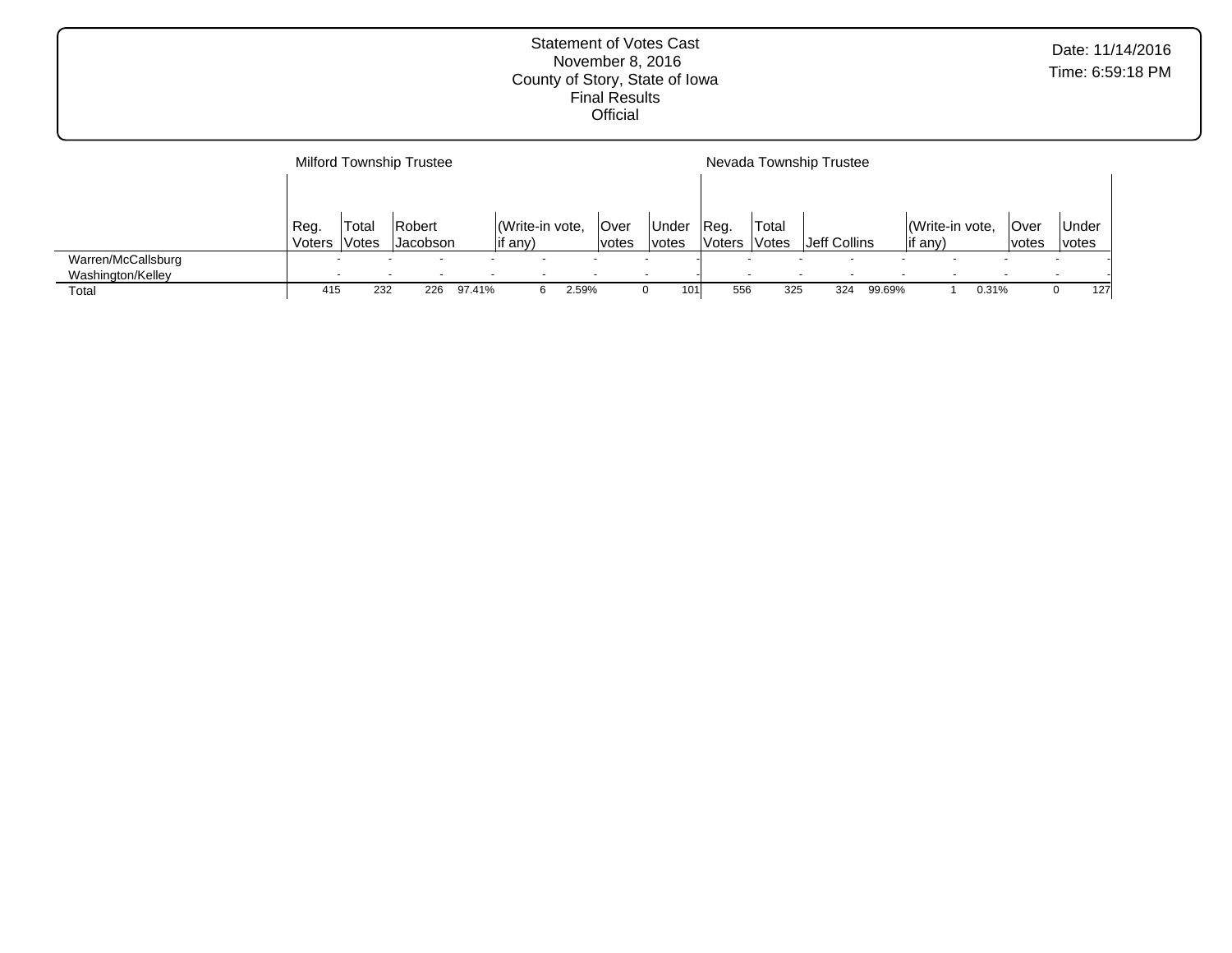Statement of Votes Cast
November 8, 2016
County of Story, State of Iowa
Final Results
Official

Date: 11/14/2016
Time: 6:59:18 PM

| | Milford Township Trustee | | | | | | | | Nevada Township Trustee | | | | | | | |
|---|---|---|---|---|---|---|---|---|---|---|---|---|---|---|---|---|
| | Reg. Voters | Total Votes | Robert Jacobson | | (Write-in vote, if any) | | Over votes | Under votes | Reg. Voters | Total Votes | Jeff Collins | | (Write-in vote, if any) | | Over votes | Under votes |
| Warren/McCallsburg | - | - | - | - | - | - | - | - | - | - | - | - | - | - | - | - |
| Washington/Kelley | - | - | - | - | - | - | - | - | - | - | - | - | - | - | - | - |
| Total | 415 | 232 | 226 | 97.41% | 6 | 2.59% | 0 | 101 | 556 | 325 | 324 | 99.69% | 1 | 0.31% | 0 | 127 |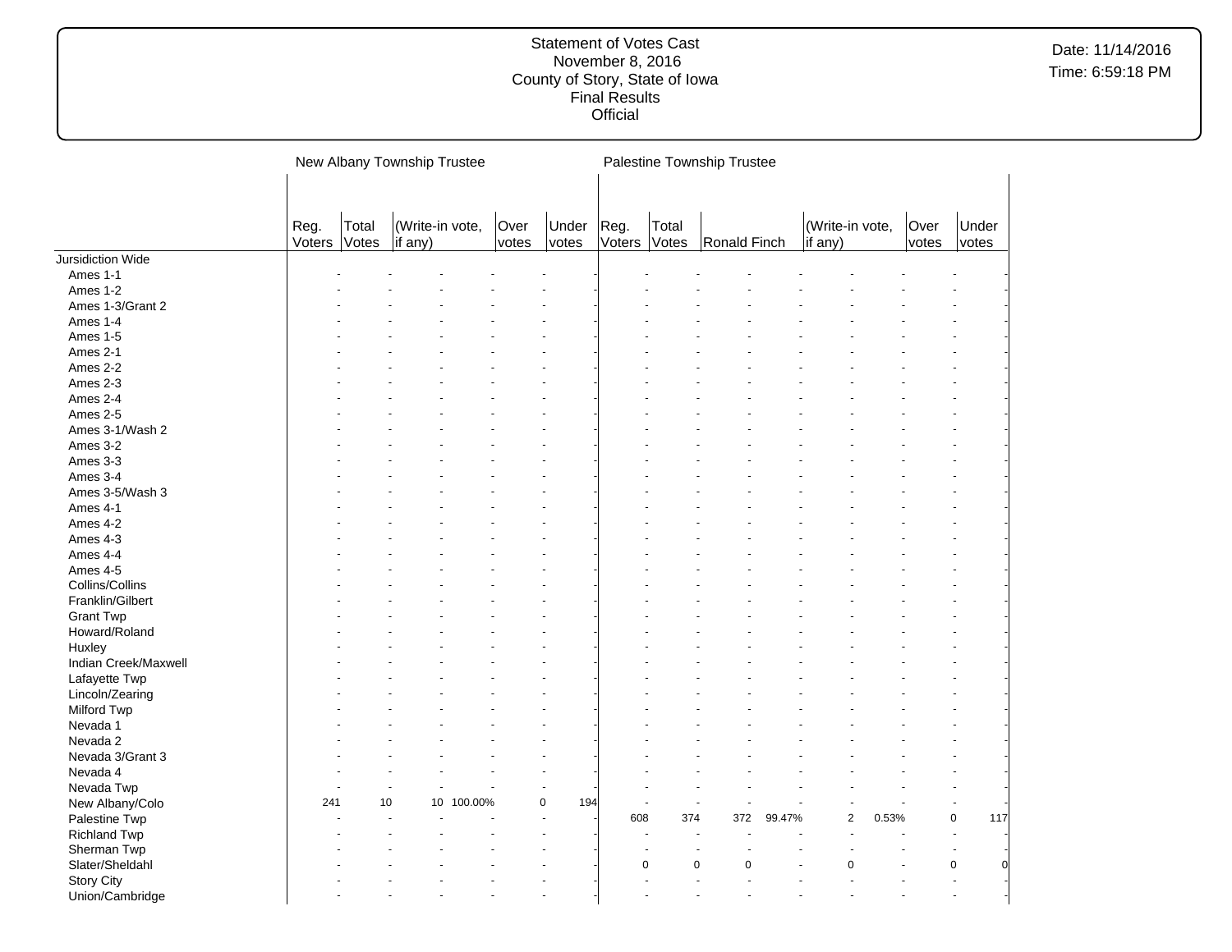| | New Albany Township Trustee | | | | | | Palestine Township Trustee | | | | | | | |
|---|---|---|---|---|---|---|---|---|---|---|---|---|---|---|
| | Reg. Voters | Total Votes | (Write-in vote, if any) | | Over votes | Under votes | Reg. Voters | Total Votes | Ronald Finch | | (Write-in vote, if any) | | Over votes | Under votes |
| Jursidiction Wide | | | | | | | | | | | | | | |
| Ames 1-1 | - | - | - | - | - | - | - | - | - | - | - | - | - | - |
| Ames 1-2 | - | - | - | - | - | - | - | - | - | - | - | - | - | - |
| Ames 1-3/Grant 2 | - | - | - | - | - | - | - | - | - | - | - | - | - | - |
| Ames 1-4 | - | - | - | - | - | - | - | - | - | - | - | - | - | - |
| Ames 1-5 | - | - | - | - | - | - | - | - | - | - | - | - | - | - |
| Ames 2-1 | - | - | - | - | - | - | - | - | - | - | - | - | - | - |
| Ames 2-2 | - | - | - | - | - | - | - | - | - | - | - | - | - | - |
| Ames 2-3 | - | - | - | - | - | - | - | - | - | - | - | - | - | - |
| Ames 2-4 | - | - | - | - | - | - | - | - | - | - | - | - | - | - |
| Ames 2-5 | - | - | - | - | - | - | - | - | - | - | - | - | - | - |
| Ames 3-1/Wash 2 | - | - | - | - | - | - | - | - | - | - | - | - | - | - |
| Ames 3-2 | - | - | - | - | - | - | - | - | - | - | - | - | - | - |
| Ames 3-3 | - | - | - | - | - | - | - | - | - | - | - | - | - | - |
| Ames 3-4 | - | - | - | - | - | - | - | - | - | - | - | - | - | - |
| Ames 3-5/Wash 3 | - | - | - | - | - | - | - | - | - | - | - | - | - | - |
| Ames 4-1 | - | - | - | - | - | - | - | - | - | - | - | - | - | - |
| Ames 4-2 | - | - | - | - | - | - | - | - | - | - | - | - | - | - |
| Ames 4-3 | - | - | - | - | - | - | - | - | - | - | - | - | - | - |
| Ames 4-4 | - | - | - | - | - | - | - | - | - | - | - | - | - | - |
| Ames 4-5 | - | - | - | - | - | - | - | - | - | - | - | - | - | - |
| Collins/Collins | - | - | - | - | - | - | - | - | - | - | - | - | - | - |
| Franklin/Gilbert | - | - | - | - | - | - | - | - | - | - | - | - | - | - |
| Grant Twp | - | - | - | - | - | - | - | - | - | - | - | - | - | - |
| Howard/Roland | - | - | - | - | - | - | - | - | - | - | - | - | - | - |
| Huxley | - | - | - | - | - | - | - | - | - | - | - | - | - | - |
| Indian Creek/Maxwell | - | - | - | - | - | - | - | - | - | - | - | - | - | - |
| Lafayette Twp | - | - | - | - | - | - | - | - | - | - | - | - | - | - |
| Lincoln/Zearing | - | - | - | - | - | - | - | - | - | - | - | - | - | - |
| Milford Twp | - | - | - | - | - | - | - | - | - | - | - | - | - | - |
| Nevada 1 | - | - | - | - | - | - | - | - | - | - | - | - | - | - |
| Nevada 2 | - | - | - | - | - | - | - | - | - | - | - | - | - | - |
| Nevada 3/Grant 3 | - | - | - | - | - | - | - | - | - | - | - | - | - | - |
| Nevada 4 | - | - | - | - | - | - | - | - | - | - | - | - | - | - |
| Nevada Twp | - | - | - | - | - | - | - | - | - | - | - | - | - | - |
| New Albany/Colo | 241 | 10 | 10 | 100.00% | 0 | 194 | - | - | - | - | - | - | - | - |
| Palestine Twp | - | - | - | - | - | - | 608 | 374 | 372 | 99.47% | 2 | 0.53% | 0 | 117 |
| Richland Twp | - | - | - | - | - | - | - | - | - | - | - | - | - | - |
| Sherman Twp | - | - | - | - | - | - | - | - | - | - | - | - | - | - |
| Slater/Sheldahl | - | - | - | - | - | - | 0 | 0 | 0 | - | 0 | - | 0 | 0 |
| Story City | - | - | - | - | - | - | - | - | - | - | - | - | - | - |
| Union/Cambridge | - | - | - | - | - | - | - | - | - | - | - | - | - | - |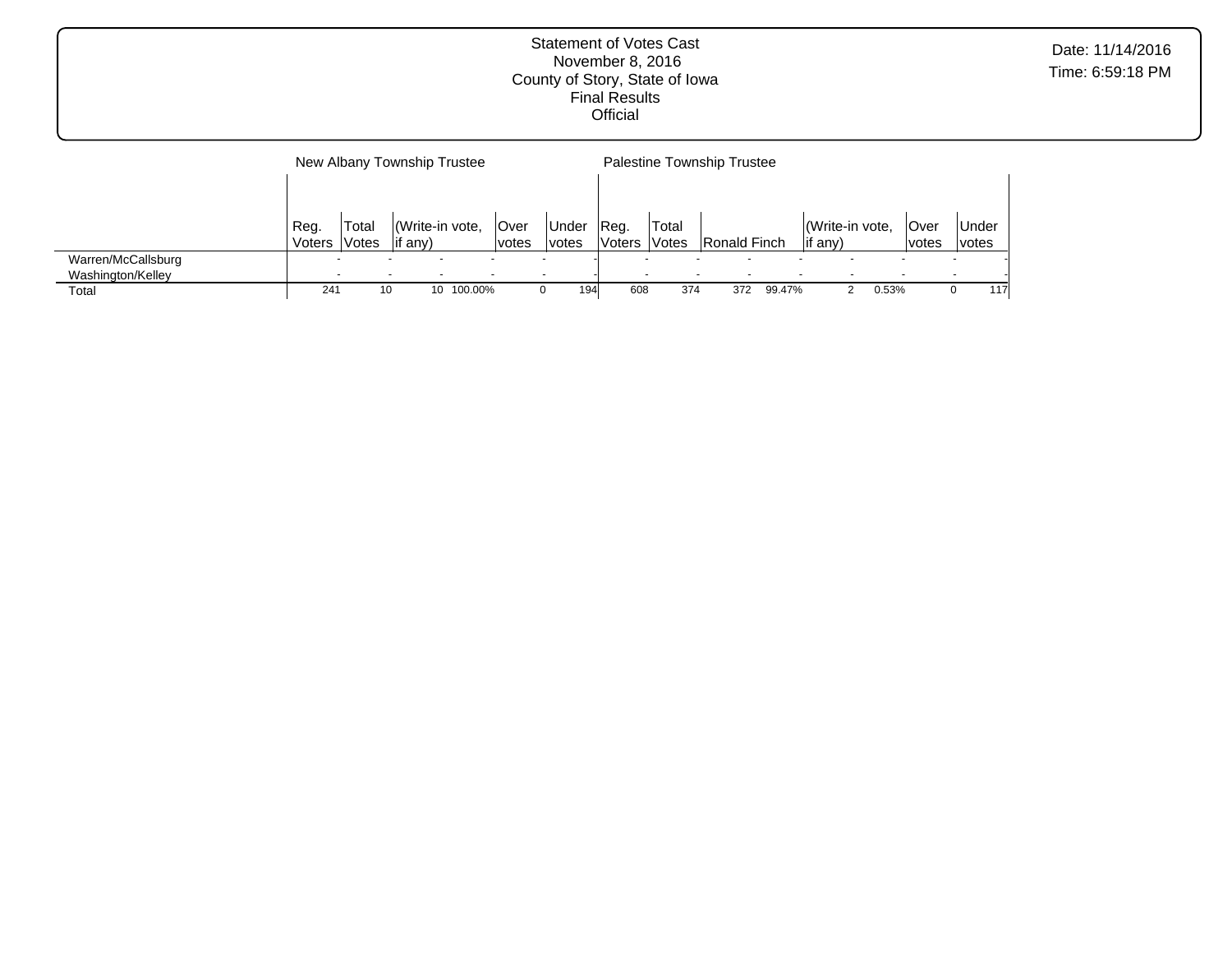Statement of Votes Cast
November 8, 2016
County of Story, State of Iowa
Final Results
Official

Date: 11/14/2016
Time: 6:59:18 PM

| | New Albany Township Trustee | | | | | | Palestine Township Trustee | | | | | | | | |
|---|---|---|---|---|---|---|---|---|---|---|---|---|---|---|---|
| | Reg. Voters | Total Votes | (Write-in vote, if any) | | Over votes | Under votes | Reg. Voters | Total Votes | Ronald Finch | | (Write-in vote, if any) | | Over votes | Under votes |
| Warren/McCallsburg | - | - | - | - | - | - | - | - | - | - | - | - | - | - |
| Washington/Kelley | - | - | - | - | - | - | - | - | - | - | - | - | - | - |
| Total | 241 | 10 | 10 | 100.00% | 0 | 194 | 608 | 374 | 372 | 99.47% | 2 | 0.53% | 0 | 117 |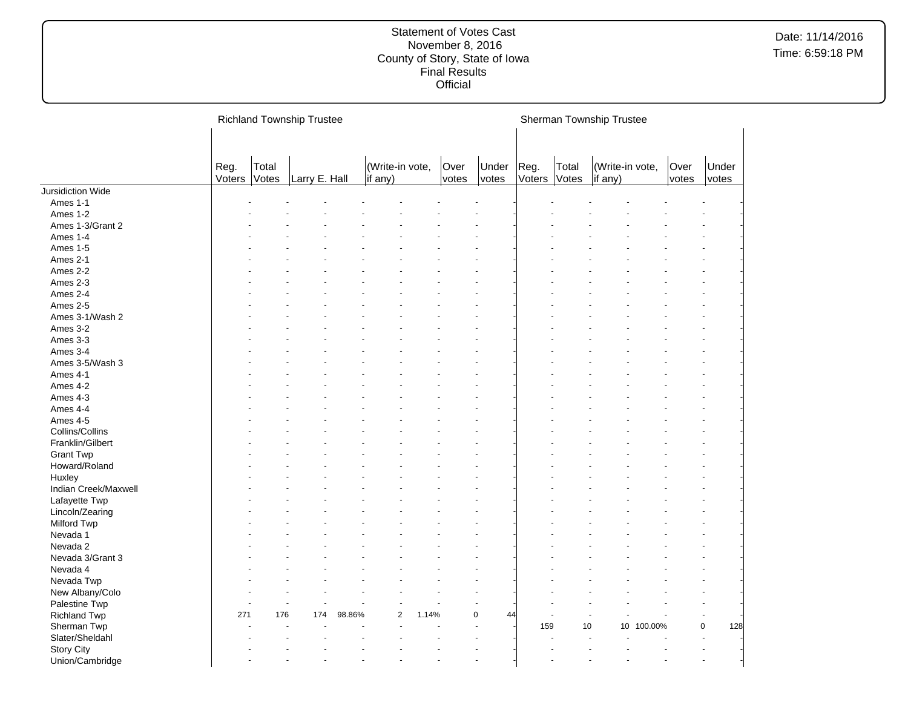# Statement of Votes Cast
November 8, 2016
County of Story, State of Iowa
Final Results
Official

Date: 11/14/2016
Time: 6:59:18 PM

| | Richland Township Trustee | | | | | | | | Sherman Township Trustee | | | | | |
|---|---|---|---|---|---|---|---|---|---|---|---|---|---|---|
| | Reg. Voters | Total Votes | Larry E. Hall | | (Write-in vote, if any) | | Over votes | Under votes | Reg. Voters | Total Votes | (Write-in vote, if any) | | Over votes | Under votes |
| Jursidiction Wide | | | | | | | | | | | | | | |
| Ames 1-1 | - | - | - | - | - | - | - | - | - | - | - | - | - | - |
| Ames 1-2 | - | - | - | - | - | - | - | - | - | - | - | - | - | - |
| Ames 1-3/Grant 2 | - | - | - | - | - | - | - | - | - | - | - | - | - | - |
| Ames 1-4 | - | - | - | - | - | - | - | - | - | - | - | - | - | - |
| Ames 1-5 | - | - | - | - | - | - | - | - | - | - | - | - | - | - |
| Ames 2-1 | - | - | - | - | - | - | - | - | - | - | - | - | - | - |
| Ames 2-2 | - | - | - | - | - | - | - | - | - | - | - | - | - | - |
| Ames 2-3 | - | - | - | - | - | - | - | - | - | - | - | - | - | - |
| Ames 2-4 | - | - | - | - | - | - | - | - | - | - | - | - | - | - |
| Ames 2-5 | - | - | - | - | - | - | - | - | - | - | - | - | - | - |
| Ames 3-1/Wash 2 | - | - | - | - | - | - | - | - | - | - | - | - | - | - |
| Ames 3-2 | - | - | - | - | - | - | - | - | - | - | - | - | - | - |
| Ames 3-3 | - | - | - | - | - | - | - | - | - | - | - | - | - | - |
| Ames 3-4 | - | - | - | - | - | - | - | - | - | - | - | - | - | - |
| Ames 3-5/Wash 3 | - | - | - | - | - | - | - | - | - | - | - | - | - | - |
| Ames 4-1 | - | - | - | - | - | - | - | - | - | - | - | - | - | - |
| Ames 4-2 | - | - | - | - | - | - | - | - | - | - | - | - | - | - |
| Ames 4-3 | - | - | - | - | - | - | - | - | - | - | - | - | - | - |
| Ames 4-4 | - | - | - | - | - | - | - | - | - | - | - | - | - | - |
| Ames 4-5 | - | - | - | - | - | - | - | - | - | - | - | - | - | - |
| Collins/Collins | - | - | - | - | - | - | - | - | - | - | - | - | - | - |
| Franklin/Gilbert | - | - | - | - | - | - | - | - | - | - | - | - | - | - |
| Grant Twp | - | - | - | - | - | - | - | - | - | - | - | - | - | - |
| Howard/Roland | - | - | - | - | - | - | - | - | - | - | - | - | - | - |
| Huxley | - | - | - | - | - | - | - | - | - | - | - | - | - | - |
| Indian Creek/Maxwell | - | - | - | - | - | - | - | - | - | - | - | - | - | - |
| Lafayette Twp | - | - | - | - | - | - | - | - | - | - | - | - | - | - |
| Lincoln/Zearing | - | - | - | - | - | - | - | - | - | - | - | - | - | - |
| Milford Twp | - | - | - | - | - | - | - | - | - | - | - | - | - | - |
| Nevada 1 | - | - | - | - | - | - | - | - | - | - | - | - | - | - |
| Nevada 2 | - | - | - | - | - | - | - | - | - | - | - | - | - | - |
| Nevada 3/Grant 3 | - | - | - | - | - | - | - | - | - | - | - | - | - | - |
| Nevada 4 | - | - | - | - | - | - | - | - | - | - | - | - | - | - |
| Nevada Twp | - | - | - | - | - | - | - | - | - | - | - | - | - | - |
| New Albany/Colo | - | - | - | - | - | - | - | - | - | - | - | - | - | - |
| Palestine Twp | - | - | - | - | - | - | - | - | - | - | - | - | - | - |
| Richland Twp | 271 | 176 | 174 | 98.86% | 2 | 1.14% | 0 | 44 | - | - | - | - | - | - |
| Sherman Twp | - | - | - | - | - | - | - | - | 159 | 10 | 10 | 100.00% | 0 | 128 |
| Slater/Sheldahl | - | - | - | - | - | - | - | - | - | - | - | - | - | - |
| Story City | - | - | - | - | - | - | - | - | - | - | - | - | - | - |
| Union/Cambridge | - | - | - | - | - | - | - | - | - | - | - | - | - | - |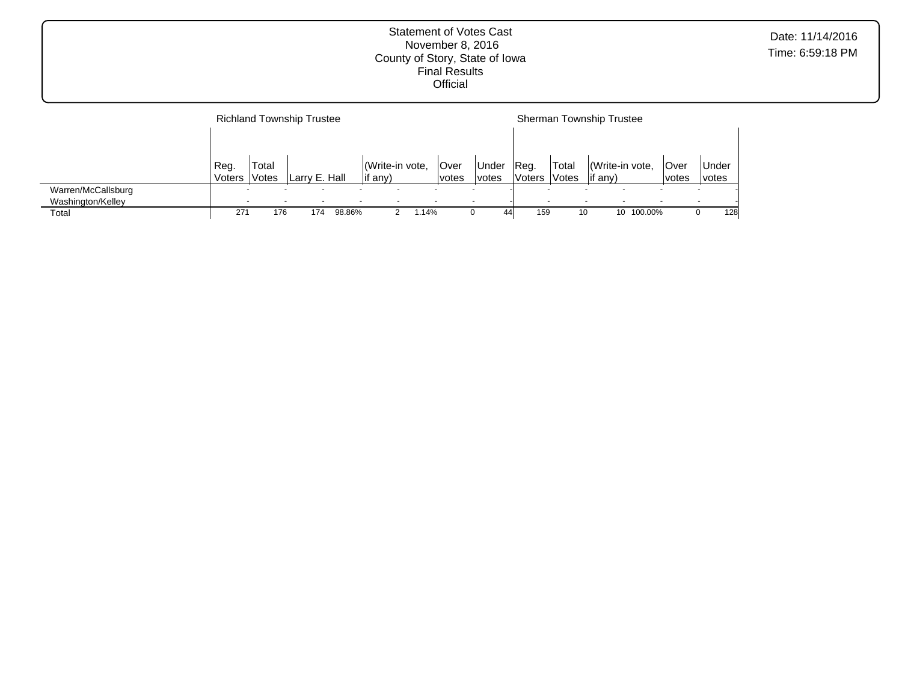Statement of Votes Cast
November 8, 2016
County of Story, State of Iowa
Final Results
Official

Date: 11/14/2016
Time: 6:59:18 PM

| | Richland Township Trustee | | | | | | | | | Sherman Township Trustee | | | | | | |
|---|---|---|---|---|---|---|---|---|---|---|---|---|---|---|---|---|
| | Reg. Voters | Total Votes | Larry E. Hall | | (Write-in vote, if any) | | Over votes | Under votes | | Reg. Voters | Total Votes | (Write-in vote, if any) | | Over votes | Under votes |
| Warren/McCallsburg | - | - | - | - | - | - | - | - | | - | - | - | - | - | - |
| Washington/Kelley | - | - | - | - | - | - | - | - | | - | - | - | - | - | - |
| Total | 271 | 176 | 174 | 98.86% | 2 | 1.14% | 0 | 44 | | 159 | 10 | 10 | 100.00% | 0 | 128 |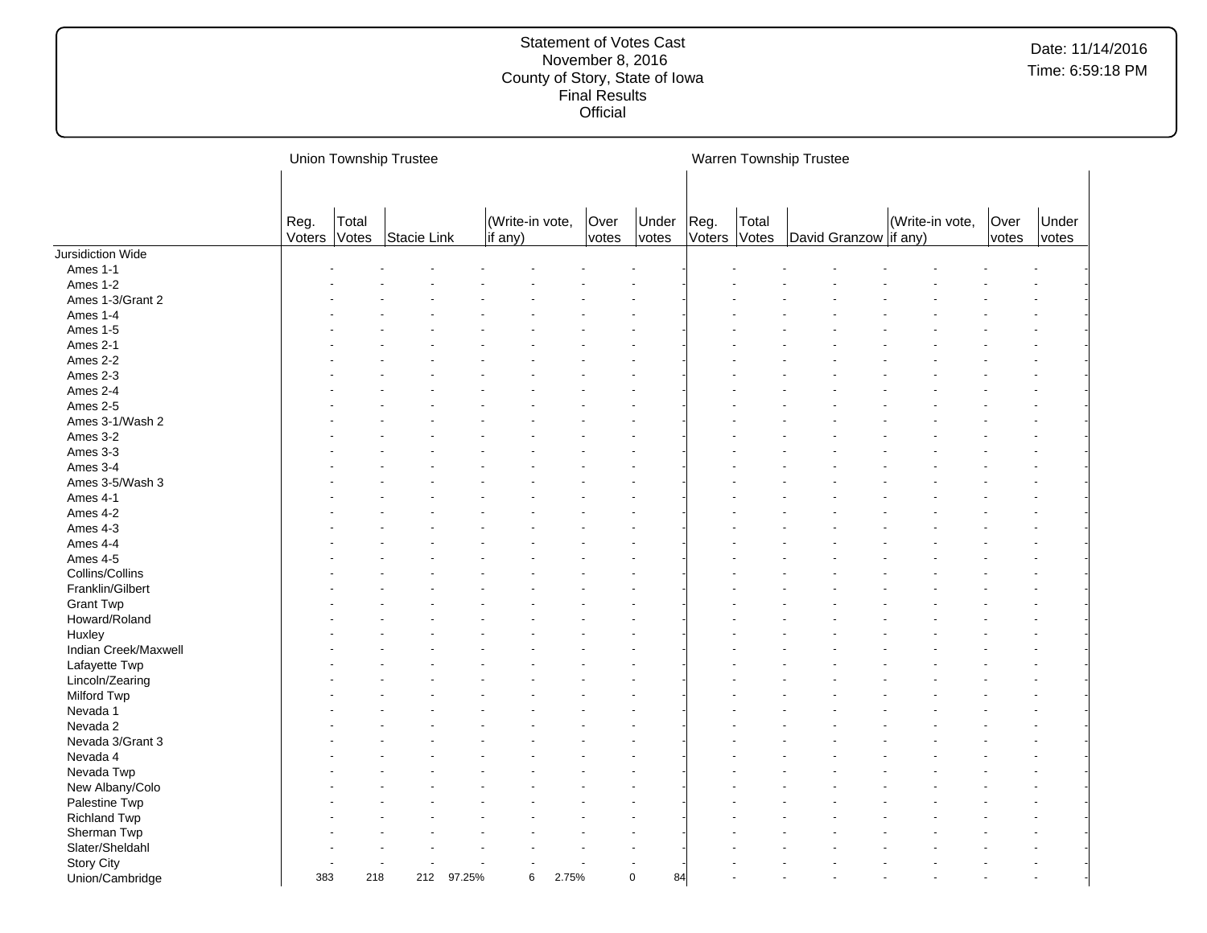Statement of Votes Cast
November 8, 2016
County of Story, State of Iowa
Final Results
Official

Date: 11/14/2016
Time: 6:59:18 PM

| | Union Township Trustee | | | | | | | | | Warren Township Trustee | | | | | | | | |
|---|---|---|---|---|---|---|---|---|---|---|---|---|---|---|---|---|---|---|
| | Reg. Voters | Total Votes | Stacie Link | | (Write-in vote, if any) | | Over votes | Under votes | | Reg. Voters | Total Votes | David Granzow | | (Write-in vote, if any) | | Over votes | Under votes | |
| Jursidiction Wide | | | | | | | | | | | | | | | | | | |
| Ames 1-1 | - | - | - | - | - | - | - | - | | - | - | - | - | - | - | - | - | |
| Ames 1-2 | - | - | - | - | - | - | - | - | | - | - | - | - | - | - | - | - | |
| Ames 1-3/Grant 2 | - | - | - | - | - | - | - | - | | - | - | - | - | - | - | - | - | |
| Ames 1-4 | - | - | - | - | - | - | - | - | | - | - | - | - | - | - | - | - | |
| Ames 1-5 | - | - | - | - | - | - | - | - | | - | - | - | - | - | - | - | - | |
| Ames 2-1 | - | - | - | - | - | - | - | - | | - | - | - | - | - | - | - | - | |
| Ames 2-2 | - | - | - | - | - | - | - | - | | - | - | - | - | - | - | - | - | |
| Ames 2-3 | - | - | - | - | - | - | - | - | | - | - | - | - | - | - | - | - | |
| Ames 2-4 | - | - | - | - | - | - | - | - | | - | - | - | - | - | - | - | - | |
| Ames 2-5 | - | - | - | - | - | - | - | - | | - | - | - | - | - | - | - | - | |
| Ames 3-1/Wash 2 | - | - | - | - | - | - | - | - | | - | - | - | - | - | - | - | - | |
| Ames 3-2 | - | - | - | - | - | - | - | - | | - | - | - | - | - | - | - | - | |
| Ames 3-3 | - | - | - | - | - | - | - | - | | - | - | - | - | - | - | - | - | |
| Ames 3-4 | - | - | - | - | - | - | - | - | | - | - | - | - | - | - | - | - | |
| Ames 3-5/Wash 3 | - | - | - | - | - | - | - | - | | - | - | - | - | - | - | - | - | |
| Ames 4-1 | - | - | - | - | - | - | - | - | | - | - | - | - | - | - | - | - | |
| Ames 4-2 | - | - | - | - | - | - | - | - | | - | - | - | - | - | - | - | - | |
| Ames 4-3 | - | - | - | - | - | - | - | - | | - | - | - | - | - | - | - | - | |
| Ames 4-4 | - | - | - | - | - | - | - | - | | - | - | - | - | - | - | - | - | |
| Ames 4-5 | - | - | - | - | - | - | - | - | | - | - | - | - | - | - | - | - | |
| Collins/Collins | - | - | - | - | - | - | - | - | | - | - | - | - | - | - | - | - | |
| Franklin/Gilbert | - | - | - | - | - | - | - | - | | - | - | - | - | - | - | - | - | |
| Grant Twp | - | - | - | - | - | - | - | - | | - | - | - | - | - | - | - | - | |
| Howard/Roland | - | - | - | - | - | - | - | - | | - | - | - | - | - | - | - | - | |
| Huxley | - | - | - | - | - | - | - | - | | - | - | - | - | - | - | - | - | |
| Indian Creek/Maxwell | - | - | - | - | - | - | - | - | | - | - | - | - | - | - | - | - | |
| Lafayette Twp | - | - | - | - | - | - | - | - | | - | - | - | - | - | - | - | - | |
| Lincoln/Zearing | - | - | - | - | - | - | - | - | | - | - | - | - | - | - | - | - | |
| Milford Twp | - | - | - | - | - | - | - | - | | - | - | - | - | - | - | - | - | |
| Nevada 1 | - | - | - | - | - | - | - | - | | - | - | - | - | - | - | - | - | |
| Nevada 2 | - | - | - | - | - | - | - | - | | - | - | - | - | - | - | - | - | |
| Nevada 3/Grant 3 | - | - | - | - | - | - | - | - | | - | - | - | - | - | - | - | - | |
| Nevada 4 | - | - | - | - | - | - | - | - | | - | - | - | - | - | - | - | - | |
| Nevada Twp | - | - | - | - | - | - | - | - | | - | - | - | - | - | - | - | - | |
| New Albany/Colo | - | - | - | - | - | - | - | - | | - | - | - | - | - | - | - | - | |
| Palestine Twp | - | - | - | - | - | - | - | - | | - | - | - | - | - | - | - | - | |
| Richland Twp | - | - | - | - | - | - | - | - | | - | - | - | - | - | - | - | - | |
| Sherman Twp | - | - | - | - | - | - | - | - | | - | - | - | - | - | - | - | - | |
| Slater/Sheldahl | - | - | - | - | - | - | - | - | | - | - | - | - | - | - | - | - | |
| Story City | - | - | - | - | - | - | - | - | | - | - | - | - | - | - | - | - | |
| Union/Cambridge | 383 | 218 | 212 | 97.25% | 6 | 2.75% | 0 | 84 | | - | - | - | - | - | - | - | - | |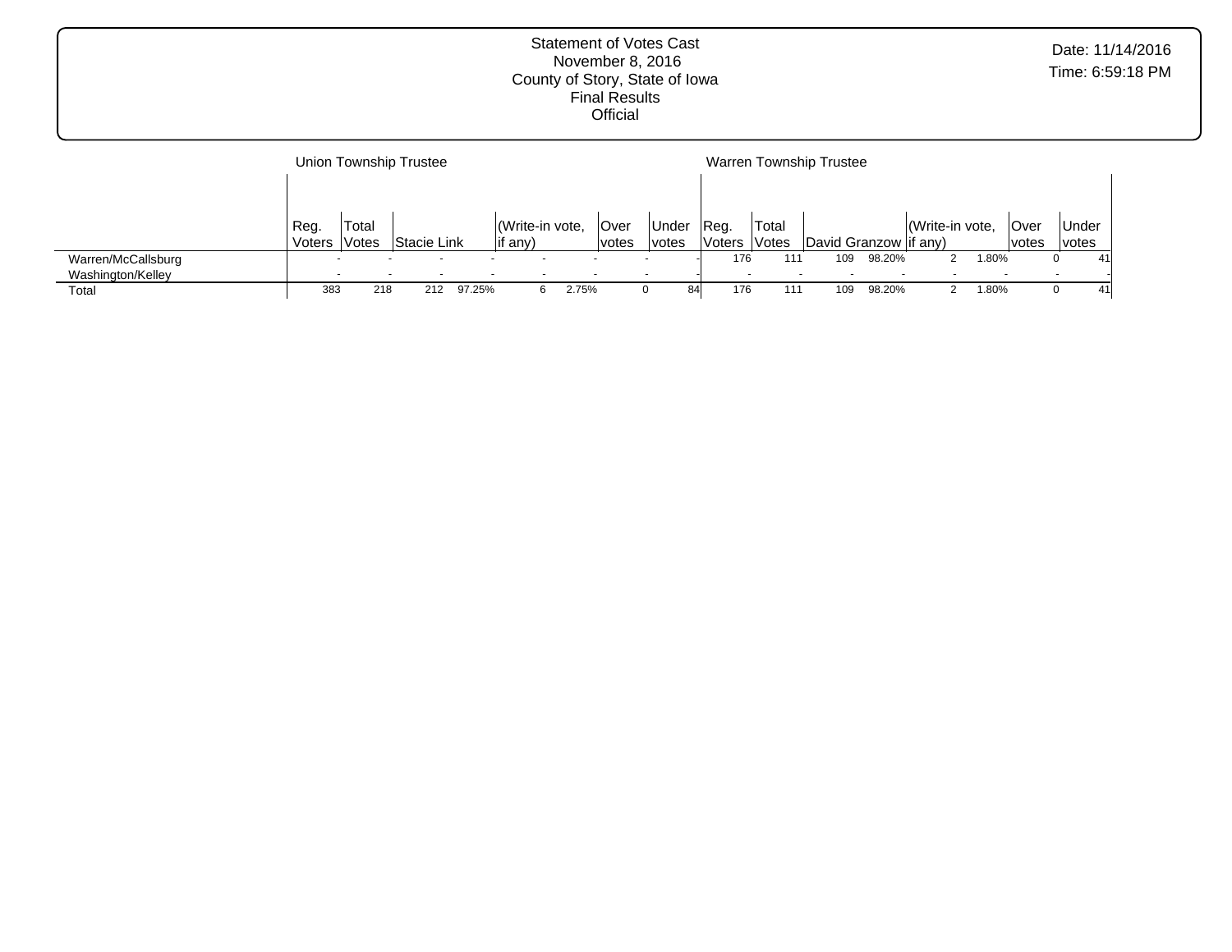Statement of Votes Cast
November 8, 2016
County of Story, State of Iowa
Final Results
Official

Date: 11/14/2016
Time: 6:59:18 PM

| | Union Township Trustee | | | | | | | | Warren Township Trustee | | | | | | | |
|---|---|---|---|---|---|---|---|---|---|---|---|---|---|---|---|---|
| | Reg. Voters | Total Votes | Stacie Link | | (Write-in vote, if any) | | Over votes | Under votes | Reg. Voters | Total Votes | David Granzow | | (Write-in vote, if any) | | Over votes | Under votes |
| Warren/McCallsburg | - | - | - | - | - | - | - | - | 176 | 111 | 109 | 98.20% | 2 | 1.80% | 0 | 41 |
| Washington/Kelley | - | - | - | - | - | - | - | - | - | - | - | - | - | - | - | - |
| Total | 383 | 218 | 212 | 97.25% | 6 | 2.75% | 0 | 84 | 176 | 111 | 109 | 98.20% | 2 | 1.80% | 0 | 41 |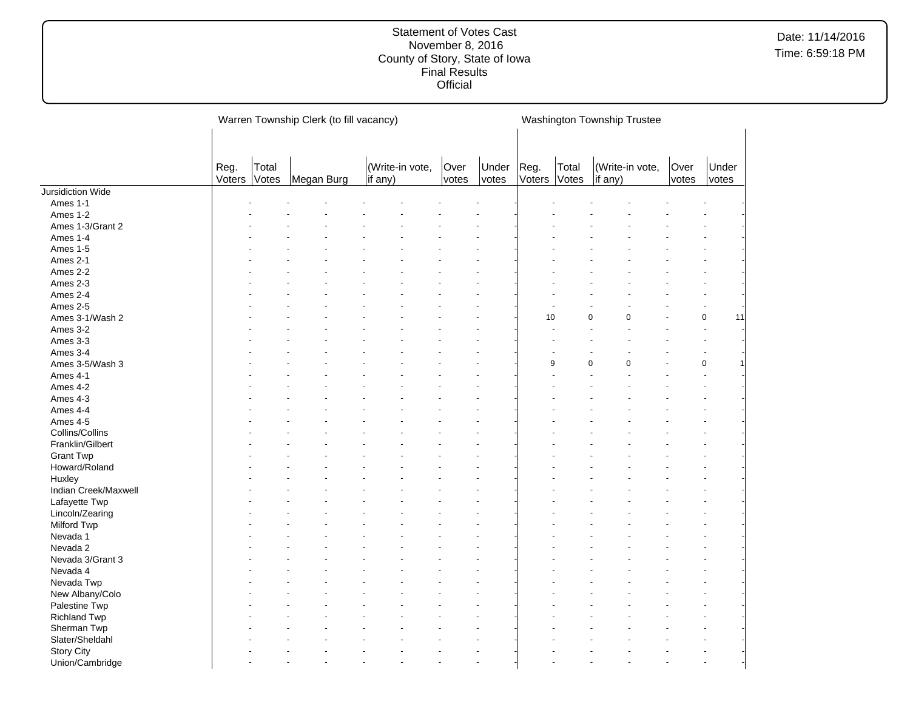| | Warren Township Clerk (to fill vacancy) | | | | | | Washington Township Trustee | | | | |
|---|---|---|---|---|---|---|---|---|---|---|---|
| | Reg. Voters | Total Votes | Megan Burg | (Write-in vote, if any) | Over votes | Under votes | Reg. Voters | Total Votes | (Write-in vote, if any) | Over votes | Under votes |
| Jursidiction Wide | | | | | | | | | | | |
| Ames 1-1 | - | - | - | - | - | - | - | - | - | - | - |
| Ames 1-2 | - | - | - | - | - | - | - | - | - | - | - |
| Ames 1-3/Grant 2 | - | - | - | - | - | - | - | - | - | - | - |
| Ames 1-4 | - | - | - | - | - | - | - | - | - | - | - |
| Ames 1-5 | - | - | - | - | - | - | - | - | - | - | - |
| Ames 2-1 | - | - | - | - | - | - | - | - | - | - | - |
| Ames 2-2 | - | - | - | - | - | - | - | - | - | - | - |
| Ames 2-3 | - | - | - | - | - | - | - | - | - | - | - |
| Ames 2-4 | - | - | - | - | - | - | - | - | - | - | - |
| Ames 2-5 | - | - | - | - | - | - | - | - | - | - | - |
| Ames 3-1/Wash 2 | - | - | - | - | - | - | 10 | 0 | 0 - | 0 | 11 |
| Ames 3-2 | - | - | - | - | - | - | - | - | - | - | - |
| Ames 3-3 | - | - | - | - | - | - | - | - | - | - | - |
| Ames 3-4 | - | - | - | - | - | - | - | - | - | - | - |
| Ames 3-5/Wash 3 | - | - | - | - | - | - | 9 | 0 | 0 - | 0 | 1 |
| Ames 4-1 | - | - | - | - | - | - | - | - | - | - | - |
| Ames 4-2 | - | - | - | - | - | - | - | - | - | - | - |
| Ames 4-3 | - | - | - | - | - | - | - | - | - | - | - |
| Ames 4-4 | - | - | - | - | - | - | - | - | - | - | - |
| Ames 4-5 | - | - | - | - | - | - | - | - | - | - | - |
| Collins/Collins | - | - | - | - | - | - | - | - | - | - | - |
| Franklin/Gilbert | - | - | - | - | - | - | - | - | - | - | - |
| Grant Twp | - | - | - | - | - | - | - | - | - | - | - |
| Howard/Roland | - | - | - | - | - | - | - | - | - | - | - |
| Huxley | - | - | - | - | - | - | - | - | - | - | - |
| Indian Creek/Maxwell | - | - | - | - | - | - | - | - | - | - | - |
| Lafayette Twp | - | - | - | - | - | - | - | - | - | - | - |
| Lincoln/Zearing | - | - | - | - | - | - | - | - | - | - | - |
| Milford Twp | - | - | - | - | - | - | - | - | - | - | - |
| Nevada 1 | - | - | - | - | - | - | - | - | - | - | - |
| Nevada 2 | - | - | - | - | - | - | - | - | - | - | - |
| Nevada 3/Grant 3 | - | - | - | - | - | - | - | - | - | - | - |
| Nevada 4 | - | - | - | - | - | - | - | - | - | - | - |
| Nevada Twp | - | - | - | - | - | - | - | - | - | - | - |
| New Albany/Colo | - | - | - | - | - | - | - | - | - | - | - |
| Palestine Twp | - | - | - | - | - | - | - | - | - | - | - |
| Richland Twp | - | - | - | - | - | - | - | - | - | - | - |
| Sherman Twp | - | - | - | - | - | - | - | - | - | - | - |
| Slater/Sheldahl | - | - | - | - | - | - | - | - | - | - | - |
| Story City | - | - | - | - | - | - | - | - | - | - | - |
| Union/Cambridge | - | - | - | - | - | - | - | - | - | - | - |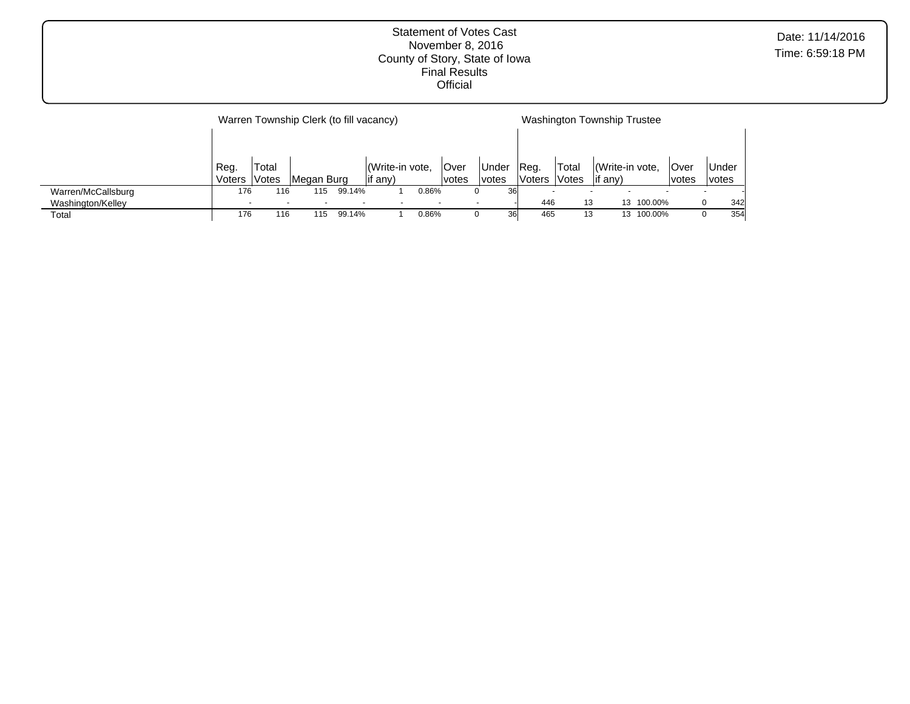Statement of Votes Cast
November 8, 2016
County of Story, State of Iowa
Final Results
Official

Date: 11/14/2016
Time: 6:59:18 PM

| | Warren Township Clerk (to fill vacancy) | | | | | | | | Washington Township Trustee | | | | | |
|---|---|---|---|---|---|---|---|---|---|---|---|---|---|---|
| | Reg. Voters | Total Votes | Megan Burg | | (Write-in vote, if any) | | Over votes | Under votes | Reg. Voters | Total Votes | (Write-in vote, if any) | | Over votes | Under votes |
| Warren/McCallsburg | 176 | 116 | 115 | 99.14% | 1 | 0.86% | 0 | 36 | - | - | - | - | - | - |
| Washington/Kelley | - | - | - | - | - | - | - | - | 446 | 13 | 13 | 100.00% | 0 | 342 |
| Total | 176 | 116 | 115 | 99.14% | 1 | 0.86% | 0 | 36 | 465 | 13 | 13 | 100.00% | 0 | 354 |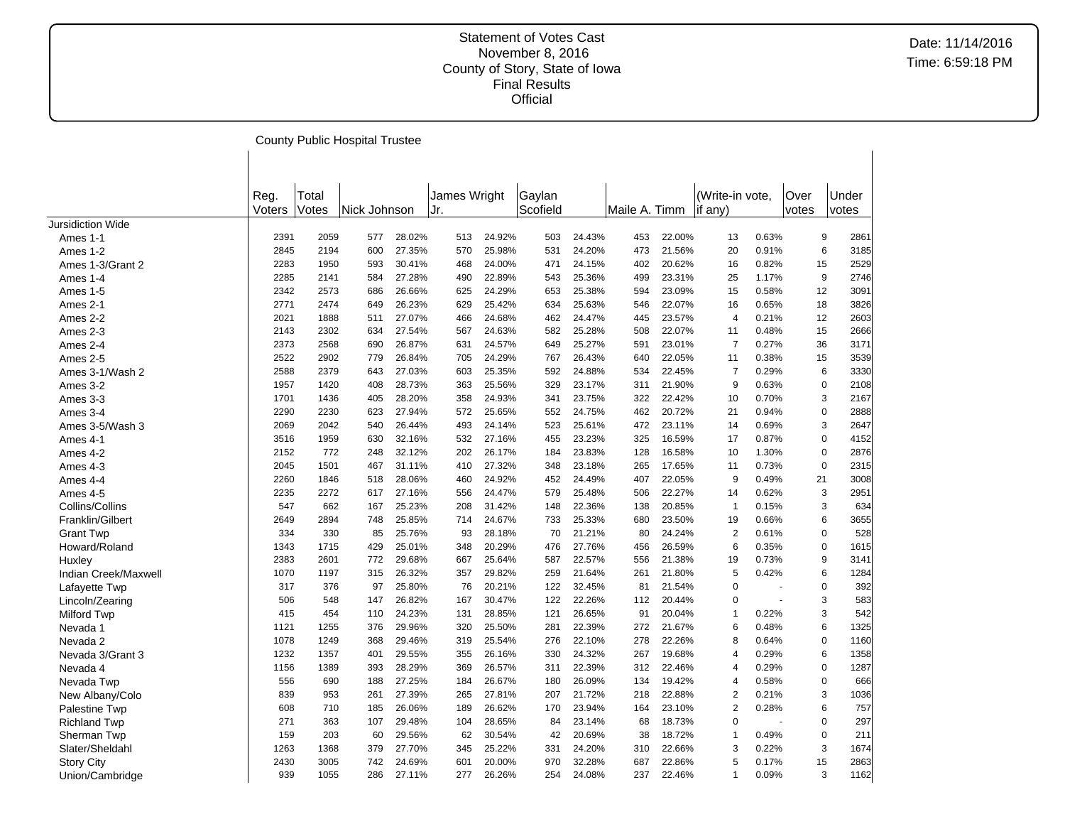Statement of Votes Cast
November 8, 2016
County of Story, State of Iowa
Final Results
Official

Date: 11/14/2016
Time: 6:59:18 PM

County Public Hospital Trustee

| | Reg. Voters | Total Votes | Nick Johnson | | James Wright Jr. | | Gaylan Scofield | | Maile A. Timm | | (Write-in vote, if any) | | Over votes | Under votes |
|---|---|---|---|---|---|---|---|---|---|---|---|---|---|---|
| Jursidiction Wide | | | | | | | | | | | | | | |
| Ames 1-1 | 2391 | 2059 | 577 | 28.02% | 513 | 24.92% | 503 | 24.43% | 453 | 22.00% | 13 | 0.63% | 9 | 2861 |
| Ames 1-2 | 2845 | 2194 | 600 | 27.35% | 570 | 25.98% | 531 | 24.20% | 473 | 21.56% | 20 | 0.91% | 6 | 3185 |
| Ames 1-3/Grant 2 | 2283 | 1950 | 593 | 30.41% | 468 | 24.00% | 471 | 24.15% | 402 | 20.62% | 16 | 0.82% | 15 | 2529 |
| Ames 1-4 | 2285 | 2141 | 584 | 27.28% | 490 | 22.89% | 543 | 25.36% | 499 | 23.31% | 25 | 1.17% | 9 | 2746 |
| Ames 1-5 | 2342 | 2573 | 686 | 26.66% | 625 | 24.29% | 653 | 25.38% | 594 | 23.09% | 15 | 0.58% | 12 | 3091 |
| Ames 2-1 | 2771 | 2474 | 649 | 26.23% | 629 | 25.42% | 634 | 25.63% | 546 | 22.07% | 16 | 0.65% | 18 | 3826 |
| Ames 2-2 | 2021 | 1888 | 511 | 27.07% | 466 | 24.68% | 462 | 24.47% | 445 | 23.57% | 4 | 0.21% | 12 | 2603 |
| Ames 2-3 | 2143 | 2302 | 634 | 27.54% | 567 | 24.63% | 582 | 25.28% | 508 | 22.07% | 11 | 0.48% | 15 | 2666 |
| Ames 2-4 | 2373 | 2568 | 690 | 26.87% | 631 | 24.57% | 649 | 25.27% | 591 | 23.01% | 7 | 0.27% | 36 | 3171 |
| Ames 2-5 | 2522 | 2902 | 779 | 26.84% | 705 | 24.29% | 767 | 26.43% | 640 | 22.05% | 11 | 0.38% | 15 | 3539 |
| Ames 3-1/Wash 2 | 2588 | 2379 | 643 | 27.03% | 603 | 25.35% | 592 | 24.88% | 534 | 22.45% | 7 | 0.29% | 6 | 3330 |
| Ames 3-2 | 1957 | 1420 | 408 | 28.73% | 363 | 25.56% | 329 | 23.17% | 311 | 21.90% | 9 | 0.63% | 0 | 2108 |
| Ames 3-3 | 1701 | 1436 | 405 | 28.20% | 358 | 24.93% | 341 | 23.75% | 322 | 22.42% | 10 | 0.70% | 3 | 2167 |
| Ames 3-4 | 2290 | 2230 | 623 | 27.94% | 572 | 25.65% | 552 | 24.75% | 462 | 20.72% | 21 | 0.94% | 0 | 2888 |
| Ames 3-5/Wash 3 | 2069 | 2042 | 540 | 26.44% | 493 | 24.14% | 523 | 25.61% | 472 | 23.11% | 14 | 0.69% | 3 | 2647 |
| Ames 4-1 | 3516 | 1959 | 630 | 32.16% | 532 | 27.16% | 455 | 23.23% | 325 | 16.59% | 17 | 0.87% | 0 | 4152 |
| Ames 4-2 | 2152 | 772 | 248 | 32.12% | 202 | 26.17% | 184 | 23.83% | 128 | 16.58% | 10 | 1.30% | 0 | 2876 |
| Ames 4-3 | 2045 | 1501 | 467 | 31.11% | 410 | 27.32% | 348 | 23.18% | 265 | 17.65% | 11 | 0.73% | 0 | 2315 |
| Ames 4-4 | 2260 | 1846 | 518 | 28.06% | 460 | 24.92% | 452 | 24.49% | 407 | 22.05% | 9 | 0.49% | 21 | 3008 |
| Ames 4-5 | 2235 | 2272 | 617 | 27.16% | 556 | 24.47% | 579 | 25.48% | 506 | 22.27% | 14 | 0.62% | 3 | 2951 |
| Collins/Collins | 547 | 662 | 167 | 25.23% | 208 | 31.42% | 148 | 22.36% | 138 | 20.85% | 1 | 0.15% | 3 | 634 |
| Franklin/Gilbert | 2649 | 2894 | 748 | 25.85% | 714 | 24.67% | 733 | 25.33% | 680 | 23.50% | 19 | 0.66% | 6 | 3655 |
| Grant Twp | 334 | 330 | 85 | 25.76% | 93 | 28.18% | 70 | 21.21% | 80 | 24.24% | 2 | 0.61% | 0 | 528 |
| Howard/Roland | 1343 | 1715 | 429 | 25.01% | 348 | 20.29% | 476 | 27.76% | 456 | 26.59% | 6 | 0.35% | 0 | 1615 |
| Huxley | 2383 | 2601 | 772 | 29.68% | 667 | 25.64% | 587 | 22.57% | 556 | 21.38% | 19 | 0.73% | 9 | 3141 |
| Indian Creek/Maxwell | 1070 | 1197 | 315 | 26.32% | 357 | 29.82% | 259 | 21.64% | 261 | 21.80% | 5 | 0.42% | 6 | 1284 |
| Lafayette Twp | 317 | 376 | 97 | 25.80% | 76 | 20.21% | 122 | 32.45% | 81 | 21.54% | 0 | - | 0 | 392 |
| Lincoln/Zearing | 506 | 548 | 147 | 26.82% | 167 | 30.47% | 122 | 22.26% | 112 | 20.44% | 0 | - | 3 | 583 |
| Milford Twp | 415 | 454 | 110 | 24.23% | 131 | 28.85% | 121 | 26.65% | 91 | 20.04% | 1 | 0.22% | 3 | 542 |
| Nevada 1 | 1121 | 1255 | 376 | 29.96% | 320 | 25.50% | 281 | 22.39% | 272 | 21.67% | 6 | 0.48% | 6 | 1325 |
| Nevada 2 | 1078 | 1249 | 368 | 29.46% | 319 | 25.54% | 276 | 22.10% | 278 | 22.26% | 8 | 0.64% | 0 | 1160 |
| Nevada 3/Grant 3 | 1232 | 1357 | 401 | 29.55% | 355 | 26.16% | 330 | 24.32% | 267 | 19.68% | 4 | 0.29% | 6 | 1358 |
| Nevada 4 | 1156 | 1389 | 393 | 28.29% | 369 | 26.57% | 311 | 22.39% | 312 | 22.46% | 4 | 0.29% | 0 | 1287 |
| Nevada Twp | 556 | 690 | 188 | 27.25% | 184 | 26.67% | 180 | 26.09% | 134 | 19.42% | 4 | 0.58% | 0 | 666 |
| New Albany/Colo | 839 | 953 | 261 | 27.39% | 265 | 27.81% | 207 | 21.72% | 218 | 22.88% | 2 | 0.21% | 3 | 1036 |
| Palestine Twp | 608 | 710 | 185 | 26.06% | 189 | 26.62% | 170 | 23.94% | 164 | 23.10% | 2 | 0.28% | 6 | 757 |
| Richland Twp | 271 | 363 | 107 | 29.48% | 104 | 28.65% | 84 | 23.14% | 68 | 18.73% | 0 | - | 0 | 297 |
| Sherman Twp | 159 | 203 | 60 | 29.56% | 62 | 30.54% | 42 | 20.69% | 38 | 18.72% | 1 | 0.49% | 0 | 211 |
| Slater/Sheldahl | 1263 | 1368 | 379 | 27.70% | 345 | 25.22% | 331 | 24.20% | 310 | 22.66% | 3 | 0.22% | 3 | 1674 |
| Story City | 2430 | 3005 | 742 | 24.69% | 601 | 20.00% | 970 | 32.28% | 687 | 22.86% | 5 | 0.17% | 15 | 2863 |
| Union/Cambridge | 939 | 1055 | 286 | 27.11% | 277 | 26.26% | 254 | 24.08% | 237 | 22.46% | 1 | 0.09% | 3 | 1162 |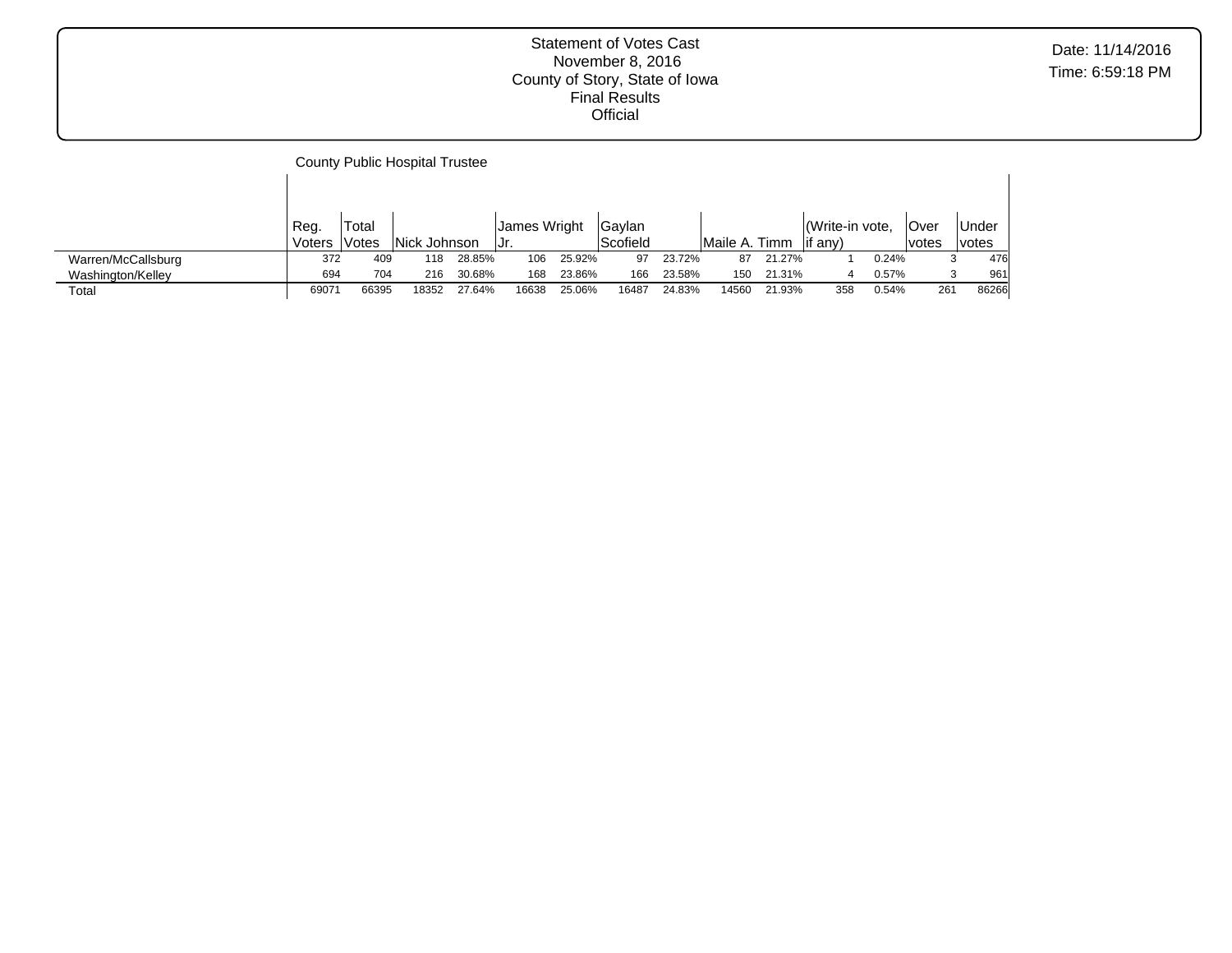Statement of Votes Cast
November 8, 2016
County of Story, State of Iowa
Final Results
Official

Date: 11/14/2016
Time: 6:59:18 PM

## County Public Hospital Trustee

| | Reg. Voters | Total Votes | Nick Johnson | | James Wright Jr. | | Gaylan Scofield | | Maile A. Timm | | (Write-in vote, if any) | | Over votes | Under votes |
|---|---|---|---|---|---|---|---|---|---|---|---|---|---|---|
| Warren/McCallsburg | 372 | 409 | 118 | 28.85% | 106 | 25.92% | 97 | 23.72% | 87 | 21.27% | 1 | 0.24% | 3 | 476 |
| Washington/Kelley | 694 | 704 | 216 | 30.68% | 168 | 23.86% | 166 | 23.58% | 150 | 21.31% | 4 | 0.57% | 3 | 961 |
| Total | 69071 | 66395 | 18352 | 27.64% | 16638 | 25.06% | 16487 | 24.83% | 14560 | 21.93% | 358 | 0.54% | 261 | 86266 |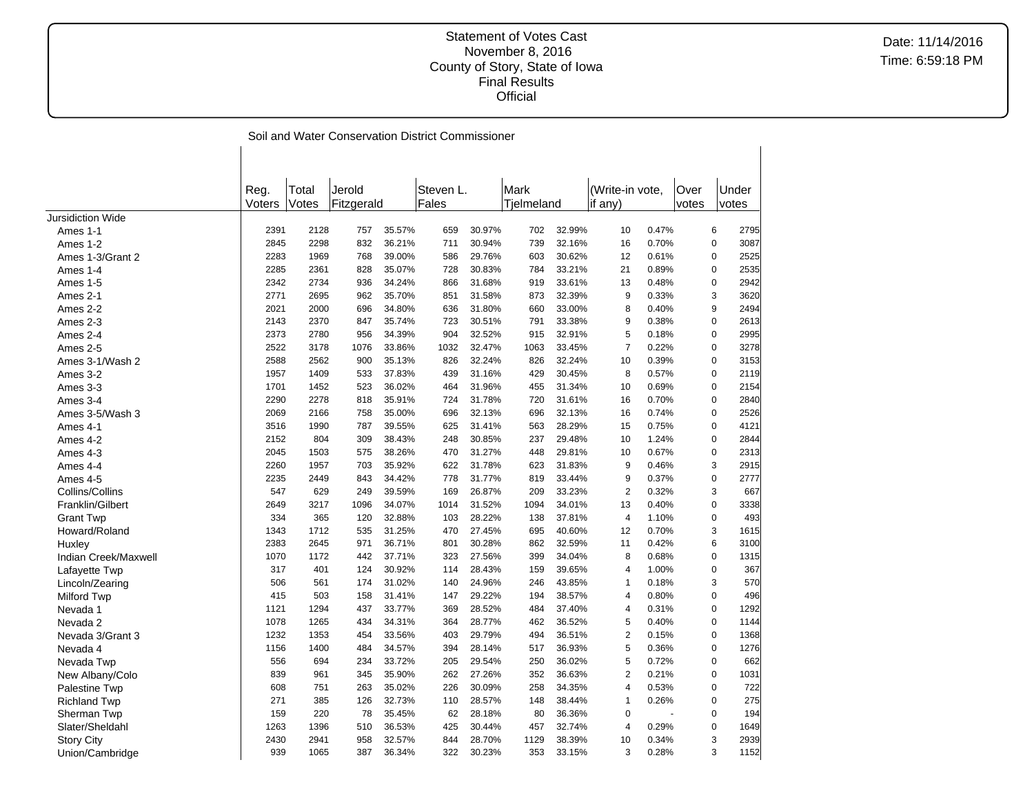Statement of Votes Cast
November 8, 2016
County of Story, State of Iowa
Final Results
Official

Date: 11/14/2016
Time: 6:59:18 PM

Soil and Water Conservation District Commissioner

| | Reg. Voters | Total Votes | Jerold Fitzgerald | | Steven L. Fales | | Mark Tjelmeland | | (Write-in vote, if any) | | Over votes | Under votes |
|---|---|---|---|---|---|---|---|---|---|---|---|---|
| Jursidiction Wide | | | | | | | | | | | | |
| Ames 1-1 | 2391 | 2128 | 757 | 35.57% | 659 | 30.97% | 702 | 32.99% | 10 | 0.47% | 6 | 2795 |
| Ames 1-2 | 2845 | 2298 | 832 | 36.21% | 711 | 30.94% | 739 | 32.16% | 16 | 0.70% | 0 | 3087 |
| Ames 1-3/Grant 2 | 2283 | 1969 | 768 | 39.00% | 586 | 29.76% | 603 | 30.62% | 12 | 0.61% | 0 | 2525 |
| Ames 1-4 | 2285 | 2361 | 828 | 35.07% | 728 | 30.83% | 784 | 33.21% | 21 | 0.89% | 0 | 2535 |
| Ames 1-5 | 2342 | 2734 | 936 | 34.24% | 866 | 31.68% | 919 | 33.61% | 13 | 0.48% | 0 | 2942 |
| Ames 2-1 | 2771 | 2695 | 962 | 35.70% | 851 | 31.58% | 873 | 32.39% | 9 | 0.33% | 3 | 3620 |
| Ames 2-2 | 2021 | 2000 | 696 | 34.80% | 636 | 31.80% | 660 | 33.00% | 8 | 0.40% | 9 | 2494 |
| Ames 2-3 | 2143 | 2370 | 847 | 35.74% | 723 | 30.51% | 791 | 33.38% | 9 | 0.38% | 0 | 2613 |
| Ames 2-4 | 2373 | 2780 | 956 | 34.39% | 904 | 32.52% | 915 | 32.91% | 5 | 0.18% | 0 | 2995 |
| Ames 2-5 | 2522 | 3178 | 1076 | 33.86% | 1032 | 32.47% | 1063 | 33.45% | 7 | 0.22% | 0 | 3278 |
| Ames 3-1/Wash 2 | 2588 | 2562 | 900 | 35.13% | 826 | 32.24% | 826 | 32.24% | 10 | 0.39% | 0 | 3153 |
| Ames 3-2 | 1957 | 1409 | 533 | 37.83% | 439 | 31.16% | 429 | 30.45% | 8 | 0.57% | 0 | 2119 |
| Ames 3-3 | 1701 | 1452 | 523 | 36.02% | 464 | 31.96% | 455 | 31.34% | 10 | 0.69% | 0 | 2154 |
| Ames 3-4 | 2290 | 2278 | 818 | 35.91% | 724 | 31.78% | 720 | 31.61% | 16 | 0.70% | 0 | 2840 |
| Ames 3-5/Wash 3 | 2069 | 2166 | 758 | 35.00% | 696 | 32.13% | 696 | 32.13% | 16 | 0.74% | 0 | 2526 |
| Ames 4-1 | 3516 | 1990 | 787 | 39.55% | 625 | 31.41% | 563 | 28.29% | 15 | 0.75% | 0 | 4121 |
| Ames 4-2 | 2152 | 804 | 309 | 38.43% | 248 | 30.85% | 237 | 29.48% | 10 | 1.24% | 0 | 2844 |
| Ames 4-3 | 2045 | 1503 | 575 | 38.26% | 470 | 31.27% | 448 | 29.81% | 10 | 0.67% | 0 | 2313 |
| Ames 4-4 | 2260 | 1957 | 703 | 35.92% | 622 | 31.78% | 623 | 31.83% | 9 | 0.46% | 3 | 2915 |
| Ames 4-5 | 2235 | 2449 | 843 | 34.42% | 778 | 31.77% | 819 | 33.44% | 9 | 0.37% | 0 | 2777 |
| Collins/Collins | 547 | 629 | 249 | 39.59% | 169 | 26.87% | 209 | 33.23% | 2 | 0.32% | 3 | 667 |
| Franklin/Gilbert | 2649 | 3217 | 1096 | 34.07% | 1014 | 31.52% | 1094 | 34.01% | 13 | 0.40% | 0 | 3338 |
| Grant Twp | 334 | 365 | 120 | 32.88% | 103 | 28.22% | 138 | 37.81% | 4 | 1.10% | 0 | 493 |
| Howard/Roland | 1343 | 1712 | 535 | 31.25% | 470 | 27.45% | 695 | 40.60% | 12 | 0.70% | 3 | 1615 |
| Huxley | 2383 | 2645 | 971 | 36.71% | 801 | 30.28% | 862 | 32.59% | 11 | 0.42% | 6 | 3100 |
| Indian Creek/Maxwell | 1070 | 1172 | 442 | 37.71% | 323 | 27.56% | 399 | 34.04% | 8 | 0.68% | 0 | 1315 |
| Lafayette Twp | 317 | 401 | 124 | 30.92% | 114 | 28.43% | 159 | 39.65% | 4 | 1.00% | 0 | 367 |
| Lincoln/Zearing | 506 | 561 | 174 | 31.02% | 140 | 24.96% | 246 | 43.85% | 1 | 0.18% | 3 | 570 |
| Milford Twp | 415 | 503 | 158 | 31.41% | 147 | 29.22% | 194 | 38.57% | 4 | 0.80% | 0 | 496 |
| Nevada 1 | 1121 | 1294 | 437 | 33.77% | 369 | 28.52% | 484 | 37.40% | 4 | 0.31% | 0 | 1292 |
| Nevada 2 | 1078 | 1265 | 434 | 34.31% | 364 | 28.77% | 462 | 36.52% | 5 | 0.40% | 0 | 1144 |
| Nevada 3/Grant 3 | 1232 | 1353 | 454 | 33.56% | 403 | 29.79% | 494 | 36.51% | 2 | 0.15% | 0 | 1368 |
| Nevada 4 | 1156 | 1400 | 484 | 34.57% | 394 | 28.14% | 517 | 36.93% | 5 | 0.36% | 0 | 1276 |
| Nevada Twp | 556 | 694 | 234 | 33.72% | 205 | 29.54% | 250 | 36.02% | 5 | 0.72% | 0 | 662 |
| New Albany/Colo | 839 | 961 | 345 | 35.90% | 262 | 27.26% | 352 | 36.63% | 2 | 0.21% | 0 | 1031 |
| Palestine Twp | 608 | 751 | 263 | 35.02% | 226 | 30.09% | 258 | 34.35% | 4 | 0.53% | 0 | 722 |
| Richland Twp | 271 | 385 | 126 | 32.73% | 110 | 28.57% | 148 | 38.44% | 1 | 0.26% | 0 | 275 |
| Sherman Twp | 159 | 220 | 78 | 35.45% | 62 | 28.18% | 80 | 36.36% | 0 | - | 0 | 194 |
| Slater/Sheldahl | 1263 | 1396 | 510 | 36.53% | 425 | 30.44% | 457 | 32.74% | 4 | 0.29% | 0 | 1649 |
| Story City | 2430 | 2941 | 958 | 32.57% | 844 | 28.70% | 1129 | 38.39% | 10 | 0.34% | 3 | 2939 |
| Union/Cambridge | 939 | 1065 | 387 | 36.34% | 322 | 30.23% | 353 | 33.15% | 3 | 0.28% | 3 | 1152 |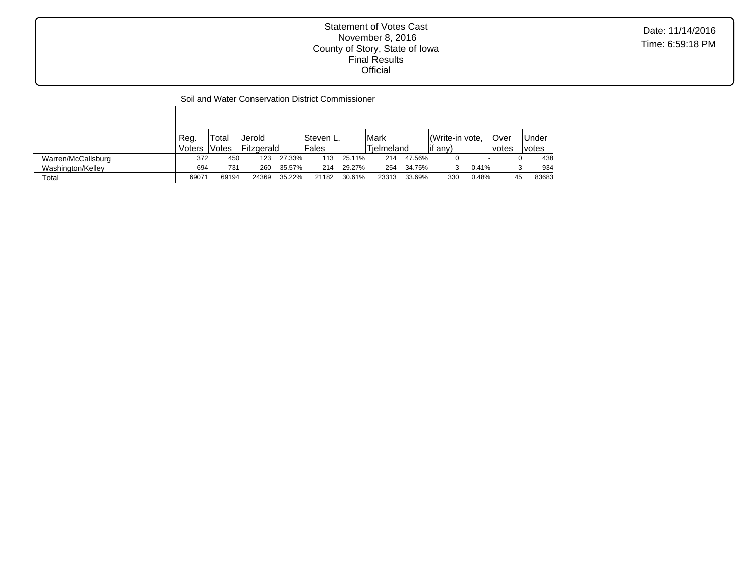Statement of Votes Cast
November 8, 2016
County of Story, State of Iowa
Final Results
Official

Date: 11/14/2016
Time: 6:59:18 PM

## Soil and Water Conservation District Commissioner

| | Reg. Voters | Total Votes | Jerold Fitzgerald | | Steven L. Fales | | Mark Tjelmeland | | (Write-in vote, if any) | | Over votes | Under votes |
|---|---|---|---|---|---|---|---|---|---|---|---|---|
| Warren/McCallsburg | 372 | 450 | 123 | 27.33% | 113 | 25.11% | 214 | 47.56% | 0 | - | 0 | 438 |
| Washington/Kelley | 694 | 731 | 260 | 35.57% | 214 | 29.27% | 254 | 34.75% | 3 | 0.41% | 3 | 934 |
| Total | 69071 | 69194 | 24369 | 35.22% | 21182 | 30.61% | 23313 | 33.69% | 330 | 0.48% | 45 | 83683 |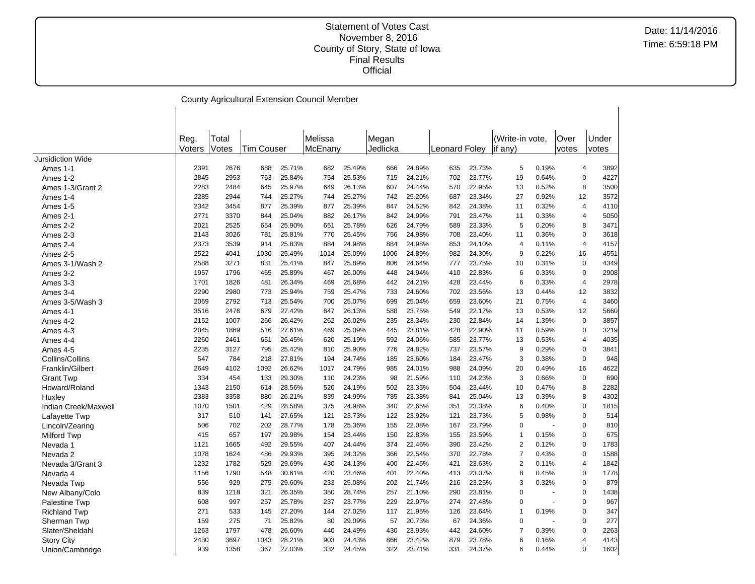Statement of Votes Cast
November 8, 2016
County of Story, State of Iowa
Final Results
Official

Date: 11/14/2016
Time: 6:59:18 PM

County Agricultural Extension Council Member

| | Reg. Voters | Total Votes | Tim Couser | | Melissa McEnany | | Megan Jedlicka | | Leonard Foley | | (Write-in vote, if any) | | Over votes | Under votes |
|---|---|---|---|---|---|---|---|---|---|---|---|---|---|---|
| Jursidiction Wide | | | | | | | | | | | | | | |
| Ames 1-1 | 2391 | 2676 | 688 | 25.71% | 682 | 25.49% | 666 | 24.89% | 635 | 23.73% | 5 | 0.19% | 4 | 3892 |
| Ames 1-2 | 2845 | 2953 | 763 | 25.84% | 754 | 25.53% | 715 | 24.21% | 702 | 23.77% | 19 | 0.64% | 0 | 4227 |
| Ames 1-3/Grant 2 | 2283 | 2484 | 645 | 25.97% | 649 | 26.13% | 607 | 24.44% | 570 | 22.95% | 13 | 0.52% | 8 | 3500 |
| Ames 1-4 | 2285 | 2944 | 744 | 25.27% | 744 | 25.27% | 742 | 25.20% | 687 | 23.34% | 27 | 0.92% | 12 | 3572 |
| Ames 1-5 | 2342 | 3454 | 877 | 25.39% | 877 | 25.39% | 847 | 24.52% | 842 | 24.38% | 11 | 0.32% | 4 | 4110 |
| Ames 2-1 | 2771 | 3370 | 844 | 25.04% | 882 | 26.17% | 842 | 24.99% | 791 | 23.47% | 11 | 0.33% | 4 | 5050 |
| Ames 2-2 | 2021 | 2525 | 654 | 25.90% | 651 | 25.78% | 626 | 24.79% | 589 | 23.33% | 5 | 0.20% | 8 | 3471 |
| Ames 2-3 | 2143 | 3026 | 781 | 25.81% | 770 | 25.45% | 756 | 24.98% | 708 | 23.40% | 11 | 0.36% | 0 | 3618 |
| Ames 2-4 | 2373 | 3539 | 914 | 25.83% | 884 | 24.98% | 884 | 24.98% | 853 | 24.10% | 4 | 0.11% | 4 | 4157 |
| Ames 2-5 | 2522 | 4041 | 1030 | 25.49% | 1014 | 25.09% | 1006 | 24.89% | 982 | 24.30% | 9 | 0.22% | 16 | 4551 |
| Ames 3-1/Wash 2 | 2588 | 3271 | 831 | 25.41% | 847 | 25.89% | 806 | 24.64% | 777 | 23.75% | 10 | 0.31% | 0 | 4349 |
| Ames 3-2 | 1957 | 1796 | 465 | 25.89% | 467 | 26.00% | 448 | 24.94% | 410 | 22.83% | 6 | 0.33% | 0 | 2908 |
| Ames 3-3 | 1701 | 1826 | 481 | 26.34% | 469 | 25.68% | 442 | 24.21% | 428 | 23.44% | 6 | 0.33% | 4 | 2978 |
| Ames 3-4 | 2290 | 2980 | 773 | 25.94% | 759 | 25.47% | 733 | 24.60% | 702 | 23.56% | 13 | 0.44% | 12 | 3832 |
| Ames 3-5/Wash 3 | 2069 | 2792 | 713 | 25.54% | 700 | 25.07% | 699 | 25.04% | 659 | 23.60% | 21 | 0.75% | 4 | 3460 |
| Ames 4-1 | 3516 | 2476 | 679 | 27.42% | 647 | 26.13% | 588 | 23.75% | 549 | 22.17% | 13 | 0.53% | 12 | 5660 |
| Ames 4-2 | 2152 | 1007 | 266 | 26.42% | 262 | 26.02% | 235 | 23.34% | 230 | 22.84% | 14 | 1.39% | 0 | 3857 |
| Ames 4-3 | 2045 | 1869 | 516 | 27.61% | 469 | 25.09% | 445 | 23.81% | 428 | 22.90% | 11 | 0.59% | 0 | 3219 |
| Ames 4-4 | 2260 | 2461 | 651 | 26.45% | 620 | 25.19% | 592 | 24.06% | 585 | 23.77% | 13 | 0.53% | 4 | 4035 |
| Ames 4-5 | 2235 | 3127 | 795 | 25.42% | 810 | 25.90% | 776 | 24.82% | 737 | 23.57% | 9 | 0.29% | 0 | 3841 |
| Collins/Collins | 547 | 784 | 218 | 27.81% | 194 | 24.74% | 185 | 23.60% | 184 | 23.47% | 3 | 0.38% | 0 | 948 |
| Franklin/Gilbert | 2649 | 4102 | 1092 | 26.62% | 1017 | 24.79% | 985 | 24.01% | 988 | 24.09% | 20 | 0.49% | 16 | 4622 |
| Grant Twp | 334 | 454 | 133 | 29.30% | 110 | 24.23% | 98 | 21.59% | 110 | 24.23% | 3 | 0.66% | 0 | 690 |
| Howard/Roland | 1343 | 2150 | 614 | 28.56% | 520 | 24.19% | 502 | 23.35% | 504 | 23.44% | 10 | 0.47% | 8 | 2282 |
| Huxley | 2383 | 3358 | 880 | 26.21% | 839 | 24.99% | 785 | 23.38% | 841 | 25.04% | 13 | 0.39% | 8 | 4302 |
| Indian Creek/Maxwell | 1070 | 1501 | 429 | 28.58% | 375 | 24.98% | 340 | 22.65% | 351 | 23.38% | 6 | 0.40% | 0 | 1815 |
| Lafayette Twp | 317 | 510 | 141 | 27.65% | 121 | 23.73% | 122 | 23.92% | 121 | 23.73% | 5 | 0.98% | 0 | 514 |
| Lincoln/Zearing | 506 | 702 | 202 | 28.77% | 178 | 25.36% | 155 | 22.08% | 167 | 23.79% | 0 | - | 0 | 810 |
| Milford Twp | 415 | 657 | 197 | 29.98% | 154 | 23.44% | 150 | 22.83% | 155 | 23.59% | 1 | 0.15% | 0 | 675 |
| Nevada 1 | 1121 | 1665 | 492 | 29.55% | 407 | 24.44% | 374 | 22.46% | 390 | 23.42% | 2 | 0.12% | 0 | 1783 |
| Nevada 2 | 1078 | 1624 | 486 | 29.93% | 395 | 24.32% | 366 | 22.54% | 370 | 22.78% | 7 | 0.43% | 0 | 1588 |
| Nevada 3/Grant 3 | 1232 | 1782 | 529 | 29.69% | 430 | 24.13% | 400 | 22.45% | 421 | 23.63% | 2 | 0.11% | 4 | 1842 |
| Nevada 4 | 1156 | 1790 | 548 | 30.61% | 420 | 23.46% | 401 | 22.40% | 413 | 23.07% | 8 | 0.45% | 0 | 1778 |
| Nevada Twp | 556 | 929 | 275 | 29.60% | 233 | 25.08% | 202 | 21.74% | 216 | 23.25% | 3 | 0.32% | 0 | 879 |
| New Albany/Colo | 839 | 1218 | 321 | 26.35% | 350 | 28.74% | 257 | 21.10% | 290 | 23.81% | 0 | - | 0 | 1438 |
| Palestine Twp | 608 | 997 | 257 | 25.78% | 237 | 23.77% | 229 | 22.97% | 274 | 27.48% | 0 | - | 0 | 967 |
| Richland Twp | 271 | 533 | 145 | 27.20% | 144 | 27.02% | 117 | 21.95% | 126 | 23.64% | 1 | 0.19% | 0 | 347 |
| Sherman Twp | 159 | 275 | 71 | 25.82% | 80 | 29.09% | 57 | 20.73% | 67 | 24.36% | 0 | - | 0 | 277 |
| Slater/Sheldahl | 1263 | 1797 | 478 | 26.60% | 440 | 24.49% | 430 | 23.93% | 442 | 24.60% | 7 | 0.39% | 0 | 2263 |
| Story City | 2430 | 3697 | 1043 | 28.21% | 903 | 24.43% | 866 | 23.42% | 879 | 23.78% | 6 | 0.16% | 4 | 4143 |
| Union/Cambridge | 939 | 1358 | 367 | 27.03% | 332 | 24.45% | 322 | 23.71% | 331 | 24.37% | 6 | 0.44% | 0 | 1602 |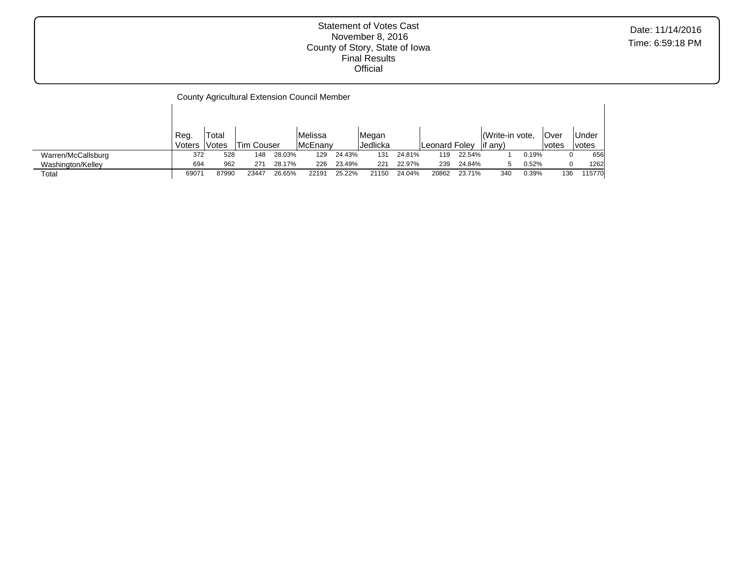Statement of Votes Cast
November 8, 2016
County of Story, State of Iowa
Final Results
Official

Date: 11/14/2016
Time: 6:59:18 PM

County Agricultural Extension Council Member

| | Reg. Voters | Total Votes | Tim Couser | | Melissa McEnany | | Megan Jedlicka | | Leonard Foley | | (Write-in vote, if any) | | Over votes | Under votes |
|---|---|---|---|---|---|---|---|---|---|---|---|---|---|---|
| Warren/McCallsburg | 372 | 528 | 148 | 28.03% | 129 | 24.43% | 131 | 24.81% | 119 | 22.54% | 1 | 0.19% | 0 | 656 |
| Washington/Kelley | 694 | 962 | 271 | 28.17% | 226 | 23.49% | 221 | 22.97% | 239 | 24.84% | 5 | 0.52% | 0 | 1262 |
| Total | 69071 | 87990 | 23447 | 26.65% | 22191 | 25.22% | 21150 | 24.04% | 20862 | 23.71% | 340 | 0.39% | 136 | 115770 |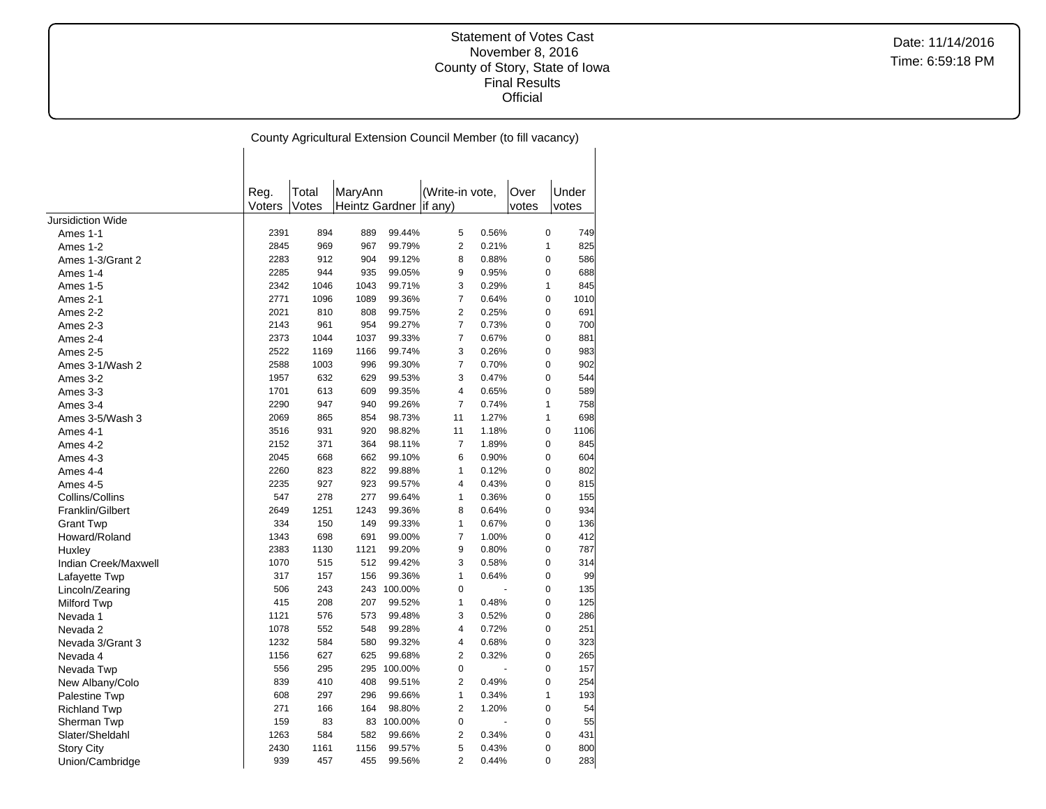Statement of Votes Cast
November 8, 2016
County of Story, State of Iowa
Final Results
Official

Date: 11/14/2016
Time: 6:59:18 PM

County Agricultural Extension Council Member (to fill vacancy)

| | Reg. Voters | Total Votes | MaryAnn Heintz Gardner | | (Write-in vote, if any) | | Over votes | Under votes |
|---|---|---|---|---|---|---|---|---|
| Jursidiction Wide | | | | | | | | |
| Ames 1-1 | 2391 | 894 | 889 | 99.44% | 5 | 0.56% | 0 | 749 |
| Ames 1-2 | 2845 | 969 | 967 | 99.79% | 2 | 0.21% | 1 | 825 |
| Ames 1-3/Grant 2 | 2283 | 912 | 904 | 99.12% | 8 | 0.88% | 0 | 586 |
| Ames 1-4 | 2285 | 944 | 935 | 99.05% | 9 | 0.95% | 0 | 688 |
| Ames 1-5 | 2342 | 1046 | 1043 | 99.71% | 3 | 0.29% | 1 | 845 |
| Ames 2-1 | 2771 | 1096 | 1089 | 99.36% | 7 | 0.64% | 0 | 1010 |
| Ames 2-2 | 2021 | 810 | 808 | 99.75% | 2 | 0.25% | 0 | 691 |
| Ames 2-3 | 2143 | 961 | 954 | 99.27% | 7 | 0.73% | 0 | 700 |
| Ames 2-4 | 2373 | 1044 | 1037 | 99.33% | 7 | 0.67% | 0 | 881 |
| Ames 2-5 | 2522 | 1169 | 1166 | 99.74% | 3 | 0.26% | 0 | 983 |
| Ames 3-1/Wash 2 | 2588 | 1003 | 996 | 99.30% | 7 | 0.70% | 0 | 902 |
| Ames 3-2 | 1957 | 632 | 629 | 99.53% | 3 | 0.47% | 0 | 544 |
| Ames 3-3 | 1701 | 613 | 609 | 99.35% | 4 | 0.65% | 0 | 589 |
| Ames 3-4 | 2290 | 947 | 940 | 99.26% | 7 | 0.74% | 1 | 758 |
| Ames 3-5/Wash 3 | 2069 | 865 | 854 | 98.73% | 11 | 1.27% | 1 | 698 |
| Ames 4-1 | 3516 | 931 | 920 | 98.82% | 11 | 1.18% | 0 | 1106 |
| Ames 4-2 | 2152 | 371 | 364 | 98.11% | 7 | 1.89% | 0 | 845 |
| Ames 4-3 | 2045 | 668 | 662 | 99.10% | 6 | 0.90% | 0 | 604 |
| Ames 4-4 | 2260 | 823 | 822 | 99.88% | 1 | 0.12% | 0 | 802 |
| Ames 4-5 | 2235 | 927 | 923 | 99.57% | 4 | 0.43% | 0 | 815 |
| Collins/Collins | 547 | 278 | 277 | 99.64% | 1 | 0.36% | 0 | 155 |
| Franklin/Gilbert | 2649 | 1251 | 1243 | 99.36% | 8 | 0.64% | 0 | 934 |
| Grant Twp | 334 | 150 | 149 | 99.33% | 1 | 0.67% | 0 | 136 |
| Howard/Roland | 1343 | 698 | 691 | 99.00% | 7 | 1.00% | 0 | 412 |
| Huxley | 2383 | 1130 | 1121 | 99.20% | 9 | 0.80% | 0 | 787 |
| Indian Creek/Maxwell | 1070 | 515 | 512 | 99.42% | 3 | 0.58% | 0 | 314 |
| Lafayette Twp | 317 | 157 | 156 | 99.36% | 1 | 0.64% | 0 | 99 |
| Lincoln/Zearing | 506 | 243 | 243 | 100.00% | 0 | - | 0 | 135 |
| Milford Twp | 415 | 208 | 207 | 99.52% | 1 | 0.48% | 0 | 125 |
| Nevada 1 | 1121 | 576 | 573 | 99.48% | 3 | 0.52% | 0 | 286 |
| Nevada 2 | 1078 | 552 | 548 | 99.28% | 4 | 0.72% | 0 | 251 |
| Nevada 3/Grant 3 | 1232 | 584 | 580 | 99.32% | 4 | 0.68% | 0 | 323 |
| Nevada 4 | 1156 | 627 | 625 | 99.68% | 2 | 0.32% | 0 | 265 |
| Nevada Twp | 556 | 295 | 295 | 100.00% | 0 | - | 0 | 157 |
| New Albany/Colo | 839 | 410 | 408 | 99.51% | 2 | 0.49% | 0 | 254 |
| Palestine Twp | 608 | 297 | 296 | 99.66% | 1 | 0.34% | 1 | 193 |
| Richland Twp | 271 | 166 | 164 | 98.80% | 2 | 1.20% | 0 | 54 |
| Sherman Twp | 159 | 83 | 83 | 100.00% | 0 | - | 0 | 55 |
| Slater/Sheldahl | 1263 | 584 | 582 | 99.66% | 2 | 0.34% | 0 | 431 |
| Story City | 2430 | 1161 | 1156 | 99.57% | 5 | 0.43% | 0 | 800 |
| Union/Cambridge | 939 | 457 | 455 | 99.56% | 2 | 0.44% | 0 | 283 |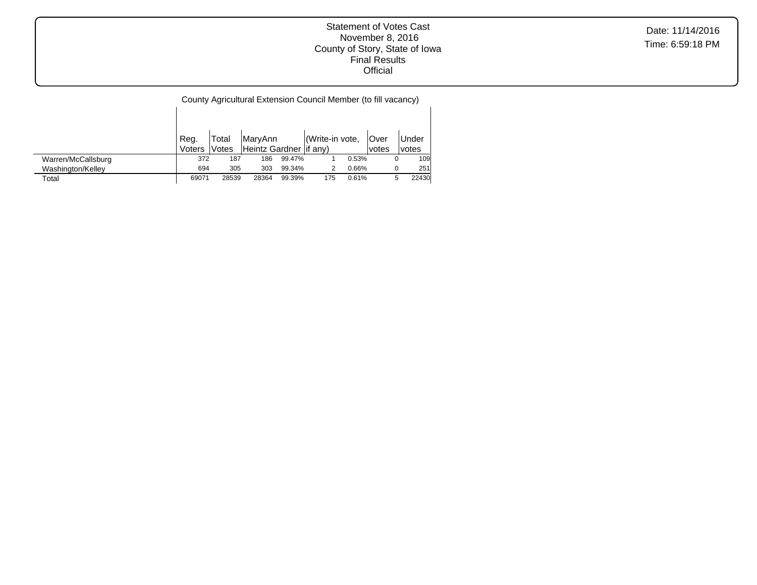Statement of Votes Cast
November 8, 2016
County of Story, State of Iowa
Final Results
Official

Date: 11/14/2016
Time: 6:59:18 PM

County Agricultural Extension Council Member (to fill vacancy)

| | Reg. Voters | Total Votes | MaryAnn Heintz Gardner | | (Write-in vote, if any) | | Over votes | Under votes |
|---|---|---|---|---|---|---|---|---|
| Warren/McCallsburg | 372 | 187 | 186 | 99.47% | 1 | 0.53% | 0 | 109 |
| Washington/Kelley | 694 | 305 | 303 | 99.34% | 2 | 0.66% | 0 | 251 |
| Total | 69071 | 28539 | 28364 | 99.39% | 175 | 0.61% | 5 | 22430 |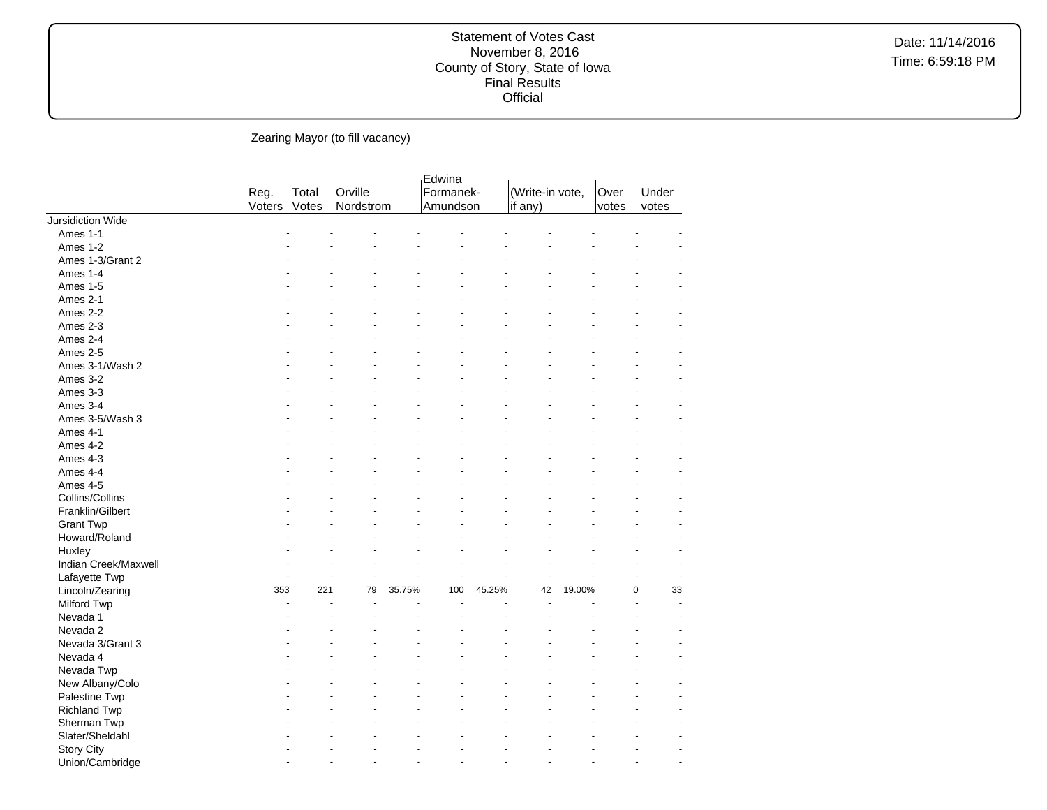Statement of Votes Cast
November 8, 2016
County of Story, State of Iowa
Final Results
Official

Date: 11/14/2016
Time: 6:59:18 PM

Zearing Mayor (to fill vacancy)

| | Reg. Voters | Total Votes | Orville Nordstrom | | Edwina Formanek-Amundson | | (Write-in vote, if any) | | Over votes | Under votes |
|---|---|---|---|---|---|---|---|---|---|---|
| Jursidiction Wide | | | | | | | | | | |
| Ames 1-1 | - | - | - | - | - | - | - | - | - | - |
| Ames 1-2 | - | - | - | - | - | - | - | - | - | - |
| Ames 1-3/Grant 2 | - | - | - | - | - | - | - | - | - | - |
| Ames 1-4 | - | - | - | - | - | - | - | - | - | - |
| Ames 1-5 | - | - | - | - | - | - | - | - | - | - |
| Ames 2-1 | - | - | - | - | - | - | - | - | - | - |
| Ames 2-2 | - | - | - | - | - | - | - | - | - | - |
| Ames 2-3 | - | - | - | - | - | - | - | - | - | - |
| Ames 2-4 | - | - | - | - | - | - | - | - | - | - |
| Ames 2-5 | - | - | - | - | - | - | - | - | - | - |
| Ames 3-1/Wash 2 | - | - | - | - | - | - | - | - | - | - |
| Ames 3-2 | - | - | - | - | - | - | - | - | - | - |
| Ames 3-3 | - | - | - | - | - | - | - | - | - | - |
| Ames 3-4 | - | - | - | - | - | - | - | - | - | - |
| Ames 3-5/Wash 3 | - | - | - | - | - | - | - | - | - | - |
| Ames 4-1 | - | - | - | - | - | - | - | - | - | - |
| Ames 4-2 | - | - | - | - | - | - | - | - | - | - |
| Ames 4-3 | - | - | - | - | - | - | - | - | - | - |
| Ames 4-4 | - | - | - | - | - | - | - | - | - | - |
| Ames 4-5 | - | - | - | - | - | - | - | - | - | - |
| Collins/Collins | - | - | - | - | - | - | - | - | - | - |
| Franklin/Gilbert | - | - | - | - | - | - | - | - | - | - |
| Grant Twp | - | - | - | - | - | - | - | - | - | - |
| Howard/Roland | - | - | - | - | - | - | - | - | - | - |
| Huxley | - | - | - | - | - | - | - | - | - | - |
| Indian Creek/Maxwell | - | - | - | - | - | - | - | - | - | - |
| Lafayette Twp | - | - | - | - | - | - | - | - | - | - |
| Lincoln/Zearing | 353 | 221 | 79 | 35.75% | 100 | 45.25% | 42 | 19.00% | 0 | 33 |
| Milford Twp | - | - | - | - | - | - | - | - | - | - |
| Nevada 1 | - | - | - | - | - | - | - | - | - | - |
| Nevada 2 | - | - | - | - | - | - | - | - | - | - |
| Nevada 3/Grant 3 | - | - | - | - | - | - | - | - | - | - |
| Nevada 4 | - | - | - | - | - | - | - | - | - | - |
| Nevada Twp | - | - | - | - | - | - | - | - | - | - |
| New Albany/Colo | - | - | - | - | - | - | - | - | - | - |
| Palestine Twp | - | - | - | - | - | - | - | - | - | - |
| Richland Twp | - | - | - | - | - | - | - | - | - | - |
| Sherman Twp | - | - | - | - | - | - | - | - | - | - |
| Slater/Sheldahl | - | - | - | - | - | - | - | - | - | - |
| Story City | - | - | - | - | - | - | - | - | - | - |
| Union/Cambridge | - | - | - | - | - | - | - | - | - | - |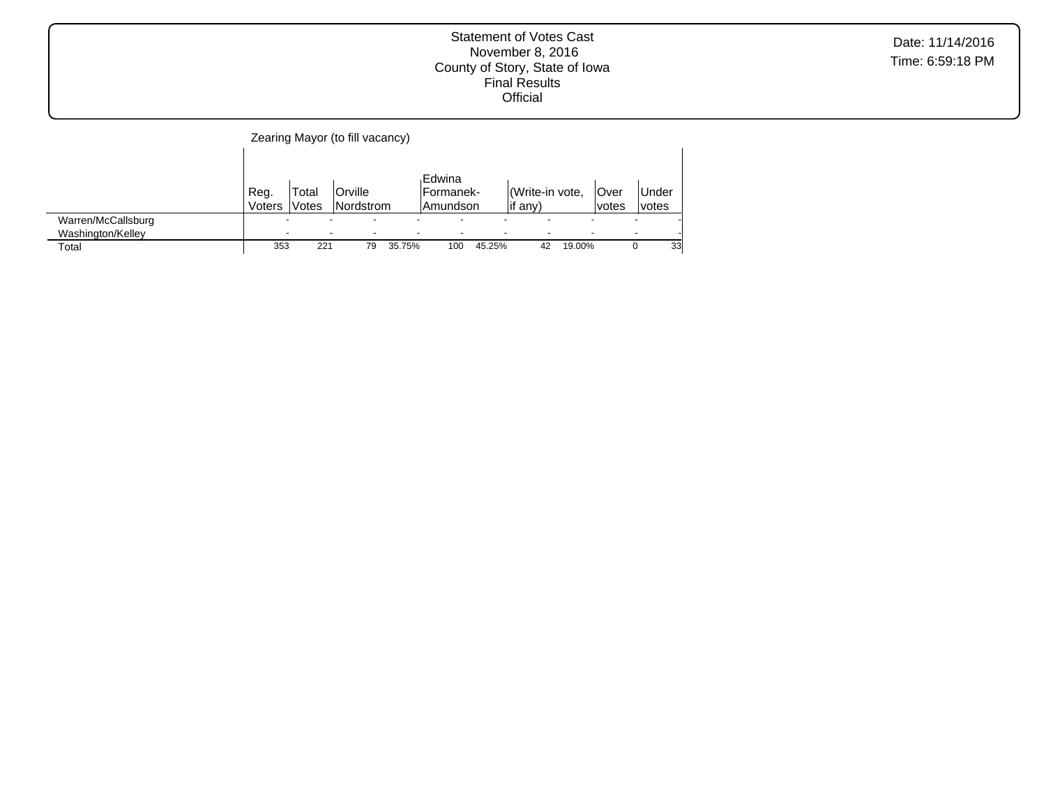Statement of Votes Cast
November 8, 2016
County of Story, State of Iowa
Final Results
Official

Date: 11/14/2016
Time: 6:59:18 PM

## Zearing Mayor (to fill vacancy)

| | Reg. Voters | Total Votes | Orville Nordstrom | | Edwina Formanek-Amundson | | (Write-in vote, if any) | | Over votes | Under votes |
|---|---|---|---|---|---|---|---|---|---|---|
| Warren/McCallsburg | - | - | - | - | - | - | - | - | - | - |
| Washington/Kelley | - | - | - | - | - | - | - | - | - | - |
| Total | 353 | 221 | 79 | 35.75% | 100 | 45.25% | 42 | 19.00% | 0 | 33 |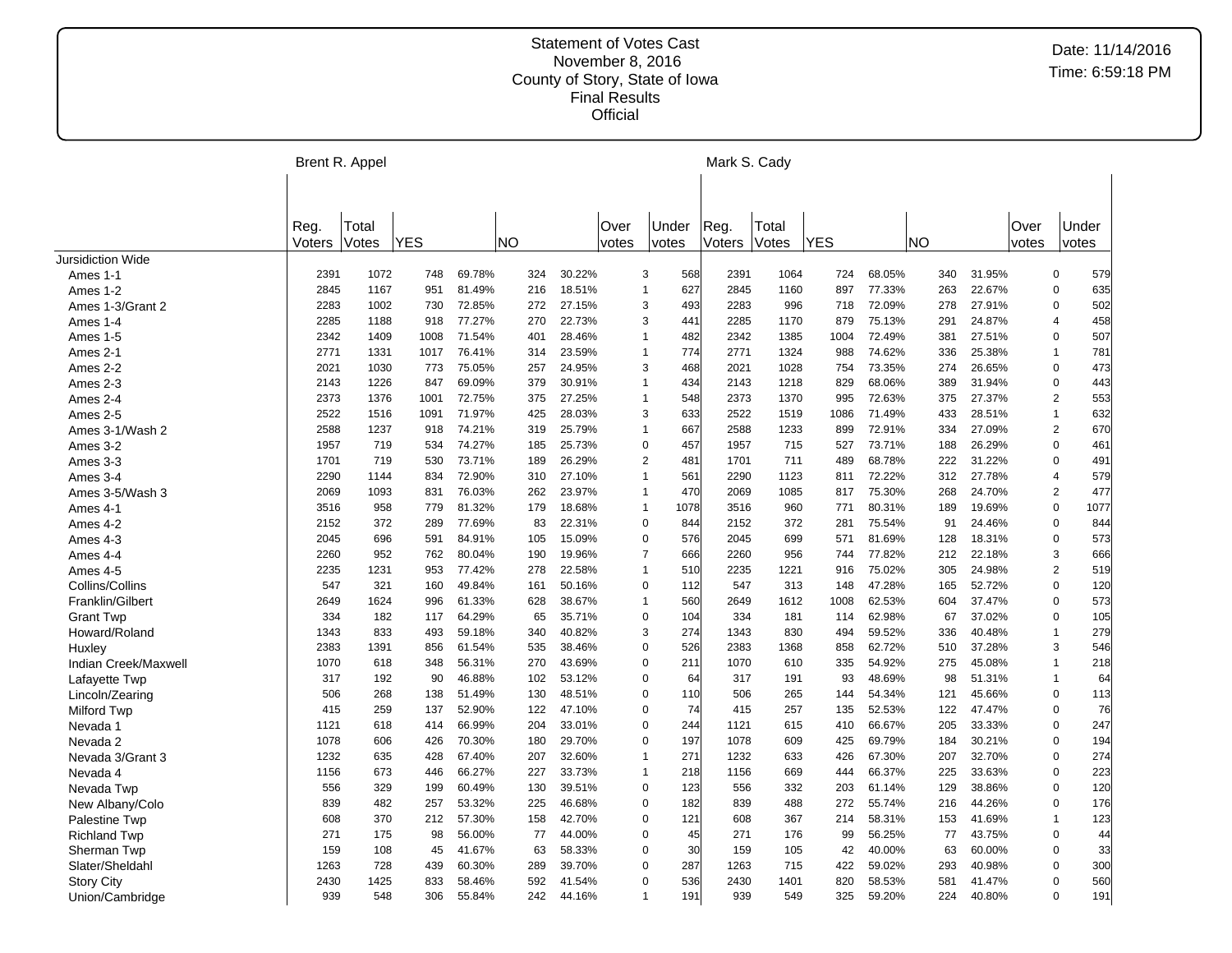Statement of Votes Cast
November 8, 2016
County of Story, State of Iowa
Final Results
Official

Date: 11/14/2016
Time: 6:59:18 PM

| | Brent R. Appel | | | | | | | | Mark S. Cady | | | | | | | |
|---|---|---|---|---|---|---|---|---|---|---|---|---|---|---|---|---|
| | Reg. Voters | Total Votes | YES | | NO | | Over votes | Under votes | Reg. Voters | Total Votes | YES | | NO | | Over votes | Under votes |
| Jursidiction Wide | | | | | | | | | | | | | | | | |
| Ames 1-1 | 2391 | 1072 | 748 | 69.78% | 324 | 30.22% | 3 | 568 | 2391 | 1064 | 724 | 68.05% | 340 | 31.95% | 0 | 579 |
| Ames 1-2 | 2845 | 1167 | 951 | 81.49% | 216 | 18.51% | 1 | 627 | 2845 | 1160 | 897 | 77.33% | 263 | 22.67% | 0 | 635 |
| Ames 1-3/Grant 2 | 2283 | 1002 | 730 | 72.85% | 272 | 27.15% | 3 | 493 | 2283 | 996 | 718 | 72.09% | 278 | 27.91% | 0 | 502 |
| Ames 1-4 | 2285 | 1188 | 918 | 77.27% | 270 | 22.73% | 3 | 441 | 2285 | 1170 | 879 | 75.13% | 291 | 24.87% | 4 | 458 |
| Ames 1-5 | 2342 | 1409 | 1008 | 71.54% | 401 | 28.46% | 1 | 482 | 2342 | 1385 | 1004 | 72.49% | 381 | 27.51% | 0 | 507 |
| Ames 2-1 | 2771 | 1331 | 1017 | 76.41% | 314 | 23.59% | 1 | 774 | 2771 | 1324 | 988 | 74.62% | 336 | 25.38% | 1 | 781 |
| Ames 2-2 | 2021 | 1030 | 773 | 75.05% | 257 | 24.95% | 3 | 468 | 2021 | 1028 | 754 | 73.35% | 274 | 26.65% | 0 | 473 |
| Ames 2-3 | 2143 | 1226 | 847 | 69.09% | 379 | 30.91% | 1 | 434 | 2143 | 1218 | 829 | 68.06% | 389 | 31.94% | 0 | 443 |
| Ames 2-4 | 2373 | 1376 | 1001 | 72.75% | 375 | 27.25% | 1 | 548 | 2373 | 1370 | 995 | 72.63% | 375 | 27.37% | 2 | 553 |
| Ames 2-5 | 2522 | 1516 | 1091 | 71.97% | 425 | 28.03% | 3 | 633 | 2522 | 1519 | 1086 | 71.49% | 433 | 28.51% | 1 | 632 |
| Ames 3-1/Wash 2 | 2588 | 1237 | 918 | 74.21% | 319 | 25.79% | 1 | 667 | 2588 | 1233 | 899 | 72.91% | 334 | 27.09% | 2 | 670 |
| Ames 3-2 | 1957 | 719 | 534 | 74.27% | 185 | 25.73% | 0 | 457 | 1957 | 715 | 527 | 73.71% | 188 | 26.29% | 0 | 461 |
| Ames 3-3 | 1701 | 719 | 530 | 73.71% | 189 | 26.29% | 2 | 481 | 1701 | 711 | 489 | 68.78% | 222 | 31.22% | 0 | 491 |
| Ames 3-4 | 2290 | 1144 | 834 | 72.90% | 310 | 27.10% | 1 | 561 | 2290 | 1123 | 811 | 72.22% | 312 | 27.78% | 4 | 579 |
| Ames 3-5/Wash 3 | 2069 | 1093 | 831 | 76.03% | 262 | 23.97% | 1 | 470 | 2069 | 1085 | 817 | 75.30% | 268 | 24.70% | 2 | 477 |
| Ames 4-1 | 3516 | 958 | 779 | 81.32% | 179 | 18.68% | 1 | 1078 | 3516 | 960 | 771 | 80.31% | 189 | 19.69% | 0 | 1077 |
| Ames 4-2 | 2152 | 372 | 289 | 77.69% | 83 | 22.31% | 0 | 844 | 2152 | 372 | 281 | 75.54% | 91 | 24.46% | 0 | 844 |
| Ames 4-3 | 2045 | 696 | 591 | 84.91% | 105 | 15.09% | 0 | 576 | 2045 | 699 | 571 | 81.69% | 128 | 18.31% | 0 | 573 |
| Ames 4-4 | 2260 | 952 | 762 | 80.04% | 190 | 19.96% | 7 | 666 | 2260 | 956 | 744 | 77.82% | 212 | 22.18% | 3 | 666 |
| Ames 4-5 | 2235 | 1231 | 953 | 77.42% | 278 | 22.58% | 1 | 510 | 2235 | 1221 | 916 | 75.02% | 305 | 24.98% | 2 | 519 |
| Collins/Collins | 547 | 321 | 160 | 49.84% | 161 | 50.16% | 0 | 112 | 547 | 313 | 148 | 47.28% | 165 | 52.72% | 0 | 120 |
| Franklin/Gilbert | 2649 | 1624 | 996 | 61.33% | 628 | 38.67% | 1 | 560 | 2649 | 1612 | 1008 | 62.53% | 604 | 37.47% | 0 | 573 |
| Grant Twp | 334 | 182 | 117 | 64.29% | 65 | 35.71% | 0 | 104 | 334 | 181 | 114 | 62.98% | 67 | 37.02% | 0 | 105 |
| Howard/Roland | 1343 | 833 | 493 | 59.18% | 340 | 40.82% | 3 | 274 | 1343 | 830 | 494 | 59.52% | 336 | 40.48% | 1 | 279 |
| Huxley | 2383 | 1391 | 856 | 61.54% | 535 | 38.46% | 0 | 526 | 2383 | 1368 | 858 | 62.72% | 510 | 37.28% | 3 | 546 |
| Indian Creek/Maxwell | 1070 | 618 | 348 | 56.31% | 270 | 43.69% | 0 | 211 | 1070 | 610 | 335 | 54.92% | 275 | 45.08% | 1 | 218 |
| Lafayette Twp | 317 | 192 | 90 | 46.88% | 102 | 53.12% | 0 | 64 | 317 | 191 | 93 | 48.69% | 98 | 51.31% | 1 | 64 |
| Lincoln/Zearing | 506 | 268 | 138 | 51.49% | 130 | 48.51% | 0 | 110 | 506 | 265 | 144 | 54.34% | 121 | 45.66% | 0 | 113 |
| Milford Twp | 415 | 259 | 137 | 52.90% | 122 | 47.10% | 0 | 74 | 415 | 257 | 135 | 52.53% | 122 | 47.47% | 0 | 76 |
| Nevada 1 | 1121 | 618 | 414 | 66.99% | 204 | 33.01% | 0 | 244 | 1121 | 615 | 410 | 66.67% | 205 | 33.33% | 0 | 247 |
| Nevada 2 | 1078 | 606 | 426 | 70.30% | 180 | 29.70% | 0 | 197 | 1078 | 609 | 425 | 69.79% | 184 | 30.21% | 0 | 194 |
| Nevada 3/Grant 3 | 1232 | 635 | 428 | 67.40% | 207 | 32.60% | 1 | 271 | 1232 | 633 | 426 | 67.30% | 207 | 32.70% | 0 | 274 |
| Nevada 4 | 1156 | 673 | 446 | 66.27% | 227 | 33.73% | 1 | 218 | 1156 | 669 | 444 | 66.37% | 225 | 33.63% | 0 | 223 |
| Nevada Twp | 556 | 329 | 199 | 60.49% | 130 | 39.51% | 0 | 123 | 556 | 332 | 203 | 61.14% | 129 | 38.86% | 0 | 120 |
| New Albany/Colo | 839 | 482 | 257 | 53.32% | 225 | 46.68% | 0 | 182 | 839 | 488 | 272 | 55.74% | 216 | 44.26% | 0 | 176 |
| Palestine Twp | 608 | 370 | 212 | 57.30% | 158 | 42.70% | 0 | 121 | 608 | 367 | 214 | 58.31% | 153 | 41.69% | 1 | 123 |
| Richland Twp | 271 | 175 | 98 | 56.00% | 77 | 44.00% | 0 | 45 | 271 | 176 | 99 | 56.25% | 77 | 43.75% | 0 | 44 |
| Sherman Twp | 159 | 108 | 45 | 41.67% | 63 | 58.33% | 0 | 30 | 159 | 105 | 42 | 40.00% | 63 | 60.00% | 0 | 33 |
| Slater/Sheldahl | 1263 | 728 | 439 | 60.30% | 289 | 39.70% | 0 | 287 | 1263 | 715 | 422 | 59.02% | 293 | 40.98% | 0 | 300 |
| Story City | 2430 | 1425 | 833 | 58.46% | 592 | 41.54% | 0 | 536 | 2430 | 1401 | 820 | 58.53% | 581 | 41.47% | 0 | 560 |
| Union/Cambridge | 939 | 548 | 306 | 55.84% | 242 | 44.16% | 1 | 191 | 939 | 549 | 325 | 59.20% | 224 | 40.80% | 0 | 191 |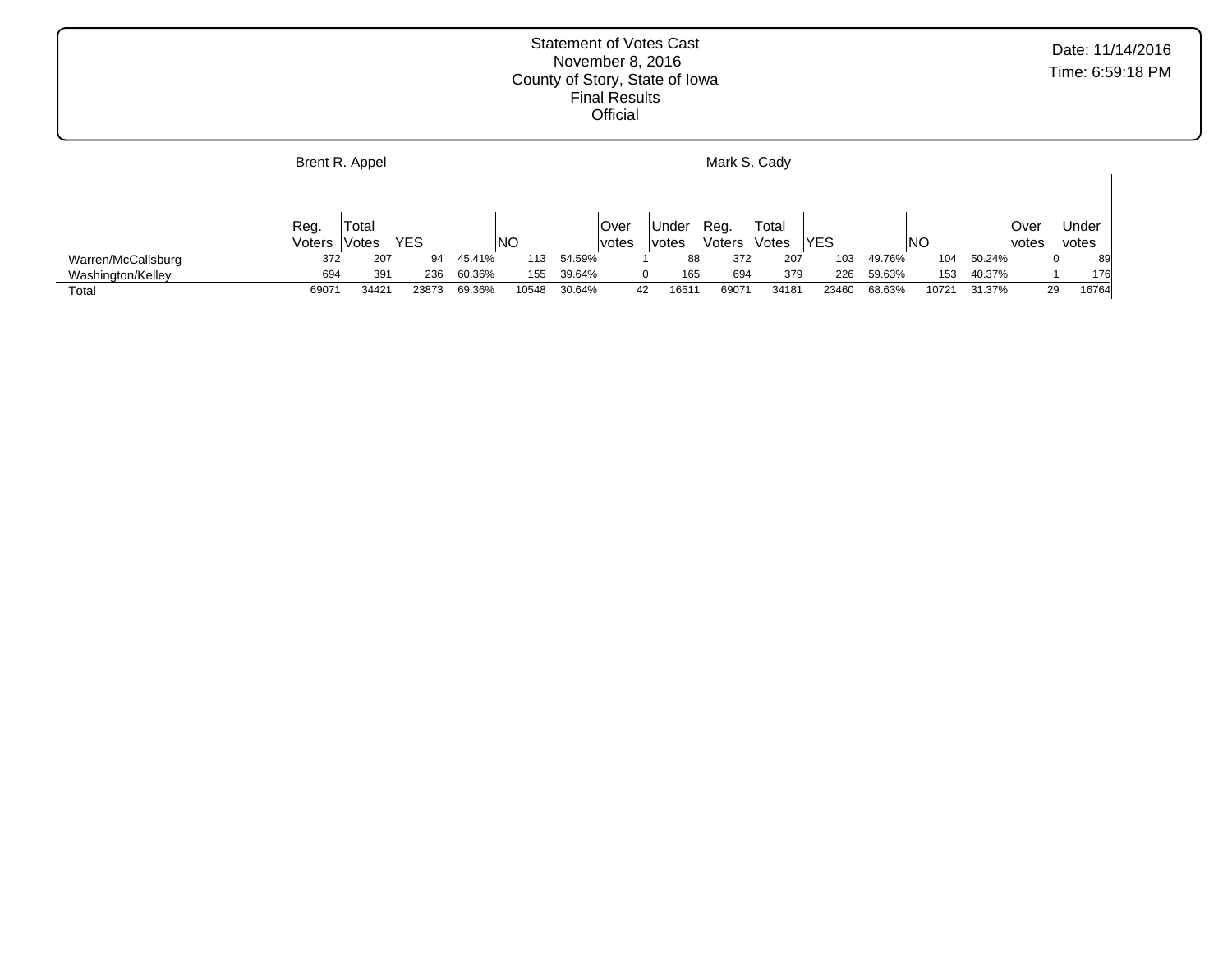Statement of Votes Cast
November 8, 2016
County of Story, State of Iowa
Final Results
Official

Date: 11/14/2016
Time: 6:59:18 PM

| | Brent R. Appel | | | | | | | | Mark S. Cady | | | | | | | |
|---|---|---|---|---|---|---|---|---|---|---|---|---|---|---|---|---|
| | Reg. Voters | Total Votes | YES | | NO | | Over votes | Under votes | Reg. Voters | Total Votes | YES | | NO | | Over votes | Under votes |
| Warren/McCallsburg | 372 | 207 | 94 | 45.41% | 113 | 54.59% | 1 | 88 | 372 | 207 | 103 | 49.76% | 104 | 50.24% | 0 | 89 |
| Washington/Kelley | 694 | 391 | 236 | 60.36% | 155 | 39.64% | 0 | 165 | 694 | 379 | 226 | 59.63% | 153 | 40.37% | 1 | 176 |
| Total | 69071 | 34421 | 23873 | 69.36% | 10548 | 30.64% | 42 | 16511 | 69071 | 34181 | 23460 | 68.63% | 10721 | 31.37% | 29 | 16764 |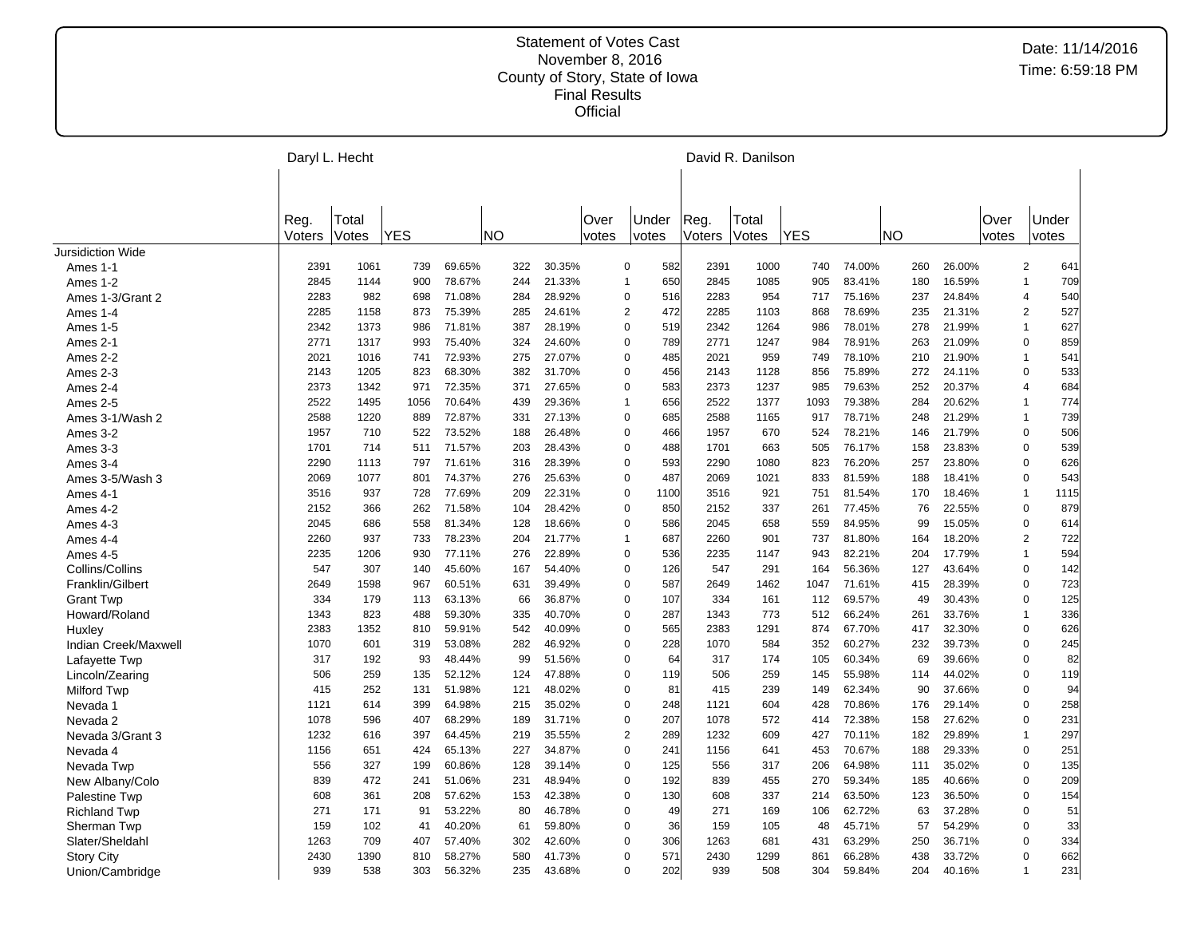Statement of Votes Cast
November 8, 2016
County of Story, State of Iowa
Final Results
Official

Date: 11/14/2016
Time: 6:59:18 PM

| | Daryl L. Hecht | | | | | | | | David R. Danilson | | | | | | | |
|---|---|---|---|---|---|---|---|---|---|---|---|---|---|---|---|---|
| | Reg. Voters | Total Votes | YES | | NO | | Over votes | Under votes | Reg. Voters | Total Votes | YES | | NO | | Over votes | Under votes |
| Jursidiction Wide | | | | | | | | | | | | | | | | |
| Ames 1-1 | 2391 | 1061 | 739 | 69.65% | 322 | 30.35% | 0 | 582 | 2391 | 1000 | 740 | 74.00% | 260 | 26.00% | 2 | 641 |
| Ames 1-2 | 2845 | 1144 | 900 | 78.67% | 244 | 21.33% | 1 | 650 | 2845 | 1085 | 905 | 83.41% | 180 | 16.59% | 1 | 709 |
| Ames 1-3/Grant 2 | 2283 | 982 | 698 | 71.08% | 284 | 28.92% | 0 | 516 | 2283 | 954 | 717 | 75.16% | 237 | 24.84% | 4 | 540 |
| Ames 1-4 | 2285 | 1158 | 873 | 75.39% | 285 | 24.61% | 2 | 472 | 2285 | 1103 | 868 | 78.69% | 235 | 21.31% | 2 | 527 |
| Ames 1-5 | 2342 | 1373 | 986 | 71.81% | 387 | 28.19% | 0 | 519 | 2342 | 1264 | 986 | 78.01% | 278 | 21.99% | 1 | 627 |
| Ames 2-1 | 2771 | 1317 | 993 | 75.40% | 324 | 24.60% | 0 | 789 | 2771 | 1247 | 984 | 78.91% | 263 | 21.09% | 0 | 859 |
| Ames 2-2 | 2021 | 1016 | 741 | 72.93% | 275 | 27.07% | 0 | 485 | 2021 | 959 | 749 | 78.10% | 210 | 21.90% | 1 | 541 |
| Ames 2-3 | 2143 | 1205 | 823 | 68.30% | 382 | 31.70% | 0 | 456 | 2143 | 1128 | 856 | 75.89% | 272 | 24.11% | 0 | 533 |
| Ames 2-4 | 2373 | 1342 | 971 | 72.35% | 371 | 27.65% | 0 | 583 | 2373 | 1237 | 985 | 79.63% | 252 | 20.37% | 4 | 684 |
| Ames 2-5 | 2522 | 1495 | 1056 | 70.64% | 439 | 29.36% | 1 | 656 | 2522 | 1377 | 1093 | 79.38% | 284 | 20.62% | 1 | 774 |
| Ames 3-1/Wash 2 | 2588 | 1220 | 889 | 72.87% | 331 | 27.13% | 0 | 685 | 2588 | 1165 | 917 | 78.71% | 248 | 21.29% | 1 | 739 |
| Ames 3-2 | 1957 | 710 | 522 | 73.52% | 188 | 26.48% | 0 | 466 | 1957 | 670 | 524 | 78.21% | 146 | 21.79% | 0 | 506 |
| Ames 3-3 | 1701 | 714 | 511 | 71.57% | 203 | 28.43% | 0 | 488 | 1701 | 663 | 505 | 76.17% | 158 | 23.83% | 0 | 539 |
| Ames 3-4 | 2290 | 1113 | 797 | 71.61% | 316 | 28.39% | 0 | 593 | 2290 | 1080 | 823 | 76.20% | 257 | 23.80% | 0 | 626 |
| Ames 3-5/Wash 3 | 2069 | 1077 | 801 | 74.37% | 276 | 25.63% | 0 | 487 | 2069 | 1021 | 833 | 81.59% | 188 | 18.41% | 0 | 543 |
| Ames 4-1 | 3516 | 937 | 728 | 77.69% | 209 | 22.31% | 0 | 1100 | 3516 | 921 | 751 | 81.54% | 170 | 18.46% | 1 | 1115 |
| Ames 4-2 | 2152 | 366 | 262 | 71.58% | 104 | 28.42% | 0 | 850 | 2152 | 337 | 261 | 77.45% | 76 | 22.55% | 0 | 879 |
| Ames 4-3 | 2045 | 686 | 558 | 81.34% | 128 | 18.66% | 0 | 586 | 2045 | 658 | 559 | 84.95% | 99 | 15.05% | 0 | 614 |
| Ames 4-4 | 2260 | 937 | 733 | 78.23% | 204 | 21.77% | 1 | 687 | 2260 | 901 | 737 | 81.80% | 164 | 18.20% | 2 | 722 |
| Ames 4-5 | 2235 | 1206 | 930 | 77.11% | 276 | 22.89% | 0 | 536 | 2235 | 1147 | 943 | 82.21% | 204 | 17.79% | 1 | 594 |
| Collins/Collins | 547 | 307 | 140 | 45.60% | 167 | 54.40% | 0 | 126 | 547 | 291 | 164 | 56.36% | 127 | 43.64% | 0 | 142 |
| Franklin/Gilbert | 2649 | 1598 | 967 | 60.51% | 631 | 39.49% | 0 | 587 | 2649 | 1462 | 1047 | 71.61% | 415 | 28.39% | 0 | 723 |
| Grant Twp | 334 | 179 | 113 | 63.13% | 66 | 36.87% | 0 | 107 | 334 | 161 | 112 | 69.57% | 49 | 30.43% | 0 | 125 |
| Howard/Roland | 1343 | 823 | 488 | 59.30% | 335 | 40.70% | 0 | 287 | 1343 | 773 | 512 | 66.24% | 261 | 33.76% | 1 | 336 |
| Huxley | 2383 | 1352 | 810 | 59.91% | 542 | 40.09% | 0 | 565 | 2383 | 1291 | 874 | 67.70% | 417 | 32.30% | 0 | 626 |
| Indian Creek/Maxwell | 1070 | 601 | 319 | 53.08% | 282 | 46.92% | 0 | 228 | 1070 | 584 | 352 | 60.27% | 232 | 39.73% | 0 | 245 |
| Lafayette Twp | 317 | 192 | 93 | 48.44% | 99 | 51.56% | 0 | 64 | 317 | 174 | 105 | 60.34% | 69 | 39.66% | 0 | 82 |
| Lincoln/Zearing | 506 | 259 | 135 | 52.12% | 124 | 47.88% | 0 | 119 | 506 | 259 | 145 | 55.98% | 114 | 44.02% | 0 | 119 |
| Milford Twp | 415 | 252 | 131 | 51.98% | 121 | 48.02% | 0 | 81 | 415 | 239 | 149 | 62.34% | 90 | 37.66% | 0 | 94 |
| Nevada 1 | 1121 | 614 | 399 | 64.98% | 215 | 35.02% | 0 | 248 | 1121 | 604 | 428 | 70.86% | 176 | 29.14% | 0 | 258 |
| Nevada 2 | 1078 | 596 | 407 | 68.29% | 189 | 31.71% | 0 | 207 | 1078 | 572 | 414 | 72.38% | 158 | 27.62% | 0 | 231 |
| Nevada 3/Grant 3 | 1232 | 616 | 397 | 64.45% | 219 | 35.55% | 2 | 289 | 1232 | 609 | 427 | 70.11% | 182 | 29.89% | 1 | 297 |
| Nevada 4 | 1156 | 651 | 424 | 65.13% | 227 | 34.87% | 0 | 241 | 1156 | 641 | 453 | 70.67% | 188 | 29.33% | 0 | 251 |
| Nevada Twp | 556 | 327 | 199 | 60.86% | 128 | 39.14% | 0 | 125 | 556 | 317 | 206 | 64.98% | 111 | 35.02% | 0 | 135 |
| New Albany/Colo | 839 | 472 | 241 | 51.06% | 231 | 48.94% | 0 | 192 | 839 | 455 | 270 | 59.34% | 185 | 40.66% | 0 | 209 |
| Palestine Twp | 608 | 361 | 208 | 57.62% | 153 | 42.38% | 0 | 130 | 608 | 337 | 214 | 63.50% | 123 | 36.50% | 0 | 154 |
| Richland Twp | 271 | 171 | 91 | 53.22% | 80 | 46.78% | 0 | 49 | 271 | 169 | 106 | 62.72% | 63 | 37.28% | 0 | 51 |
| Sherman Twp | 159 | 102 | 41 | 40.20% | 61 | 59.80% | 0 | 36 | 159 | 105 | 48 | 45.71% | 57 | 54.29% | 0 | 33 |
| Slater/Sheldahl | 1263 | 709 | 407 | 57.40% | 302 | 42.60% | 0 | 306 | 1263 | 681 | 431 | 63.29% | 250 | 36.71% | 0 | 334 |
| Story City | 2430 | 1390 | 810 | 58.27% | 580 | 41.73% | 0 | 571 | 2430 | 1299 | 861 | 66.28% | 438 | 33.72% | 0 | 662 |
| Union/Cambridge | 939 | 538 | 303 | 56.32% | 235 | 43.68% | 0 | 202 | 939 | 508 | 304 | 59.84% | 204 | 40.16% | 1 | 231 |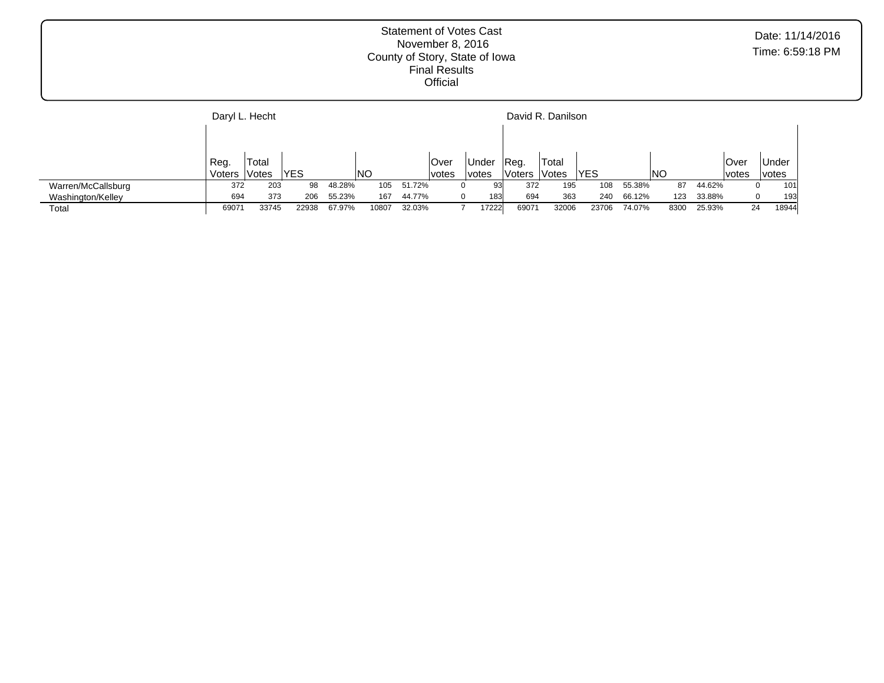Statement of Votes Cast
November 8, 2016
County of Story, State of Iowa
Final Results
Official

Date: 11/14/2016
Time: 6:59:18 PM

| | Daryl L. Hecht | | | | | | | | David R. Danilson | | | | | | | |
|---|---|---|---|---|---|---|---|---|---|---|---|---|---|---|---|---|
| | Reg. Voters | Total Votes | YES | | NO | | Over votes | Under votes | Reg. Voters | Total Votes | YES | | NO | | Over votes | Under votes |
| Warren/McCallsburg | 372 | 203 | 98 | 48.28% | 105 | 51.72% | 0 | 93 | 372 | 195 | 108 | 55.38% | 87 | 44.62% | 0 | 101 |
| Washington/Kelley | 694 | 373 | 206 | 55.23% | 167 | 44.77% | 0 | 183 | 694 | 363 | 240 | 66.12% | 123 | 33.88% | 0 | 193 |
| Total | 69071 | 33745 | 22938 | 67.97% | 10807 | 32.03% | 7 | 17222 | 69071 | 32006 | 23706 | 74.07% | 8300 | 25.93% | 24 | 18944 |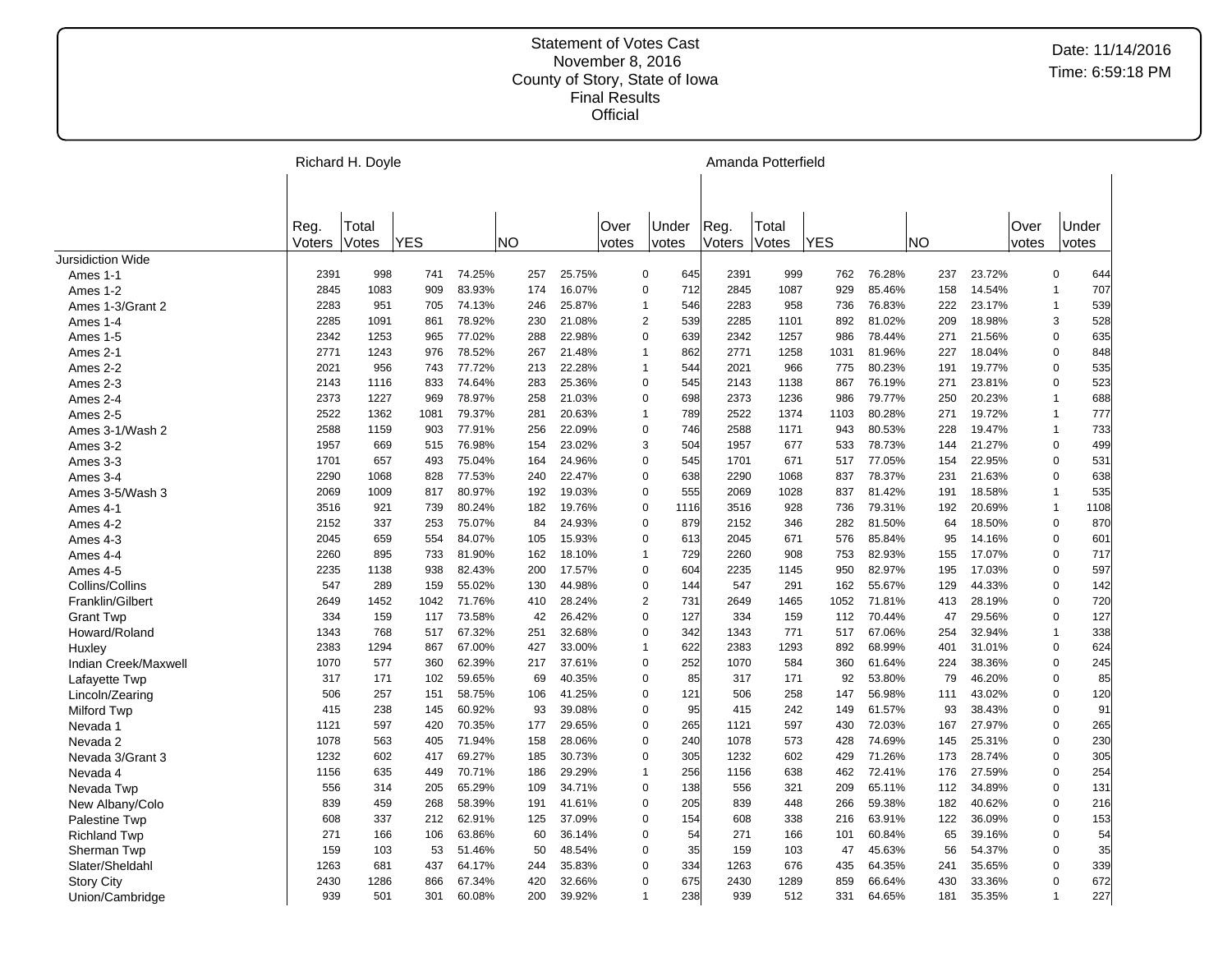Statement of Votes Cast
November 8, 2016
County of Story, State of Iowa
Final Results
Official

Date: 11/14/2016
Time: 6:59:18 PM

| | Richard H. Doyle | | | | | | | | Amanda Potterfield | | | | | | | |
|---|---|---|---|---|---|---|---|---|---|---|---|---|---|---|---|---|
| | Reg. Voters | Total Votes | YES | | NO | | Over votes | Under votes | Reg. Voters | Total Votes | YES | | NO | | Over votes | Under votes |
| Jursidiction Wide | | | | | | | | | | | | | | | | |
| Ames 1-1 | 2391 | 998 | 741 | 74.25% | 257 | 25.75% | 0 | 645 | 2391 | 999 | 762 | 76.28% | 237 | 23.72% | 0 | 644 |
| Ames 1-2 | 2845 | 1083 | 909 | 83.93% | 174 | 16.07% | 0 | 712 | 2845 | 1087 | 929 | 85.46% | 158 | 14.54% | 1 | 707 |
| Ames 1-3/Grant 2 | 2283 | 951 | 705 | 74.13% | 246 | 25.87% | 1 | 546 | 2283 | 958 | 736 | 76.83% | 222 | 23.17% | 1 | 539 |
| Ames 1-4 | 2285 | 1091 | 861 | 78.92% | 230 | 21.08% | 2 | 539 | 2285 | 1101 | 892 | 81.02% | 209 | 18.98% | 3 | 528 |
| Ames 1-5 | 2342 | 1253 | 965 | 77.02% | 288 | 22.98% | 0 | 639 | 2342 | 1257 | 986 | 78.44% | 271 | 21.56% | 0 | 635 |
| Ames 2-1 | 2771 | 1243 | 976 | 78.52% | 267 | 21.48% | 1 | 862 | 2771 | 1258 | 1031 | 81.96% | 227 | 18.04% | 0 | 848 |
| Ames 2-2 | 2021 | 956 | 743 | 77.72% | 213 | 22.28% | 1 | 544 | 2021 | 966 | 775 | 80.23% | 191 | 19.77% | 0 | 535 |
| Ames 2-3 | 2143 | 1116 | 833 | 74.64% | 283 | 25.36% | 0 | 545 | 2143 | 1138 | 867 | 76.19% | 271 | 23.81% | 0 | 523 |
| Ames 2-4 | 2373 | 1227 | 969 | 78.97% | 258 | 21.03% | 0 | 698 | 2373 | 1236 | 986 | 79.77% | 250 | 20.23% | 1 | 688 |
| Ames 2-5 | 2522 | 1362 | 1081 | 79.37% | 281 | 20.63% | 1 | 789 | 2522 | 1374 | 1103 | 80.28% | 271 | 19.72% | 1 | 777 |
| Ames 3-1/Wash 2 | 2588 | 1159 | 903 | 77.91% | 256 | 22.09% | 0 | 746 | 2588 | 1171 | 943 | 80.53% | 228 | 19.47% | 1 | 733 |
| Ames 3-2 | 1957 | 669 | 515 | 76.98% | 154 | 23.02% | 3 | 504 | 1957 | 677 | 533 | 78.73% | 144 | 21.27% | 0 | 499 |
| Ames 3-3 | 1701 | 657 | 493 | 75.04% | 164 | 24.96% | 0 | 545 | 1701 | 671 | 517 | 77.05% | 154 | 22.95% | 0 | 531 |
| Ames 3-4 | 2290 | 1068 | 828 | 77.53% | 240 | 22.47% | 0 | 638 | 2290 | 1068 | 837 | 78.37% | 231 | 21.63% | 0 | 638 |
| Ames 3-5/Wash 3 | 2069 | 1009 | 817 | 80.97% | 192 | 19.03% | 0 | 555 | 2069 | 1028 | 837 | 81.42% | 191 | 18.58% | 1 | 535 |
| Ames 4-1 | 3516 | 921 | 739 | 80.24% | 182 | 19.76% | 0 | 1116 | 3516 | 928 | 736 | 79.31% | 192 | 20.69% | 1 | 1108 |
| Ames 4-2 | 2152 | 337 | 253 | 75.07% | 84 | 24.93% | 0 | 879 | 2152 | 346 | 282 | 81.50% | 64 | 18.50% | 0 | 870 |
| Ames 4-3 | 2045 | 659 | 554 | 84.07% | 105 | 15.93% | 0 | 613 | 2045 | 671 | 576 | 85.84% | 95 | 14.16% | 0 | 601 |
| Ames 4-4 | 2260 | 895 | 733 | 81.90% | 162 | 18.10% | 1 | 729 | 2260 | 908 | 753 | 82.93% | 155 | 17.07% | 0 | 717 |
| Ames 4-5 | 2235 | 1138 | 938 | 82.43% | 200 | 17.57% | 0 | 604 | 2235 | 1145 | 950 | 82.97% | 195 | 17.03% | 0 | 597 |
| Collins/Collins | 547 | 289 | 159 | 55.02% | 130 | 44.98% | 0 | 144 | 547 | 291 | 162 | 55.67% | 129 | 44.33% | 0 | 142 |
| Franklin/Gilbert | 2649 | 1452 | 1042 | 71.76% | 410 | 28.24% | 2 | 731 | 2649 | 1465 | 1052 | 71.81% | 413 | 28.19% | 0 | 720 |
| Grant Twp | 334 | 159 | 117 | 73.58% | 42 | 26.42% | 0 | 127 | 334 | 159 | 112 | 70.44% | 47 | 29.56% | 0 | 127 |
| Howard/Roland | 1343 | 768 | 517 | 67.32% | 251 | 32.68% | 0 | 342 | 1343 | 771 | 517 | 67.06% | 254 | 32.94% | 1 | 338 |
| Huxley | 2383 | 1294 | 867 | 67.00% | 427 | 33.00% | 1 | 622 | 2383 | 1293 | 892 | 68.99% | 401 | 31.01% | 0 | 624 |
| Indian Creek/Maxwell | 1070 | 577 | 360 | 62.39% | 217 | 37.61% | 0 | 252 | 1070 | 584 | 360 | 61.64% | 224 | 38.36% | 0 | 245 |
| Lafayette Twp | 317 | 171 | 102 | 59.65% | 69 | 40.35% | 0 | 85 | 317 | 171 | 92 | 53.80% | 79 | 46.20% | 0 | 85 |
| Lincoln/Zearing | 506 | 257 | 151 | 58.75% | 106 | 41.25% | 0 | 121 | 506 | 258 | 147 | 56.98% | 111 | 43.02% | 0 | 120 |
| Milford Twp | 415 | 238 | 145 | 60.92% | 93 | 39.08% | 0 | 95 | 415 | 242 | 149 | 61.57% | 93 | 38.43% | 0 | 91 |
| Nevada 1 | 1121 | 597 | 420 | 70.35% | 177 | 29.65% | 0 | 265 | 1121 | 597 | 430 | 72.03% | 167 | 27.97% | 0 | 265 |
| Nevada 2 | 1078 | 563 | 405 | 71.94% | 158 | 28.06% | 0 | 240 | 1078 | 573 | 428 | 74.69% | 145 | 25.31% | 0 | 230 |
| Nevada 3/Grant 3 | 1232 | 602 | 417 | 69.27% | 185 | 30.73% | 0 | 305 | 1232 | 602 | 429 | 71.26% | 173 | 28.74% | 0 | 305 |
| Nevada 4 | 1156 | 635 | 449 | 70.71% | 186 | 29.29% | 1 | 256 | 1156 | 638 | 462 | 72.41% | 176 | 27.59% | 0 | 254 |
| Nevada Twp | 556 | 314 | 205 | 65.29% | 109 | 34.71% | 0 | 138 | 556 | 321 | 209 | 65.11% | 112 | 34.89% | 0 | 131 |
| New Albany/Colo | 839 | 459 | 268 | 58.39% | 191 | 41.61% | 0 | 205 | 839 | 448 | 266 | 59.38% | 182 | 40.62% | 0 | 216 |
| Palestine Twp | 608 | 337 | 212 | 62.91% | 125 | 37.09% | 0 | 154 | 608 | 338 | 216 | 63.91% | 122 | 36.09% | 0 | 153 |
| Richland Twp | 271 | 166 | 106 | 63.86% | 60 | 36.14% | 0 | 54 | 271 | 166 | 101 | 60.84% | 65 | 39.16% | 0 | 54 |
| Sherman Twp | 159 | 103 | 53 | 51.46% | 50 | 48.54% | 0 | 35 | 159 | 103 | 47 | 45.63% | 56 | 54.37% | 0 | 35 |
| Slater/Sheldahl | 1263 | 681 | 437 | 64.17% | 244 | 35.83% | 0 | 334 | 1263 | 676 | 435 | 64.35% | 241 | 35.65% | 0 | 339 |
| Story City | 2430 | 1286 | 866 | 67.34% | 420 | 32.66% | 0 | 675 | 2430 | 1289 | 859 | 66.64% | 430 | 33.36% | 0 | 672 |
| Union/Cambridge | 939 | 501 | 301 | 60.08% | 200 | 39.92% | 1 | 238 | 939 | 512 | 331 | 64.65% | 181 | 35.35% | 1 | 227 |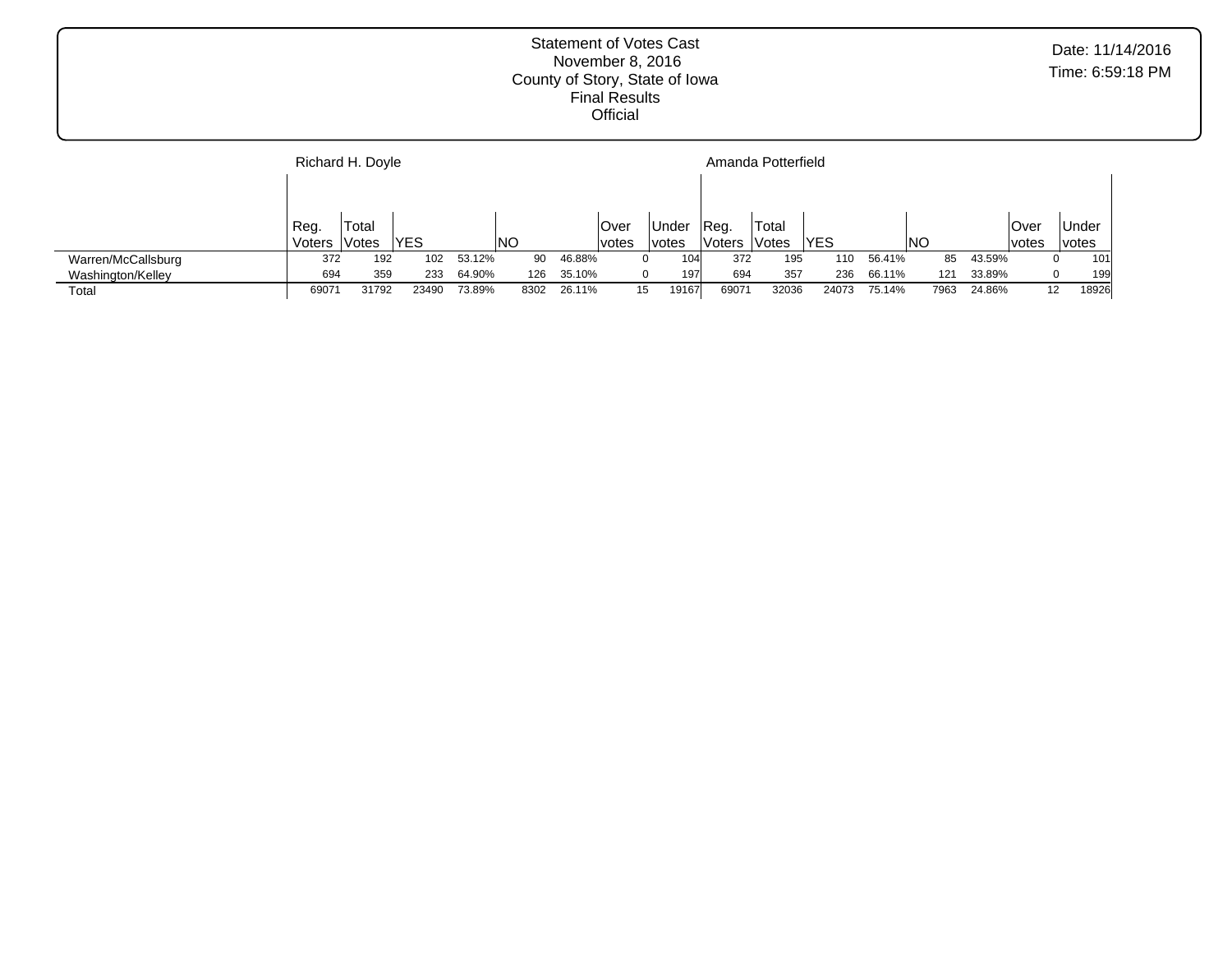Statement of Votes Cast
November 8, 2016
County of Story, State of Iowa
Final Results
Official

Date: 11/14/2016
Time: 6:59:18 PM

| | Richard H. Doyle | | | | | | | | Amanda Potterfield | | | | | | | |
|---|---|---|---|---|---|---|---|---|---|---|---|---|---|---|---|---|
| | Reg. Voters | Total Votes | YES | | NO | | Over votes | Under votes | Reg. Voters | Total Votes | YES | | NO | | Over votes | Under votes |
| Warren/McCallsburg | 372 | 192 | 102 | 53.12% | 90 | 46.88% | 0 | 104 | 372 | 195 | 110 | 56.41% | 85 | 43.59% | 0 | 101 |
| Washington/Kelley | 694 | 359 | 233 | 64.90% | 126 | 35.10% | 0 | 197 | 694 | 357 | 236 | 66.11% | 121 | 33.89% | 0 | 199 |
| Total | 69071 | 31792 | 23490 | 73.89% | 8302 | 26.11% | 15 | 19167 | 69071 | 32036 | 24073 | 75.14% | 7963 | 24.86% | 12 | 18926 |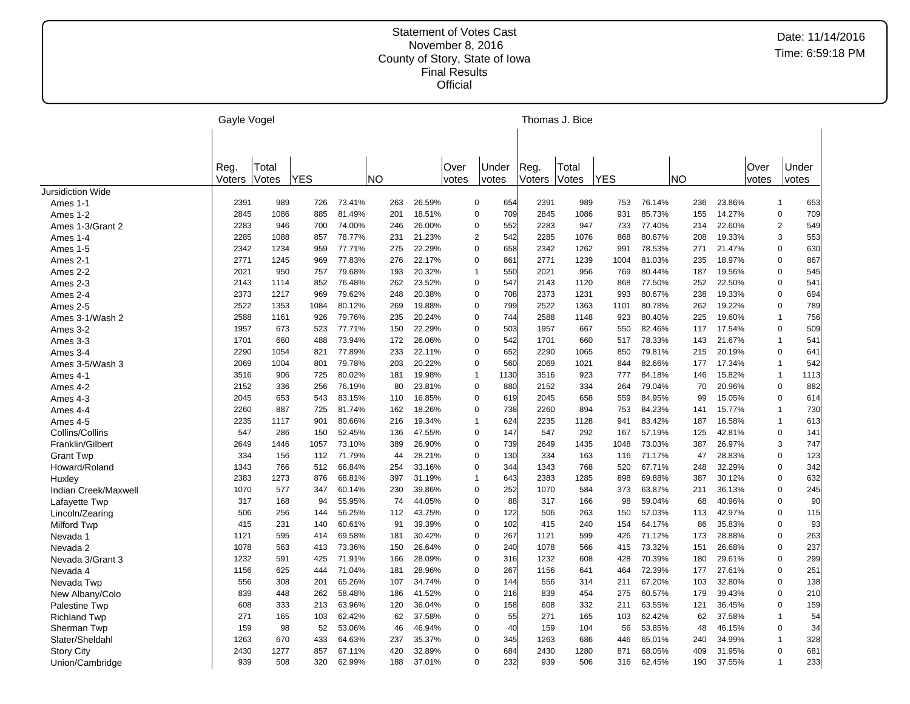Statement of Votes Cast
November 8, 2016
County of Story, State of Iowa
Final Results
Official

Date: 11/14/2016
Time: 6:59:18 PM

| | Gayle Vogel | | | | | | | | Thomas J. Bice | | | | | | | |
|---|---|---|---|---|---|---|---|---|---|---|---|---|---|---|---|---|
| | Reg. Voters | Total Votes | YES | | NO | | Over votes | Under votes | Reg. Voters | Total Votes | YES | | NO | | Over votes | Under votes |
| Jursidiction Wide | | | | | | | | | | | | | | | | |
| Ames 1-1 | 2391 | 989 | 726 | 73.41% | 263 | 26.59% | 0 | 654 | 2391 | 989 | 753 | 76.14% | 236 | 23.86% | 1 | 653 |
| Ames 1-2 | 2845 | 1086 | 885 | 81.49% | 201 | 18.51% | 0 | 709 | 2845 | 1086 | 931 | 85.73% | 155 | 14.27% | 0 | 709 |
| Ames 1-3/Grant 2 | 2283 | 946 | 700 | 74.00% | 246 | 26.00% | 0 | 552 | 2283 | 947 | 733 | 77.40% | 214 | 22.60% | 2 | 549 |
| Ames 1-4 | 2285 | 1088 | 857 | 78.77% | 231 | 21.23% | 2 | 542 | 2285 | 1076 | 868 | 80.67% | 208 | 19.33% | 3 | 553 |
| Ames 1-5 | 2342 | 1234 | 959 | 77.71% | 275 | 22.29% | 0 | 658 | 2342 | 1262 | 991 | 78.53% | 271 | 21.47% | 0 | 630 |
| Ames 2-1 | 2771 | 1245 | 969 | 77.83% | 276 | 22.17% | 0 | 861 | 2771 | 1239 | 1004 | 81.03% | 235 | 18.97% | 0 | 867 |
| Ames 2-2 | 2021 | 950 | 757 | 79.68% | 193 | 20.32% | 1 | 550 | 2021 | 956 | 769 | 80.44% | 187 | 19.56% | 0 | 545 |
| Ames 2-3 | 2143 | 1114 | 852 | 76.48% | 262 | 23.52% | 0 | 547 | 2143 | 1120 | 868 | 77.50% | 252 | 22.50% | 0 | 541 |
| Ames 2-4 | 2373 | 1217 | 969 | 79.62% | 248 | 20.38% | 0 | 708 | 2373 | 1231 | 993 | 80.67% | 238 | 19.33% | 0 | 694 |
| Ames 2-5 | 2522 | 1353 | 1084 | 80.12% | 269 | 19.88% | 0 | 799 | 2522 | 1363 | 1101 | 80.78% | 262 | 19.22% | 0 | 789 |
| Ames 3-1/Wash 2 | 2588 | 1161 | 926 | 79.76% | 235 | 20.24% | 0 | 744 | 2588 | 1148 | 923 | 80.40% | 225 | 19.60% | 1 | 756 |
| Ames 3-2 | 1957 | 673 | 523 | 77.71% | 150 | 22.29% | 0 | 503 | 1957 | 667 | 550 | 82.46% | 117 | 17.54% | 0 | 509 |
| Ames 3-3 | 1701 | 660 | 488 | 73.94% | 172 | 26.06% | 0 | 542 | 1701 | 660 | 517 | 78.33% | 143 | 21.67% | 1 | 541 |
| Ames 3-4 | 2290 | 1054 | 821 | 77.89% | 233 | 22.11% | 0 | 652 | 2290 | 1065 | 850 | 79.81% | 215 | 20.19% | 0 | 641 |
| Ames 3-5/Wash 3 | 2069 | 1004 | 801 | 79.78% | 203 | 20.22% | 0 | 560 | 2069 | 1021 | 844 | 82.66% | 177 | 17.34% | 1 | 542 |
| Ames 4-1 | 3516 | 906 | 725 | 80.02% | 181 | 19.98% | 1 | 1130 | 3516 | 923 | 777 | 84.18% | 146 | 15.82% | 1 | 1113 |
| Ames 4-2 | 2152 | 336 | 256 | 76.19% | 80 | 23.81% | 0 | 880 | 2152 | 334 | 264 | 79.04% | 70 | 20.96% | 0 | 882 |
| Ames 4-3 | 2045 | 653 | 543 | 83.15% | 110 | 16.85% | 0 | 619 | 2045 | 658 | 559 | 84.95% | 99 | 15.05% | 0 | 614 |
| Ames 4-4 | 2260 | 887 | 725 | 81.74% | 162 | 18.26% | 0 | 738 | 2260 | 894 | 753 | 84.23% | 141 | 15.77% | 1 | 730 |
| Ames 4-5 | 2235 | 1117 | 901 | 80.66% | 216 | 19.34% | 1 | 624 | 2235 | 1128 | 941 | 83.42% | 187 | 16.58% | 1 | 613 |
| Collins/Collins | 547 | 286 | 150 | 52.45% | 136 | 47.55% | 0 | 147 | 547 | 292 | 167 | 57.19% | 125 | 42.81% | 0 | 141 |
| Franklin/Gilbert | 2649 | 1446 | 1057 | 73.10% | 389 | 26.90% | 0 | 739 | 2649 | 1435 | 1048 | 73.03% | 387 | 26.97% | 3 | 747 |
| Grant Twp | 334 | 156 | 112 | 71.79% | 44 | 28.21% | 0 | 130 | 334 | 163 | 116 | 71.17% | 47 | 28.83% | 0 | 123 |
| Howard/Roland | 1343 | 766 | 512 | 66.84% | 254 | 33.16% | 0 | 344 | 1343 | 768 | 520 | 67.71% | 248 | 32.29% | 0 | 342 |
| Huxley | 2383 | 1273 | 876 | 68.81% | 397 | 31.19% | 1 | 643 | 2383 | 1285 | 898 | 69.88% | 387 | 30.12% | 0 | 632 |
| Indian Creek/Maxwell | 1070 | 577 | 347 | 60.14% | 230 | 39.86% | 0 | 252 | 1070 | 584 | 373 | 63.87% | 211 | 36.13% | 0 | 245 |
| Lafayette Twp | 317 | 168 | 94 | 55.95% | 74 | 44.05% | 0 | 88 | 317 | 166 | 98 | 59.04% | 68 | 40.96% | 0 | 90 |
| Lincoln/Zearing | 506 | 256 | 144 | 56.25% | 112 | 43.75% | 0 | 122 | 506 | 263 | 150 | 57.03% | 113 | 42.97% | 0 | 115 |
| Milford Twp | 415 | 231 | 140 | 60.61% | 91 | 39.39% | 0 | 102 | 415 | 240 | 154 | 64.17% | 86 | 35.83% | 0 | 93 |
| Nevada 1 | 1121 | 595 | 414 | 69.58% | 181 | 30.42% | 0 | 267 | 1121 | 599 | 426 | 71.12% | 173 | 28.88% | 0 | 263 |
| Nevada 2 | 1078 | 563 | 413 | 73.36% | 150 | 26.64% | 0 | 240 | 1078 | 566 | 415 | 73.32% | 151 | 26.68% | 0 | 237 |
| Nevada 3/Grant 3 | 1232 | 591 | 425 | 71.91% | 166 | 28.09% | 0 | 316 | 1232 | 608 | 428 | 70.39% | 180 | 29.61% | 0 | 299 |
| Nevada 4 | 1156 | 625 | 444 | 71.04% | 181 | 28.96% | 0 | 267 | 1156 | 641 | 464 | 72.39% | 177 | 27.61% | 0 | 251 |
| Nevada Twp | 556 | 308 | 201 | 65.26% | 107 | 34.74% | 0 | 144 | 556 | 314 | 211 | 67.20% | 103 | 32.80% | 0 | 138 |
| New Albany/Colo | 839 | 448 | 262 | 58.48% | 186 | 41.52% | 0 | 216 | 839 | 454 | 275 | 60.57% | 179 | 39.43% | 0 | 210 |
| Palestine Twp | 608 | 333 | 213 | 63.96% | 120 | 36.04% | 0 | 158 | 608 | 332 | 211 | 63.55% | 121 | 36.45% | 0 | 159 |
| Richland Twp | 271 | 165 | 103 | 62.42% | 62 | 37.58% | 0 | 55 | 271 | 165 | 103 | 62.42% | 62 | 37.58% | 1 | 54 |
| Sherman Twp | 159 | 98 | 52 | 53.06% | 46 | 46.94% | 0 | 40 | 159 | 104 | 56 | 53.85% | 48 | 46.15% | 0 | 34 |
| Slater/Sheldahl | 1263 | 670 | 433 | 64.63% | 237 | 35.37% | 0 | 345 | 1263 | 686 | 446 | 65.01% | 240 | 34.99% | 1 | 328 |
| Story City | 2430 | 1277 | 857 | 67.11% | 420 | 32.89% | 0 | 684 | 2430 | 1280 | 871 | 68.05% | 409 | 31.95% | 0 | 681 |
| Union/Cambridge | 939 | 508 | 320 | 62.99% | 188 | 37.01% | 0 | 232 | 939 | 506 | 316 | 62.45% | 190 | 37.55% | 1 | 233 |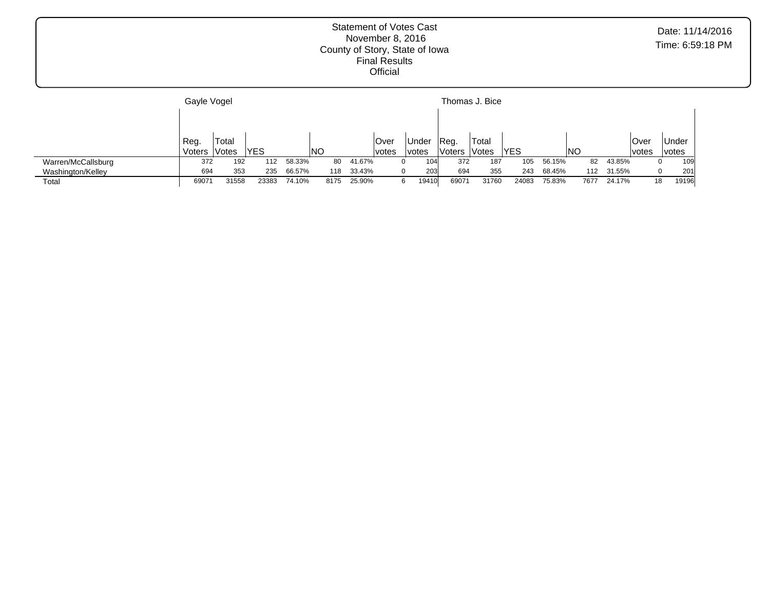Statement of Votes Cast
November 8, 2016
County of Story, State of Iowa
Final Results
Official

Date: 11/14/2016
Time: 6:59:18 PM

| | Gayle Vogel | | | | | | | | Thomas J. Bice | | | | | | | |
|---|---|---|---|---|---|---|---|---|---|---|---|---|---|---|---|---|
| | Reg. Voters | Total Votes | YES | | NO | | Over votes | Under votes | Reg. Voters | Total Votes | YES | | NO | | Over votes | Under votes |
| Warren/McCallsburg | 372 | 192 | 112 | 58.33% | 80 | 41.67% | 0 | 104 | 372 | 187 | 105 | 56.15% | 82 | 43.85% | 0 | 109 |
| Washington/Kelley | 694 | 353 | 235 | 66.57% | 118 | 33.43% | 0 | 203 | 694 | 355 | 243 | 68.45% | 112 | 31.55% | 0 | 201 |
| Total | 69071 | 31558 | 23383 | 74.10% | 8175 | 25.90% | 6 | 19410 | 69071 | 31760 | 24083 | 75.83% | 7677 | 24.17% | 18 | 19196 |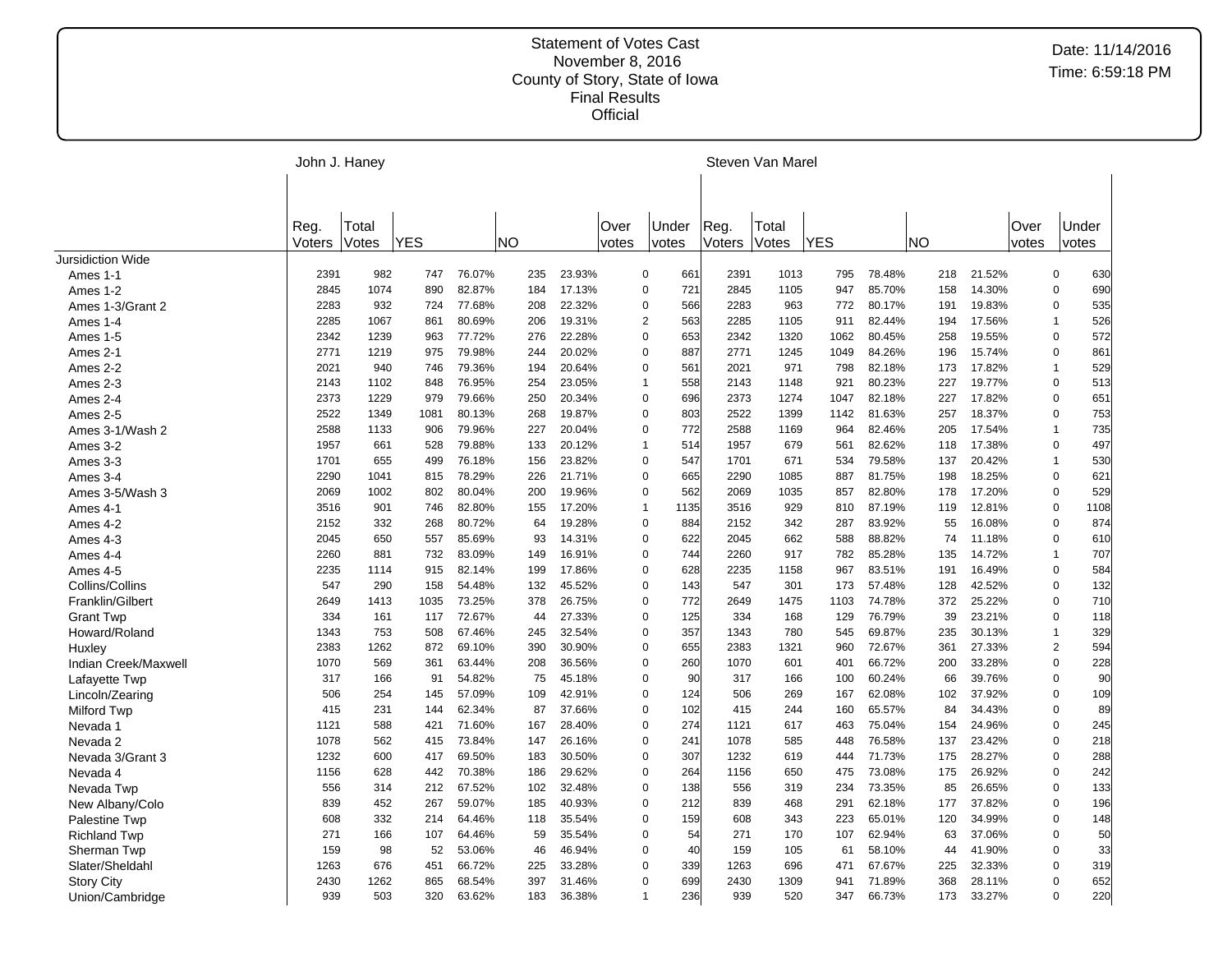# Statement of Votes Cast
November 8, 2016
County of Story, State of Iowa
Final Results
Official

Date: 11/14/2016
Time: 6:59:18 PM

| | John J. Haney | | | | | | | | Steven Van Marel | | | | | | | |
|---|---|---|---|---|---|---|---|---|---|---|---|---|---|---|---|---|
| | Reg. Voters | Total Votes | YES | | NO | | Over votes | Under votes | Reg. Voters | Total Votes | YES | | NO | | Over votes | Under votes |
| Jursidiction Wide | | | | | | | | | | | | | | | | |
| Ames 1-1 | 2391 | 982 | 747 | 76.07% | 235 | 23.93% | 0 | 661 | 2391 | 1013 | 795 | 78.48% | 218 | 21.52% | 0 | 630 |
| Ames 1-2 | 2845 | 1074 | 890 | 82.87% | 184 | 17.13% | 0 | 721 | 2845 | 1105 | 947 | 85.70% | 158 | 14.30% | 0 | 690 |
| Ames 1-3/Grant 2 | 2283 | 932 | 724 | 77.68% | 208 | 22.32% | 0 | 566 | 2283 | 963 | 772 | 80.17% | 191 | 19.83% | 0 | 535 |
| Ames 1-4 | 2285 | 1067 | 861 | 80.69% | 206 | 19.31% | 2 | 563 | 2285 | 1105 | 911 | 82.44% | 194 | 17.56% | 1 | 526 |
| Ames 1-5 | 2342 | 1239 | 963 | 77.72% | 276 | 22.28% | 0 | 653 | 2342 | 1320 | 1062 | 80.45% | 258 | 19.55% | 0 | 572 |
| Ames 2-1 | 2771 | 1219 | 975 | 79.98% | 244 | 20.02% | 0 | 887 | 2771 | 1245 | 1049 | 84.26% | 196 | 15.74% | 0 | 861 |
| Ames 2-2 | 2021 | 940 | 746 | 79.36% | 194 | 20.64% | 0 | 561 | 2021 | 971 | 798 | 82.18% | 173 | 17.82% | 1 | 529 |
| Ames 2-3 | 2143 | 1102 | 848 | 76.95% | 254 | 23.05% | 1 | 558 | 2143 | 1148 | 921 | 80.23% | 227 | 19.77% | 0 | 513 |
| Ames 2-4 | 2373 | 1229 | 979 | 79.66% | 250 | 20.34% | 0 | 696 | 2373 | 1274 | 1047 | 82.18% | 227 | 17.82% | 0 | 651 |
| Ames 2-5 | 2522 | 1349 | 1081 | 80.13% | 268 | 19.87% | 0 | 803 | 2522 | 1399 | 1142 | 81.63% | 257 | 18.37% | 0 | 753 |
| Ames 3-1/Wash 2 | 2588 | 1133 | 906 | 79.96% | 227 | 20.04% | 0 | 772 | 2588 | 1169 | 964 | 82.46% | 205 | 17.54% | 1 | 735 |
| Ames 3-2 | 1957 | 661 | 528 | 79.88% | 133 | 20.12% | 1 | 514 | 1957 | 679 | 561 | 82.62% | 118 | 17.38% | 0 | 497 |
| Ames 3-3 | 1701 | 655 | 499 | 76.18% | 156 | 23.82% | 0 | 547 | 1701 | 671 | 534 | 79.58% | 137 | 20.42% | 1 | 530 |
| Ames 3-4 | 2290 | 1041 | 815 | 78.29% | 226 | 21.71% | 0 | 665 | 2290 | 1085 | 887 | 81.75% | 198 | 18.25% | 0 | 621 |
| Ames 3-5/Wash 3 | 2069 | 1002 | 802 | 80.04% | 200 | 19.96% | 0 | 562 | 2069 | 1035 | 857 | 82.80% | 178 | 17.20% | 0 | 529 |
| Ames 4-1 | 3516 | 901 | 746 | 82.80% | 155 | 17.20% | 1 | 1135 | 3516 | 929 | 810 | 87.19% | 119 | 12.81% | 0 | 1108 |
| Ames 4-2 | 2152 | 332 | 268 | 80.72% | 64 | 19.28% | 0 | 884 | 2152 | 342 | 287 | 83.92% | 55 | 16.08% | 0 | 874 |
| Ames 4-3 | 2045 | 650 | 557 | 85.69% | 93 | 14.31% | 0 | 622 | 2045 | 662 | 588 | 88.82% | 74 | 11.18% | 0 | 610 |
| Ames 4-4 | 2260 | 881 | 732 | 83.09% | 149 | 16.91% | 0 | 744 | 2260 | 917 | 782 | 85.28% | 135 | 14.72% | 1 | 707 |
| Ames 4-5 | 2235 | 1114 | 915 | 82.14% | 199 | 17.86% | 0 | 628 | 2235 | 1158 | 967 | 83.51% | 191 | 16.49% | 0 | 584 |
| Collins/Collins | 547 | 290 | 158 | 54.48% | 132 | 45.52% | 0 | 143 | 547 | 301 | 173 | 57.48% | 128 | 42.52% | 0 | 132 |
| Franklin/Gilbert | 2649 | 1413 | 1035 | 73.25% | 378 | 26.75% | 0 | 772 | 2649 | 1475 | 1103 | 74.78% | 372 | 25.22% | 0 | 710 |
| Grant Twp | 334 | 161 | 117 | 72.67% | 44 | 27.33% | 0 | 125 | 334 | 168 | 129 | 76.79% | 39 | 23.21% | 0 | 118 |
| Howard/Roland | 1343 | 753 | 508 | 67.46% | 245 | 32.54% | 0 | 357 | 1343 | 780 | 545 | 69.87% | 235 | 30.13% | 1 | 329 |
| Huxley | 2383 | 1262 | 872 | 69.10% | 390 | 30.90% | 0 | 655 | 2383 | 1321 | 960 | 72.67% | 361 | 27.33% | 2 | 594 |
| Indian Creek/Maxwell | 1070 | 569 | 361 | 63.44% | 208 | 36.56% | 0 | 260 | 1070 | 601 | 401 | 66.72% | 200 | 33.28% | 0 | 228 |
| Lafayette Twp | 317 | 166 | 91 | 54.82% | 75 | 45.18% | 0 | 90 | 317 | 166 | 100 | 60.24% | 66 | 39.76% | 0 | 90 |
| Lincoln/Zearing | 506 | 254 | 145 | 57.09% | 109 | 42.91% | 0 | 124 | 506 | 269 | 167 | 62.08% | 102 | 37.92% | 0 | 109 |
| Milford Twp | 415 | 231 | 144 | 62.34% | 87 | 37.66% | 0 | 102 | 415 | 244 | 160 | 65.57% | 84 | 34.43% | 0 | 89 |
| Nevada 1 | 1121 | 588 | 421 | 71.60% | 167 | 28.40% | 0 | 274 | 1121 | 617 | 463 | 75.04% | 154 | 24.96% | 0 | 245 |
| Nevada 2 | 1078 | 562 | 415 | 73.84% | 147 | 26.16% | 0 | 241 | 1078 | 585 | 448 | 76.58% | 137 | 23.42% | 0 | 218 |
| Nevada 3/Grant 3 | 1232 | 600 | 417 | 69.50% | 183 | 30.50% | 0 | 307 | 1232 | 619 | 444 | 71.73% | 175 | 28.27% | 0 | 288 |
| Nevada 4 | 1156 | 628 | 442 | 70.38% | 186 | 29.62% | 0 | 264 | 1156 | 650 | 475 | 73.08% | 175 | 26.92% | 0 | 242 |
| Nevada Twp | 556 | 314 | 212 | 67.52% | 102 | 32.48% | 0 | 138 | 556 | 319 | 234 | 73.35% | 85 | 26.65% | 0 | 133 |
| New Albany/Colo | 839 | 452 | 267 | 59.07% | 185 | 40.93% | 0 | 212 | 839 | 468 | 291 | 62.18% | 177 | 37.82% | 0 | 196 |
| Palestine Twp | 608 | 332 | 214 | 64.46% | 118 | 35.54% | 0 | 159 | 608 | 343 | 223 | 65.01% | 120 | 34.99% | 0 | 148 |
| Richland Twp | 271 | 166 | 107 | 64.46% | 59 | 35.54% | 0 | 54 | 271 | 170 | 107 | 62.94% | 63 | 37.06% | 0 | 50 |
| Sherman Twp | 159 | 98 | 52 | 53.06% | 46 | 46.94% | 0 | 40 | 159 | 105 | 61 | 58.10% | 44 | 41.90% | 0 | 33 |
| Slater/Sheldahl | 1263 | 676 | 451 | 66.72% | 225 | 33.28% | 0 | 339 | 1263 | 696 | 471 | 67.67% | 225 | 32.33% | 0 | 319 |
| Story City | 2430 | 1262 | 865 | 68.54% | 397 | 31.46% | 0 | 699 | 2430 | 1309 | 941 | 71.89% | 368 | 28.11% | 0 | 652 |
| Union/Cambridge | 939 | 503 | 320 | 63.62% | 183 | 36.38% | 1 | 236 | 939 | 520 | 347 | 66.73% | 173 | 33.27% | 0 | 220 |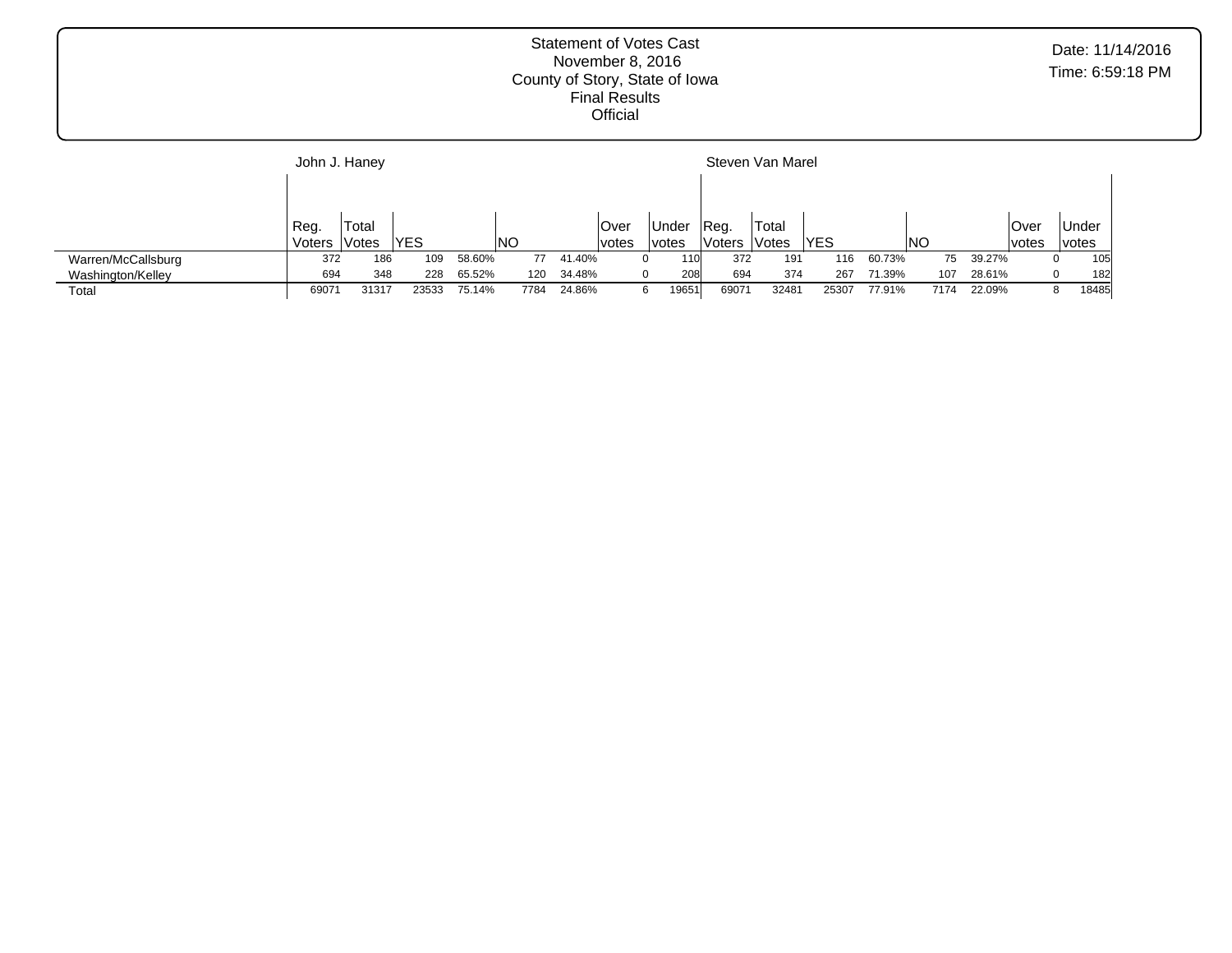Statement of Votes Cast
November 8, 2016
County of Story, State of Iowa
Final Results
Official

Date: 11/14/2016
Time: 6:59:18 PM

| | John J. Haney | | | | | | | | Steven Van Marel | | | | | | | |
|---|---|---|---|---|---|---|---|---|---|---|---|---|---|---|---|---|
| | Reg. Voters | Total Votes | YES | | NO | | Over votes | Under votes | Reg. Voters | Total Votes | YES | | NO | | Over votes | Under votes |
| Warren/McCallsburg | 372 | 186 | 109 | 58.60% | 77 | 41.40% | 0 | 110 | 372 | 191 | 116 | 60.73% | 75 | 39.27% | 0 | 105 |
| Washington/Kelley | 694 | 348 | 228 | 65.52% | 120 | 34.48% | 0 | 208 | 694 | 374 | 267 | 71.39% | 107 | 28.61% | 0 | 182 |
| Total | 69071 | 31317 | 23533 | 75.14% | 7784 | 24.86% | 6 | 19651 | 69071 | 32481 | 25307 | 77.91% | 7174 | 22.09% | 8 | 18485 |